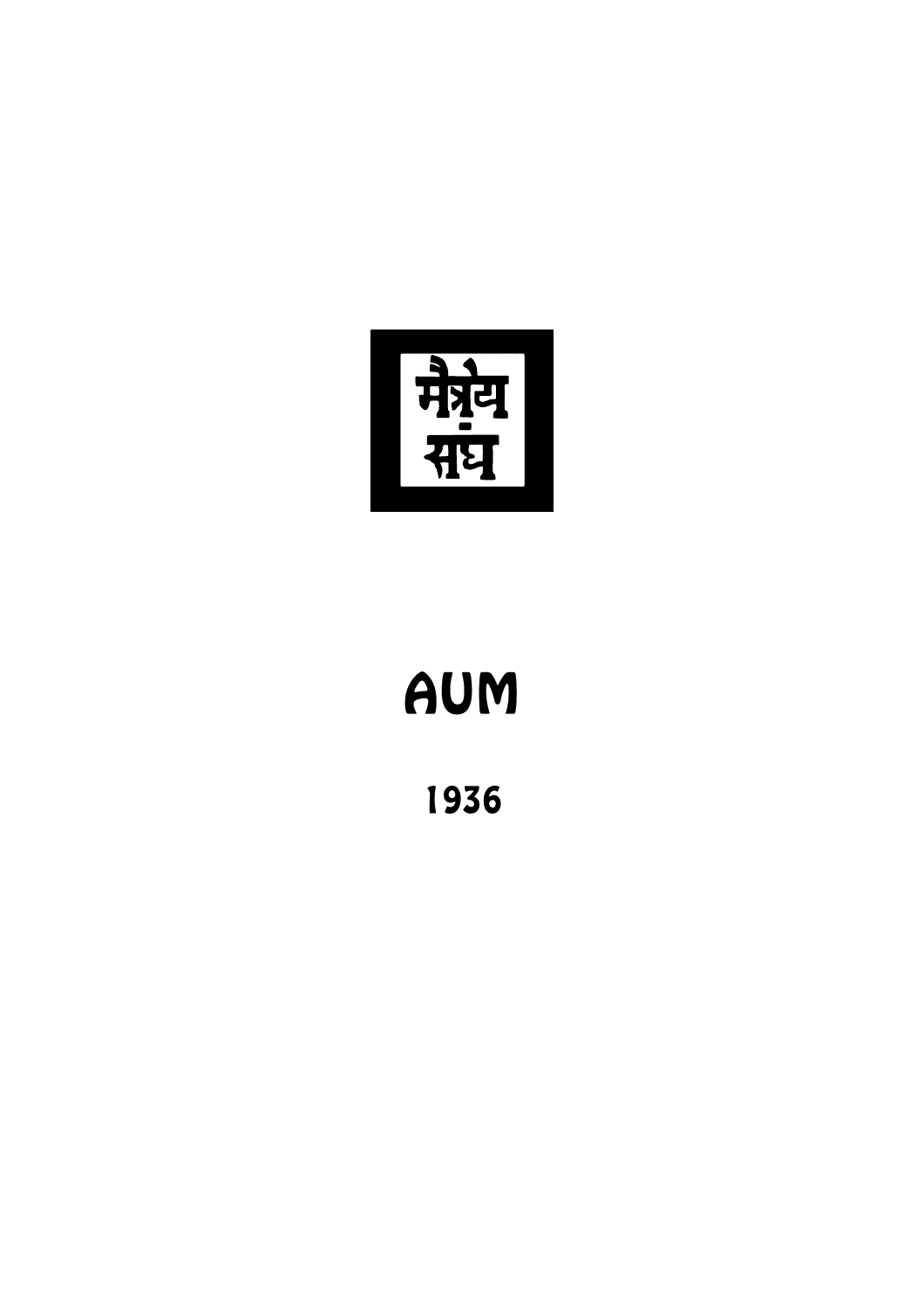मैत्रेय संघ

# AUM

1936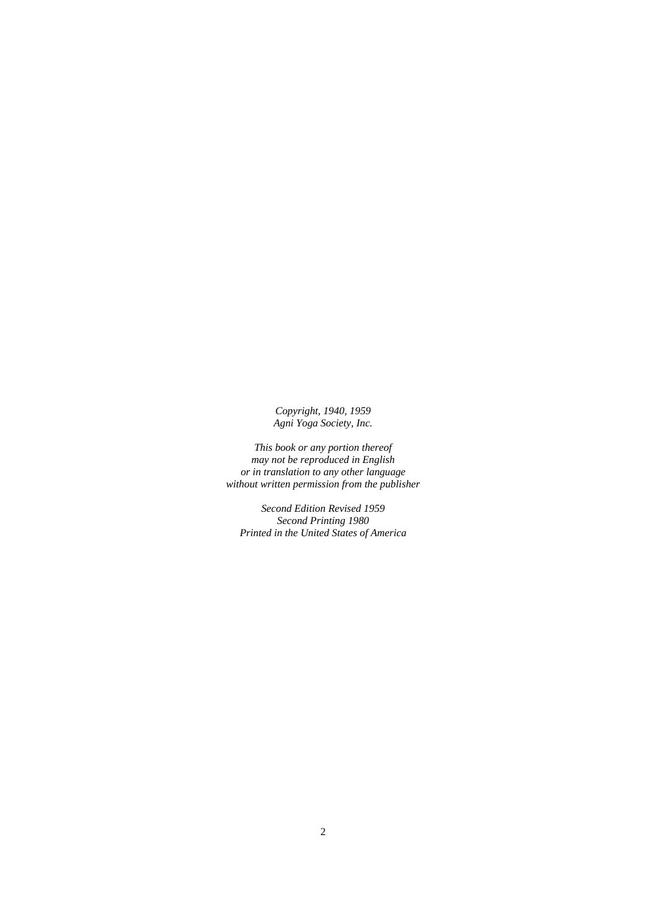*Copyright, 1940, 1959*
*Agni Yoga Society, Inc.*

*This book or any portion thereof*
*may not be reproduced in English*
*or in translation to any other language*
*without written permission from the publisher*

*Second Edition Revised 1959*
*Second Printing 1980*
*Printed in the United States of America*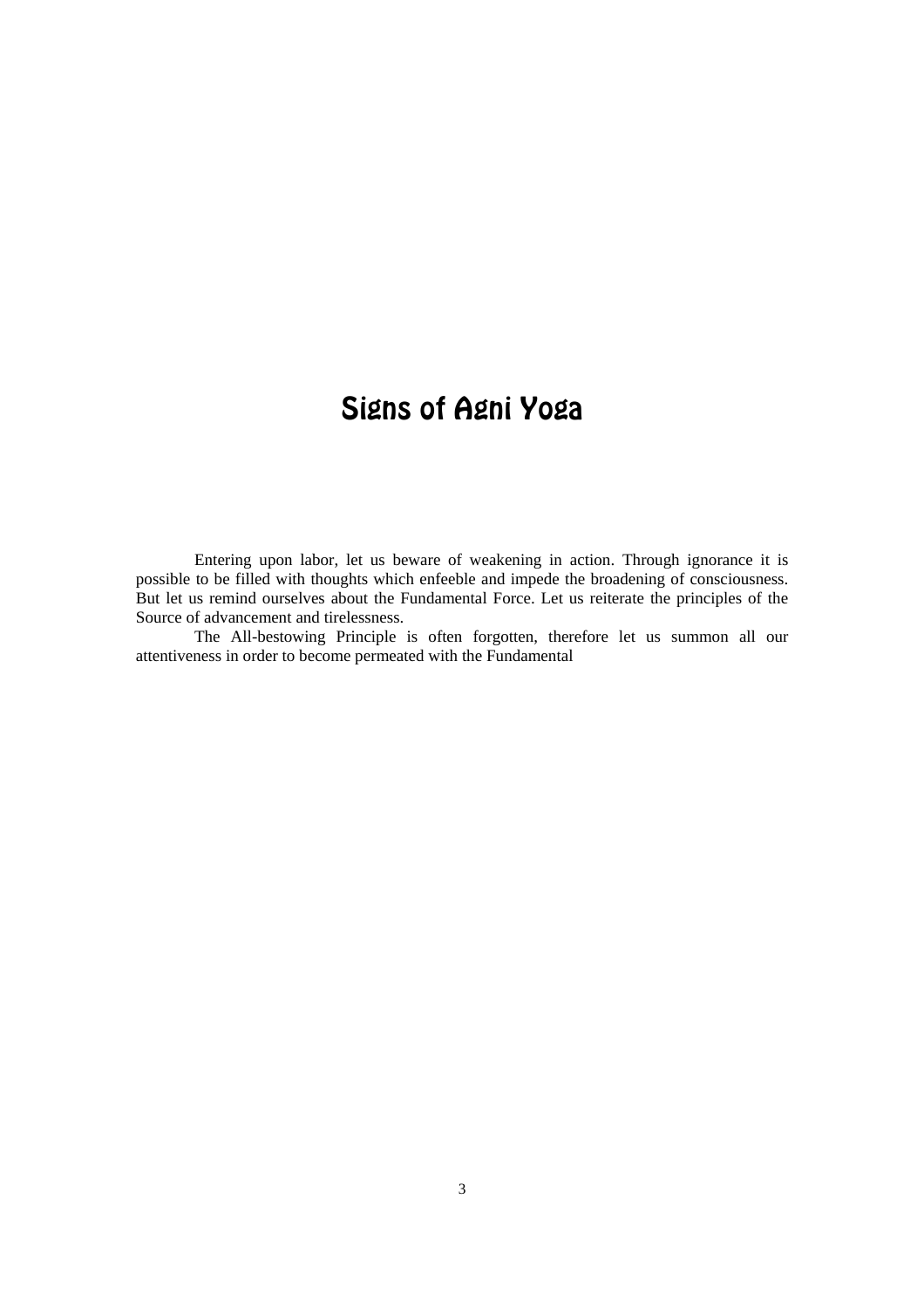# Signs of Agni Yoga

Entering upon labor, let us beware of weakening in action. Through ignorance it is possible to be filled with thoughts which enfeeble and impede the broadening of consciousness. But let us remind ourselves about the Fundamental Force. Let us reiterate the principles of the Source of advancement and tirelessness.

The All-bestowing Principle is often forgotten, therefore let us summon all our attentiveness in order to become permeated with the Fundamental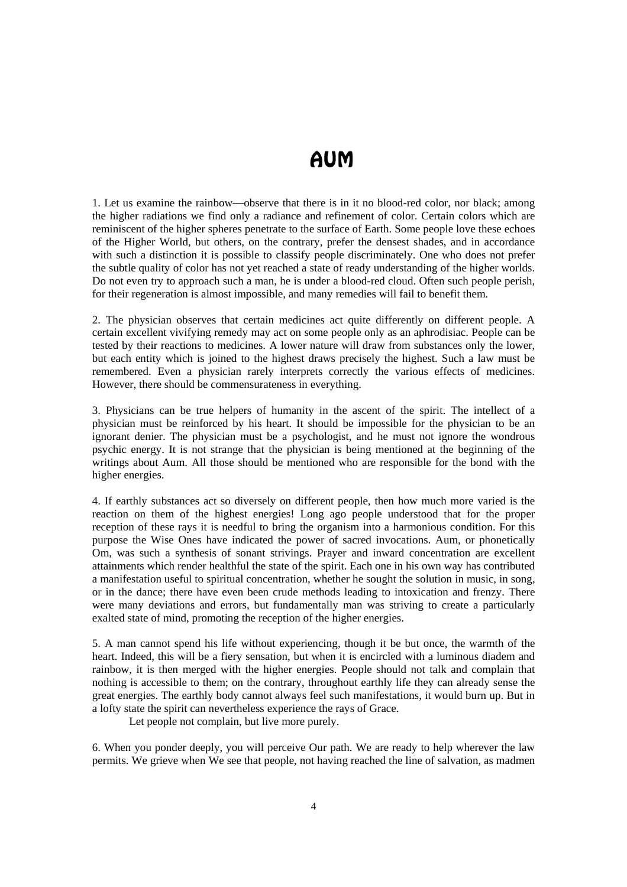# AUM

1. Let us examine the rainbow—observe that there is in it no blood-red color, nor black; among the higher radiations we find only a radiance and refinement of color. Certain colors which are reminiscent of the higher spheres penetrate to the surface of Earth. Some people love these echoes of the Higher World, but others, on the contrary, prefer the densest shades, and in accordance with such a distinction it is possible to classify people discriminately. One who does not prefer the subtle quality of color has not yet reached a state of ready understanding of the higher worlds. Do not even try to approach such a man, he is under a blood-red cloud. Often such people perish, for their regeneration is almost impossible, and many remedies will fail to benefit them.

2. The physician observes that certain medicines act quite differently on different people. A certain excellent vivifying remedy may act on some people only as an aphrodisiac. People can be tested by their reactions to medicines. A lower nature will draw from substances only the lower, but each entity which is joined to the highest draws precisely the highest. Such a law must be remembered. Even a physician rarely interprets correctly the various effects of medicines. However, there should be commensurateness in everything.

3. Physicians can be true helpers of humanity in the ascent of the spirit. The intellect of a physician must be reinforced by his heart. It should be impossible for the physician to be an ignorant denier. The physician must be a psychologist, and he must not ignore the wondrous psychic energy. It is not strange that the physician is being mentioned at the beginning of the writings about Aum. All those should be mentioned who are responsible for the bond with the higher energies.

4. If earthly substances act so diversely on different people, then how much more varied is the reaction on them of the highest energies! Long ago people understood that for the proper reception of these rays it is needful to bring the organism into a harmonious condition. For this purpose the Wise Ones have indicated the power of sacred invocations. Aum, or phonetically Om, was such a synthesis of sonant strivings. Prayer and inward concentration are excellent attainments which render healthful the state of the spirit. Each one in his own way has contributed a manifestation useful to spiritual concentration, whether he sought the solution in music, in song, or in the dance; there have even been crude methods leading to intoxication and frenzy. There were many deviations and errors, but fundamentally man was striving to create a particularly exalted state of mind, promoting the reception of the higher energies.

5. A man cannot spend his life without experiencing, though it be but once, the warmth of the heart. Indeed, this will be a fiery sensation, but when it is encircled with a luminous diadem and rainbow, it is then merged with the higher energies. People should not talk and complain that nothing is accessible to them; on the contrary, throughout earthly life they can already sense the great energies. The earthly body cannot always feel such manifestations, it would burn up. But in a lofty state the spirit can nevertheless experience the rays of Grace.

Let people not complain, but live more purely.

6. When you ponder deeply, you will perceive Our path. We are ready to help wherever the law permits. We grieve when We see that people, not having reached the line of salvation, as madmen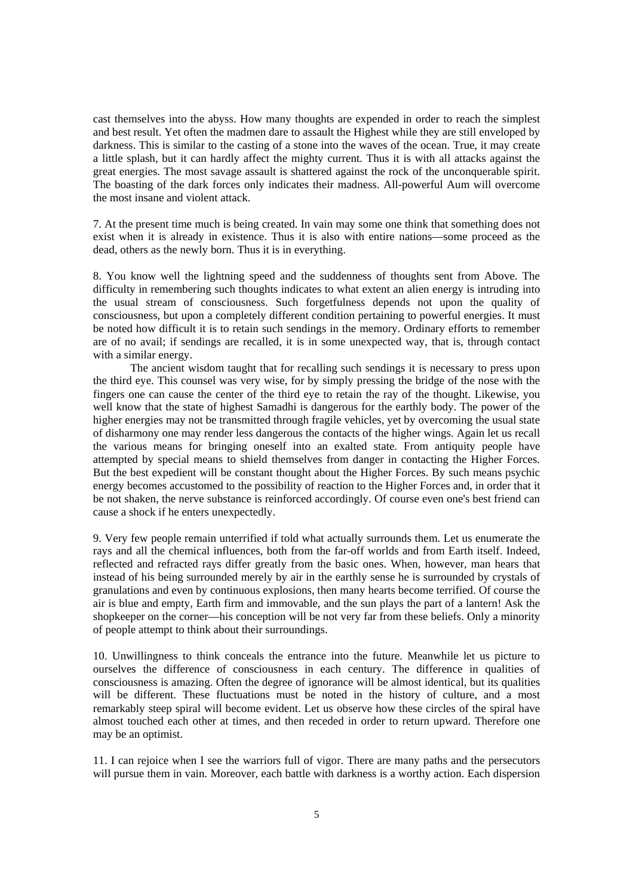cast themselves into the abyss. How many thoughts are expended in order to reach the simplest and best result. Yet often the madmen dare to assault the Highest while they are still enveloped by darkness. This is similar to the casting of a stone into the waves of the ocean. True, it may create a little splash, but it can hardly affect the mighty current. Thus it is with all attacks against the great energies. The most savage assault is shattered against the rock of the unconquerable spirit. The boasting of the dark forces only indicates their madness. All-powerful Aum will overcome the most insane and violent attack.

7. At the present time much is being created. In vain may some one think that something does not exist when it is already in existence. Thus it is also with entire nations—some proceed as the dead, others as the newly born. Thus it is in everything.

8. You know well the lightning speed and the suddenness of thoughts sent from Above. The difficulty in remembering such thoughts indicates to what extent an alien energy is intruding into the usual stream of consciousness. Such forgetfulness depends not upon the quality of consciousness, but upon a completely different condition pertaining to powerful energies. It must be noted how difficult it is to retain such sendings in the memory. Ordinary efforts to remember are of no avail; if sendings are recalled, it is in some unexpected way, that is, through contact with a similar energy.

The ancient wisdom taught that for recalling such sendings it is necessary to press upon the third eye. This counsel was very wise, for by simply pressing the bridge of the nose with the fingers one can cause the center of the third eye to retain the ray of the thought. Likewise, you well know that the state of highest Samadhi is dangerous for the earthly body. The power of the higher energies may not be transmitted through fragile vehicles, yet by overcoming the usual state of disharmony one may render less dangerous the contacts of the higher wings. Again let us recall the various means for bringing oneself into an exalted state. From antiquity people have attempted by special means to shield themselves from danger in contacting the Higher Forces. But the best expedient will be constant thought about the Higher Forces. By such means psychic energy becomes accustomed to the possibility of reaction to the Higher Forces and, in order that it be not shaken, the nerve substance is reinforced accordingly. Of course even one's best friend can cause a shock if he enters unexpectedly.

9. Very few people remain unterrified if told what actually surrounds them. Let us enumerate the rays and all the chemical influences, both from the far-off worlds and from Earth itself. Indeed, reflected and refracted rays differ greatly from the basic ones. When, however, man hears that instead of his being surrounded merely by air in the earthly sense he is surrounded by crystals of granulations and even by continuous explosions, then many hearts become terrified. Of course the air is blue and empty, Earth firm and immovable, and the sun plays the part of a lantern! Ask the shopkeeper on the corner—his conception will be not very far from these beliefs. Only a minority of people attempt to think about their surroundings.

10. Unwillingness to think conceals the entrance into the future. Meanwhile let us picture to ourselves the difference of consciousness in each century. The difference in qualities of consciousness is amazing. Often the degree of ignorance will be almost identical, but its qualities will be different. These fluctuations must be noted in the history of culture, and a most remarkably steep spiral will become evident. Let us observe how these circles of the spiral have almost touched each other at times, and then receded in order to return upward. Therefore one may be an optimist.

11. I can rejoice when I see the warriors full of vigor. There are many paths and the persecutors will pursue them in vain. Moreover, each battle with darkness is a worthy action. Each dispersion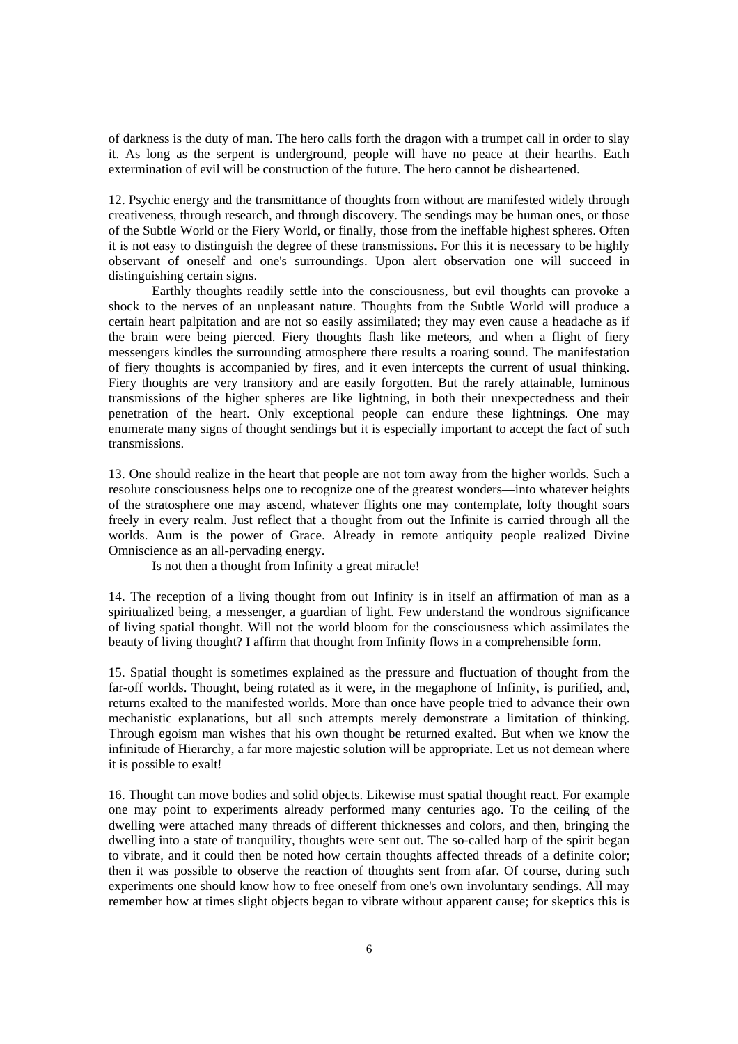of darkness is the duty of man. The hero calls forth the dragon with a trumpet call in order to slay it. As long as the serpent is underground, people will have no peace at their hearths. Each extermination of evil will be construction of the future. The hero cannot be disheartened.

12. Psychic energy and the transmittance of thoughts from without are manifested widely through creativeness, through research, and through discovery. The sendings may be human ones, or those of the Subtle World or the Fiery World, or finally, those from the ineffable highest spheres. Often it is not easy to distinguish the degree of these transmissions. For this it is necessary to be highly observant of oneself and one's surroundings. Upon alert observation one will succeed in distinguishing certain signs.

Earthly thoughts readily settle into the consciousness, but evil thoughts can provoke a shock to the nerves of an unpleasant nature. Thoughts from the Subtle World will produce a certain heart palpitation and are not so easily assimilated; they may even cause a headache as if the brain were being pierced. Fiery thoughts flash like meteors, and when a flight of fiery messengers kindles the surrounding atmosphere there results a roaring sound. The manifestation of fiery thoughts is accompanied by fires, and it even intercepts the current of usual thinking. Fiery thoughts are very transitory and are easily forgotten. But the rarely attainable, luminous transmissions of the higher spheres are like lightning, in both their unexpectedness and their penetration of the heart. Only exceptional people can endure these lightnings. One may enumerate many signs of thought sendings but it is especially important to accept the fact of such transmissions.

13. One should realize in the heart that people are not torn away from the higher worlds. Such a resolute consciousness helps one to recognize one of the greatest wonders—into whatever heights of the stratosphere one may ascend, whatever flights one may contemplate, lofty thought soars freely in every realm. Just reflect that a thought from out the Infinite is carried through all the worlds. Aum is the power of Grace. Already in remote antiquity people realized Divine Omniscience as an all-pervading energy.

Is not then a thought from Infinity a great miracle!

14. The reception of a living thought from out Infinity is in itself an affirmation of man as a spiritualized being, a messenger, a guardian of light. Few understand the wondrous significance of living spatial thought. Will not the world bloom for the consciousness which assimilates the beauty of living thought? I affirm that thought from Infinity flows in a comprehensible form.

15. Spatial thought is sometimes explained as the pressure and fluctuation of thought from the far-off worlds. Thought, being rotated as it were, in the megaphone of Infinity, is purified, and, returns exalted to the manifested worlds. More than once have people tried to advance their own mechanistic explanations, but all such attempts merely demonstrate a limitation of thinking. Through egoism man wishes that his own thought be returned exalted. But when we know the infinitude of Hierarchy, a far more majestic solution will be appropriate. Let us not demean where it is possible to exalt!

16. Thought can move bodies and solid objects. Likewise must spatial thought react. For example one may point to experiments already performed many centuries ago. To the ceiling of the dwelling were attached many threads of different thicknesses and colors, and then, bringing the dwelling into a state of tranquility, thoughts were sent out. The so-called harp of the spirit began to vibrate, and it could then be noted how certain thoughts affected threads of a definite color; then it was possible to observe the reaction of thoughts sent from afar. Of course, during such experiments one should know how to free oneself from one's own involuntary sendings. All may remember how at times slight objects began to vibrate without apparent cause; for skeptics this is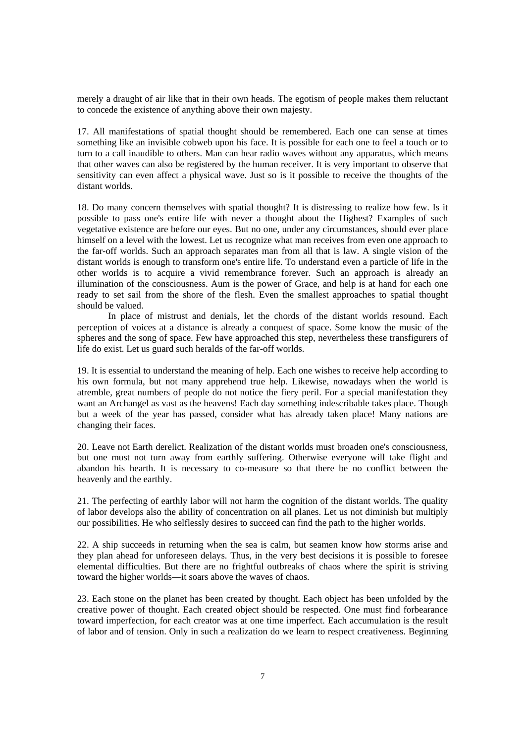merely a draught of air like that in their own heads. The egotism of people makes them reluctant to concede the existence of anything above their own majesty.

17. All manifestations of spatial thought should be remembered. Each one can sense at times something like an invisible cobweb upon his face. It is possible for each one to feel a touch or to turn to a call inaudible to others. Man can hear radio waves without any apparatus, which means that other waves can also be registered by the human receiver. It is very important to observe that sensitivity can even affect a physical wave. Just so is it possible to receive the thoughts of the distant worlds.

18. Do many concern themselves with spatial thought? It is distressing to realize how few. Is it possible to pass one's entire life with never a thought about the Highest? Examples of such vegetative existence are before our eyes. But no one, under any circumstances, should ever place himself on a level with the lowest. Let us recognize what man receives from even one approach to the far-off worlds. Such an approach separates man from all that is law. A single vision of the distant worlds is enough to transform one's entire life. To understand even a particle of life in the other worlds is to acquire a vivid remembrance forever. Such an approach is already an illumination of the consciousness. Aum is the power of Grace, and help is at hand for each one ready to set sail from the shore of the flesh. Even the smallest approaches to spatial thought should be valued.

In place of mistrust and denials, let the chords of the distant worlds resound. Each perception of voices at a distance is already a conquest of space. Some know the music of the spheres and the song of space. Few have approached this step, nevertheless these transfigurers of life do exist. Let us guard such heralds of the far-off worlds.

19. It is essential to understand the meaning of help. Each one wishes to receive help according to his own formula, but not many apprehend true help. Likewise, nowadays when the world is atremble, great numbers of people do not notice the fiery peril. For a special manifestation they want an Archangel as vast as the heavens! Each day something indescribable takes place. Though but a week of the year has passed, consider what has already taken place! Many nations are changing their faces.

20. Leave not Earth derelict. Realization of the distant worlds must broaden one's consciousness, but one must not turn away from earthly suffering. Otherwise everyone will take flight and abandon his hearth. It is necessary to co-measure so that there be no conflict between the heavenly and the earthly.

21. The perfecting of earthly labor will not harm the cognition of the distant worlds. The quality of labor develops also the ability of concentration on all planes. Let us not diminish but multiply our possibilities. He who selflessly desires to succeed can find the path to the higher worlds.

22. A ship succeeds in returning when the sea is calm, but seamen know how storms arise and they plan ahead for unforeseen delays. Thus, in the very best decisions it is possible to foresee elemental difficulties. But there are no frightful outbreaks of chaos where the spirit is striving toward the higher worlds—it soars above the waves of chaos.

23. Each stone on the planet has been created by thought. Each object has been unfolded by the creative power of thought. Each created object should be respected. One must find forbearance toward imperfection, for each creator was at one time imperfect. Each accumulation is the result of labor and of tension. Only in such a realization do we learn to respect creativeness. Beginning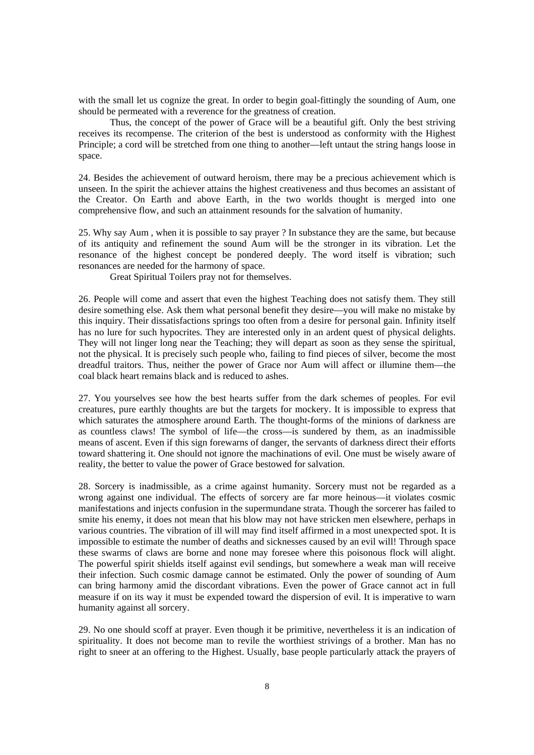with the small let us cognize the great. In order to begin goal-fittingly the sounding of Aum, one should be permeated with a reverence for the greatness of creation.

Thus, the concept of the power of Grace will be a beautiful gift. Only the best striving receives its recompense. The criterion of the best is understood as conformity with the Highest Principle; a cord will be stretched from one thing to another—left untaut the string hangs loose in space.

24. Besides the achievement of outward heroism, there may be a precious achievement which is unseen. In the spirit the achiever attains the highest creativeness and thus becomes an assistant of the Creator. On Earth and above Earth, in the two worlds thought is merged into one comprehensive flow, and such an attainment resounds for the salvation of humanity.

25. Why say Aum , when it is possible to say prayer ? In substance they are the same, but because of its antiquity and refinement the sound Aum will be the stronger in its vibration. Let the resonance of the highest concept be pondered deeply. The word itself is vibration; such resonances are needed for the harmony of space.

Great Spiritual Toilers pray not for themselves.

26. People will come and assert that even the highest Teaching does not satisfy them. They still desire something else. Ask them what personal benefit they desire—you will make no mistake by this inquiry. Their dissatisfactions springs too often from a desire for personal gain. Infinity itself has no lure for such hypocrites. They are interested only in an ardent quest of physical delights. They will not linger long near the Teaching; they will depart as soon as they sense the spiritual, not the physical. It is precisely such people who, failing to find pieces of silver, become the most dreadful traitors. Thus, neither the power of Grace nor Aum will affect or illumine them—the coal black heart remains black and is reduced to ashes.

27. You yourselves see how the best hearts suffer from the dark schemes of peoples. For evil creatures, pure earthly thoughts are but the targets for mockery. It is impossible to express that which saturates the atmosphere around Earth. The thought-forms of the minions of darkness are as countless claws! The symbol of life—the cross—is sundered by them, as an inadmissible means of ascent. Even if this sign forewarns of danger, the servants of darkness direct their efforts toward shattering it. One should not ignore the machinations of evil. One must be wisely aware of reality, the better to value the power of Grace bestowed for salvation.

28. Sorcery is inadmissible, as a crime against humanity. Sorcery must not be regarded as a wrong against one individual. The effects of sorcery are far more heinous—it violates cosmic manifestations and injects confusion in the supermundane strata. Though the sorcerer has failed to smite his enemy, it does not mean that his blow may not have stricken men elsewhere, perhaps in various countries. The vibration of ill will may find itself affirmed in a most unexpected spot. It is impossible to estimate the number of deaths and sicknesses caused by an evil will! Through space these swarms of claws are borne and none may foresee where this poisonous flock will alight. The powerful spirit shields itself against evil sendings, but somewhere a weak man will receive their infection. Such cosmic damage cannot be estimated. Only the power of sounding of Aum can bring harmony amid the discordant vibrations. Even the power of Grace cannot act in full measure if on its way it must be expended toward the dispersion of evil. It is imperative to warn humanity against all sorcery.

29. No one should scoff at prayer. Even though it be primitive, nevertheless it is an indication of spirituality. It does not become man to revile the worthiest strivings of a brother. Man has no right to sneer at an offering to the Highest. Usually, base people particularly attack the prayers of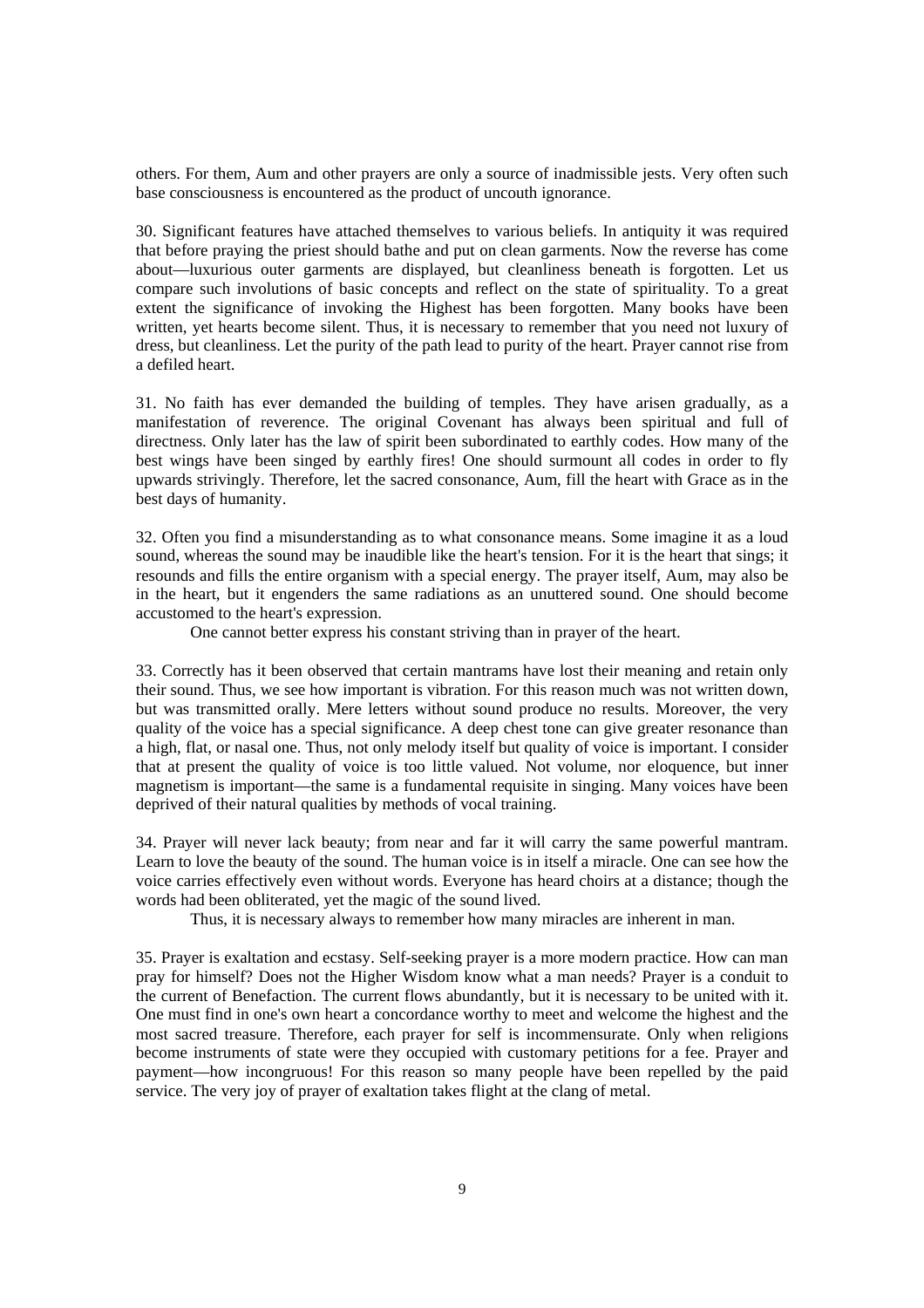others. For them, Aum and other prayers are only a source of inadmissible jests. Very often such base consciousness is encountered as the product of uncouth ignorance.

30. Significant features have attached themselves to various beliefs. In antiquity it was required that before praying the priest should bathe and put on clean garments. Now the reverse has come about—luxurious outer garments are displayed, but cleanliness beneath is forgotten. Let us compare such involutions of basic concepts and reflect on the state of spirituality. To a great extent the significance of invoking the Highest has been forgotten. Many books have been written, yet hearts become silent. Thus, it is necessary to remember that you need not luxury of dress, but cleanliness. Let the purity of the path lead to purity of the heart. Prayer cannot rise from a defiled heart.

31. No faith has ever demanded the building of temples. They have arisen gradually, as a manifestation of reverence. The original Covenant has always been spiritual and full of directness. Only later has the law of spirit been subordinated to earthly codes. How many of the best wings have been singed by earthly fires! One should surmount all codes in order to fly upwards strivingly. Therefore, let the sacred consonance, Aum, fill the heart with Grace as in the best days of humanity.

32. Often you find a misunderstanding as to what consonance means. Some imagine it as a loud sound, whereas the sound may be inaudible like the heart's tension. For it is the heart that sings; it resounds and fills the entire organism with a special energy. The prayer itself, Aum, may also be in the heart, but it engenders the same radiations as an unuttered sound. One should become accustomed to the heart's expression.

One cannot better express his constant striving than in prayer of the heart.

33. Correctly has it been observed that certain mantrams have lost their meaning and retain only their sound. Thus, we see how important is vibration. For this reason much was not written down, but was transmitted orally. Mere letters without sound produce no results. Moreover, the very quality of the voice has a special significance. A deep chest tone can give greater resonance than a high, flat, or nasal one. Thus, not only melody itself but quality of voice is important. I consider that at present the quality of voice is too little valued. Not volume, nor eloquence, but inner magnetism is important—the same is a fundamental requisite in singing. Many voices have been deprived of their natural qualities by methods of vocal training.

34. Prayer will never lack beauty; from near and far it will carry the same powerful mantram. Learn to love the beauty of the sound. The human voice is in itself a miracle. One can see how the voice carries effectively even without words. Everyone has heard choirs at a distance; though the words had been obliterated, yet the magic of the sound lived.

Thus, it is necessary always to remember how many miracles are inherent in man.

35. Prayer is exaltation and ecstasy. Self-seeking prayer is a more modern practice. How can man pray for himself? Does not the Higher Wisdom know what a man needs? Prayer is a conduit to the current of Benefaction. The current flows abundantly, but it is necessary to be united with it. One must find in one's own heart a concordance worthy to meet and welcome the highest and the most sacred treasure. Therefore, each prayer for self is incommensurate. Only when religions become instruments of state were they occupied with customary petitions for a fee. Prayer and payment—how incongruous! For this reason so many people have been repelled by the paid service. The very joy of prayer of exaltation takes flight at the clang of metal.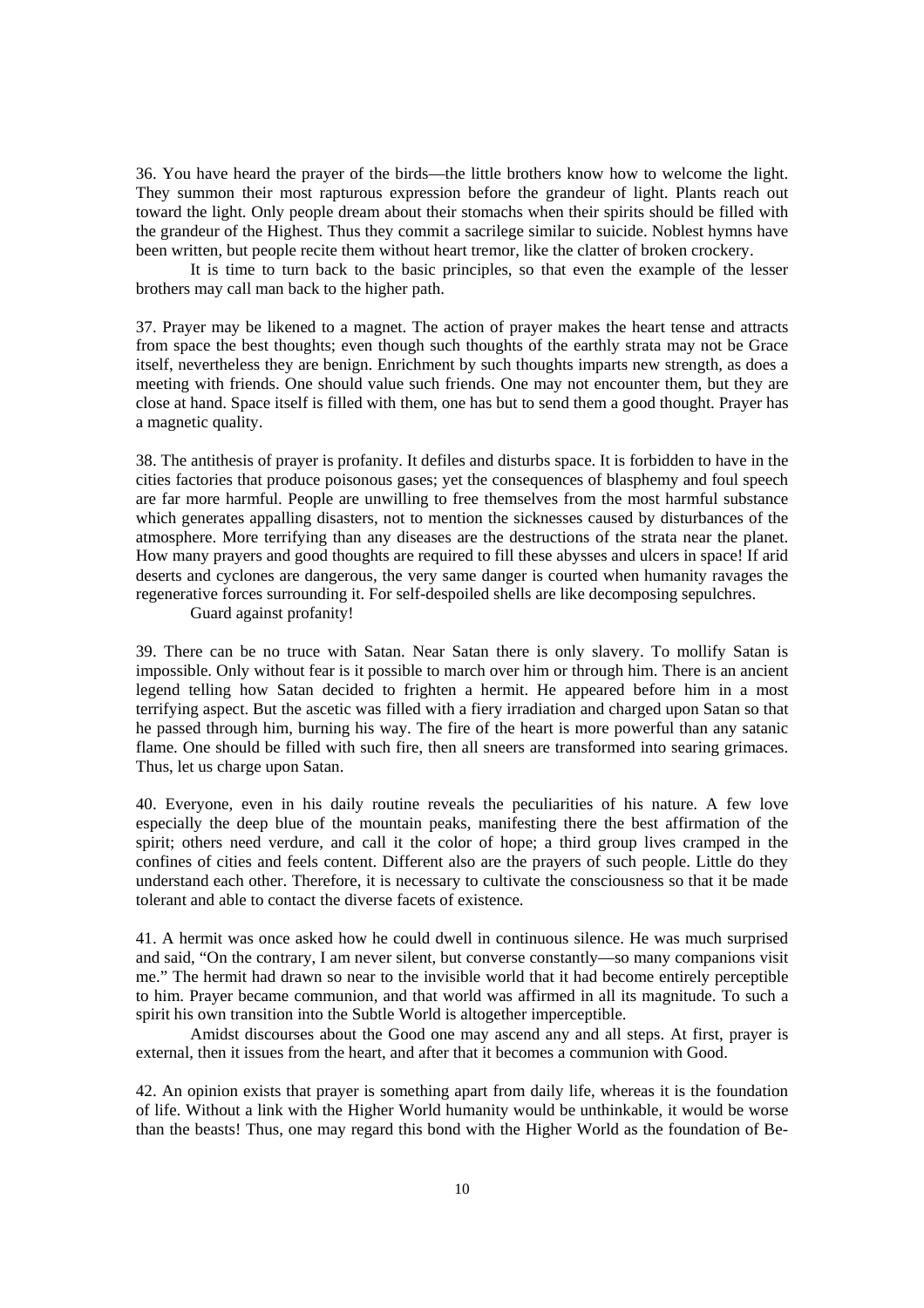36. You have heard the prayer of the birds—the little brothers know how to welcome the light. They summon their most rapturous expression before the grandeur of light. Plants reach out toward the light. Only people dream about their stomachs when their spirits should be filled with the grandeur of the Highest. Thus they commit a sacrilege similar to suicide. Noblest hymns have been written, but people recite them without heart tremor, like the clatter of broken crockery.

It is time to turn back to the basic principles, so that even the example of the lesser brothers may call man back to the higher path.

37. Prayer may be likened to a magnet. The action of prayer makes the heart tense and attracts from space the best thoughts; even though such thoughts of the earthly strata may not be Grace itself, nevertheless they are benign. Enrichment by such thoughts imparts new strength, as does a meeting with friends. One should value such friends. One may not encounter them, but they are close at hand. Space itself is filled with them, one has but to send them a good thought. Prayer has a magnetic quality.

38. The antithesis of prayer is profanity. It defiles and disturbs space. It is forbidden to have in the cities factories that produce poisonous gases; yet the consequences of blasphemy and foul speech are far more harmful. People are unwilling to free themselves from the most harmful substance which generates appalling disasters, not to mention the sicknesses caused by disturbances of the atmosphere. More terrifying than any diseases are the destructions of the strata near the planet. How many prayers and good thoughts are required to fill these abysses and ulcers in space! If arid deserts and cyclones are dangerous, the very same danger is courted when humanity ravages the regenerative forces surrounding it. For self-despoiled shells are like decomposing sepulchres.

Guard against profanity!

39. There can be no truce with Satan. Near Satan there is only slavery. To mollify Satan is impossible. Only without fear is it possible to march over him or through him. There is an ancient legend telling how Satan decided to frighten a hermit. He appeared before him in a most terrifying aspect. But the ascetic was filled with a fiery irradiation and charged upon Satan so that he passed through him, burning his way. The fire of the heart is more powerful than any satanic flame. One should be filled with such fire, then all sneers are transformed into searing grimaces. Thus, let us charge upon Satan.

40. Everyone, even in his daily routine reveals the peculiarities of his nature. A few love especially the deep blue of the mountain peaks, manifesting there the best affirmation of the spirit; others need verdure, and call it the color of hope; a third group lives cramped in the confines of cities and feels content. Different also are the prayers of such people. Little do they understand each other. Therefore, it is necessary to cultivate the consciousness so that it be made tolerant and able to contact the diverse facets of existence.

41. A hermit was once asked how he could dwell in continuous silence. He was much surprised and said, "On the contrary, I am never silent, but converse constantly—so many companions visit me." The hermit had drawn so near to the invisible world that it had become entirely perceptible to him. Prayer became communion, and that world was affirmed in all its magnitude. To such a spirit his own transition into the Subtle World is altogether imperceptible.

Amidst discourses about the Good one may ascend any and all steps. At first, prayer is external, then it issues from the heart, and after that it becomes a communion with Good.

42. An opinion exists that prayer is something apart from daily life, whereas it is the foundation of life. Without a link with the Higher World humanity would be unthinkable, it would be worse than the beasts! Thus, one may regard this bond with the Higher World as the foundation of Be-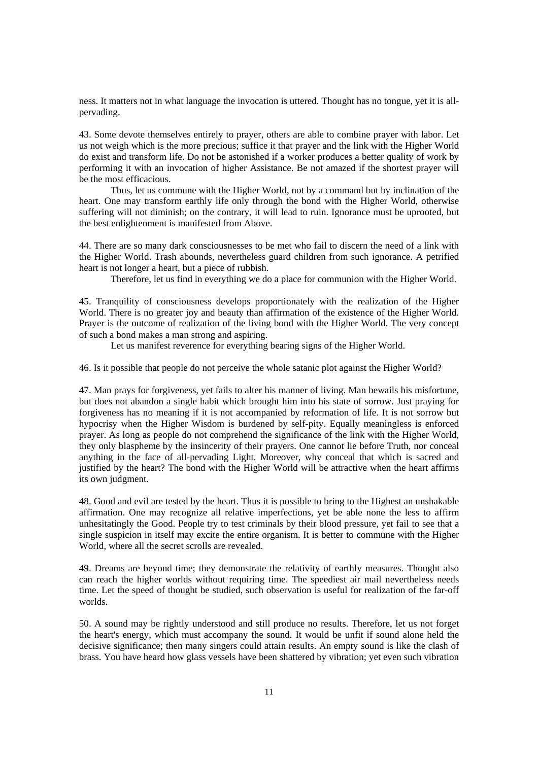ness. It matters not in what language the invocation is uttered. Thought has no tongue, yet it is all-pervading.

43. Some devote themselves entirely to prayer, others are able to combine prayer with labor. Let us not weigh which is the more precious; suffice it that prayer and the link with the Higher World do exist and transform life. Do not be astonished if a worker produces a better quality of work by performing it with an invocation of higher Assistance. Be not amazed if the shortest prayer will be the most efficacious.

Thus, let us commune with the Higher World, not by a command but by inclination of the heart. One may transform earthly life only through the bond with the Higher World, otherwise suffering will not diminish; on the contrary, it will lead to ruin. Ignorance must be uprooted, but the best enlightenment is manifested from Above.

44. There are so many dark consciousnesses to be met who fail to discern the need of a link with the Higher World. Trash abounds, nevertheless guard children from such ignorance. A petrified heart is not longer a heart, but a piece of rubbish.

Therefore, let us find in everything we do a place for communion with the Higher World.

45. Tranquility of consciousness develops proportionately with the realization of the Higher World. There is no greater joy and beauty than affirmation of the existence of the Higher World. Prayer is the outcome of realization of the living bond with the Higher World. The very concept of such a bond makes a man strong and aspiring.

Let us manifest reverence for everything bearing signs of the Higher World.

46. Is it possible that people do not perceive the whole satanic plot against the Higher World?

47. Man prays for forgiveness, yet fails to alter his manner of living. Man bewails his misfortune, but does not abandon a single habit which brought him into his state of sorrow. Just praying for forgiveness has no meaning if it is not accompanied by reformation of life. It is not sorrow but hypocrisy when the Higher Wisdom is burdened by self-pity. Equally meaningless is enforced prayer. As long as people do not comprehend the significance of the link with the Higher World, they only blaspheme by the insincerity of their prayers. One cannot lie before Truth, nor conceal anything in the face of all-pervading Light. Moreover, why conceal that which is sacred and justified by the heart? The bond with the Higher World will be attractive when the heart affirms its own judgment.

48. Good and evil are tested by the heart. Thus it is possible to bring to the Highest an unshakable affirmation. One may recognize all relative imperfections, yet be able none the less to affirm unhesitatingly the Good. People try to test criminals by their blood pressure, yet fail to see that a single suspicion in itself may excite the entire organism. It is better to commune with the Higher World, where all the secret scrolls are revealed.

49. Dreams are beyond time; they demonstrate the relativity of earthly measures. Thought also can reach the higher worlds without requiring time. The speediest air mail nevertheless needs time. Let the speed of thought be studied, such observation is useful for realization of the far-off worlds.

50. A sound may be rightly understood and still produce no results. Therefore, let us not forget the heart's energy, which must accompany the sound. It would be unfit if sound alone held the decisive significance; then many singers could attain results. An empty sound is like the clash of brass. You have heard how glass vessels have been shattered by vibration; yet even such vibration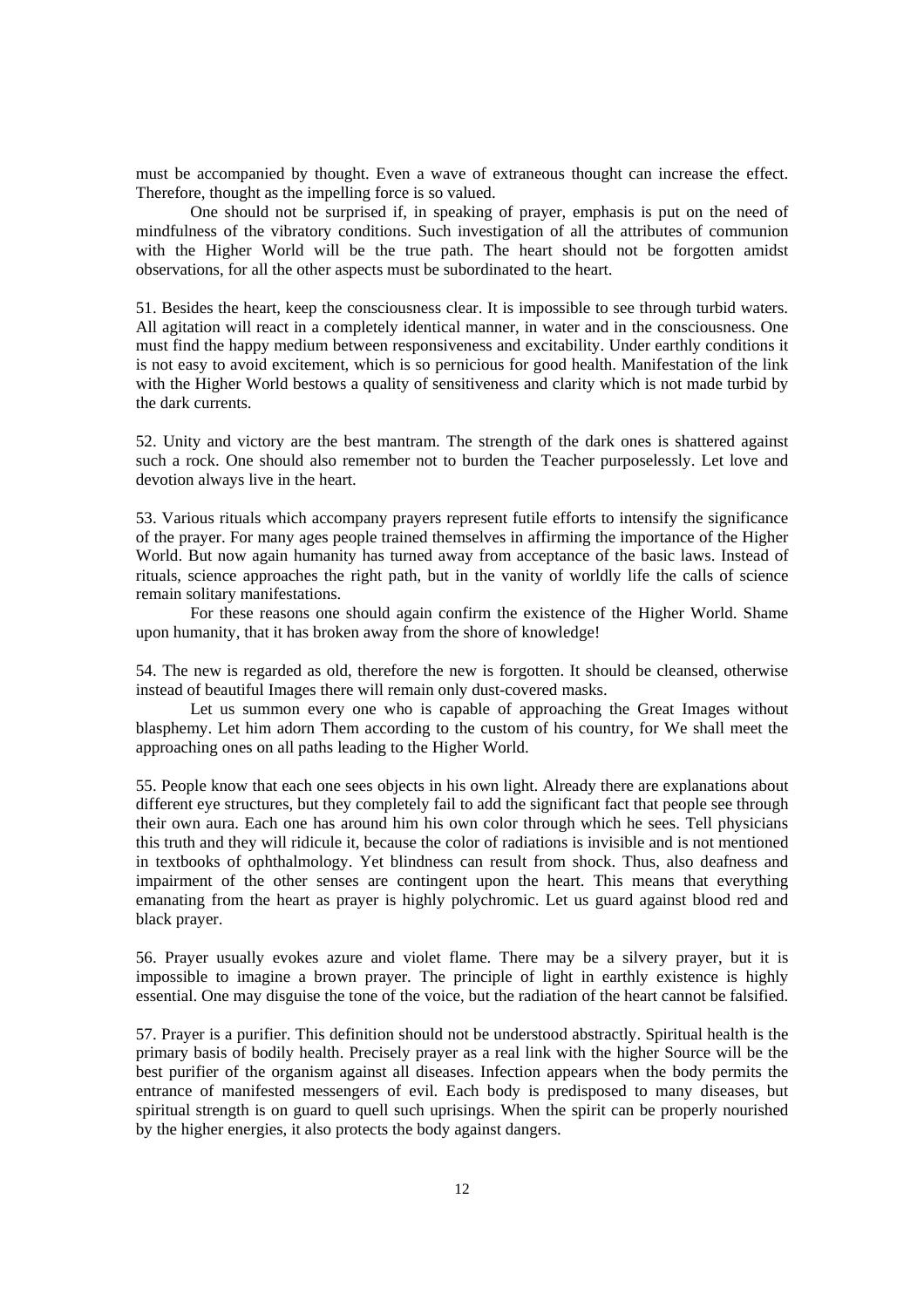must be accompanied by thought. Even a wave of extraneous thought can increase the effect. Therefore, thought as the impelling force is so valued.

One should not be surprised if, in speaking of prayer, emphasis is put on the need of mindfulness of the vibratory conditions. Such investigation of all the attributes of communion with the Higher World will be the true path. The heart should not be forgotten amidst observations, for all the other aspects must be subordinated to the heart.

51. Besides the heart, keep the consciousness clear. It is impossible to see through turbid waters. All agitation will react in a completely identical manner, in water and in the consciousness. One must find the happy medium between responsiveness and excitability. Under earthly conditions it is not easy to avoid excitement, which is so pernicious for good health. Manifestation of the link with the Higher World bestows a quality of sensitiveness and clarity which is not made turbid by the dark currents.

52. Unity and victory are the best mantram. The strength of the dark ones is shattered against such a rock. One should also remember not to burden the Teacher purposelessly. Let love and devotion always live in the heart.

53. Various rituals which accompany prayers represent futile efforts to intensify the significance of the prayer. For many ages people trained themselves in affirming the importance of the Higher World. But now again humanity has turned away from acceptance of the basic laws. Instead of rituals, science approaches the right path, but in the vanity of worldly life the calls of science remain solitary manifestations.

For these reasons one should again confirm the existence of the Higher World. Shame upon humanity, that it has broken away from the shore of knowledge!

54. The new is regarded as old, therefore the new is forgotten. It should be cleansed, otherwise instead of beautiful Images there will remain only dust-covered masks.

Let us summon every one who is capable of approaching the Great Images without blasphemy. Let him adorn Them according to the custom of his country, for We shall meet the approaching ones on all paths leading to the Higher World.

55. People know that each one sees objects in his own light. Already there are explanations about different eye structures, but they completely fail to add the significant fact that people see through their own aura. Each one has around him his own color through which he sees. Tell physicians this truth and they will ridicule it, because the color of radiations is invisible and is not mentioned in textbooks of ophthalmology. Yet blindness can result from shock. Thus, also deafness and impairment of the other senses are contingent upon the heart. This means that everything emanating from the heart as prayer is highly polychromic. Let us guard against blood red and black prayer.

56. Prayer usually evokes azure and violet flame. There may be a silvery prayer, but it is impossible to imagine a brown prayer. The principle of light in earthly existence is highly essential. One may disguise the tone of the voice, but the radiation of the heart cannot be falsified.

57. Prayer is a purifier. This definition should not be understood abstractly. Spiritual health is the primary basis of bodily health. Precisely prayer as a real link with the higher Source will be the best purifier of the organism against all diseases. Infection appears when the body permits the entrance of manifested messengers of evil. Each body is predisposed to many diseases, but spiritual strength is on guard to quell such uprisings. When the spirit can be properly nourished by the higher energies, it also protects the body against dangers.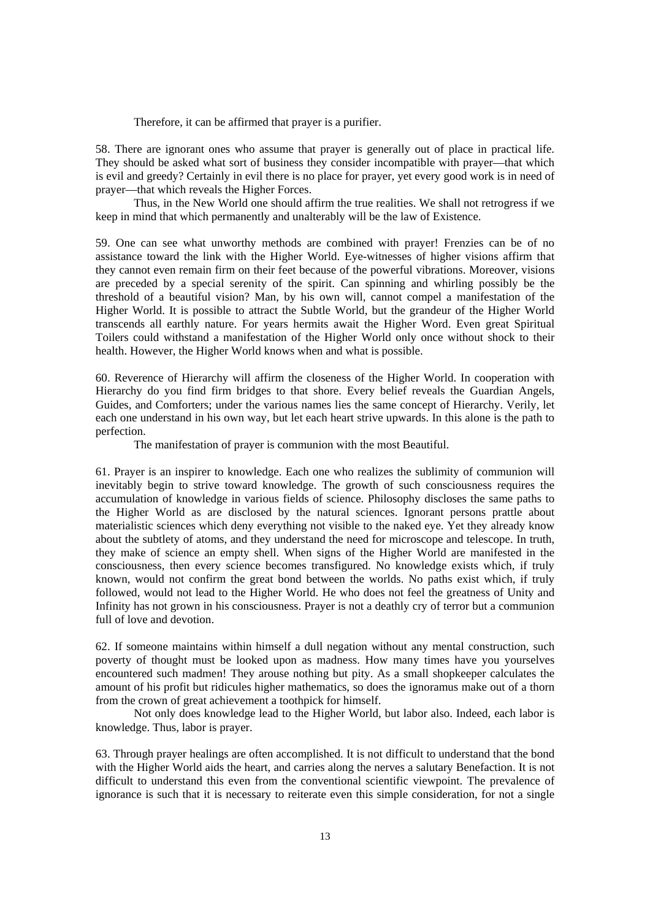Therefore, it can be affirmed that prayer is a purifier.

58. There are ignorant ones who assume that prayer is generally out of place in practical life. They should be asked what sort of business they consider incompatible with prayer—that which is evil and greedy? Certainly in evil there is no place for prayer, yet every good work is in need of prayer—that which reveals the Higher Forces.

Thus, in the New World one should affirm the true realities. We shall not retrogress if we keep in mind that which permanently and unalterably will be the law of Existence.

59. One can see what unworthy methods are combined with prayer! Frenzies can be of no assistance toward the link with the Higher World. Eye-witnesses of higher visions affirm that they cannot even remain firm on their feet because of the powerful vibrations. Moreover, visions are preceded by a special serenity of the spirit. Can spinning and whirling possibly be the threshold of a beautiful vision? Man, by his own will, cannot compel a manifestation of the Higher World. It is possible to attract the Subtle World, but the grandeur of the Higher World transcends all earthly nature. For years hermits await the Higher Word. Even great Spiritual Toilers could withstand a manifestation of the Higher World only once without shock to their health. However, the Higher World knows when and what is possible.

60. Reverence of Hierarchy will affirm the closeness of the Higher World. In cooperation with Hierarchy do you find firm bridges to that shore. Every belief reveals the Guardian Angels, Guides, and Comforters; under the various names lies the same concept of Hierarchy. Verily, let each one understand in his own way, but let each heart strive upwards. In this alone is the path to perfection.

The manifestation of prayer is communion with the most Beautiful.

61. Prayer is an inspirer to knowledge. Each one who realizes the sublimity of communion will inevitably begin to strive toward knowledge. The growth of such consciousness requires the accumulation of knowledge in various fields of science. Philosophy discloses the same paths to the Higher World as are disclosed by the natural sciences. Ignorant persons prattle about materialistic sciences which deny everything not visible to the naked eye. Yet they already know about the subtlety of atoms, and they understand the need for microscope and telescope. In truth, they make of science an empty shell. When signs of the Higher World are manifested in the consciousness, then every science becomes transfigured. No knowledge exists which, if truly known, would not confirm the great bond between the worlds. No paths exist which, if truly followed, would not lead to the Higher World. He who does not feel the greatness of Unity and Infinity has not grown in his consciousness. Prayer is not a deathly cry of terror but a communion full of love and devotion.

62. If someone maintains within himself a dull negation without any mental construction, such poverty of thought must be looked upon as madness. How many times have you yourselves encountered such madmen! They arouse nothing but pity. As a small shopkeeper calculates the amount of his profit but ridicules higher mathematics, so does the ignoramus make out of a thorn from the crown of great achievement a toothpick for himself.

Not only does knowledge lead to the Higher World, but labor also. Indeed, each labor is knowledge. Thus, labor is prayer.

63. Through prayer healings are often accomplished. It is not difficult to understand that the bond with the Higher World aids the heart, and carries along the nerves a salutary Benefaction. It is not difficult to understand this even from the conventional scientific viewpoint. The prevalence of ignorance is such that it is necessary to reiterate even this simple consideration, for not a single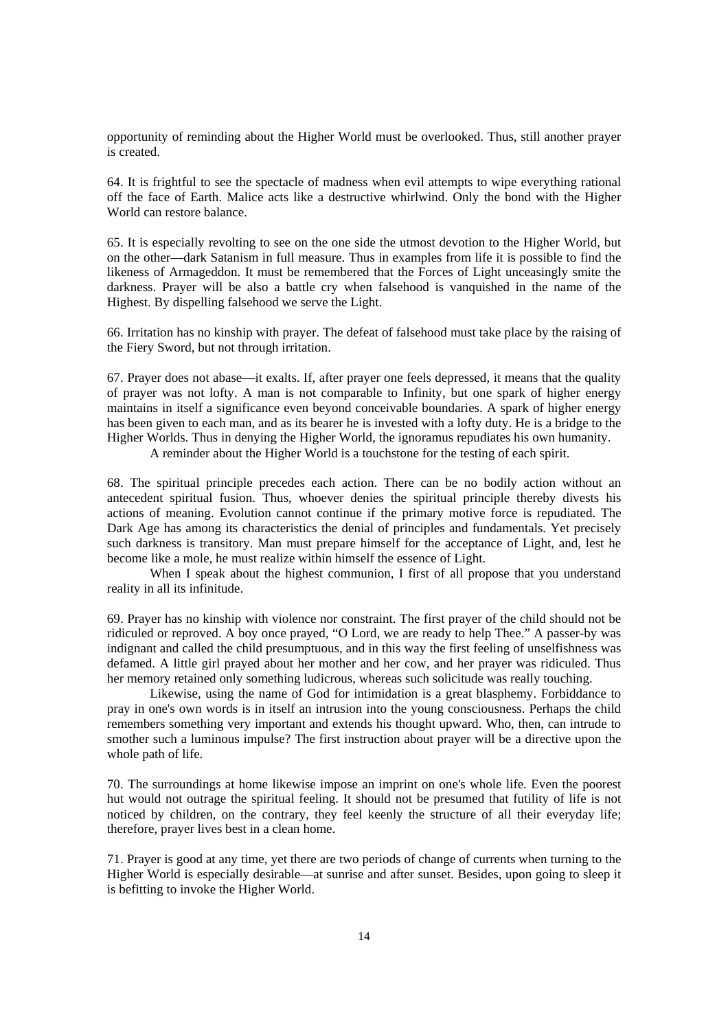opportunity of reminding about the Higher World must be overlooked. Thus, still another prayer is created.

64. It is frightful to see the spectacle of madness when evil attempts to wipe everything rational off the face of Earth. Malice acts like a destructive whirlwind. Only the bond with the Higher World can restore balance.

65. It is especially revolting to see on the one side the utmost devotion to the Higher World, but on the other—dark Satanism in full measure. Thus in examples from life it is possible to find the likeness of Armageddon. It must be remembered that the Forces of Light unceasingly smite the darkness. Prayer will be also a battle cry when falsehood is vanquished in the name of the Highest. By dispelling falsehood we serve the Light.

66. Irritation has no kinship with prayer. The defeat of falsehood must take place by the raising of the Fiery Sword, but not through irritation.

67. Prayer does not abase—it exalts. If, after prayer one feels depressed, it means that the quality of prayer was not lofty. A man is not comparable to Infinity, but one spark of higher energy maintains in itself a significance even beyond conceivable boundaries. A spark of higher energy has been given to each man, and as its bearer he is invested with a lofty duty. He is a bridge to the Higher Worlds. Thus in denying the Higher World, the ignoramus repudiates his own humanity.

A reminder about the Higher World is a touchstone for the testing of each spirit.

68. The spiritual principle precedes each action. There can be no bodily action without an antecedent spiritual fusion. Thus, whoever denies the spiritual principle thereby divests his actions of meaning. Evolution cannot continue if the primary motive force is repudiated. The Dark Age has among its characteristics the denial of principles and fundamentals. Yet precisely such darkness is transitory. Man must prepare himself for the acceptance of Light, and, lest he become like a mole, he must realize within himself the essence of Light.

When I speak about the highest communion, I first of all propose that you understand reality in all its infinitude.

69. Prayer has no kinship with violence nor constraint. The first prayer of the child should not be ridiculed or reproved. A boy once prayed, "O Lord, we are ready to help Thee." A passer-by was indignant and called the child presumptuous, and in this way the first feeling of unselfishness was defamed. A little girl prayed about her mother and her cow, and her prayer was ridiculed. Thus her memory retained only something ludicrous, whereas such solicitude was really touching.

Likewise, using the name of God for intimidation is a great blasphemy. Forbiddance to pray in one's own words is in itself an intrusion into the young consciousness. Perhaps the child remembers something very important and extends his thought upward. Who, then, can intrude to smother such a luminous impulse? The first instruction about prayer will be a directive upon the whole path of life.

70. The surroundings at home likewise impose an imprint on one's whole life. Even the poorest hut would not outrage the spiritual feeling. It should not be presumed that futility of life is not noticed by children, on the contrary, they feel keenly the structure of all their everyday life; therefore, prayer lives best in a clean home.

71. Prayer is good at any time, yet there are two periods of change of currents when turning to the Higher World is especially desirable—at sunrise and after sunset. Besides, upon going to sleep it is befitting to invoke the Higher World.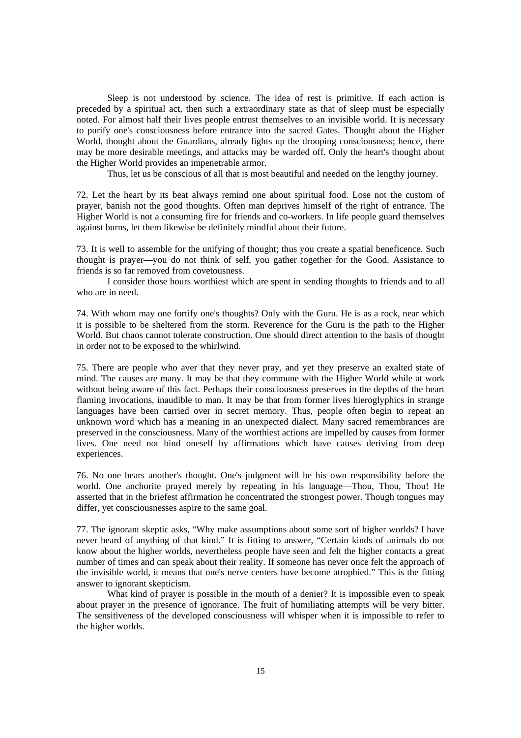Sleep is not understood by science. The idea of rest is primitive. If each action is preceded by a spiritual act, then such a extraordinary state as that of sleep must be especially noted. For almost half their lives people entrust themselves to an invisible world. It is necessary to purify one's consciousness before entrance into the sacred Gates. Thought about the Higher World, thought about the Guardians, already lights up the drooping consciousness; hence, there may be more desirable meetings, and attacks may be warded off. Only the heart's thought about the Higher World provides an impenetrable armor.

Thus, let us be conscious of all that is most beautiful and needed on the lengthy journey.

72. Let the heart by its beat always remind one about spiritual food. Lose not the custom of prayer, banish not the good thoughts. Often man deprives himself of the right of entrance. The Higher World is not a consuming fire for friends and co-workers. In life people guard themselves against burns, let them likewise be definitely mindful about their future.

73. It is well to assemble for the unifying of thought; thus you create a spatial beneficence. Such thought is prayer—you do not think of self, you gather together for the Good. Assistance to friends is so far removed from covetousness.

I consider those hours worthiest which are spent in sending thoughts to friends and to all who are in need.

74. With whom may one fortify one's thoughts? Only with the Guru. He is as a rock, near which it is possible to be sheltered from the storm. Reverence for the Guru is the path to the Higher World. But chaos cannot tolerate construction. One should direct attention to the basis of thought in order not to be exposed to the whirlwind.

75. There are people who aver that they never pray, and yet they preserve an exalted state of mind. The causes are many. It may be that they commune with the Higher World while at work without being aware of this fact. Perhaps their consciousness preserves in the depths of the heart flaming invocations, inaudible to man. It may be that from former lives hieroglyphics in strange languages have been carried over in secret memory. Thus, people often begin to repeat an unknown word which has a meaning in an unexpected dialect. Many sacred remembrances are preserved in the consciousness. Many of the worthiest actions are impelled by causes from former lives. One need not bind oneself by affirmations which have causes deriving from deep experiences.

76. No one bears another's thought. One's judgment will be his own responsibility before the world. One anchorite prayed merely by repeating in his language—Thou, Thou, Thou! He asserted that in the briefest affirmation he concentrated the strongest power. Though tongues may differ, yet consciousnesses aspire to the same goal.

77. The ignorant skeptic asks, "Why make assumptions about some sort of higher worlds? I have never heard of anything of that kind." It is fitting to answer, "Certain kinds of animals do not know about the higher worlds, nevertheless people have seen and felt the higher contacts a great number of times and can speak about their reality. If someone has never once felt the approach of the invisible world, it means that one's nerve centers have become atrophied." This is the fitting answer to ignorant skepticism.

What kind of prayer is possible in the mouth of a denier? It is impossible even to speak about prayer in the presence of ignorance. The fruit of humiliating attempts will be very bitter. The sensitiveness of the developed consciousness will whisper when it is impossible to refer to the higher worlds.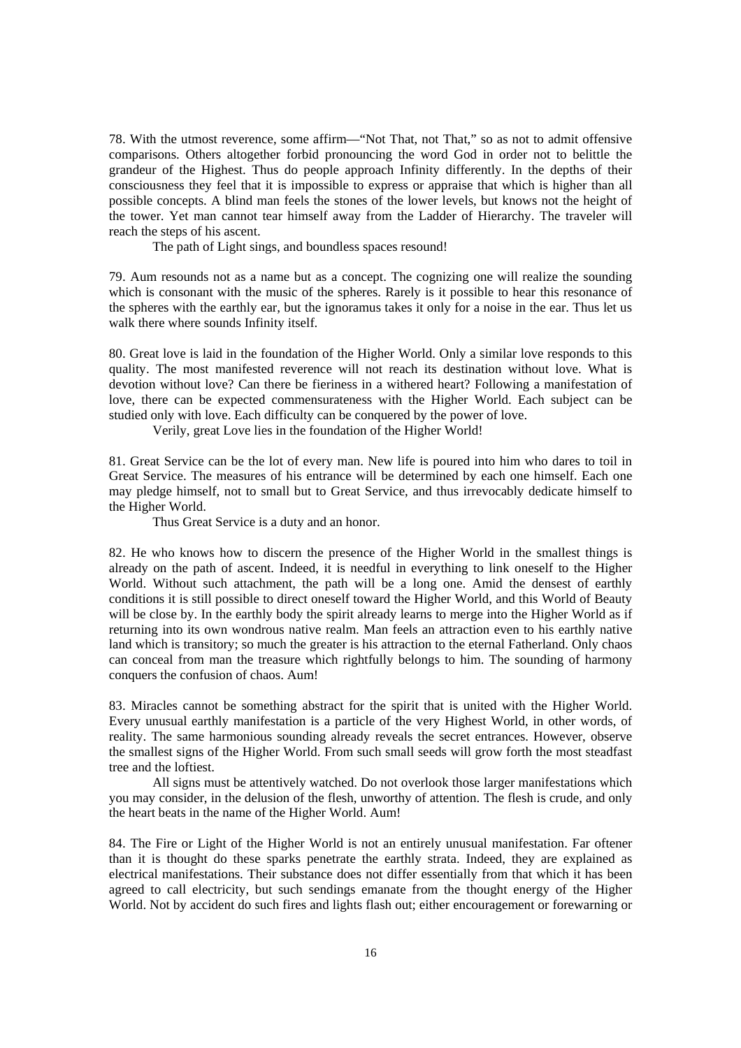78. With the utmost reverence, some affirm—"Not That, not That," so as not to admit offensive comparisons. Others altogether forbid pronouncing the word God in order not to belittle the grandeur of the Highest. Thus do people approach Infinity differently. In the depths of their consciousness they feel that it is impossible to express or appraise that which is higher than all possible concepts. A blind man feels the stones of the lower levels, but knows not the height of the tower. Yet man cannot tear himself away from the Ladder of Hierarchy. The traveler will reach the steps of his ascent.

The path of Light sings, and boundless spaces resound!

79. Aum resounds not as a name but as a concept. The cognizing one will realize the sounding which is consonant with the music of the spheres. Rarely is it possible to hear this resonance of the spheres with the earthly ear, but the ignoramus takes it only for a noise in the ear. Thus let us walk there where sounds Infinity itself.

80. Great love is laid in the foundation of the Higher World. Only a similar love responds to this quality. The most manifested reverence will not reach its destination without love. What is devotion without love? Can there be fieriness in a withered heart? Following a manifestation of love, there can be expected commensurateness with the Higher World. Each subject can be studied only with love. Each difficulty can be conquered by the power of love.

Verily, great Love lies in the foundation of the Higher World!

81. Great Service can be the lot of every man. New life is poured into him who dares to toil in Great Service. The measures of his entrance will be determined by each one himself. Each one may pledge himself, not to small but to Great Service, and thus irrevocably dedicate himself to the Higher World.

Thus Great Service is a duty and an honor.

82. He who knows how to discern the presence of the Higher World in the smallest things is already on the path of ascent. Indeed, it is needful in everything to link oneself to the Higher World. Without such attachment, the path will be a long one. Amid the densest of earthly conditions it is still possible to direct oneself toward the Higher World, and this World of Beauty will be close by. In the earthly body the spirit already learns to merge into the Higher World as if returning into its own wondrous native realm. Man feels an attraction even to his earthly native land which is transitory; so much the greater is his attraction to the eternal Fatherland. Only chaos can conceal from man the treasure which rightfully belongs to him. The sounding of harmony conquers the confusion of chaos. Aum!

83. Miracles cannot be something abstract for the spirit that is united with the Higher World. Every unusual earthly manifestation is a particle of the very Highest World, in other words, of reality. The same harmonious sounding already reveals the secret entrances. However, observe the smallest signs of the Higher World. From such small seeds will grow forth the most steadfast tree and the loftiest.

All signs must be attentively watched. Do not overlook those larger manifestations which you may consider, in the delusion of the flesh, unworthy of attention. The flesh is crude, and only the heart beats in the name of the Higher World. Aum!

84. The Fire or Light of the Higher World is not an entirely unusual manifestation. Far oftener than it is thought do these sparks penetrate the earthly strata. Indeed, they are explained as electrical manifestations. Their substance does not differ essentially from that which it has been agreed to call electricity, but such sendings emanate from the thought energy of the Higher World. Not by accident do such fires and lights flash out; either encouragement or forewarning or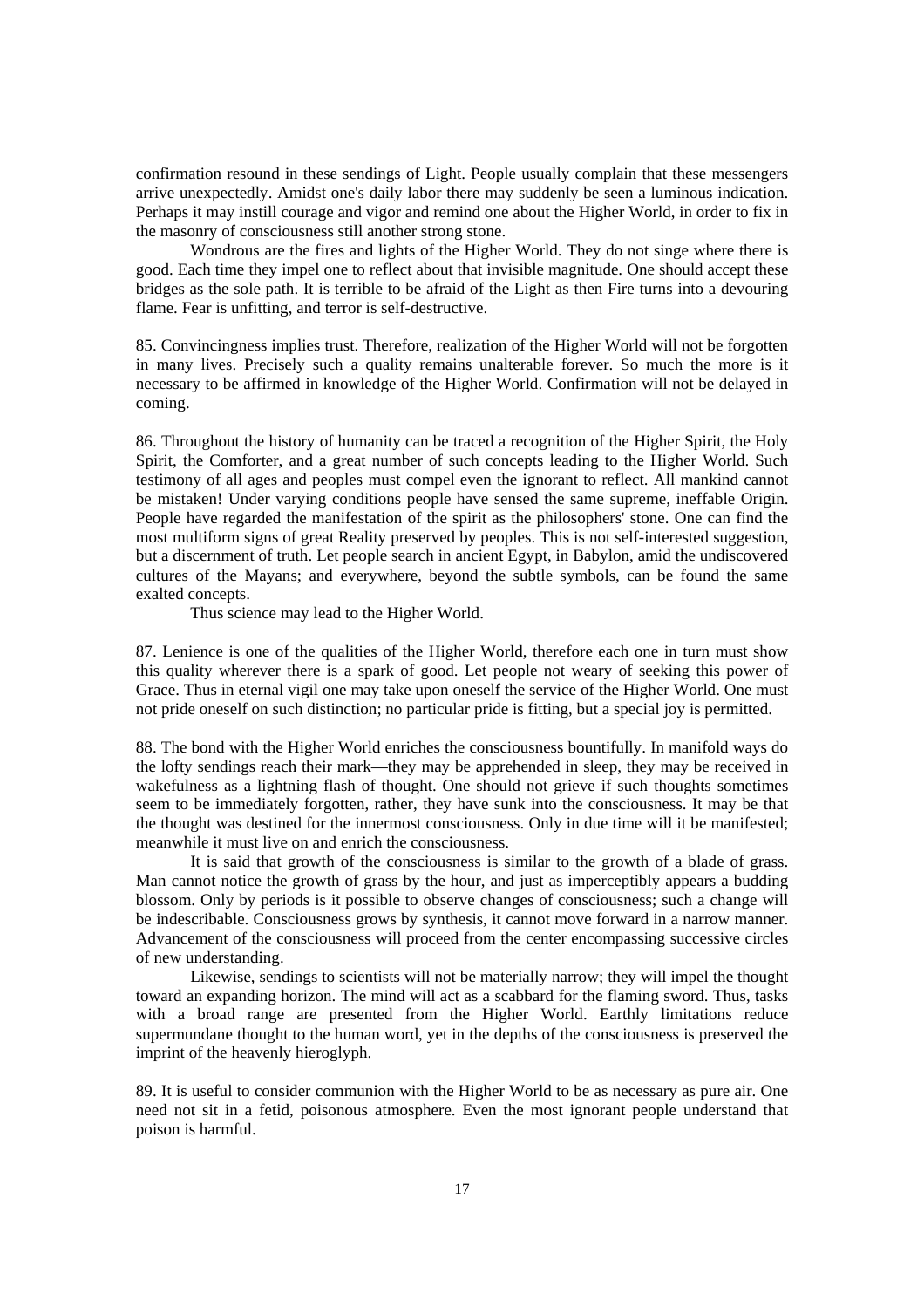confirmation resound in these sendings of Light. People usually complain that these messengers arrive unexpectedly. Amidst one's daily labor there may suddenly be seen a luminous indication. Perhaps it may instill courage and vigor and remind one about the Higher World, in order to fix in the masonry of consciousness still another strong stone.

Wondrous are the fires and lights of the Higher World. They do not singe where there is good. Each time they impel one to reflect about that invisible magnitude. One should accept these bridges as the sole path. It is terrible to be afraid of the Light as then Fire turns into a devouring flame. Fear is unfitting, and terror is self-destructive.

85. Convincingness implies trust. Therefore, realization of the Higher World will not be forgotten in many lives. Precisely such a quality remains unalterable forever. So much the more is it necessary to be affirmed in knowledge of the Higher World. Confirmation will not be delayed in coming.

86. Throughout the history of humanity can be traced a recognition of the Higher Spirit, the Holy Spirit, the Comforter, and a great number of such concepts leading to the Higher World. Such testimony of all ages and peoples must compel even the ignorant to reflect. All mankind cannot be mistaken! Under varying conditions people have sensed the same supreme, ineffable Origin. People have regarded the manifestation of the spirit as the philosophers' stone. One can find the most multiform signs of great Reality preserved by peoples. This is not self-interested suggestion, but a discernment of truth. Let people search in ancient Egypt, in Babylon, amid the undiscovered cultures of the Mayans; and everywhere, beyond the subtle symbols, can be found the same exalted concepts.

Thus science may lead to the Higher World.

87. Lenience is one of the qualities of the Higher World, therefore each one in turn must show this quality wherever there is a spark of good. Let people not weary of seeking this power of Grace. Thus in eternal vigil one may take upon oneself the service of the Higher World. One must not pride oneself on such distinction; no particular pride is fitting, but a special joy is permitted.

88. The bond with the Higher World enriches the consciousness bountifully. In manifold ways do the lofty sendings reach their mark—they may be apprehended in sleep, they may be received in wakefulness as a lightning flash of thought. One should not grieve if such thoughts sometimes seem to be immediately forgotten, rather, they have sunk into the consciousness. It may be that the thought was destined for the innermost consciousness. Only in due time will it be manifested; meanwhile it must live on and enrich the consciousness.

It is said that growth of the consciousness is similar to the growth of a blade of grass. Man cannot notice the growth of grass by the hour, and just as imperceptibly appears a budding blossom. Only by periods is it possible to observe changes of consciousness; such a change will be indescribable. Consciousness grows by synthesis, it cannot move forward in a narrow manner. Advancement of the consciousness will proceed from the center encompassing successive circles of new understanding.

Likewise, sendings to scientists will not be materially narrow; they will impel the thought toward an expanding horizon. The mind will act as a scabbard for the flaming sword. Thus, tasks with a broad range are presented from the Higher World. Earthly limitations reduce supermundane thought to the human word, yet in the depths of the consciousness is preserved the imprint of the heavenly hieroglyph.

89. It is useful to consider communion with the Higher World to be as necessary as pure air. One need not sit in a fetid, poisonous atmosphere. Even the most ignorant people understand that poison is harmful.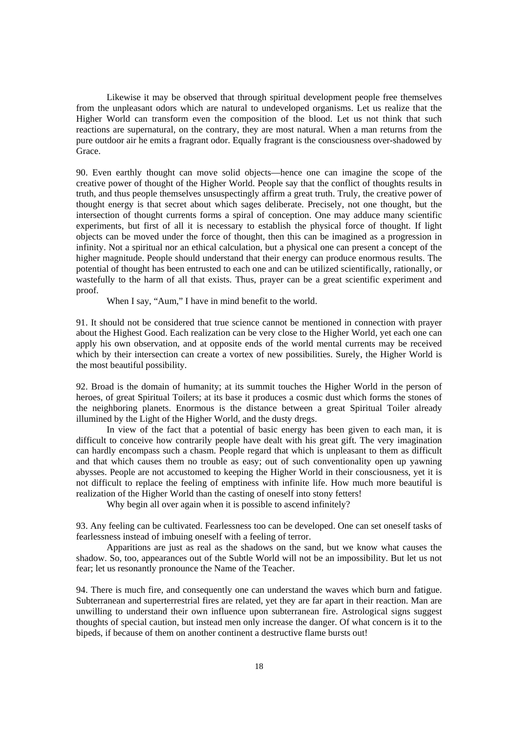Likewise it may be observed that through spiritual development people free themselves from the unpleasant odors which are natural to undeveloped organisms. Let us realize that the Higher World can transform even the composition of the blood. Let us not think that such reactions are supernatural, on the contrary, they are most natural. When a man returns from the pure outdoor air he emits a fragrant odor. Equally fragrant is the consciousness over-shadowed by Grace.

90. Even earthly thought can move solid objects—hence one can imagine the scope of the creative power of thought of the Higher World. People say that the conflict of thoughts results in truth, and thus people themselves unsuspectingly affirm a great truth. Truly, the creative power of thought energy is that secret about which sages deliberate. Precisely, not one thought, but the intersection of thought currents forms a spiral of conception. One may adduce many scientific experiments, but first of all it is necessary to establish the physical force of thought. If light objects can be moved under the force of thought, then this can be imagined as a progression in infinity. Not a spiritual nor an ethical calculation, but a physical one can present a concept of the higher magnitude. People should understand that their energy can produce enormous results. The potential of thought has been entrusted to each one and can be utilized scientifically, rationally, or wastefully to the harm of all that exists. Thus, prayer can be a great scientific experiment and proof.

When I say, "Aum," I have in mind benefit to the world.

91. It should not be considered that true science cannot be mentioned in connection with prayer about the Highest Good. Each realization can be very close to the Higher World, yet each one can apply his own observation, and at opposite ends of the world mental currents may be received which by their intersection can create a vortex of new possibilities. Surely, the Higher World is the most beautiful possibility.

92. Broad is the domain of humanity; at its summit touches the Higher World in the person of heroes, of great Spiritual Toilers; at its base it produces a cosmic dust which forms the stones of the neighboring planets. Enormous is the distance between a great Spiritual Toiler already illumined by the Light of the Higher World, and the dusty dregs.

In view of the fact that a potential of basic energy has been given to each man, it is difficult to conceive how contrarily people have dealt with his great gift. The very imagination can hardly encompass such a chasm. People regard that which is unpleasant to them as difficult and that which causes them no trouble as easy; out of such conventionality open up yawning abysses. People are not accustomed to keeping the Higher World in their consciousness, yet it is not difficult to replace the feeling of emptiness with infinite life. How much more beautiful is realization of the Higher World than the casting of oneself into stony fetters!

Why begin all over again when it is possible to ascend infinitely?

93. Any feeling can be cultivated. Fearlessness too can be developed. One can set oneself tasks of fearlessness instead of imbuing oneself with a feeling of terror.

Apparitions are just as real as the shadows on the sand, but we know what causes the shadow. So, too, appearances out of the Subtle World will not be an impossibility. But let us not fear; let us resonantly pronounce the Name of the Teacher.

94. There is much fire, and consequently one can understand the waves which burn and fatigue. Subterranean and superterrestrial fires are related, yet they are far apart in their reaction. Man are unwilling to understand their own influence upon subterranean fire. Astrological signs suggest thoughts of special caution, but instead men only increase the danger. Of what concern is it to the bipeds, if because of them on another continent a destructive flame bursts out!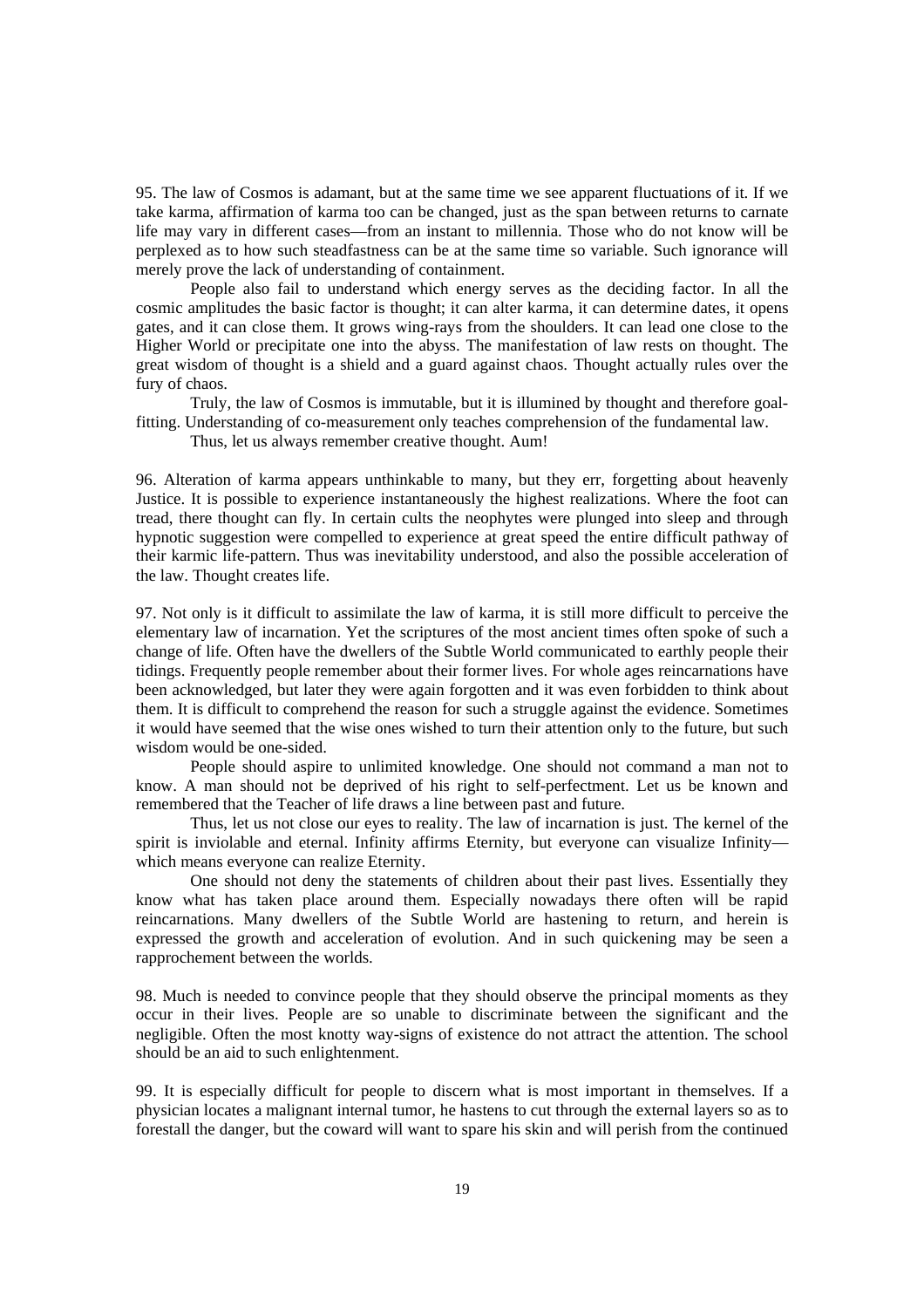95. The law of Cosmos is adamant, but at the same time we see apparent fluctuations of it. If we take karma, affirmation of karma too can be changed, just as the span between returns to carnate life may vary in different cases—from an instant to millennia. Those who do not know will be perplexed as to how such steadfastness can be at the same time so variable. Such ignorance will merely prove the lack of understanding of containment.

People also fail to understand which energy serves as the deciding factor. In all the cosmic amplitudes the basic factor is thought; it can alter karma, it can determine dates, it opens gates, and it can close them. It grows wing-rays from the shoulders. It can lead one close to the Higher World or precipitate one into the abyss. The manifestation of law rests on thought. The great wisdom of thought is a shield and a guard against chaos. Thought actually rules over the fury of chaos.

Truly, the law of Cosmos is immutable, but it is illumined by thought and therefore goal-fitting. Understanding of co-measurement only teaches comprehension of the fundamental law.

Thus, let us always remember creative thought. Aum!

96. Alteration of karma appears unthinkable to many, but they err, forgetting about heavenly Justice. It is possible to experience instantaneously the highest realizations. Where the foot can tread, there thought can fly. In certain cults the neophytes were plunged into sleep and through hypnotic suggestion were compelled to experience at great speed the entire difficult pathway of their karmic life-pattern. Thus was inevitability understood, and also the possible acceleration of the law. Thought creates life.

97. Not only is it difficult to assimilate the law of karma, it is still more difficult to perceive the elementary law of incarnation. Yet the scriptures of the most ancient times often spoke of such a change of life. Often have the dwellers of the Subtle World communicated to earthly people their tidings. Frequently people remember about their former lives. For whole ages reincarnations have been acknowledged, but later they were again forgotten and it was even forbidden to think about them. It is difficult to comprehend the reason for such a struggle against the evidence. Sometimes it would have seemed that the wise ones wished to turn their attention only to the future, but such wisdom would be one-sided.

People should aspire to unlimited knowledge. One should not command a man not to know. A man should not be deprived of his right to self-perfectment. Let us be known and remembered that the Teacher of life draws a line between past and future.

Thus, let us not close our eyes to reality. The law of incarnation is just. The kernel of the spirit is inviolable and eternal. Infinity affirms Eternity, but everyone can visualize Infinity—which means everyone can realize Eternity.

One should not deny the statements of children about their past lives. Essentially they know what has taken place around them. Especially nowadays there often will be rapid reincarnations. Many dwellers of the Subtle World are hastening to return, and herein is expressed the growth and acceleration of evolution. And in such quickening may be seen a rapprochement between the worlds.

98. Much is needed to convince people that they should observe the principal moments as they occur in their lives. People are so unable to discriminate between the significant and the negligible. Often the most knotty way-signs of existence do not attract the attention. The school should be an aid to such enlightenment.

99. It is especially difficult for people to discern what is most important in themselves. If a physician locates a malignant internal tumor, he hastens to cut through the external layers so as to forestall the danger, but the coward will want to spare his skin and will perish from the continued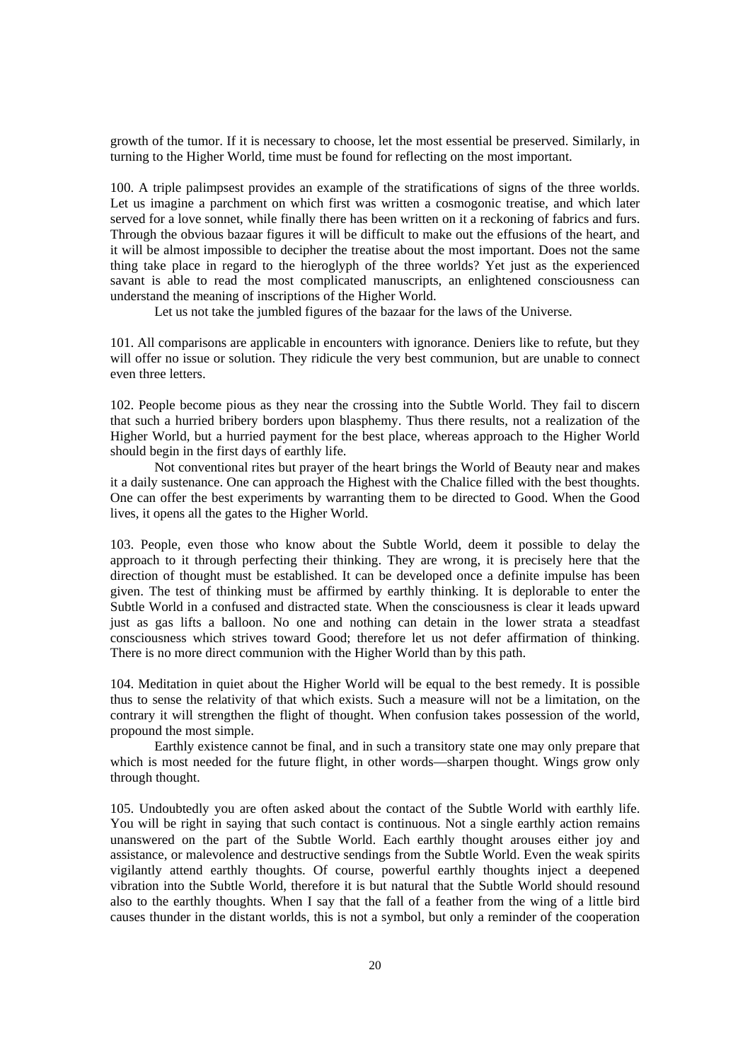growth of the tumor. If it is necessary to choose, let the most essential be preserved. Similarly, in turning to the Higher World, time must be found for reflecting on the most important.

100. A triple palimpsest provides an example of the stratifications of signs of the three worlds. Let us imagine a parchment on which first was written a cosmogonic treatise, and which later served for a love sonnet, while finally there has been written on it a reckoning of fabrics and furs. Through the obvious bazaar figures it will be difficult to make out the effusions of the heart, and it will be almost impossible to decipher the treatise about the most important. Does not the same thing take place in regard to the hieroglyph of the three worlds? Yet just as the experienced savant is able to read the most complicated manuscripts, an enlightened consciousness can understand the meaning of inscriptions of the Higher World.

Let us not take the jumbled figures of the bazaar for the laws of the Universe.

101. All comparisons are applicable in encounters with ignorance. Deniers like to refute, but they will offer no issue or solution. They ridicule the very best communion, but are unable to connect even three letters.

102. People become pious as they near the crossing into the Subtle World. They fail to discern that such a hurried bribery borders upon blasphemy. Thus there results, not a realization of the Higher World, but a hurried payment for the best place, whereas approach to the Higher World should begin in the first days of earthly life.

Not conventional rites but prayer of the heart brings the World of Beauty near and makes it a daily sustenance. One can approach the Highest with the Chalice filled with the best thoughts. One can offer the best experiments by warranting them to be directed to Good. When the Good lives, it opens all the gates to the Higher World.

103. People, even those who know about the Subtle World, deem it possible to delay the approach to it through perfecting their thinking. They are wrong, it is precisely here that the direction of thought must be established. It can be developed once a definite impulse has been given. The test of thinking must be affirmed by earthly thinking. It is deplorable to enter the Subtle World in a confused and distracted state. When the consciousness is clear it leads upward just as gas lifts a balloon. No one and nothing can detain in the lower strata a steadfast consciousness which strives toward Good; therefore let us not defer affirmation of thinking. There is no more direct communion with the Higher World than by this path.

104. Meditation in quiet about the Higher World will be equal to the best remedy. It is possible thus to sense the relativity of that which exists. Such a measure will not be a limitation, on the contrary it will strengthen the flight of thought. When confusion takes possession of the world, propound the most simple.

Earthly existence cannot be final, and in such a transitory state one may only prepare that which is most needed for the future flight, in other words—sharpen thought. Wings grow only through thought.

105. Undoubtedly you are often asked about the contact of the Subtle World with earthly life. You will be right in saying that such contact is continuous. Not a single earthly action remains unanswered on the part of the Subtle World. Each earthly thought arouses either joy and assistance, or malevolence and destructive sendings from the Subtle World. Even the weak spirits vigilantly attend earthly thoughts. Of course, powerful earthly thoughts inject a deepened vibration into the Subtle World, therefore it is but natural that the Subtle World should resound also to the earthly thoughts. When I say that the fall of a feather from the wing of a little bird causes thunder in the distant worlds, this is not a symbol, but only a reminder of the cooperation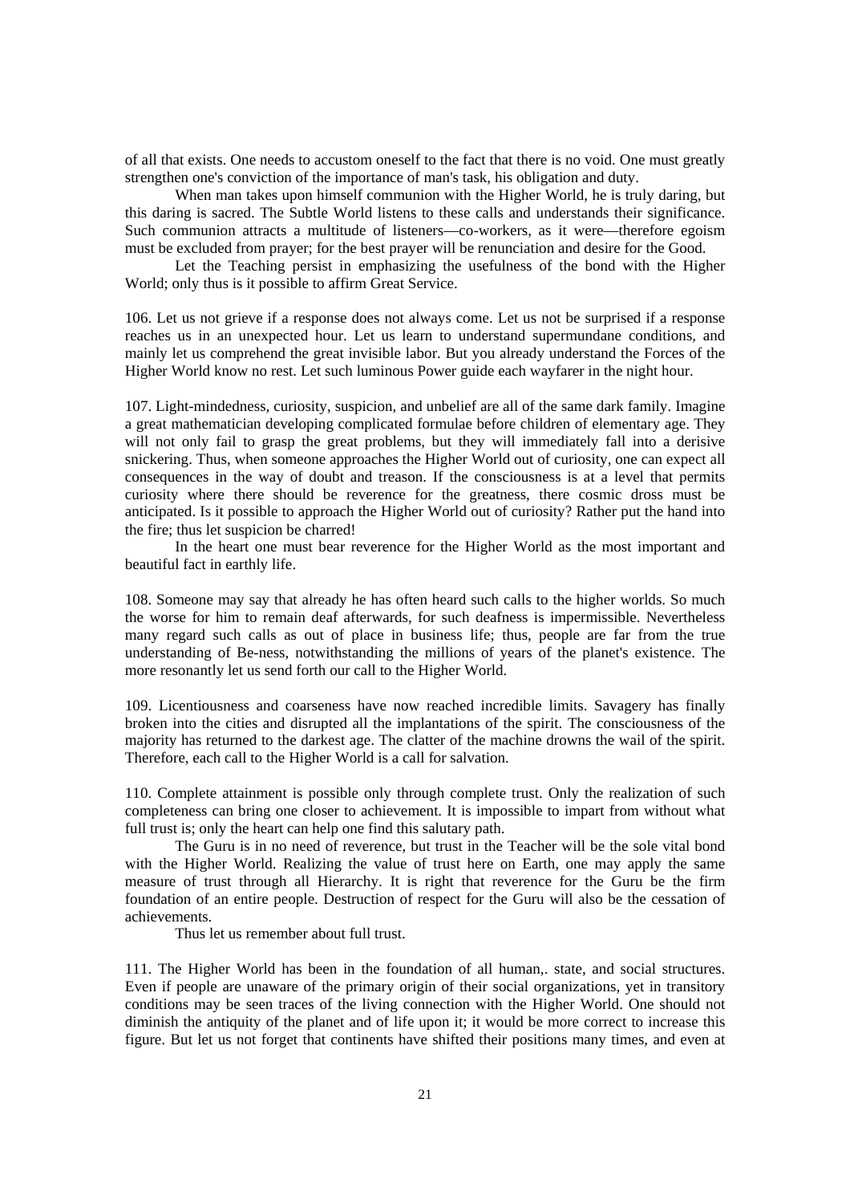of all that exists. One needs to accustom oneself to the fact that there is no void. One must greatly strengthen one's conviction of the importance of man's task, his obligation and duty.

When man takes upon himself communion with the Higher World, he is truly daring, but this daring is sacred. The Subtle World listens to these calls and understands their significance. Such communion attracts a multitude of listeners—co-workers, as it were—therefore egoism must be excluded from prayer; for the best prayer will be renunciation and desire for the Good.

Let the Teaching persist in emphasizing the usefulness of the bond with the Higher World; only thus is it possible to affirm Great Service.

106. Let us not grieve if a response does not always come. Let us not be surprised if a response reaches us in an unexpected hour. Let us learn to understand supermundane conditions, and mainly let us comprehend the great invisible labor. But you already understand the Forces of the Higher World know no rest. Let such luminous Power guide each wayfarer in the night hour.

107. Light-mindedness, curiosity, suspicion, and unbelief are all of the same dark family. Imagine a great mathematician developing complicated formulae before children of elementary age. They will not only fail to grasp the great problems, but they will immediately fall into a derisive snickering. Thus, when someone approaches the Higher World out of curiosity, one can expect all consequences in the way of doubt and treason. If the consciousness is at a level that permits curiosity where there should be reverence for the greatness, there cosmic dross must be anticipated. Is it possible to approach the Higher World out of curiosity? Rather put the hand into the fire; thus let suspicion be charred!

In the heart one must bear reverence for the Higher World as the most important and beautiful fact in earthly life.

108. Someone may say that already he has often heard such calls to the higher worlds. So much the worse for him to remain deaf afterwards, for such deafness is impermissible. Nevertheless many regard such calls as out of place in business life; thus, people are far from the true understanding of Be-ness, notwithstanding the millions of years of the planet's existence. The more resonantly let us send forth our call to the Higher World.

109. Licentiousness and coarseness have now reached incredible limits. Savagery has finally broken into the cities and disrupted all the implantations of the spirit. The consciousness of the majority has returned to the darkest age. The clatter of the machine drowns the wail of the spirit. Therefore, each call to the Higher World is a call for salvation.

110. Complete attainment is possible only through complete trust. Only the realization of such completeness can bring one closer to achievement. It is impossible to impart from without what full trust is; only the heart can help one find this salutary path.

The Guru is in no need of reverence, but trust in the Teacher will be the sole vital bond with the Higher World. Realizing the value of trust here on Earth, one may apply the same measure of trust through all Hierarchy. It is right that reverence for the Guru be the firm foundation of an entire people. Destruction of respect for the Guru will also be the cessation of achievements.

Thus let us remember about full trust.

111. The Higher World has been in the foundation of all human,. state, and social structures. Even if people are unaware of the primary origin of their social organizations, yet in transitory conditions may be seen traces of the living connection with the Higher World. One should not diminish the antiquity of the planet and of life upon it; it would be more correct to increase this figure. But let us not forget that continents have shifted their positions many times, and even at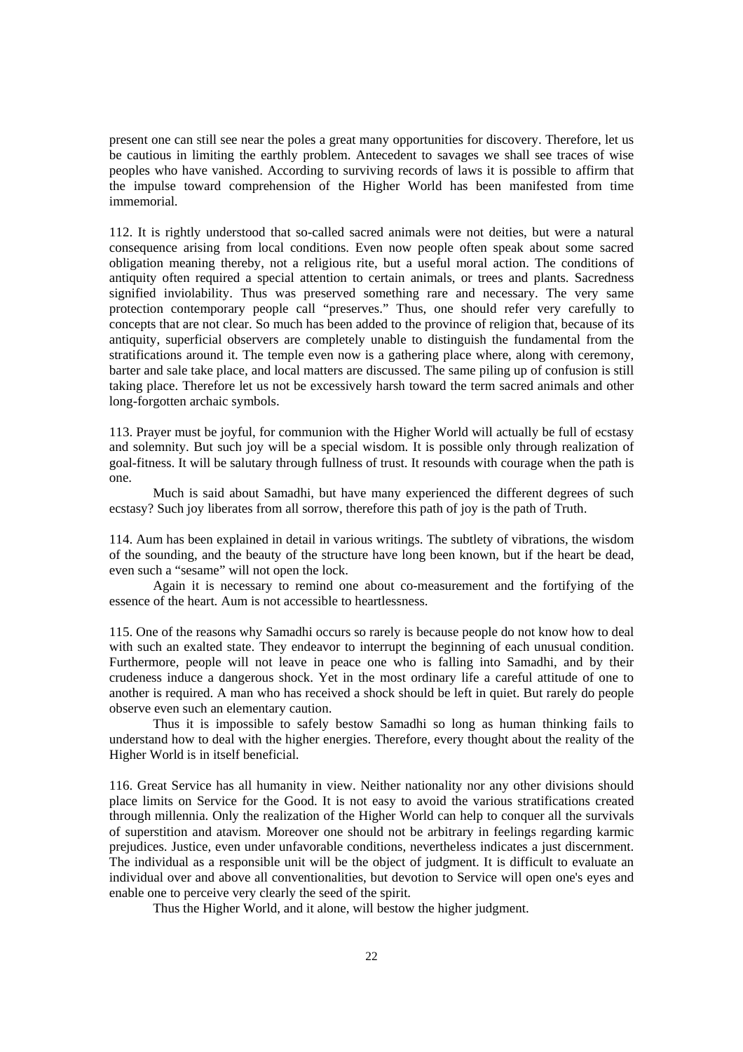present one can still see near the poles a great many opportunities for discovery. Therefore, let us be cautious in limiting the earthly problem. Antecedent to savages we shall see traces of wise peoples who have vanished. According to surviving records of laws it is possible to affirm that the impulse toward comprehension of the Higher World has been manifested from time immemorial.

112. It is rightly understood that so-called sacred animals were not deities, but were a natural consequence arising from local conditions. Even now people often speak about some sacred obligation meaning thereby, not a religious rite, but a useful moral action. The conditions of antiquity often required a special attention to certain animals, or trees and plants. Sacredness signified inviolability. Thus was preserved something rare and necessary. The very same protection contemporary people call "preserves." Thus, one should refer very carefully to concepts that are not clear. So much has been added to the province of religion that, because of its antiquity, superficial observers are completely unable to distinguish the fundamental from the stratifications around it. The temple even now is a gathering place where, along with ceremony, barter and sale take place, and local matters are discussed. The same piling up of confusion is still taking place. Therefore let us not be excessively harsh toward the term sacred animals and other long-forgotten archaic symbols.

113. Prayer must be joyful, for communion with the Higher World will actually be full of ecstasy and solemnity. But such joy will be a special wisdom. It is possible only through realization of goal-fitness. It will be salutary through fullness of trust. It resounds with courage when the path is one.

Much is said about Samadhi, but have many experienced the different degrees of such ecstasy? Such joy liberates from all sorrow, therefore this path of joy is the path of Truth.

114. Aum has been explained in detail in various writings. The subtlety of vibrations, the wisdom of the sounding, and the beauty of the structure have long been known, but if the heart be dead, even such a "sesame" will not open the lock.

Again it is necessary to remind one about co-measurement and the fortifying of the essence of the heart. Aum is not accessible to heartlessness.

115. One of the reasons why Samadhi occurs so rarely is because people do not know how to deal with such an exalted state. They endeavor to interrupt the beginning of each unusual condition. Furthermore, people will not leave in peace one who is falling into Samadhi, and by their crudeness induce a dangerous shock. Yet in the most ordinary life a careful attitude of one to another is required. A man who has received a shock should be left in quiet. But rarely do people observe even such an elementary caution.

Thus it is impossible to safely bestow Samadhi so long as human thinking fails to understand how to deal with the higher energies. Therefore, every thought about the reality of the Higher World is in itself beneficial.

116. Great Service has all humanity in view. Neither nationality nor any other divisions should place limits on Service for the Good. It is not easy to avoid the various stratifications created through millennia. Only the realization of the Higher World can help to conquer all the survivals of superstition and atavism. Moreover one should not be arbitrary in feelings regarding karmic prejudices. Justice, even under unfavorable conditions, nevertheless indicates a just discernment. The individual as a responsible unit will be the object of judgment. It is difficult to evaluate an individual over and above all conventionalities, but devotion to Service will open one's eyes and enable one to perceive very clearly the seed of the spirit.

Thus the Higher World, and it alone, will bestow the higher judgment.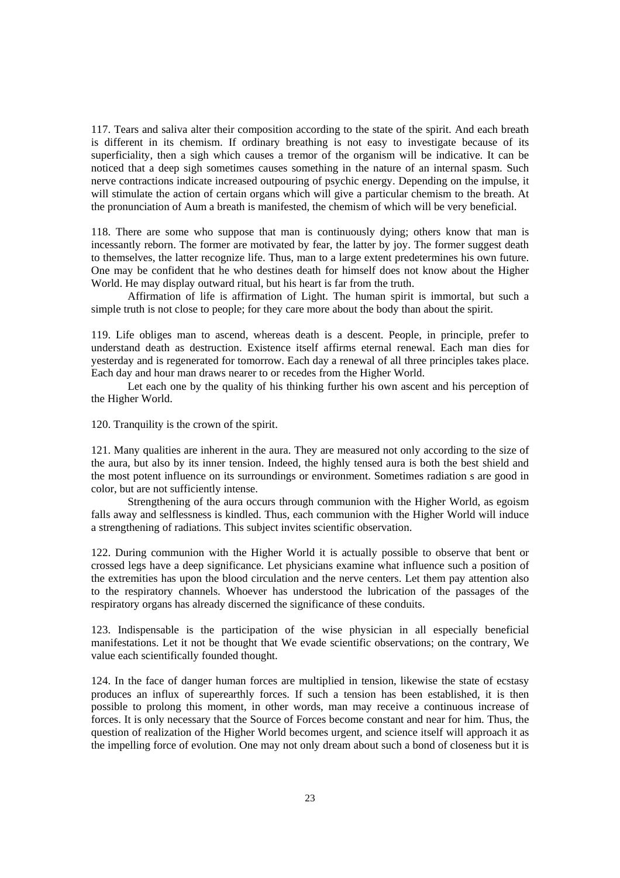117. Tears and saliva alter their composition according to the state of the spirit. And each breath is different in its chemism. If ordinary breathing is not easy to investigate because of its superficiality, then a sigh which causes a tremor of the organism will be indicative. It can be noticed that a deep sigh sometimes causes something in the nature of an internal spasm. Such nerve contractions indicate increased outpouring of psychic energy. Depending on the impulse, it will stimulate the action of certain organs which will give a particular chemism to the breath. At the pronunciation of Aum a breath is manifested, the chemism of which will be very beneficial.

118. There are some who suppose that man is continuously dying; others know that man is incessantly reborn. The former are motivated by fear, the latter by joy. The former suggest death to themselves, the latter recognize life. Thus, man to a large extent predetermines his own future. One may be confident that he who destines death for himself does not know about the Higher World. He may display outward ritual, but his heart is far from the truth.

Affirmation of life is affirmation of Light. The human spirit is immortal, but such a simple truth is not close to people; for they care more about the body than about the spirit.

119. Life obliges man to ascend, whereas death is a descent. People, in principle, prefer to understand death as destruction. Existence itself affirms eternal renewal. Each man dies for yesterday and is regenerated for tomorrow. Each day a renewal of all three principles takes place. Each day and hour man draws nearer to or recedes from the Higher World.

Let each one by the quality of his thinking further his own ascent and his perception of the Higher World.

120. Tranquility is the crown of the spirit.

121. Many qualities are inherent in the aura. They are measured not only according to the size of the aura, but also by its inner tension. Indeed, the highly tensed aura is both the best shield and the most potent influence on its surroundings or environment. Sometimes radiation s are good in color, but are not sufficiently intense.

Strengthening of the aura occurs through communion with the Higher World, as egoism falls away and selflessness is kindled. Thus, each communion with the Higher World will induce a strengthening of radiations. This subject invites scientific observation.

122. During communion with the Higher World it is actually possible to observe that bent or crossed legs have a deep significance. Let physicians examine what influence such a position of the extremities has upon the blood circulation and the nerve centers. Let them pay attention also to the respiratory channels. Whoever has understood the lubrication of the passages of the respiratory organs has already discerned the significance of these conduits.

123. Indispensable is the participation of the wise physician in all especially beneficial manifestations. Let it not be thought that We evade scientific observations; on the contrary, We value each scientifically founded thought.

124. In the face of danger human forces are multiplied in tension, likewise the state of ecstasy produces an influx of superearthly forces. If such a tension has been established, it is then possible to prolong this moment, in other words, man may receive a continuous increase of forces. It is only necessary that the Source of Forces become constant and near for him. Thus, the question of realization of the Higher World becomes urgent, and science itself will approach it as the impelling force of evolution. One may not only dream about such a bond of closeness but it is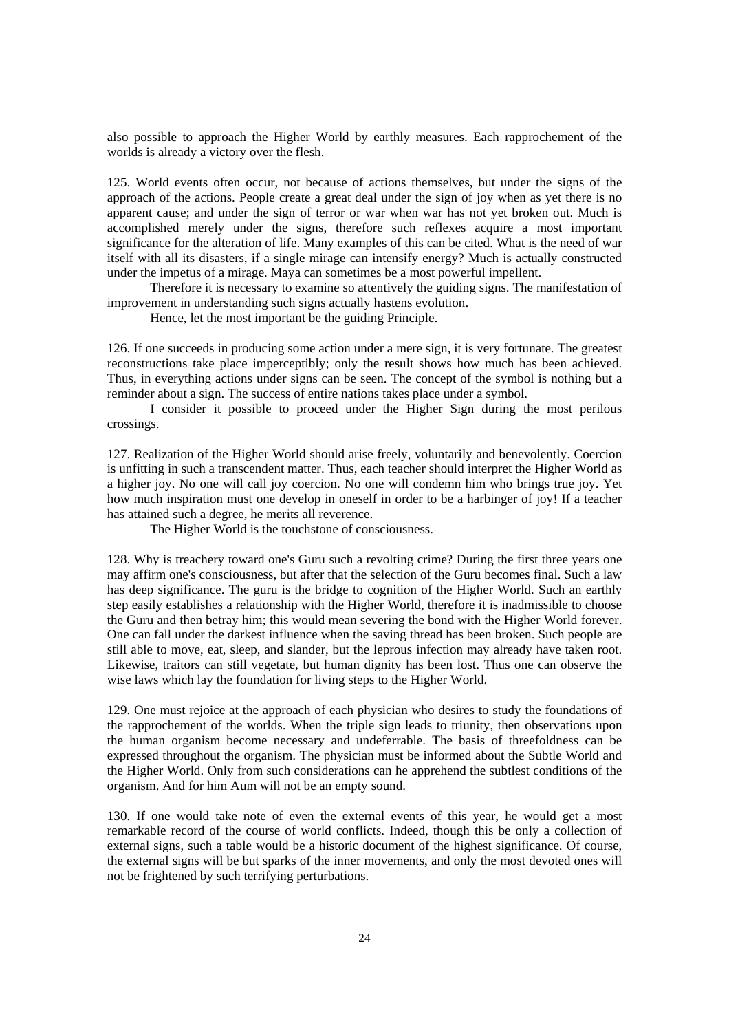also possible to approach the Higher World by earthly measures. Each rapprochement of the worlds is already a victory over the flesh.

125. World events often occur, not because of actions themselves, but under the signs of the approach of the actions. People create a great deal under the sign of joy when as yet there is no apparent cause; and under the sign of terror or war when war has not yet broken out. Much is accomplished merely under the signs, therefore such reflexes acquire a most important significance for the alteration of life. Many examples of this can be cited. What is the need of war itself with all its disasters, if a single mirage can intensify energy? Much is actually constructed under the impetus of a mirage. Maya can sometimes be a most powerful impellent.

Therefore it is necessary to examine so attentively the guiding signs. The manifestation of improvement in understanding such signs actually hastens evolution.

Hence, let the most important be the guiding Principle.

126. If one succeeds in producing some action under a mere sign, it is very fortunate. The greatest reconstructions take place imperceptibly; only the result shows how much has been achieved. Thus, in everything actions under signs can be seen. The concept of the symbol is nothing but a reminder about a sign. The success of entire nations takes place under a symbol.

I consider it possible to proceed under the Higher Sign during the most perilous crossings.

127. Realization of the Higher World should arise freely, voluntarily and benevolently. Coercion is unfitting in such a transcendent matter. Thus, each teacher should interpret the Higher World as a higher joy. No one will call joy coercion. No one will condemn him who brings true joy. Yet how much inspiration must one develop in oneself in order to be a harbinger of joy! If a teacher has attained such a degree, he merits all reverence.

The Higher World is the touchstone of consciousness.

128. Why is treachery toward one's Guru such a revolting crime? During the first three years one may affirm one's consciousness, but after that the selection of the Guru becomes final. Such a law has deep significance. The guru is the bridge to cognition of the Higher World. Such an earthly step easily establishes a relationship with the Higher World, therefore it is inadmissible to choose the Guru and then betray him; this would mean severing the bond with the Higher World forever. One can fall under the darkest influence when the saving thread has been broken. Such people are still able to move, eat, sleep, and slander, but the leprous infection may already have taken root. Likewise, traitors can still vegetate, but human dignity has been lost. Thus one can observe the wise laws which lay the foundation for living steps to the Higher World.

129. One must rejoice at the approach of each physician who desires to study the foundations of the rapprochement of the worlds. When the triple sign leads to triunity, then observations upon the human organism become necessary and undeferrable. The basis of threefoldness can be expressed throughout the organism. The physician must be informed about the Subtle World and the Higher World. Only from such considerations can he apprehend the subtlest conditions of the organism. And for him Aum will not be an empty sound.

130. If one would take note of even the external events of this year, he would get a most remarkable record of the course of world conflicts. Indeed, though this be only a collection of external signs, such a table would be a historic document of the highest significance. Of course, the external signs will be but sparks of the inner movements, and only the most devoted ones will not be frightened by such terrifying perturbations.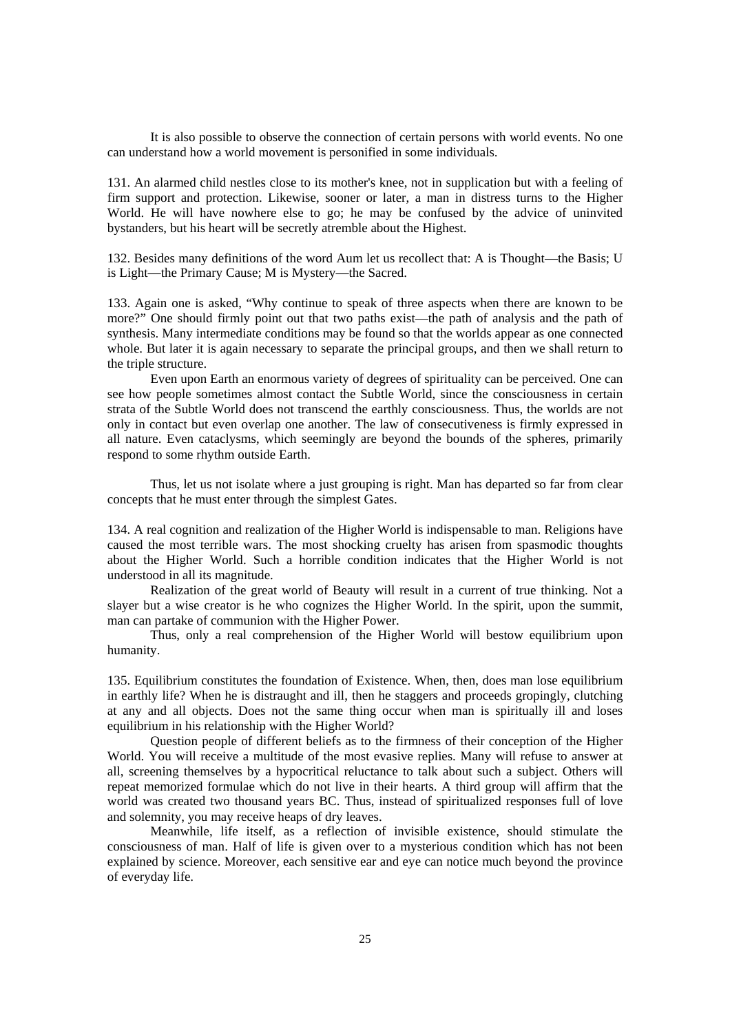It is also possible to observe the connection of certain persons with world events. No one can understand how a world movement is personified in some individuals.

131. An alarmed child nestles close to its mother's knee, not in supplication but with a feeling of firm support and protection. Likewise, sooner or later, a man in distress turns to the Higher World. He will have nowhere else to go; he may be confused by the advice of uninvited bystanders, but his heart will be secretly atremble about the Highest.

132. Besides many definitions of the word Aum let us recollect that: A is Thought—the Basis; U is Light—the Primary Cause; M is Mystery—the Sacred.

133. Again one is asked, "Why continue to speak of three aspects when there are known to be more?" One should firmly point out that two paths exist—the path of analysis and the path of synthesis. Many intermediate conditions may be found so that the worlds appear as one connected whole. But later it is again necessary to separate the principal groups, and then we shall return to the triple structure.

Even upon Earth an enormous variety of degrees of spirituality can be perceived. One can see how people sometimes almost contact the Subtle World, since the consciousness in certain strata of the Subtle World does not transcend the earthly consciousness. Thus, the worlds are not only in contact but even overlap one another. The law of consecutiveness is firmly expressed in all nature. Even cataclysms, which seemingly are beyond the bounds of the spheres, primarily respond to some rhythm outside Earth.

Thus, let us not isolate where a just grouping is right. Man has departed so far from clear concepts that he must enter through the simplest Gates.

134. A real cognition and realization of the Higher World is indispensable to man. Religions have caused the most terrible wars. The most shocking cruelty has arisen from spasmodic thoughts about the Higher World. Such a horrible condition indicates that the Higher World is not understood in all its magnitude.

Realization of the great world of Beauty will result in a current of true thinking. Not a slayer but a wise creator is he who cognizes the Higher World. In the spirit, upon the summit, man can partake of communion with the Higher Power.

Thus, only a real comprehension of the Higher World will bestow equilibrium upon humanity.

135. Equilibrium constitutes the foundation of Existence. When, then, does man lose equilibrium in earthly life? When he is distraught and ill, then he staggers and proceeds gropingly, clutching at any and all objects. Does not the same thing occur when man is spiritually ill and loses equilibrium in his relationship with the Higher World?

Question people of different beliefs as to the firmness of their conception of the Higher World. You will receive a multitude of the most evasive replies. Many will refuse to answer at all, screening themselves by a hypocritical reluctance to talk about such a subject. Others will repeat memorized formulae which do not live in their hearts. A third group will affirm that the world was created two thousand years BC. Thus, instead of spiritualized responses full of love and solemnity, you may receive heaps of dry leaves.

Meanwhile, life itself, as a reflection of invisible existence, should stimulate the consciousness of man. Half of life is given over to a mysterious condition which has not been explained by science. Moreover, each sensitive ear and eye can notice much beyond the province of everyday life.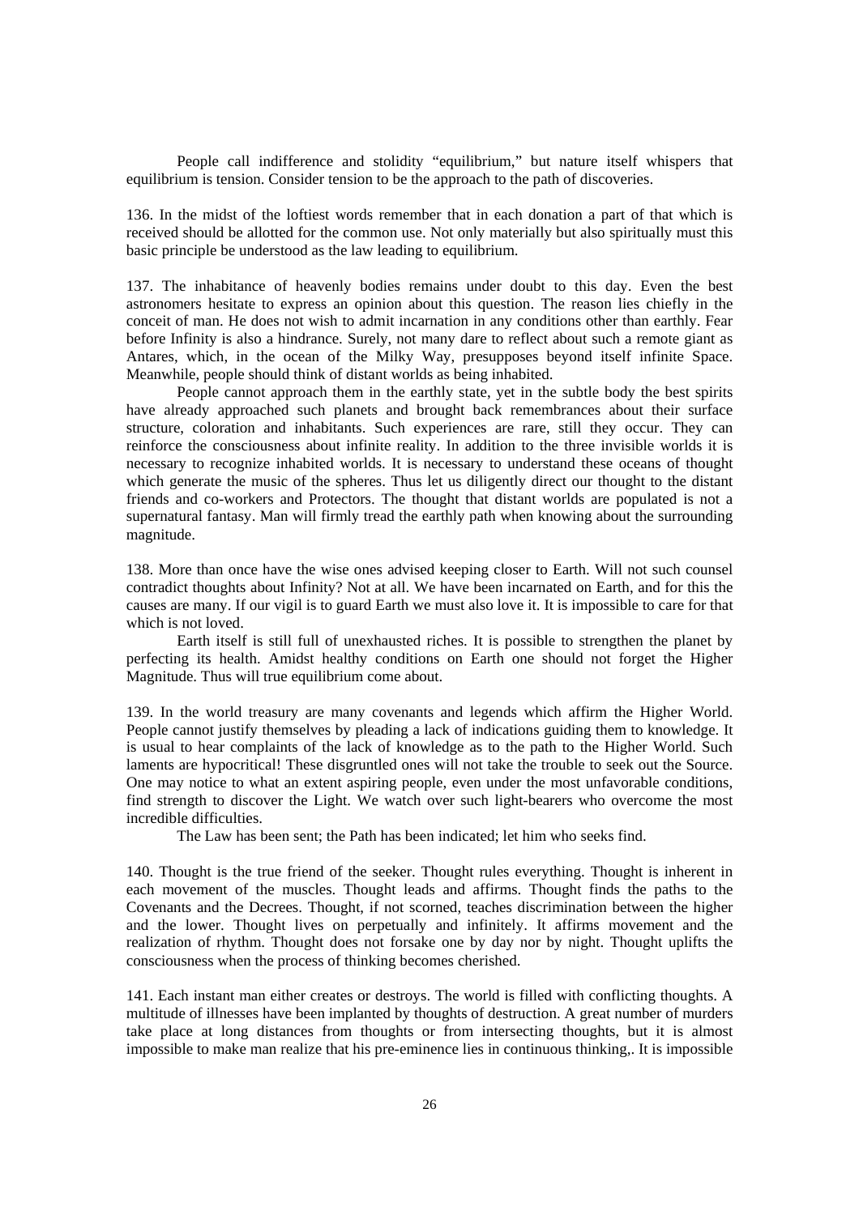People call indifference and stolidity "equilibrium," but nature itself whispers that equilibrium is tension. Consider tension to be the approach to the path of discoveries.

136. In the midst of the loftiest words remember that in each donation a part of that which is received should be allotted for the common use. Not only materially but also spiritually must this basic principle be understood as the law leading to equilibrium.

137. The inhabitance of heavenly bodies remains under doubt to this day. Even the best astronomers hesitate to express an opinion about this question. The reason lies chiefly in the conceit of man. He does not wish to admit incarnation in any conditions other than earthly. Fear before Infinity is also a hindrance. Surely, not many dare to reflect about such a remote giant as Antares, which, in the ocean of the Milky Way, presupposes beyond itself infinite Space. Meanwhile, people should think of distant worlds as being inhabited.

People cannot approach them in the earthly state, yet in the subtle body the best spirits have already approached such planets and brought back remembrances about their surface structure, coloration and inhabitants. Such experiences are rare, still they occur. They can reinforce the consciousness about infinite reality. In addition to the three invisible worlds it is necessary to recognize inhabited worlds. It is necessary to understand these oceans of thought which generate the music of the spheres. Thus let us diligently direct our thought to the distant friends and co-workers and Protectors. The thought that distant worlds are populated is not a supernatural fantasy. Man will firmly tread the earthly path when knowing about the surrounding magnitude.

138. More than once have the wise ones advised keeping closer to Earth. Will not such counsel contradict thoughts about Infinity? Not at all. We have been incarnated on Earth, and for this the causes are many. If our vigil is to guard Earth we must also love it. It is impossible to care for that which is not loved.

Earth itself is still full of unexhausted riches. It is possible to strengthen the planet by perfecting its health. Amidst healthy conditions on Earth one should not forget the Higher Magnitude. Thus will true equilibrium come about.

139. In the world treasury are many covenants and legends which affirm the Higher World. People cannot justify themselves by pleading a lack of indications guiding them to knowledge. It is usual to hear complaints of the lack of knowledge as to the path to the Higher World. Such laments are hypocritical! These disgruntled ones will not take the trouble to seek out the Source. One may notice to what an extent aspiring people, even under the most unfavorable conditions, find strength to discover the Light. We watch over such light-bearers who overcome the most incredible difficulties.

The Law has been sent; the Path has been indicated; let him who seeks find.

140. Thought is the true friend of the seeker. Thought rules everything. Thought is inherent in each movement of the muscles. Thought leads and affirms. Thought finds the paths to the Covenants and the Decrees. Thought, if not scorned, teaches discrimination between the higher and the lower. Thought lives on perpetually and infinitely. It affirms movement and the realization of rhythm. Thought does not forsake one by day nor by night. Thought uplifts the consciousness when the process of thinking becomes cherished.

141. Each instant man either creates or destroys. The world is filled with conflicting thoughts. A multitude of illnesses have been implanted by thoughts of destruction. A great number of murders take place at long distances from thoughts or from intersecting thoughts, but it is almost impossible to make man realize that his pre-eminence lies in continuous thinking,. It is impossible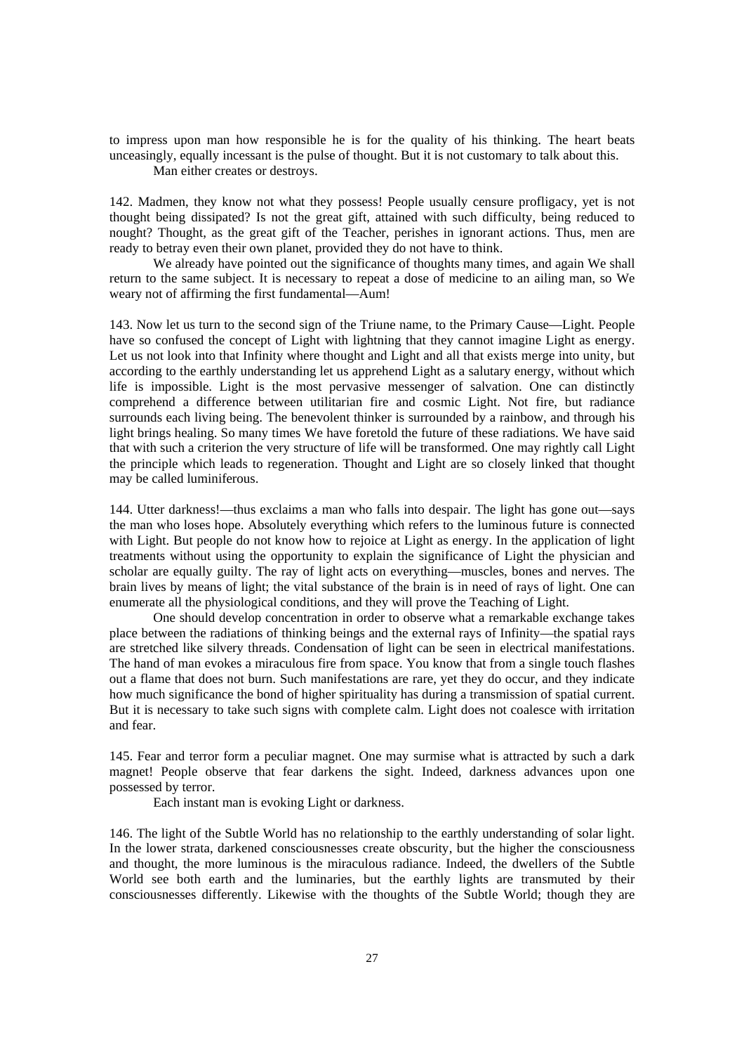to impress upon man how responsible he is for the quality of his thinking. The heart beats unceasingly, equally incessant is the pulse of thought. But it is not customary to talk about this.

Man either creates or destroys.

142. Madmen, they know not what they possess! People usually censure profligacy, yet is not thought being dissipated? Is not the great gift, attained with such difficulty, being reduced to nought? Thought, as the great gift of the Teacher, perishes in ignorant actions. Thus, men are ready to betray even their own planet, provided they do not have to think.

We already have pointed out the significance of thoughts many times, and again We shall return to the same subject. It is necessary to repeat a dose of medicine to an ailing man, so We weary not of affirming the first fundamental—Aum!

143. Now let us turn to the second sign of the Triune name, to the Primary Cause—Light. People have so confused the concept of Light with lightning that they cannot imagine Light as energy. Let us not look into that Infinity where thought and Light and all that exists merge into unity, but according to the earthly understanding let us apprehend Light as a salutary energy, without which life is impossible. Light is the most pervasive messenger of salvation. One can distinctly comprehend a difference between utilitarian fire and cosmic Light. Not fire, but radiance surrounds each living being. The benevolent thinker is surrounded by a rainbow, and through his light brings healing. So many times We have foretold the future of these radiations. We have said that with such a criterion the very structure of life will be transformed. One may rightly call Light the principle which leads to regeneration. Thought and Light are so closely linked that thought may be called luminiferous.

144. Utter darkness!—thus exclaims a man who falls into despair. The light has gone out—says the man who loses hope. Absolutely everything which refers to the luminous future is connected with Light. But people do not know how to rejoice at Light as energy. In the application of light treatments without using the opportunity to explain the significance of Light the physician and scholar are equally guilty. The ray of light acts on everything—muscles, bones and nerves. The brain lives by means of light; the vital substance of the brain is in need of rays of light. One can enumerate all the physiological conditions, and they will prove the Teaching of Light.

One should develop concentration in order to observe what a remarkable exchange takes place between the radiations of thinking beings and the external rays of Infinity—the spatial rays are stretched like silvery threads. Condensation of light can be seen in electrical manifestations. The hand of man evokes a miraculous fire from space. You know that from a single touch flashes out a flame that does not burn. Such manifestations are rare, yet they do occur, and they indicate how much significance the bond of higher spirituality has during a transmission of spatial current. But it is necessary to take such signs with complete calm. Light does not coalesce with irritation and fear.

145. Fear and terror form a peculiar magnet. One may surmise what is attracted by such a dark magnet! People observe that fear darkens the sight. Indeed, darkness advances upon one possessed by terror.

Each instant man is evoking Light or darkness.

146. The light of the Subtle World has no relationship to the earthly understanding of solar light. In the lower strata, darkened consciousnesses create obscurity, but the higher the consciousness and thought, the more luminous is the miraculous radiance. Indeed, the dwellers of the Subtle World see both earth and the luminaries, but the earthly lights are transmuted by their consciousnesses differently. Likewise with the thoughts of the Subtle World; though they are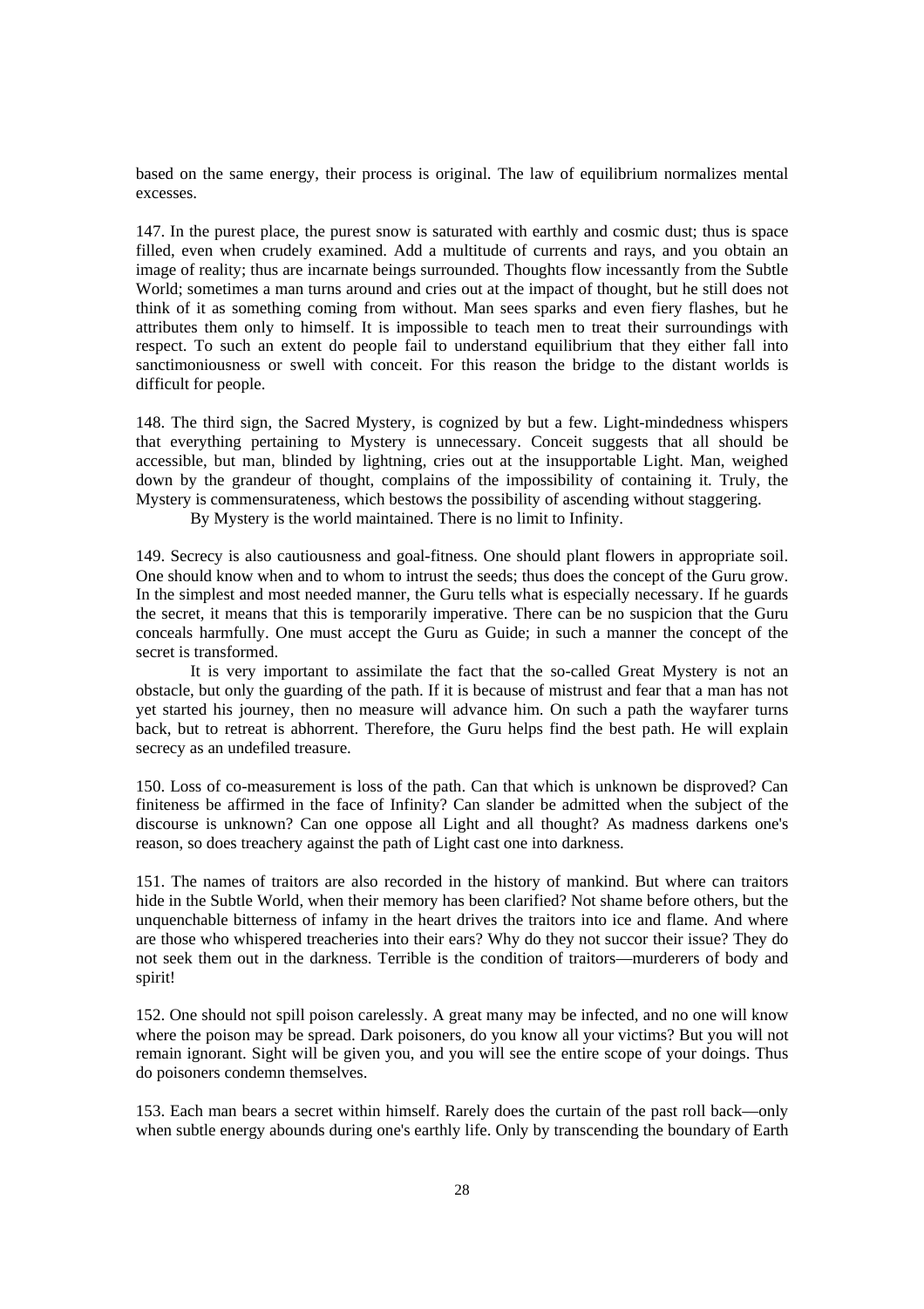based on the same energy, their process is original. The law of equilibrium normalizes mental excesses.

147. In the purest place, the purest snow is saturated with earthly and cosmic dust; thus is space filled, even when crudely examined. Add a multitude of currents and rays, and you obtain an image of reality; thus are incarnate beings surrounded. Thoughts flow incessantly from the Subtle World; sometimes a man turns around and cries out at the impact of thought, but he still does not think of it as something coming from without. Man sees sparks and even fiery flashes, but he attributes them only to himself. It is impossible to teach men to treat their surroundings with respect. To such an extent do people fail to understand equilibrium that they either fall into sanctimoniousness or swell with conceit. For this reason the bridge to the distant worlds is difficult for people.

148. The third sign, the Sacred Mystery, is cognized by but a few. Light-mindedness whispers that everything pertaining to Mystery is unnecessary. Conceit suggests that all should be accessible, but man, blinded by lightning, cries out at the insupportable Light. Man, weighed down by the grandeur of thought, complains of the impossibility of containing it. Truly, the Mystery is commensurateness, which bestows the possibility of ascending without staggering.

By Mystery is the world maintained. There is no limit to Infinity.

149. Secrecy is also cautiousness and goal-fitness. One should plant flowers in appropriate soil. One should know when and to whom to intrust the seeds; thus does the concept of the Guru grow. In the simplest and most needed manner, the Guru tells what is especially necessary. If he guards the secret, it means that this is temporarily imperative. There can be no suspicion that the Guru conceals harmfully. One must accept the Guru as Guide; in such a manner the concept of the secret is transformed.

It is very important to assimilate the fact that the so-called Great Mystery is not an obstacle, but only the guarding of the path. If it is because of mistrust and fear that a man has not yet started his journey, then no measure will advance him. On such a path the wayfarer turns back, but to retreat is abhorrent. Therefore, the Guru helps find the best path. He will explain secrecy as an undefiled treasure.

150. Loss of co-measurement is loss of the path. Can that which is unknown be disproved? Can finiteness be affirmed in the face of Infinity? Can slander be admitted when the subject of the discourse is unknown? Can one oppose all Light and all thought? As madness darkens one's reason, so does treachery against the path of Light cast one into darkness.

151. The names of traitors are also recorded in the history of mankind. But where can traitors hide in the Subtle World, when their memory has been clarified? Not shame before others, but the unquenchable bitterness of infamy in the heart drives the traitors into ice and flame. And where are those who whispered treacheries into their ears? Why do they not succor their issue? They do not seek them out in the darkness. Terrible is the condition of traitors—murderers of body and spirit!

152. One should not spill poison carelessly. A great many may be infected, and no one will know where the poison may be spread. Dark poisoners, do you know all your victims? But you will not remain ignorant. Sight will be given you, and you will see the entire scope of your doings. Thus do poisoners condemn themselves.

153. Each man bears a secret within himself. Rarely does the curtain of the past roll back—only when subtle energy abounds during one's earthly life. Only by transcending the boundary of Earth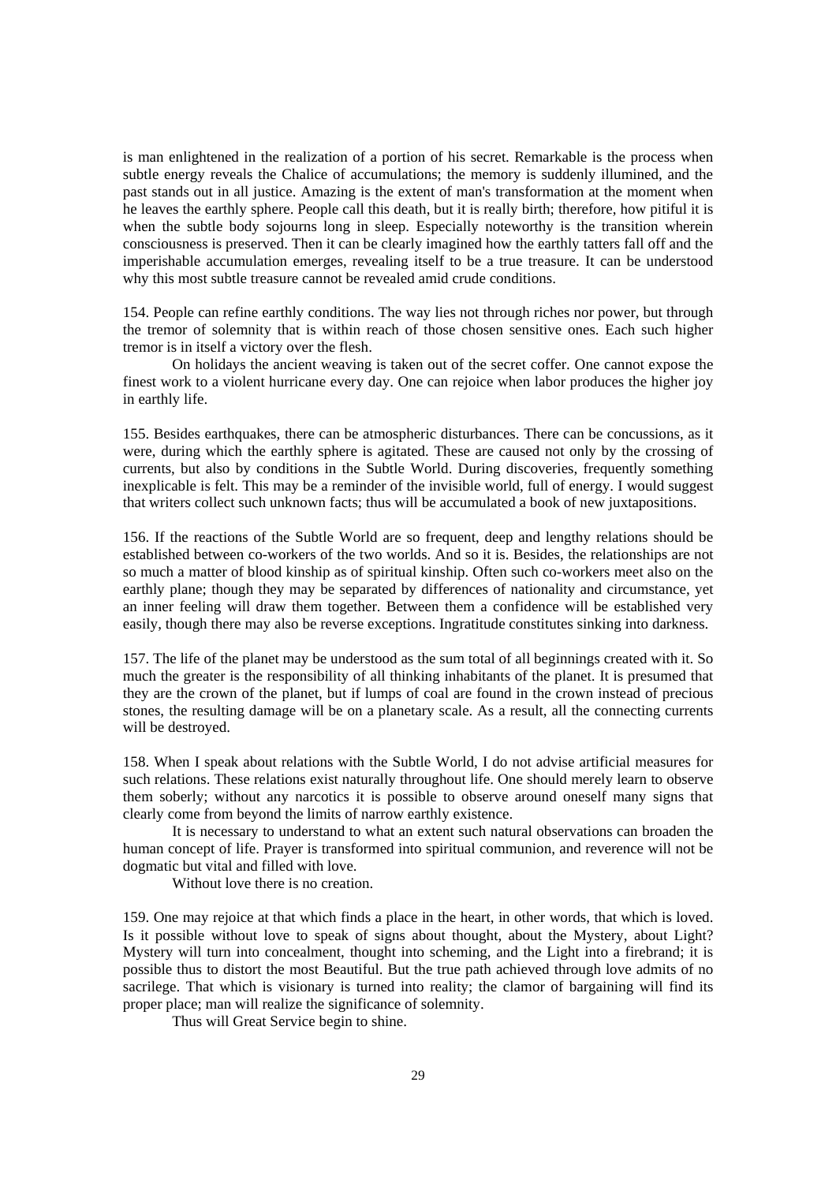is man enlightened in the realization of a portion of his secret. Remarkable is the process when subtle energy reveals the Chalice of accumulations; the memory is suddenly illumined, and the past stands out in all justice. Amazing is the extent of man's transformation at the moment when he leaves the earthly sphere. People call this death, but it is really birth; therefore, how pitiful it is when the subtle body sojourns long in sleep. Especially noteworthy is the transition wherein consciousness is preserved. Then it can be clearly imagined how the earthly tatters fall off and the imperishable accumulation emerges, revealing itself to be a true treasure. It can be understood why this most subtle treasure cannot be revealed amid crude conditions.

154. People can refine earthly conditions. The way lies not through riches nor power, but through the tremor of solemnity that is within reach of those chosen sensitive ones. Each such higher tremor is in itself a victory over the flesh.

On holidays the ancient weaving is taken out of the secret coffer. One cannot expose the finest work to a violent hurricane every day. One can rejoice when labor produces the higher joy in earthly life.

155. Besides earthquakes, there can be atmospheric disturbances. There can be concussions, as it were, during which the earthly sphere is agitated. These are caused not only by the crossing of currents, but also by conditions in the Subtle World. During discoveries, frequently something inexplicable is felt. This may be a reminder of the invisible world, full of energy. I would suggest that writers collect such unknown facts; thus will be accumulated a book of new juxtapositions.

156. If the reactions of the Subtle World are so frequent, deep and lengthy relations should be established between co-workers of the two worlds. And so it is. Besides, the relationships are not so much a matter of blood kinship as of spiritual kinship. Often such co-workers meet also on the earthly plane; though they may be separated by differences of nationality and circumstance, yet an inner feeling will draw them together. Between them a confidence will be established very easily, though there may also be reverse exceptions. Ingratitude constitutes sinking into darkness.

157. The life of the planet may be understood as the sum total of all beginnings created with it. So much the greater is the responsibility of all thinking inhabitants of the planet. It is presumed that they are the crown of the planet, but if lumps of coal are found in the crown instead of precious stones, the resulting damage will be on a planetary scale. As a result, all the connecting currents will be destroyed.

158. When I speak about relations with the Subtle World, I do not advise artificial measures for such relations. These relations exist naturally throughout life. One should merely learn to observe them soberly; without any narcotics it is possible to observe around oneself many signs that clearly come from beyond the limits of narrow earthly existence.

It is necessary to understand to what an extent such natural observations can broaden the human concept of life. Prayer is transformed into spiritual communion, and reverence will not be dogmatic but vital and filled with love.

Without love there is no creation.

159. One may rejoice at that which finds a place in the heart, in other words, that which is loved. Is it possible without love to speak of signs about thought, about the Mystery, about Light? Mystery will turn into concealment, thought into scheming, and the Light into a firebrand; it is possible thus to distort the most Beautiful. But the true path achieved through love admits of no sacrilege. That which is visionary is turned into reality; the clamor of bargaining will find its proper place; man will realize the significance of solemnity.

Thus will Great Service begin to shine.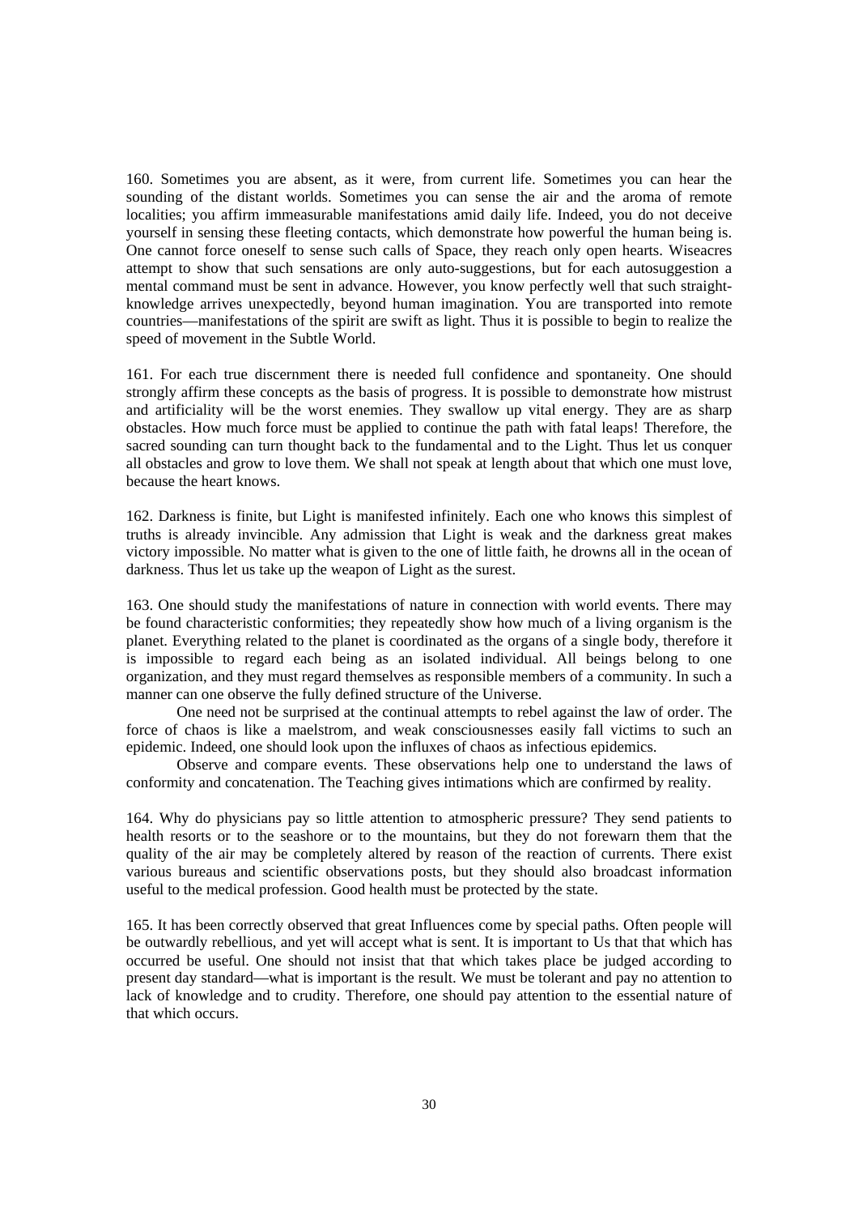160. Sometimes you are absent, as it were, from current life. Sometimes you can hear the sounding of the distant worlds. Sometimes you can sense the air and the aroma of remote localities; you affirm immeasurable manifestations amid daily life. Indeed, you do not deceive yourself in sensing these fleeting contacts, which demonstrate how powerful the human being is. One cannot force oneself to sense such calls of Space, they reach only open hearts. Wiseacres attempt to show that such sensations are only auto-suggestions, but for each autosuggestion a mental command must be sent in advance. However, you know perfectly well that such straight-knowledge arrives unexpectedly, beyond human imagination. You are transported into remote countries—manifestations of the spirit are swift as light. Thus it is possible to begin to realize the speed of movement in the Subtle World.

161. For each true discernment there is needed full confidence and spontaneity. One should strongly affirm these concepts as the basis of progress. It is possible to demonstrate how mistrust and artificiality will be the worst enemies. They swallow up vital energy. They are as sharp obstacles. How much force must be applied to continue the path with fatal leaps! Therefore, the sacred sounding can turn thought back to the fundamental and to the Light. Thus let us conquer all obstacles and grow to love them. We shall not speak at length about that which one must love, because the heart knows.

162. Darkness is finite, but Light is manifested infinitely. Each one who knows this simplest of truths is already invincible. Any admission that Light is weak and the darkness great makes victory impossible. No matter what is given to the one of little faith, he drowns all in the ocean of darkness. Thus let us take up the weapon of Light as the surest.

163. One should study the manifestations of nature in connection with world events. There may be found characteristic conformities; they repeatedly show how much of a living organism is the planet. Everything related to the planet is coordinated as the organs of a single body, therefore it is impossible to regard each being as an isolated individual. All beings belong to one organization, and they must regard themselves as responsible members of a community. In such a manner can one observe the fully defined structure of the Universe.

One need not be surprised at the continual attempts to rebel against the law of order. The force of chaos is like a maelstrom, and weak consciousnesses easily fall victims to such an epidemic. Indeed, one should look upon the influxes of chaos as infectious epidemics.

Observe and compare events. These observations help one to understand the laws of conformity and concatenation. The Teaching gives intimations which are confirmed by reality.

164. Why do physicians pay so little attention to atmospheric pressure? They send patients to health resorts or to the seashore or to the mountains, but they do not forewarn them that the quality of the air may be completely altered by reason of the reaction of currents. There exist various bureaus and scientific observations posts, but they should also broadcast information useful to the medical profession. Good health must be protected by the state.

165. It has been correctly observed that great Influences come by special paths. Often people will be outwardly rebellious, and yet will accept what is sent. It is important to Us that that which has occurred be useful. One should not insist that that which takes place be judged according to present day standard—what is important is the result. We must be tolerant and pay no attention to lack of knowledge and to crudity. Therefore, one should pay attention to the essential nature of that which occurs.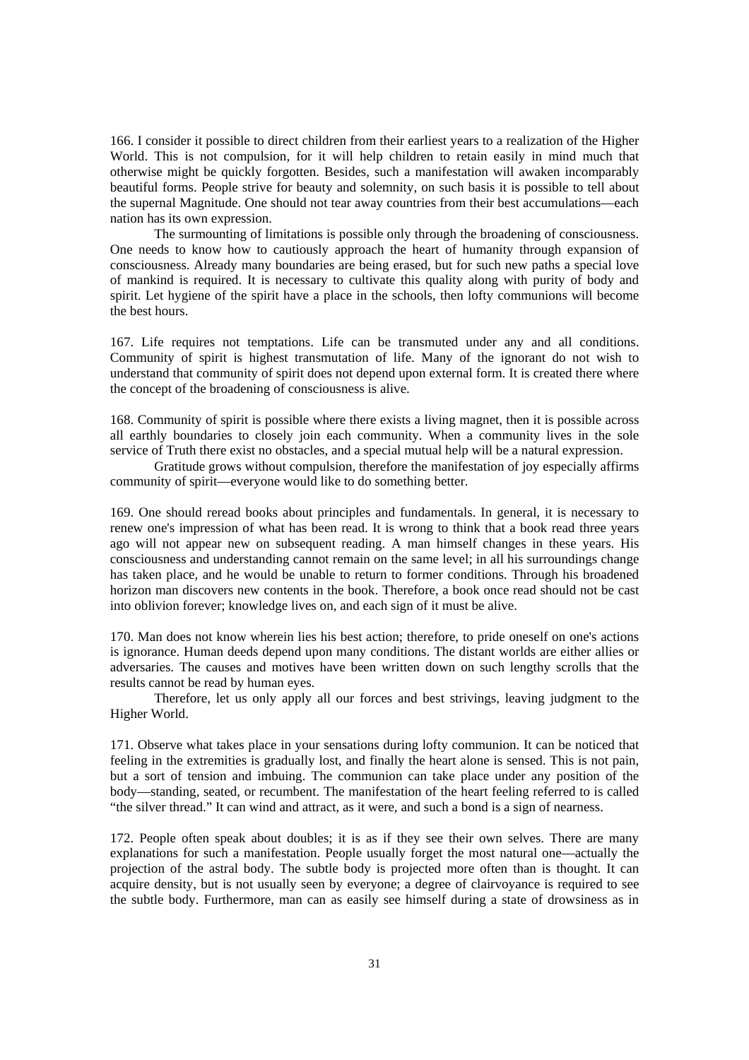166. I consider it possible to direct children from their earliest years to a realization of the Higher World. This is not compulsion, for it will help children to retain easily in mind much that otherwise might be quickly forgotten. Besides, such a manifestation will awaken incomparably beautiful forms. People strive for beauty and solemnity, on such basis it is possible to tell about the supernal Magnitude. One should not tear away countries from their best accumulations—each nation has its own expression.

The surmounting of limitations is possible only through the broadening of consciousness. One needs to know how to cautiously approach the heart of humanity through expansion of consciousness. Already many boundaries are being erased, but for such new paths a special love of mankind is required. It is necessary to cultivate this quality along with purity of body and spirit. Let hygiene of the spirit have a place in the schools, then lofty communions will become the best hours.

167. Life requires not temptations. Life can be transmuted under any and all conditions. Community of spirit is highest transmutation of life. Many of the ignorant do not wish to understand that community of spirit does not depend upon external form. It is created there where the concept of the broadening of consciousness is alive.

168. Community of spirit is possible where there exists a living magnet, then it is possible across all earthly boundaries to closely join each community. When a community lives in the sole service of Truth there exist no obstacles, and a special mutual help will be a natural expression.

Gratitude grows without compulsion, therefore the manifestation of joy especially affirms community of spirit—everyone would like to do something better.

169. One should reread books about principles and fundamentals. In general, it is necessary to renew one's impression of what has been read. It is wrong to think that a book read three years ago will not appear new on subsequent reading. A man himself changes in these years. His consciousness and understanding cannot remain on the same level; in all his surroundings change has taken place, and he would be unable to return to former conditions. Through his broadened horizon man discovers new contents in the book. Therefore, a book once read should not be cast into oblivion forever; knowledge lives on, and each sign of it must be alive.

170. Man does not know wherein lies his best action; therefore, to pride oneself on one's actions is ignorance. Human deeds depend upon many conditions. The distant worlds are either allies or adversaries. The causes and motives have been written down on such lengthy scrolls that the results cannot be read by human eyes.

Therefore, let us only apply all our forces and best strivings, leaving judgment to the Higher World.

171. Observe what takes place in your sensations during lofty communion. It can be noticed that feeling in the extremities is gradually lost, and finally the heart alone is sensed. This is not pain, but a sort of tension and imbuing. The communion can take place under any position of the body—standing, seated, or recumbent. The manifestation of the heart feeling referred to is called "the silver thread." It can wind and attract, as it were, and such a bond is a sign of nearness.

172. People often speak about doubles; it is as if they see their own selves. There are many explanations for such a manifestation. People usually forget the most natural one—actually the projection of the astral body. The subtle body is projected more often than is thought. It can acquire density, but is not usually seen by everyone; a degree of clairvoyance is required to see the subtle body. Furthermore, man can as easily see himself during a state of drowsiness as in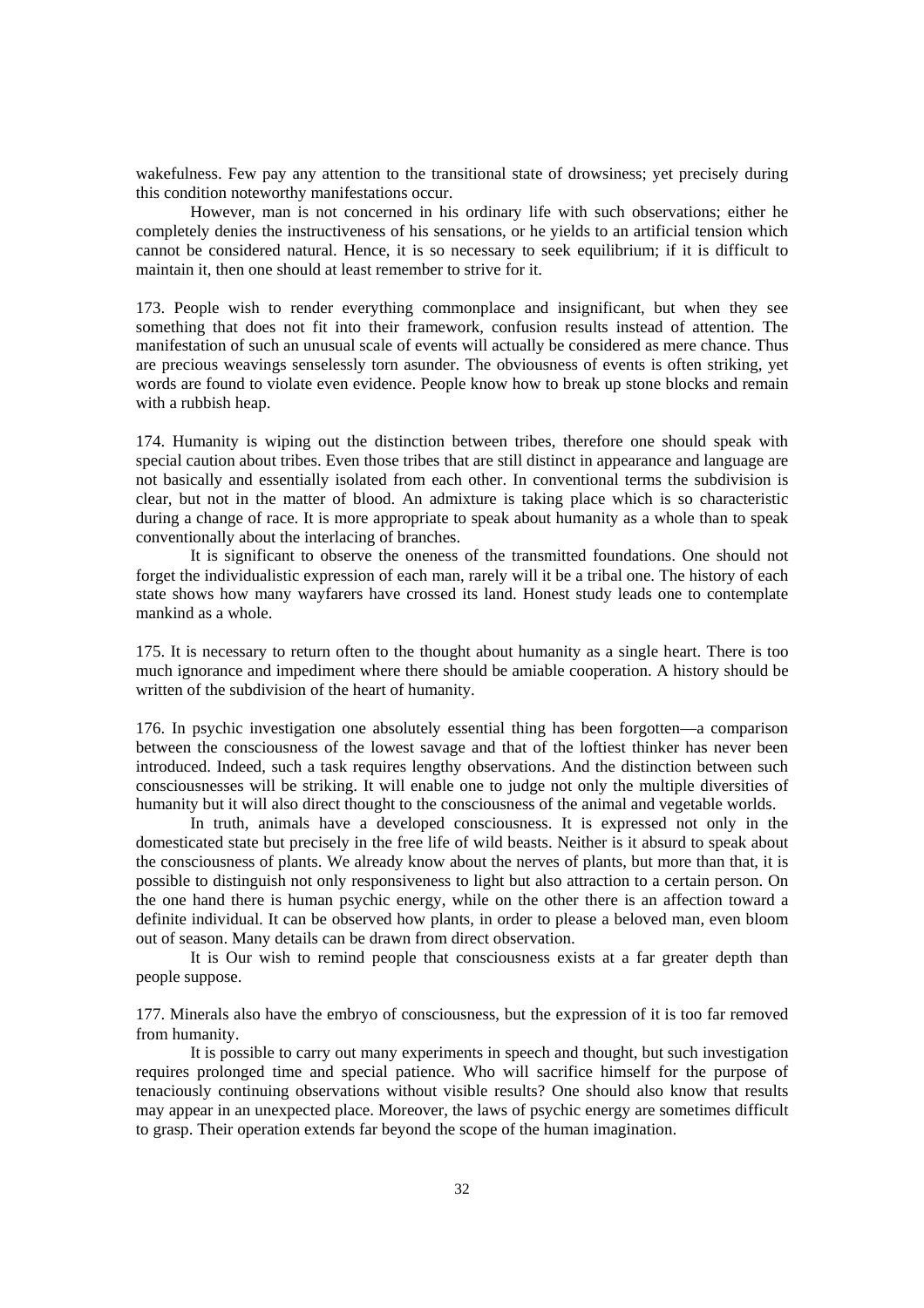wakefulness. Few pay any attention to the transitional state of drowsiness; yet precisely during this condition noteworthy manifestations occur.

However, man is not concerned in his ordinary life with such observations; either he completely denies the instructiveness of his sensations, or he yields to an artificial tension which cannot be considered natural. Hence, it is so necessary to seek equilibrium; if it is difficult to maintain it, then one should at least remember to strive for it.

173. People wish to render everything commonplace and insignificant, but when they see something that does not fit into their framework, confusion results instead of attention. The manifestation of such an unusual scale of events will actually be considered as mere chance. Thus are precious weavings senselessly torn asunder. The obviousness of events is often striking, yet words are found to violate even evidence. People know how to break up stone blocks and remain with a rubbish heap.

174. Humanity is wiping out the distinction between tribes, therefore one should speak with special caution about tribes. Even those tribes that are still distinct in appearance and language are not basically and essentially isolated from each other. In conventional terms the subdivision is clear, but not in the matter of blood. An admixture is taking place which is so characteristic during a change of race. It is more appropriate to speak about humanity as a whole than to speak conventionally about the interlacing of branches.

It is significant to observe the oneness of the transmitted foundations. One should not forget the individualistic expression of each man, rarely will it be a tribal one. The history of each state shows how many wayfarers have crossed its land. Honest study leads one to contemplate mankind as a whole.

175. It is necessary to return often to the thought about humanity as a single heart. There is too much ignorance and impediment where there should be amiable cooperation. A history should be written of the subdivision of the heart of humanity.

176. In psychic investigation one absolutely essential thing has been forgotten—a comparison between the consciousness of the lowest savage and that of the loftiest thinker has never been introduced. Indeed, such a task requires lengthy observations. And the distinction between such consciousnesses will be striking. It will enable one to judge not only the multiple diversities of humanity but it will also direct thought to the consciousness of the animal and vegetable worlds.

In truth, animals have a developed consciousness. It is expressed not only in the domesticated state but precisely in the free life of wild beasts. Neither is it absurd to speak about the consciousness of plants. We already know about the nerves of plants, but more than that, it is possible to distinguish not only responsiveness to light but also attraction to a certain person. On the one hand there is human psychic energy, while on the other there is an affection toward a definite individual. It can be observed how plants, in order to please a beloved man, even bloom out of season. Many details can be drawn from direct observation.

It is Our wish to remind people that consciousness exists at a far greater depth than people suppose.

177. Minerals also have the embryo of consciousness, but the expression of it is too far removed from humanity.

It is possible to carry out many experiments in speech and thought, but such investigation requires prolonged time and special patience. Who will sacrifice himself for the purpose of tenaciously continuing observations without visible results? One should also know that results may appear in an unexpected place. Moreover, the laws of psychic energy are sometimes difficult to grasp. Their operation extends far beyond the scope of the human imagination.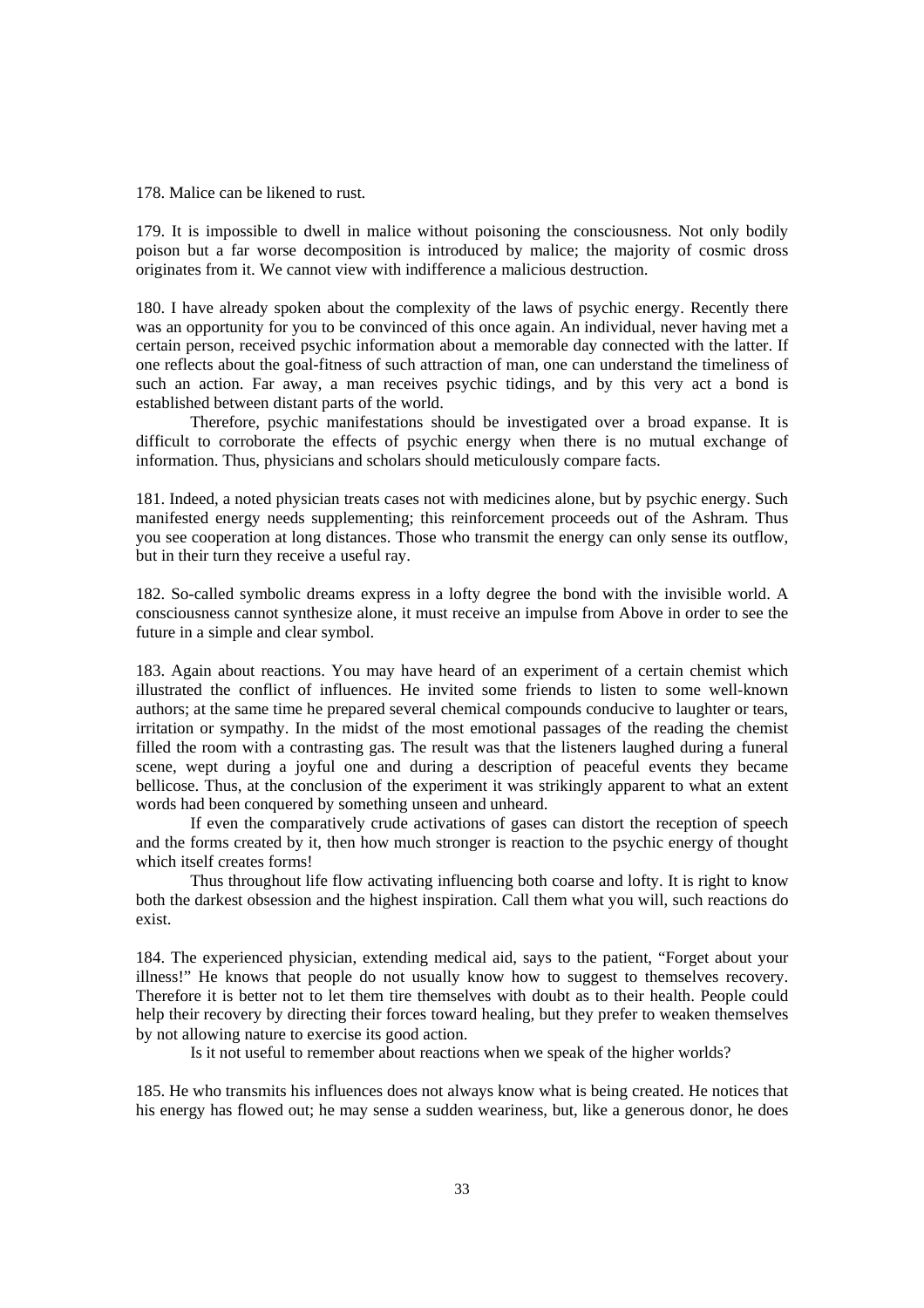178. Malice can be likened to rust.

179. It is impossible to dwell in malice without poisoning the consciousness. Not only bodily poison but a far worse decomposition is introduced by malice; the majority of cosmic dross originates from it. We cannot view with indifference a malicious destruction.

180. I have already spoken about the complexity of the laws of psychic energy. Recently there was an opportunity for you to be convinced of this once again. An individual, never having met a certain person, received psychic information about a memorable day connected with the latter. If one reflects about the goal-fitness of such attraction of man, one can understand the timeliness of such an action. Far away, a man receives psychic tidings, and by this very act a bond is established between distant parts of the world.

Therefore, psychic manifestations should be investigated over a broad expanse. It is difficult to corroborate the effects of psychic energy when there is no mutual exchange of information. Thus, physicians and scholars should meticulously compare facts.

181. Indeed, a noted physician treats cases not with medicines alone, but by psychic energy. Such manifested energy needs supplementing; this reinforcement proceeds out of the Ashram. Thus you see cooperation at long distances. Those who transmit the energy can only sense its outflow, but in their turn they receive a useful ray.

182. So-called symbolic dreams express in a lofty degree the bond with the invisible world. A consciousness cannot synthesize alone, it must receive an impulse from Above in order to see the future in a simple and clear symbol.

183. Again about reactions. You may have heard of an experiment of a certain chemist which illustrated the conflict of influences. He invited some friends to listen to some well-known authors; at the same time he prepared several chemical compounds conducive to laughter or tears, irritation or sympathy. In the midst of the most emotional passages of the reading the chemist filled the room with a contrasting gas. The result was that the listeners laughed during a funeral scene, wept during a joyful one and during a description of peaceful events they became bellicose. Thus, at the conclusion of the experiment it was strikingly apparent to what an extent words had been conquered by something unseen and unheard.

If even the comparatively crude activations of gases can distort the reception of speech and the forms created by it, then how much stronger is reaction to the psychic energy of thought which itself creates forms!

Thus throughout life flow activating influencing both coarse and lofty. It is right to know both the darkest obsession and the highest inspiration. Call them what you will, such reactions do exist.

184. The experienced physician, extending medical aid, says to the patient, "Forget about your illness!" He knows that people do not usually know how to suggest to themselves recovery. Therefore it is better not to let them tire themselves with doubt as to their health. People could help their recovery by directing their forces toward healing, but they prefer to weaken themselves by not allowing nature to exercise its good action.

Is it not useful to remember about reactions when we speak of the higher worlds?

185. He who transmits his influences does not always know what is being created. He notices that his energy has flowed out; he may sense a sudden weariness, but, like a generous donor, he does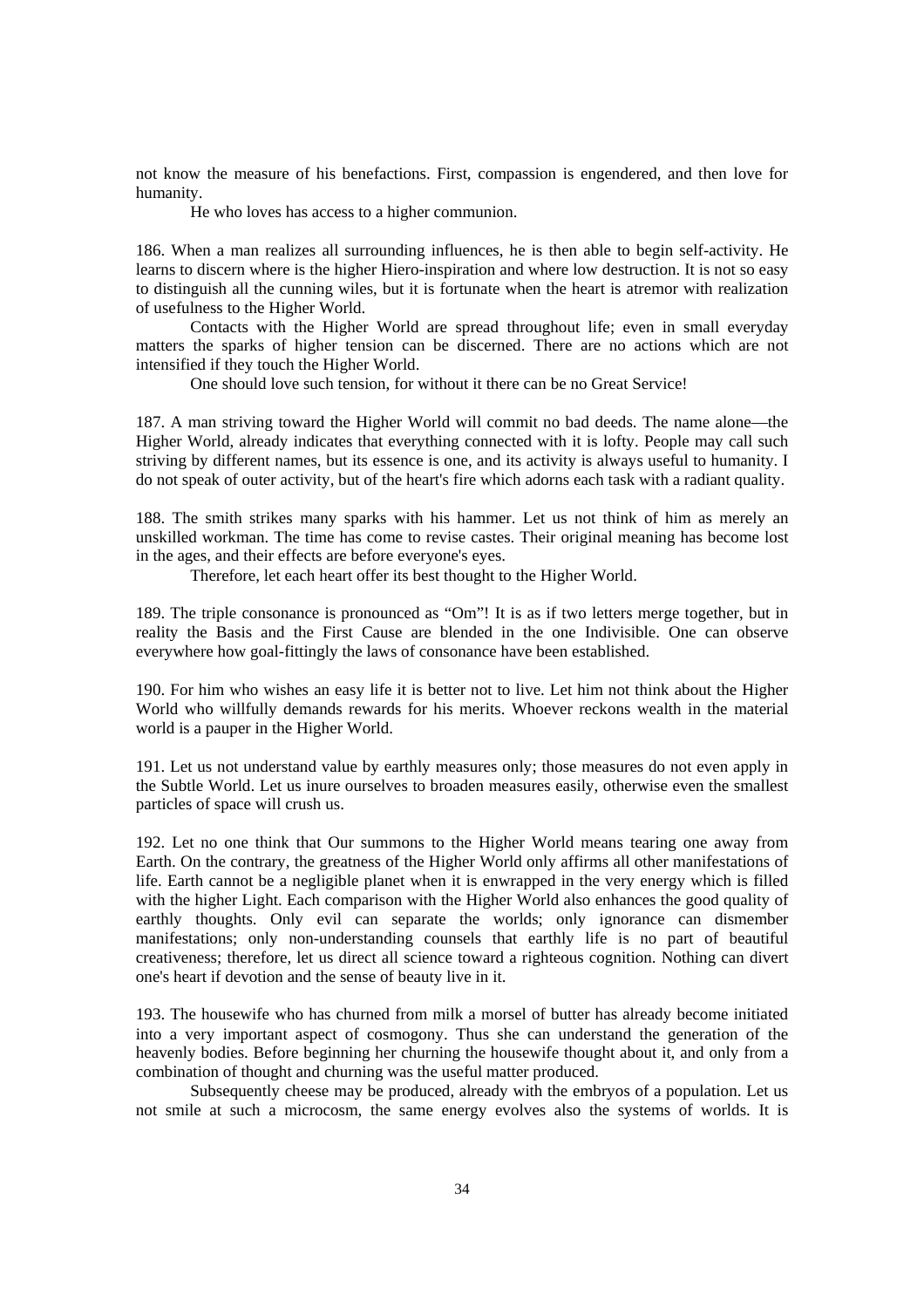not know the measure of his benefactions. First, compassion is engendered, and then love for humanity.

He who loves has access to a higher communion.

186. When a man realizes all surrounding influences, he is then able to begin self-activity. He learns to discern where is the higher Hiero-inspiration and where low destruction. It is not so easy to distinguish all the cunning wiles, but it is fortunate when the heart is atremor with realization of usefulness to the Higher World.

Contacts with the Higher World are spread throughout life; even in small everyday matters the sparks of higher tension can be discerned. There are no actions which are not intensified if they touch the Higher World.

One should love such tension, for without it there can be no Great Service!

187. A man striving toward the Higher World will commit no bad deeds. The name alone—the Higher World, already indicates that everything connected with it is lofty. People may call such striving by different names, but its essence is one, and its activity is always useful to humanity. I do not speak of outer activity, but of the heart's fire which adorns each task with a radiant quality.

188. The smith strikes many sparks with his hammer. Let us not think of him as merely an unskilled workman. The time has come to revise castes. Their original meaning has become lost in the ages, and their effects are before everyone's eyes.

Therefore, let each heart offer its best thought to the Higher World.

189. The triple consonance is pronounced as "Om"! It is as if two letters merge together, but in reality the Basis and the First Cause are blended in the one Indivisible. One can observe everywhere how goal-fittingly the laws of consonance have been established.

190. For him who wishes an easy life it is better not to live. Let him not think about the Higher World who willfully demands rewards for his merits. Whoever reckons wealth in the material world is a pauper in the Higher World.

191. Let us not understand value by earthly measures only; those measures do not even apply in the Subtle World. Let us inure ourselves to broaden measures easily, otherwise even the smallest particles of space will crush us.

192. Let no one think that Our summons to the Higher World means tearing one away from Earth. On the contrary, the greatness of the Higher World only affirms all other manifestations of life. Earth cannot be a negligible planet when it is enwrapped in the very energy which is filled with the higher Light. Each comparison with the Higher World also enhances the good quality of earthly thoughts. Only evil can separate the worlds; only ignorance can dismember manifestations; only non-understanding counsels that earthly life is no part of beautiful creativeness; therefore, let us direct all science toward a righteous cognition. Nothing can divert one's heart if devotion and the sense of beauty live in it.

193. The housewife who has churned from milk a morsel of butter has already become initiated into a very important aspect of cosmogony. Thus she can understand the generation of the heavenly bodies. Before beginning her churning the housewife thought about it, and only from a combination of thought and churning was the useful matter produced.

Subsequently cheese may be produced, already with the embryos of a population. Let us not smile at such a microcosm, the same energy evolves also the systems of worlds. It is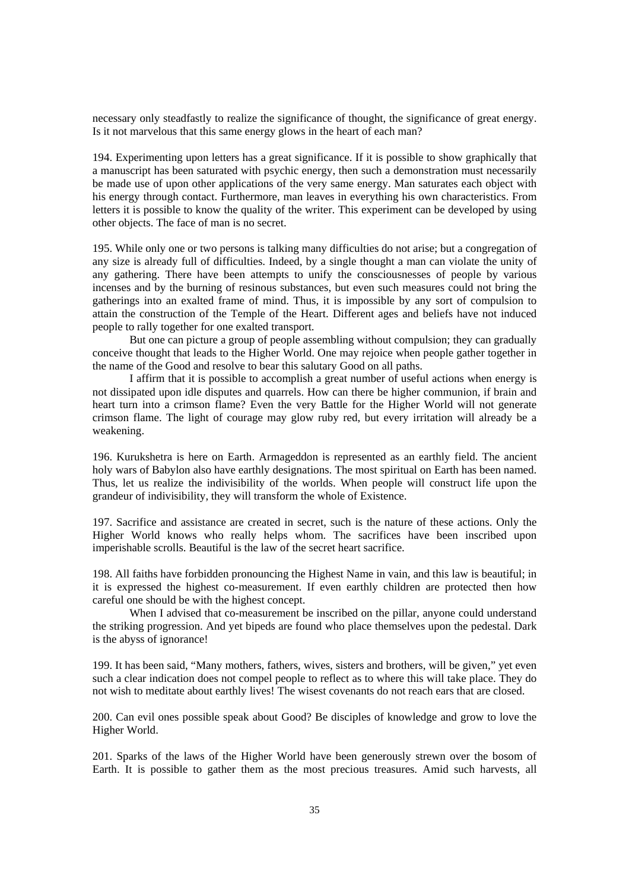necessary only steadfastly to realize the significance of thought, the significance of great energy. Is it not marvelous that this same energy glows in the heart of each man?

194. Experimenting upon letters has a great significance. If it is possible to show graphically that a manuscript has been saturated with psychic energy, then such a demonstration must necessarily be made use of upon other applications of the very same energy. Man saturates each object with his energy through contact. Furthermore, man leaves in everything his own characteristics. From letters it is possible to know the quality of the writer. This experiment can be developed by using other objects. The face of man is no secret.

195. While only one or two persons is talking many difficulties do not arise; but a congregation of any size is already full of difficulties. Indeed, by a single thought a man can violate the unity of any gathering. There have been attempts to unify the consciousnesses of people by various incenses and by the burning of resinous substances, but even such measures could not bring the gatherings into an exalted frame of mind. Thus, it is impossible by any sort of compulsion to attain the construction of the Temple of the Heart. Different ages and beliefs have not induced people to rally together for one exalted transport.

But one can picture a group of people assembling without compulsion; they can gradually conceive thought that leads to the Higher World. One may rejoice when people gather together in the name of the Good and resolve to bear this salutary Good on all paths.

I affirm that it is possible to accomplish a great number of useful actions when energy is not dissipated upon idle disputes and quarrels. How can there be higher communion, if brain and heart turn into a crimson flame? Even the very Battle for the Higher World will not generate crimson flame. The light of courage may glow ruby red, but every irritation will already be a weakening.

196. Kurukshetra is here on Earth. Armageddon is represented as an earthly field. The ancient holy wars of Babylon also have earthly designations. The most spiritual on Earth has been named. Thus, let us realize the indivisibility of the worlds. When people will construct life upon the grandeur of indivisibility, they will transform the whole of Existence.

197. Sacrifice and assistance are created in secret, such is the nature of these actions. Only the Higher World knows who really helps whom. The sacrifices have been inscribed upon imperishable scrolls. Beautiful is the law of the secret heart sacrifice.

198. All faiths have forbidden pronouncing the Highest Name in vain, and this law is beautiful; in it is expressed the highest co-measurement. If even earthly children are protected then how careful one should be with the highest concept.

When I advised that co-measurement be inscribed on the pillar, anyone could understand the striking progression. And yet bipeds are found who place themselves upon the pedestal. Dark is the abyss of ignorance!

199. It has been said, "Many mothers, fathers, wives, sisters and brothers, will be given," yet even such a clear indication does not compel people to reflect as to where this will take place. They do not wish to meditate about earthly lives! The wisest covenants do not reach ears that are closed.

200. Can evil ones possible speak about Good? Be disciples of knowledge and grow to love the Higher World.

201. Sparks of the laws of the Higher World have been generously strewn over the bosom of Earth. It is possible to gather them as the most precious treasures. Amid such harvests, all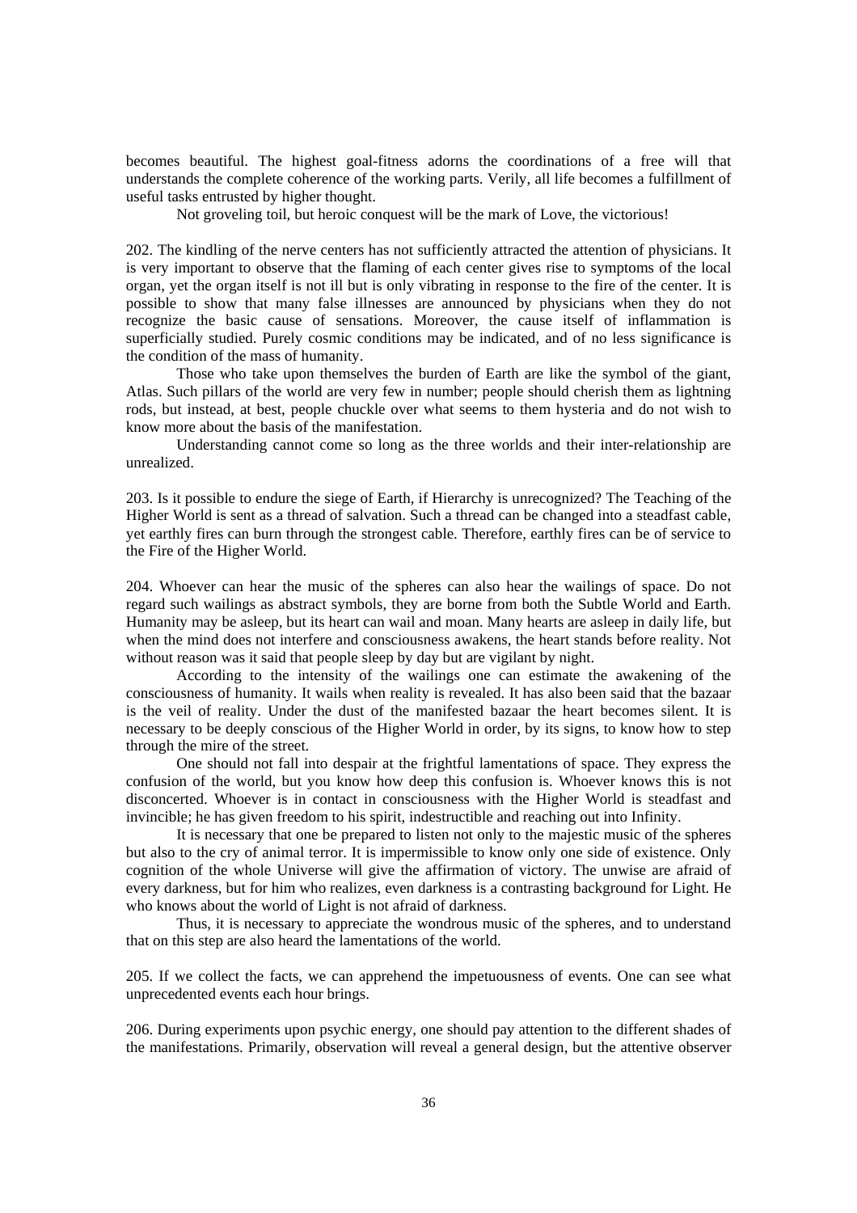becomes beautiful. The highest goal-fitness adorns the coordinations of a free will that understands the complete coherence of the working parts. Verily, all life becomes a fulfillment of useful tasks entrusted by higher thought.

Not groveling toil, but heroic conquest will be the mark of Love, the victorious!

202. The kindling of the nerve centers has not sufficiently attracted the attention of physicians. It is very important to observe that the flaming of each center gives rise to symptoms of the local organ, yet the organ itself is not ill but is only vibrating in response to the fire of the center. It is possible to show that many false illnesses are announced by physicians when they do not recognize the basic cause of sensations. Moreover, the cause itself of inflammation is superficially studied. Purely cosmic conditions may be indicated, and of no less significance is the condition of the mass of humanity.

Those who take upon themselves the burden of Earth are like the symbol of the giant, Atlas. Such pillars of the world are very few in number; people should cherish them as lightning rods, but instead, at best, people chuckle over what seems to them hysteria and do not wish to know more about the basis of the manifestation.

Understanding cannot come so long as the three worlds and their inter-relationship are unrealized.

203. Is it possible to endure the siege of Earth, if Hierarchy is unrecognized? The Teaching of the Higher World is sent as a thread of salvation. Such a thread can be changed into a steadfast cable, yet earthly fires can burn through the strongest cable. Therefore, earthly fires can be of service to the Fire of the Higher World.

204. Whoever can hear the music of the spheres can also hear the wailings of space. Do not regard such wailings as abstract symbols, they are borne from both the Subtle World and Earth. Humanity may be asleep, but its heart can wail and moan. Many hearts are asleep in daily life, but when the mind does not interfere and consciousness awakens, the heart stands before reality. Not without reason was it said that people sleep by day but are vigilant by night.

According to the intensity of the wailings one can estimate the awakening of the consciousness of humanity. It wails when reality is revealed. It has also been said that the bazaar is the veil of reality. Under the dust of the manifested bazaar the heart becomes silent. It is necessary to be deeply conscious of the Higher World in order, by its signs, to know how to step through the mire of the street.

One should not fall into despair at the frightful lamentations of space. They express the confusion of the world, but you know how deep this confusion is. Whoever knows this is not disconcerted. Whoever is in contact in consciousness with the Higher World is steadfast and invincible; he has given freedom to his spirit, indestructible and reaching out into Infinity.

It is necessary that one be prepared to listen not only to the majestic music of the spheres but also to the cry of animal terror. It is impermissible to know only one side of existence. Only cognition of the whole Universe will give the affirmation of victory. The unwise are afraid of every darkness, but for him who realizes, even darkness is a contrasting background for Light. He who knows about the world of Light is not afraid of darkness.

Thus, it is necessary to appreciate the wondrous music of the spheres, and to understand that on this step are also heard the lamentations of the world.

205. If we collect the facts, we can apprehend the impetuousness of events. One can see what unprecedented events each hour brings.

206. During experiments upon psychic energy, one should pay attention to the different shades of the manifestations. Primarily, observation will reveal a general design, but the attentive observer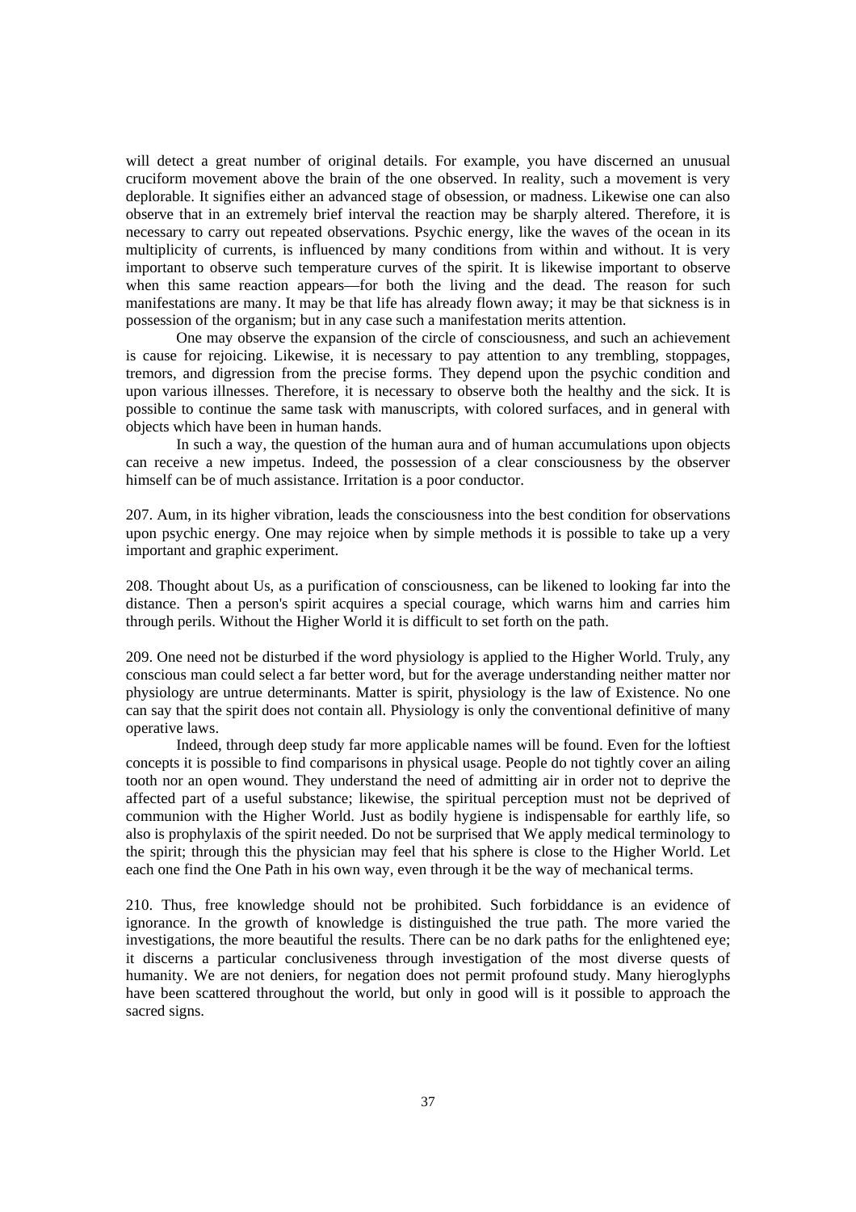will detect a great number of original details. For example, you have discerned an unusual cruciform movement above the brain of the one observed. In reality, such a movement is very deplorable. It signifies either an advanced stage of obsession, or madness. Likewise one can also observe that in an extremely brief interval the reaction may be sharply altered. Therefore, it is necessary to carry out repeated observations. Psychic energy, like the waves of the ocean in its multiplicity of currents, is influenced by many conditions from within and without. It is very important to observe such temperature curves of the spirit. It is likewise important to observe when this same reaction appears—for both the living and the dead. The reason for such manifestations are many. It may be that life has already flown away; it may be that sickness is in possession of the organism; but in any case such a manifestation merits attention.

One may observe the expansion of the circle of consciousness, and such an achievement is cause for rejoicing. Likewise, it is necessary to pay attention to any trembling, stoppages, tremors, and digression from the precise forms. They depend upon the psychic condition and upon various illnesses. Therefore, it is necessary to observe both the healthy and the sick. It is possible to continue the same task with manuscripts, with colored surfaces, and in general with objects which have been in human hands.

In such a way, the question of the human aura and of human accumulations upon objects can receive a new impetus. Indeed, the possession of a clear consciousness by the observer himself can be of much assistance. Irritation is a poor conductor.

207. Aum, in its higher vibration, leads the consciousness into the best condition for observations upon psychic energy. One may rejoice when by simple methods it is possible to take up a very important and graphic experiment.

208. Thought about Us, as a purification of consciousness, can be likened to looking far into the distance. Then a person's spirit acquires a special courage, which warns him and carries him through perils. Without the Higher World it is difficult to set forth on the path.

209. One need not be disturbed if the word physiology is applied to the Higher World. Truly, any conscious man could select a far better word, but for the average understanding neither matter nor physiology are untrue determinants. Matter is spirit, physiology is the law of Existence. No one can say that the spirit does not contain all. Physiology is only the conventional definitive of many operative laws.

Indeed, through deep study far more applicable names will be found. Even for the loftiest concepts it is possible to find comparisons in physical usage. People do not tightly cover an ailing tooth nor an open wound. They understand the need of admitting air in order not to deprive the affected part of a useful substance; likewise, the spiritual perception must not be deprived of communion with the Higher World. Just as bodily hygiene is indispensable for earthly life, so also is prophylaxis of the spirit needed. Do not be surprised that We apply medical terminology to the spirit; through this the physician may feel that his sphere is close to the Higher World. Let each one find the One Path in his own way, even through it be the way of mechanical terms.

210. Thus, free knowledge should not be prohibited. Such forbiddance is an evidence of ignorance. In the growth of knowledge is distinguished the true path. The more varied the investigations, the more beautiful the results. There can be no dark paths for the enlightened eye; it discerns a particular conclusiveness through investigation of the most diverse quests of humanity. We are not deniers, for negation does not permit profound study. Many hieroglyphs have been scattered throughout the world, but only in good will is it possible to approach the sacred signs.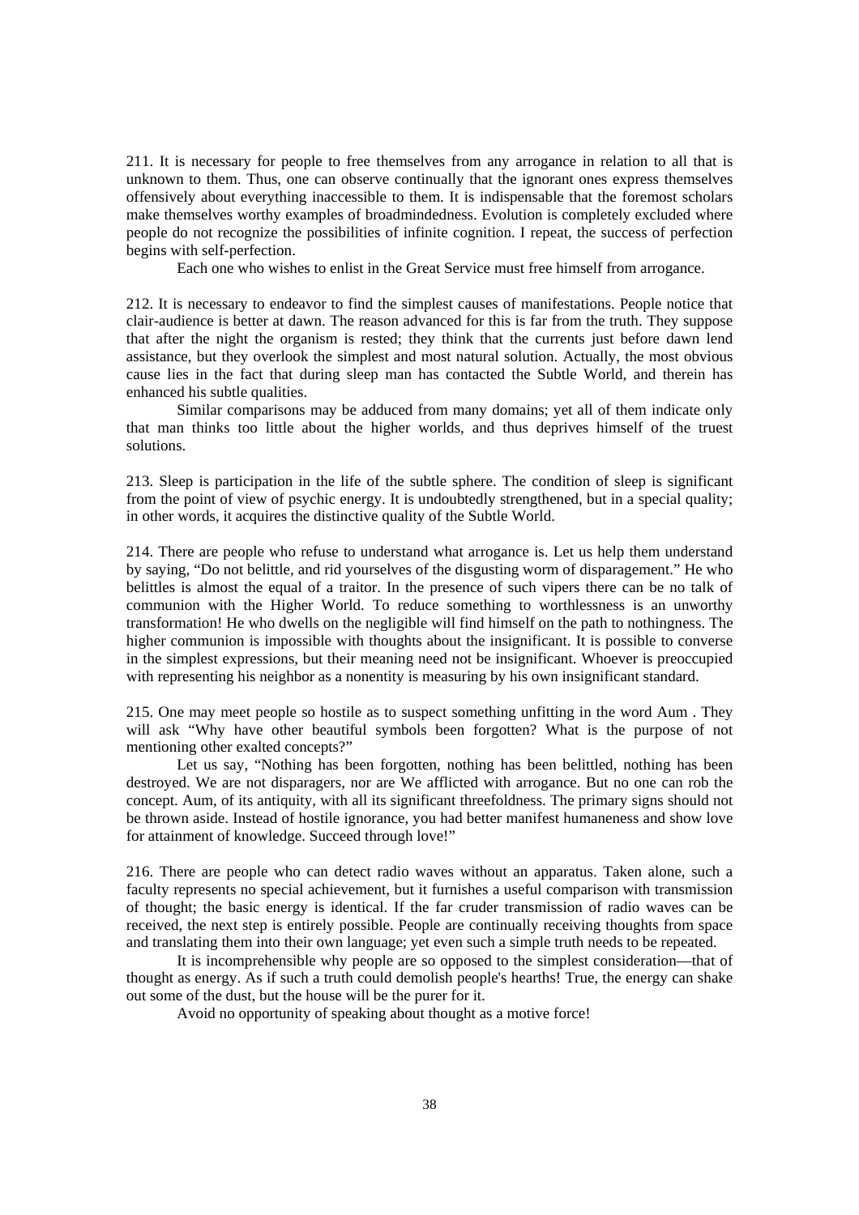211. It is necessary for people to free themselves from any arrogance in relation to all that is unknown to them. Thus, one can observe continually that the ignorant ones express themselves offensively about everything inaccessible to them. It is indispensable that the foremost scholars make themselves worthy examples of broadmindedness. Evolution is completely excluded where people do not recognize the possibilities of infinite cognition. I repeat, the success of perfection begins with self-perfection.

Each one who wishes to enlist in the Great Service must free himself from arrogance.

212. It is necessary to endeavor to find the simplest causes of manifestations. People notice that clair-audience is better at dawn. The reason advanced for this is far from the truth. They suppose that after the night the organism is rested; they think that the currents just before dawn lend assistance, but they overlook the simplest and most natural solution. Actually, the most obvious cause lies in the fact that during sleep man has contacted the Subtle World, and therein has enhanced his subtle qualities.

Similar comparisons may be adduced from many domains; yet all of them indicate only that man thinks too little about the higher worlds, and thus deprives himself of the truest solutions.

213. Sleep is participation in the life of the subtle sphere. The condition of sleep is significant from the point of view of psychic energy. It is undoubtedly strengthened, but in a special quality; in other words, it acquires the distinctive quality of the Subtle World.

214. There are people who refuse to understand what arrogance is. Let us help them understand by saying, "Do not belittle, and rid yourselves of the disgusting worm of disparagement." He who belittles is almost the equal of a traitor. In the presence of such vipers there can be no talk of communion with the Higher World. To reduce something to worthlessness is an unworthy transformation! He who dwells on the negligible will find himself on the path to nothingness. The higher communion is impossible with thoughts about the insignificant. It is possible to converse in the simplest expressions, but their meaning need not be insignificant. Whoever is preoccupied with representing his neighbor as a nonentity is measuring by his own insignificant standard.

215. One may meet people so hostile as to suspect something unfitting in the word Aum . They will ask "Why have other beautiful symbols been forgotten? What is the purpose of not mentioning other exalted concepts?"

Let us say, "Nothing has been forgotten, nothing has been belittled, nothing has been destroyed. We are not disparagers, nor are We afflicted with arrogance. But no one can rob the concept. Aum, of its antiquity, with all its significant threefoldness. The primary signs should not be thrown aside. Instead of hostile ignorance, you had better manifest humaneness and show love for attainment of knowledge. Succeed through love!"

216. There are people who can detect radio waves without an apparatus. Taken alone, such a faculty represents no special achievement, but it furnishes a useful comparison with transmission of thought; the basic energy is identical. If the far cruder transmission of radio waves can be received, the next step is entirely possible. People are continually receiving thoughts from space and translating them into their own language; yet even such a simple truth needs to be repeated.

It is incomprehensible why people are so opposed to the simplest consideration—that of thought as energy. As if such a truth could demolish people's hearths! True, the energy can shake out some of the dust, but the house will be the purer for it.

Avoid no opportunity of speaking about thought as a motive force!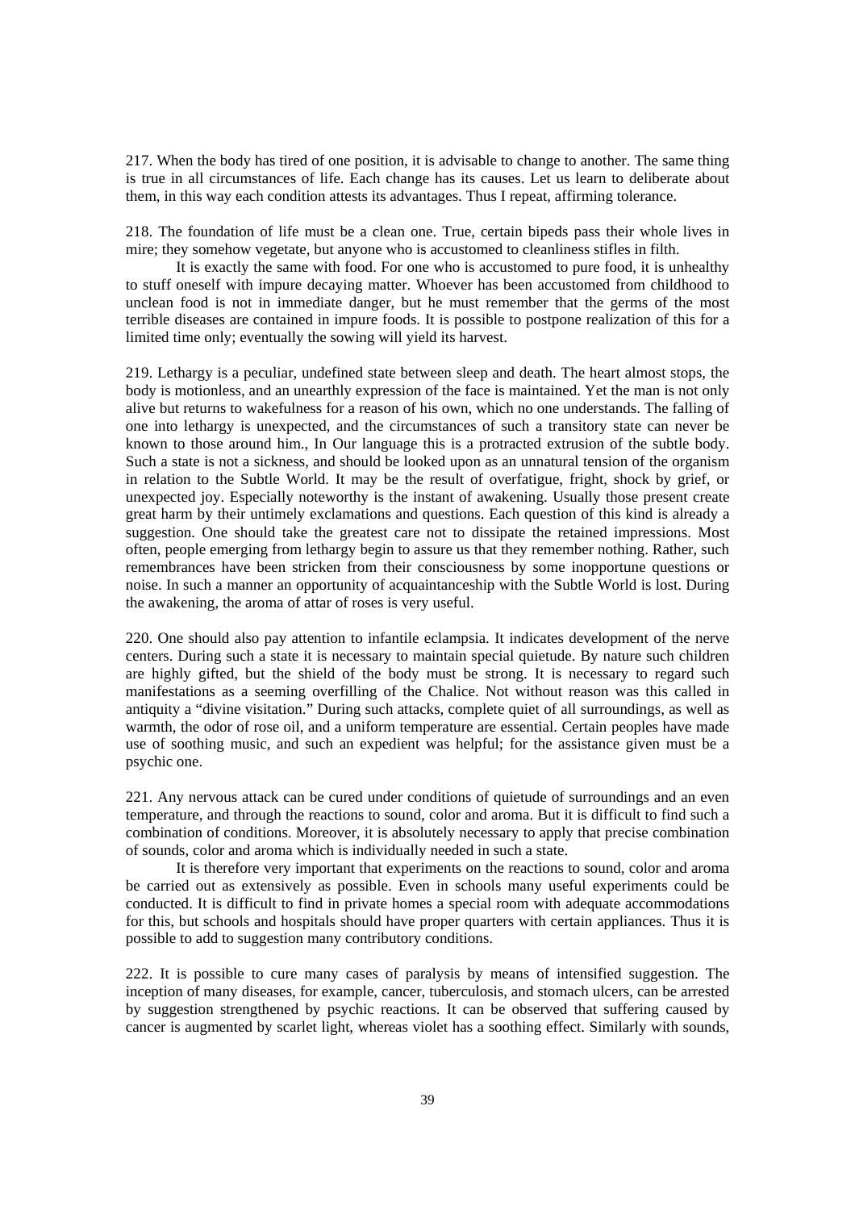217. When the body has tired of one position, it is advisable to change to another. The same thing is true in all circumstances of life. Each change has its causes. Let us learn to deliberate about them, in this way each condition attests its advantages. Thus I repeat, affirming tolerance.

218. The foundation of life must be a clean one. True, certain bipeds pass their whole lives in mire; they somehow vegetate, but anyone who is accustomed to cleanliness stifles in filth.

It is exactly the same with food. For one who is accustomed to pure food, it is unhealthy to stuff oneself with impure decaying matter. Whoever has been accustomed from childhood to unclean food is not in immediate danger, but he must remember that the germs of the most terrible diseases are contained in impure foods. It is possible to postpone realization of this for a limited time only; eventually the sowing will yield its harvest.

219. Lethargy is a peculiar, undefined state between sleep and death. The heart almost stops, the body is motionless, and an unearthly expression of the face is maintained. Yet the man is not only alive but returns to wakefulness for a reason of his own, which no one understands. The falling of one into lethargy is unexpected, and the circumstances of such a transitory state can never be known to those around him., In Our language this is a protracted extrusion of the subtle body. Such a state is not a sickness, and should be looked upon as an unnatural tension of the organism in relation to the Subtle World. It may be the result of overfatigue, fright, shock by grief, or unexpected joy. Especially noteworthy is the instant of awakening. Usually those present create great harm by their untimely exclamations and questions. Each question of this kind is already a suggestion. One should take the greatest care not to dissipate the retained impressions. Most often, people emerging from lethargy begin to assure us that they remember nothing. Rather, such remembrances have been stricken from their consciousness by some inopportune questions or noise. In such a manner an opportunity of acquaintanceship with the Subtle World is lost. During the awakening, the aroma of attar of roses is very useful.

220. One should also pay attention to infantile eclampsia. It indicates development of the nerve centers. During such a state it is necessary to maintain special quietude. By nature such children are highly gifted, but the shield of the body must be strong. It is necessary to regard such manifestations as a seeming overfilling of the Chalice. Not without reason was this called in antiquity a “divine visitation.” During such attacks, complete quiet of all surroundings, as well as warmth, the odor of rose oil, and a uniform temperature are essential. Certain peoples have made use of soothing music, and such an expedient was helpful; for the assistance given must be a psychic one.

221. Any nervous attack can be cured under conditions of quietude of surroundings and an even temperature, and through the reactions to sound, color and aroma. But it is difficult to find such a combination of conditions. Moreover, it is absolutely necessary to apply that precise combination of sounds, color and aroma which is individually needed in such a state.

It is therefore very important that experiments on the reactions to sound, color and aroma be carried out as extensively as possible. Even in schools many useful experiments could be conducted. It is difficult to find in private homes a special room with adequate accommodations for this, but schools and hospitals should have proper quarters with certain appliances. Thus it is possible to add to suggestion many contributory conditions.

222. It is possible to cure many cases of paralysis by means of intensified suggestion. The inception of many diseases, for example, cancer, tuberculosis, and stomach ulcers, can be arrested by suggestion strengthened by psychic reactions. It can be observed that suffering caused by cancer is augmented by scarlet light, whereas violet has a soothing effect. Similarly with sounds,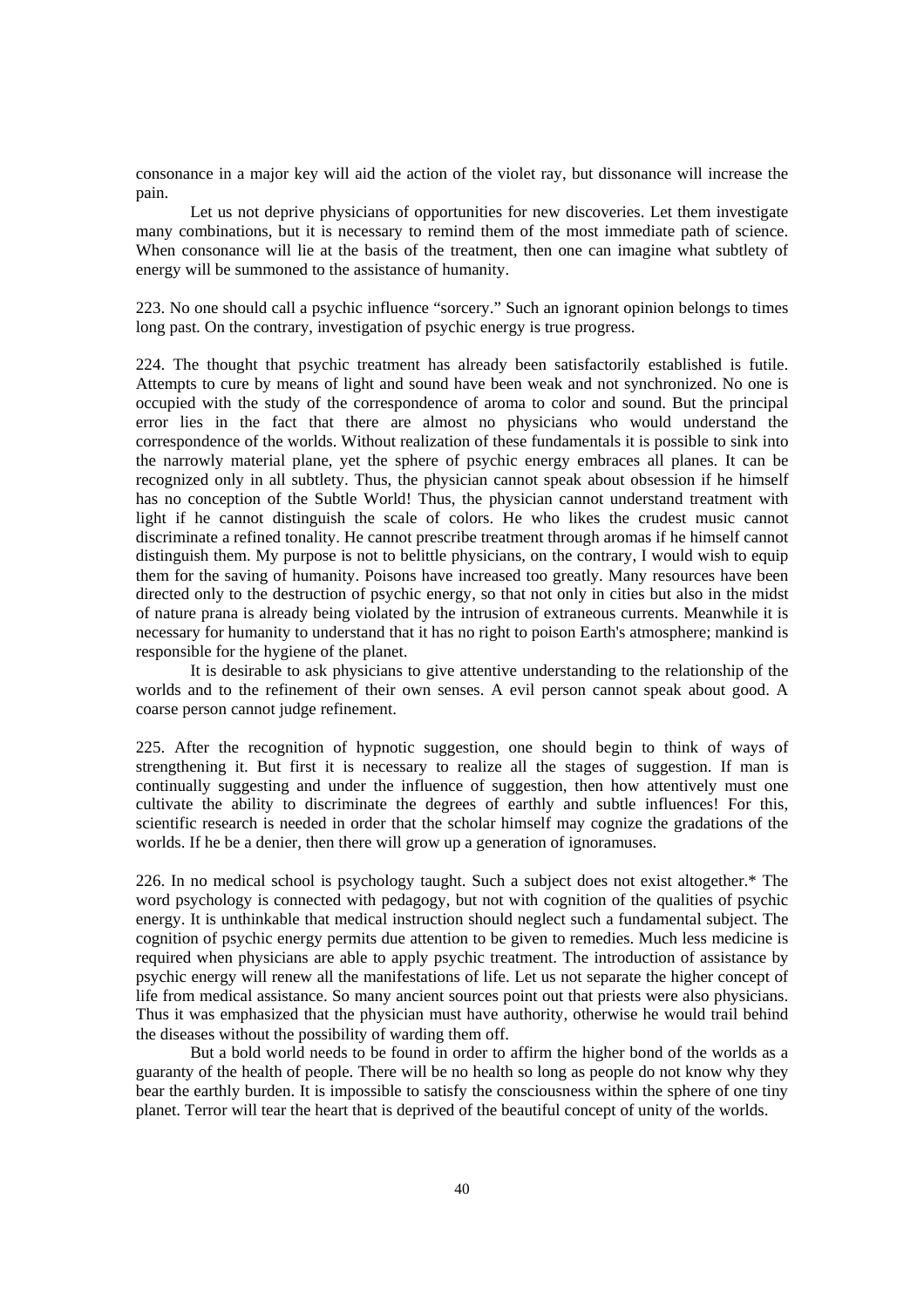consonance in a major key will aid the action of the violet ray, but dissonance will increase the pain.

Let us not deprive physicians of opportunities for new discoveries. Let them investigate many combinations, but it is necessary to remind them of the most immediate path of science. When consonance will lie at the basis of the treatment, then one can imagine what subtlety of energy will be summoned to the assistance of humanity.

223. No one should call a psychic influence "sorcery." Such an ignorant opinion belongs to times long past. On the contrary, investigation of psychic energy is true progress.

224. The thought that psychic treatment has already been satisfactorily established is futile. Attempts to cure by means of light and sound have been weak and not synchronized. No one is occupied with the study of the correspondence of aroma to color and sound. But the principal error lies in the fact that there are almost no physicians who would understand the correspondence of the worlds. Without realization of these fundamentals it is possible to sink into the narrowly material plane, yet the sphere of psychic energy embraces all planes. It can be recognized only in all subtlety. Thus, the physician cannot speak about obsession if he himself has no conception of the Subtle World! Thus, the physician cannot understand treatment with light if he cannot distinguish the scale of colors. He who likes the crudest music cannot discriminate a refined tonality. He cannot prescribe treatment through aromas if he himself cannot distinguish them. My purpose is not to belittle physicians, on the contrary, I would wish to equip them for the saving of humanity. Poisons have increased too greatly. Many resources have been directed only to the destruction of psychic energy, so that not only in cities but also in the midst of nature prana is already being violated by the intrusion of extraneous currents. Meanwhile it is necessary for humanity to understand that it has no right to poison Earth's atmosphere; mankind is responsible for the hygiene of the planet.

It is desirable to ask physicians to give attentive understanding to the relationship of the worlds and to the refinement of their own senses. A evil person cannot speak about good. A coarse person cannot judge refinement.

225. After the recognition of hypnotic suggestion, one should begin to think of ways of strengthening it. But first it is necessary to realize all the stages of suggestion. If man is continually suggesting and under the influence of suggestion, then how attentively must one cultivate the ability to discriminate the degrees of earthly and subtle influences! For this, scientific research is needed in order that the scholar himself may cognize the gradations of the worlds. If he be a denier, then there will grow up a generation of ignoramuses.

226. In no medical school is psychology taught. Such a subject does not exist altogether.* The word psychology is connected with pedagogy, but not with cognition of the qualities of psychic energy. It is unthinkable that medical instruction should neglect such a fundamental subject. The cognition of psychic energy permits due attention to be given to remedies. Much less medicine is required when physicians are able to apply psychic treatment. The introduction of assistance by psychic energy will renew all the manifestations of life. Let us not separate the higher concept of life from medical assistance. So many ancient sources point out that priests were also physicians. Thus it was emphasized that the physician must have authority, otherwise he would trail behind the diseases without the possibility of warding them off.

But a bold world needs to be found in order to affirm the higher bond of the worlds as a guaranty of the health of people. There will be no health so long as people do not know why they bear the earthly burden. It is impossible to satisfy the consciousness within the sphere of one tiny planet. Terror will tear the heart that is deprived of the beautiful concept of unity of the worlds.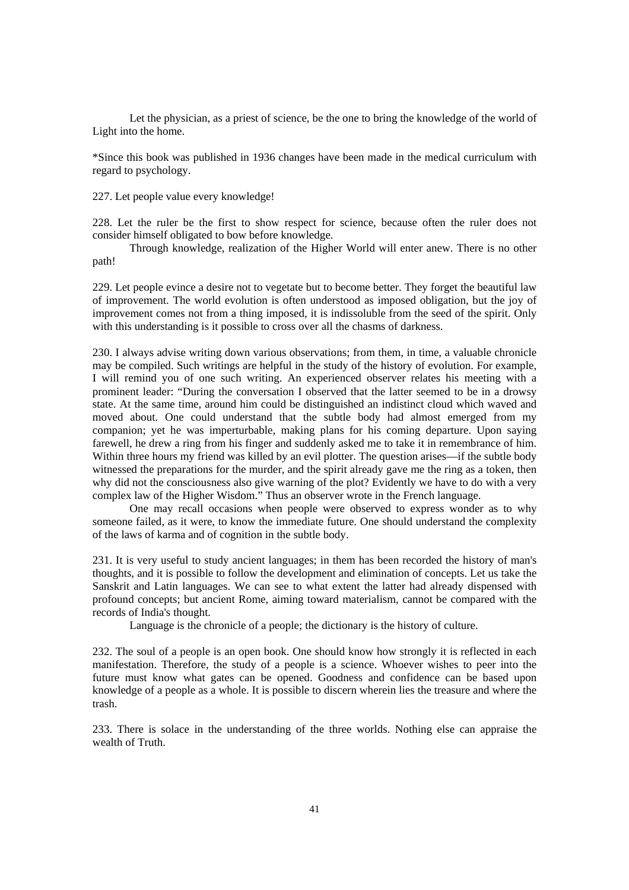Let the physician, as a priest of science, be the one to bring the knowledge of the world of Light into the home.

*Since this book was published in 1936 changes have been made in the medical curriculum with regard to psychology.

227. Let people value every knowledge!

228. Let the ruler be the first to show respect for science, because often the ruler does not consider himself obligated to bow before knowledge.

Through knowledge, realization of the Higher World will enter anew. There is no other path!

229. Let people evince a desire not to vegetate but to become better. They forget the beautiful law of improvement. The world evolution is often understood as imposed obligation, but the joy of improvement comes not from a thing imposed, it is indissoluble from the seed of the spirit. Only with this understanding is it possible to cross over all the chasms of darkness.

230. I always advise writing down various observations; from them, in time, a valuable chronicle may be compiled. Such writings are helpful in the study of the history of evolution. For example, I will remind you of one such writing. An experienced observer relates his meeting with a prominent leader: "During the conversation I observed that the latter seemed to be in a drowsy state. At the same time, around him could be distinguished an indistinct cloud which waved and moved about. One could understand that the subtle body had almost emerged from my companion; yet he was imperturbable, making plans for his coming departure. Upon saying farewell, he drew a ring from his finger and suddenly asked me to take it in remembrance of him. Within three hours my friend was killed by an evil plotter. The question arises—if the subtle body witnessed the preparations for the murder, and the spirit already gave me the ring as a token, then why did not the consciousness also give warning of the plot? Evidently we have to do with a very complex law of the Higher Wisdom." Thus an observer wrote in the French language.

One may recall occasions when people were observed to express wonder as to why someone failed, as it were, to know the immediate future. One should understand the complexity of the laws of karma and of cognition in the subtle body.

231. It is very useful to study ancient languages; in them has been recorded the history of man's thoughts, and it is possible to follow the development and elimination of concepts. Let us take the Sanskrit and Latin languages. We can see to what extent the latter had already dispensed with profound concepts; but ancient Rome, aiming toward materialism, cannot be compared with the records of India's thought.

Language is the chronicle of a people; the dictionary is the history of culture.

232. The soul of a people is an open book. One should know how strongly it is reflected in each manifestation. Therefore, the study of a people is a science. Whoever wishes to peer into the future must know what gates can be opened. Goodness and confidence can be based upon knowledge of a people as a whole. It is possible to discern wherein lies the treasure and where the trash.

233. There is solace in the understanding of the three worlds. Nothing else can appraise the wealth of Truth.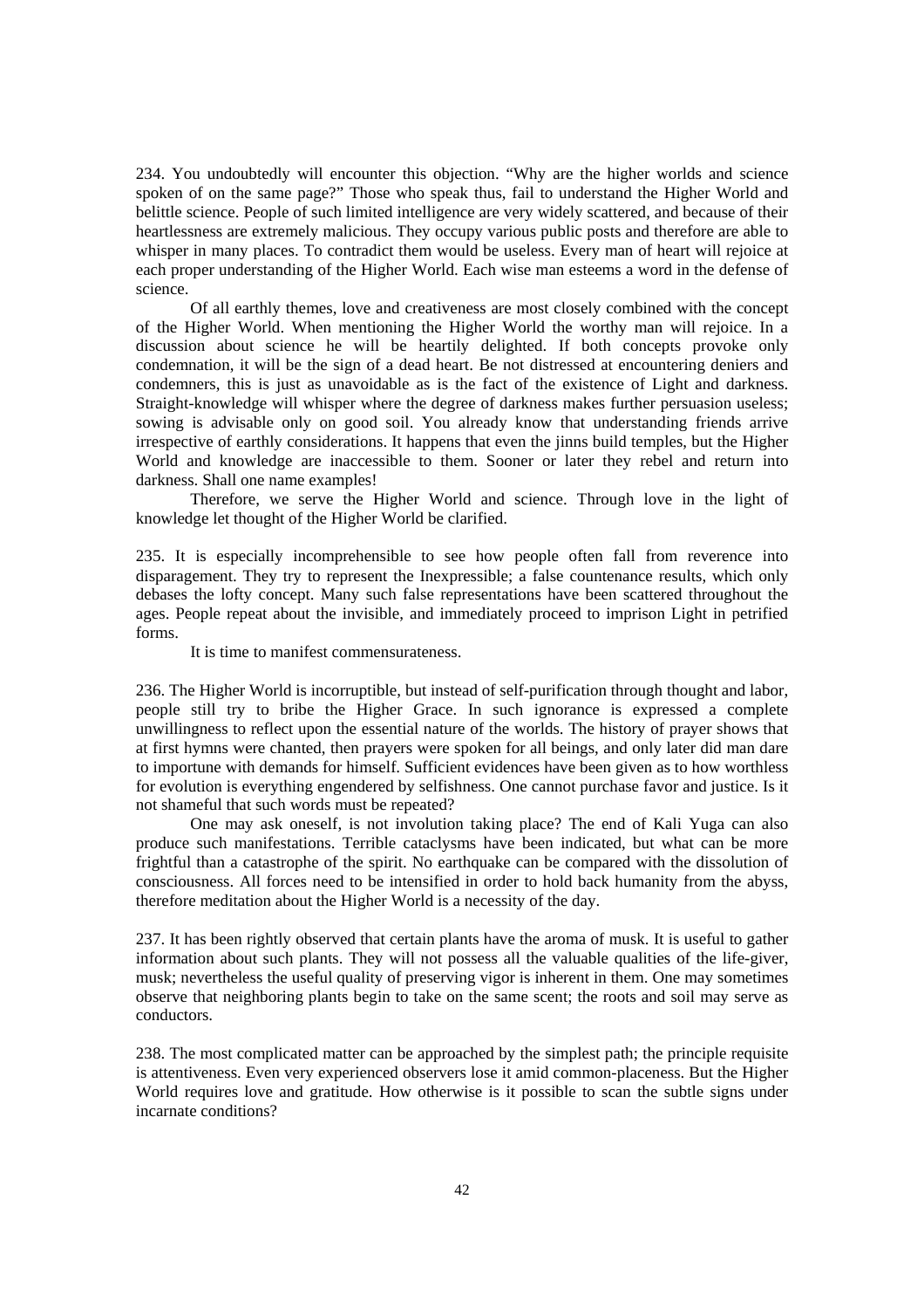234. You undoubtedly will encounter this objection. "Why are the higher worlds and science spoken of on the same page?" Those who speak thus, fail to understand the Higher World and belittle science. People of such limited intelligence are very widely scattered, and because of their heartlessness are extremely malicious. They occupy various public posts and therefore are able to whisper in many places. To contradict them would be useless. Every man of heart will rejoice at each proper understanding of the Higher World. Each wise man esteems a word in the defense of science.

Of all earthly themes, love and creativeness are most closely combined with the concept of the Higher World. When mentioning the Higher World the worthy man will rejoice. In a discussion about science he will be heartily delighted. If both concepts provoke only condemnation, it will be the sign of a dead heart. Be not distressed at encountering deniers and condemners, this is just as unavoidable as is the fact of the existence of Light and darkness. Straight-knowledge will whisper where the degree of darkness makes further persuasion useless; sowing is advisable only on good soil. You already know that understanding friends arrive irrespective of earthly considerations. It happens that even the jinns build temples, but the Higher World and knowledge are inaccessible to them. Sooner or later they rebel and return into darkness. Shall one name examples!

Therefore, we serve the Higher World and science. Through love in the light of knowledge let thought of the Higher World be clarified.

235. It is especially incomprehensible to see how people often fall from reverence into disparagement. They try to represent the Inexpressible; a false countenance results, which only debases the lofty concept. Many such false representations have been scattered throughout the ages. People repeat about the invisible, and immediately proceed to imprison Light in petrified forms.

It is time to manifest commensurateness.

236. The Higher World is incorruptible, but instead of self-purification through thought and labor, people still try to bribe the Higher Grace. In such ignorance is expressed a complete unwillingness to reflect upon the essential nature of the worlds. The history of prayer shows that at first hymns were chanted, then prayers were spoken for all beings, and only later did man dare to importune with demands for himself. Sufficient evidences have been given as to how worthless for evolution is everything engendered by selfishness. One cannot purchase favor and justice. Is it not shameful that such words must be repeated?

One may ask oneself, is not involution taking place? The end of Kali Yuga can also produce such manifestations. Terrible cataclysms have been indicated, but what can be more frightful than a catastrophe of the spirit. No earthquake can be compared with the dissolution of consciousness. All forces need to be intensified in order to hold back humanity from the abyss, therefore meditation about the Higher World is a necessity of the day.

237. It has been rightly observed that certain plants have the aroma of musk. It is useful to gather information about such plants. They will not possess all the valuable qualities of the life-giver, musk; nevertheless the useful quality of preserving vigor is inherent in them. One may sometimes observe that neighboring plants begin to take on the same scent; the roots and soil may serve as conductors.

238. The most complicated matter can be approached by the simplest path; the principle requisite is attentiveness. Even very experienced observers lose it amid common-placeness. But the Higher World requires love and gratitude. How otherwise is it possible to scan the subtle signs under incarnate conditions?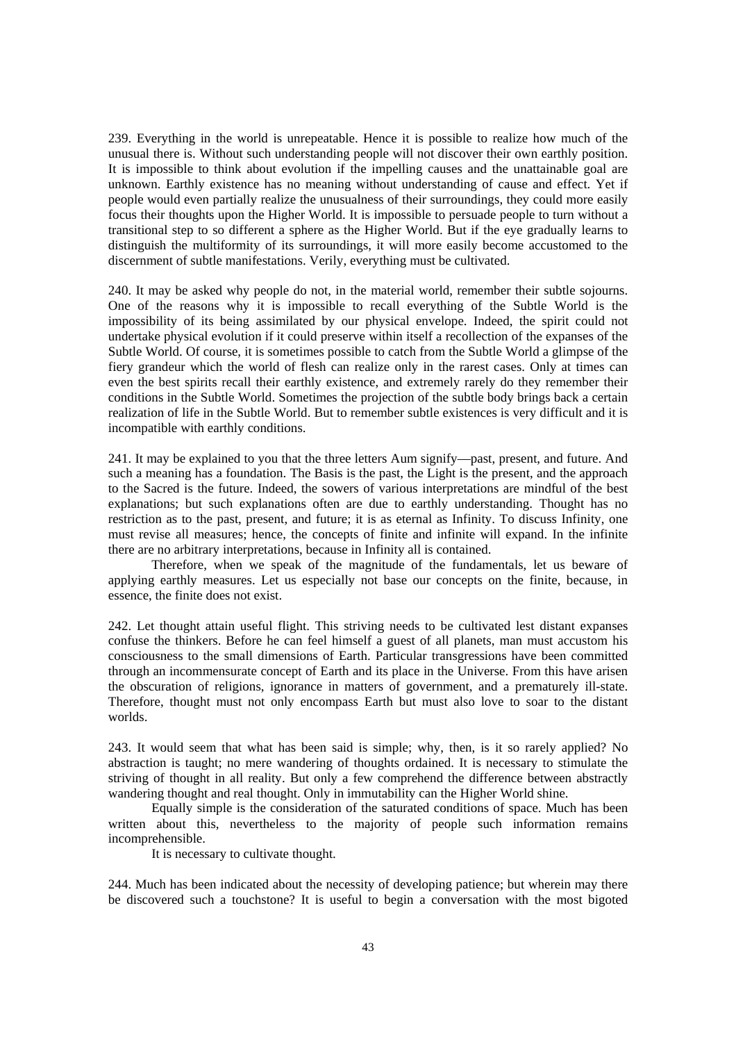239. Everything in the world is unrepeatable. Hence it is possible to realize how much of the unusual there is. Without such understanding people will not discover their own earthly position. It is impossible to think about evolution if the impelling causes and the unattainable goal are unknown. Earthly existence has no meaning without understanding of cause and effect. Yet if people would even partially realize the unusualness of their surroundings, they could more easily focus their thoughts upon the Higher World. It is impossible to persuade people to turn without a transitional step to so different a sphere as the Higher World. But if the eye gradually learns to distinguish the multiformity of its surroundings, it will more easily become accustomed to the discernment of subtle manifestations. Verily, everything must be cultivated.

240. It may be asked why people do not, in the material world, remember their subtle sojourns. One of the reasons why it is impossible to recall everything of the Subtle World is the impossibility of its being assimilated by our physical envelope. Indeed, the spirit could not undertake physical evolution if it could preserve within itself a recollection of the expanses of the Subtle World. Of course, it is sometimes possible to catch from the Subtle World a glimpse of the fiery grandeur which the world of flesh can realize only in the rarest cases. Only at times can even the best spirits recall their earthly existence, and extremely rarely do they remember their conditions in the Subtle World. Sometimes the projection of the subtle body brings back a certain realization of life in the Subtle World. But to remember subtle existences is very difficult and it is incompatible with earthly conditions.

241. It may be explained to you that the three letters Aum signify—past, present, and future. And such a meaning has a foundation. The Basis is the past, the Light is the present, and the approach to the Sacred is the future. Indeed, the sowers of various interpretations are mindful of the best explanations; but such explanations often are due to earthly understanding. Thought has no restriction as to the past, present, and future; it is as eternal as Infinity. To discuss Infinity, one must revise all measures; hence, the concepts of finite and infinite will expand. In the infinite there are no arbitrary interpretations, because in Infinity all is contained.

Therefore, when we speak of the magnitude of the fundamentals, let us beware of applying earthly measures. Let us especially not base our concepts on the finite, because, in essence, the finite does not exist.

242. Let thought attain useful flight. This striving needs to be cultivated lest distant expanses confuse the thinkers. Before he can feel himself a guest of all planets, man must accustom his consciousness to the small dimensions of Earth. Particular transgressions have been committed through an incommensurate concept of Earth and its place in the Universe. From this have arisen the obscuration of religions, ignorance in matters of government, and a prematurely ill-state. Therefore, thought must not only encompass Earth but must also love to soar to the distant worlds.

243. It would seem that what has been said is simple; why, then, is it so rarely applied? No abstraction is taught; no mere wandering of thoughts ordained. It is necessary to stimulate the striving of thought in all reality. But only a few comprehend the difference between abstractly wandering thought and real thought. Only in immutability can the Higher World shine.

Equally simple is the consideration of the saturated conditions of space. Much has been written about this, nevertheless to the majority of people such information remains incomprehensible.

It is necessary to cultivate thought.

244. Much has been indicated about the necessity of developing patience; but wherein may there be discovered such a touchstone? It is useful to begin a conversation with the most bigoted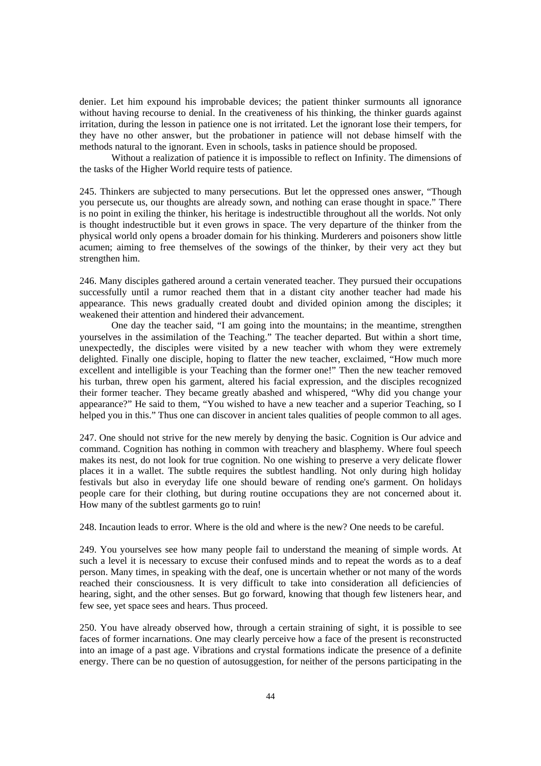denier. Let him expound his improbable devices; the patient thinker surmounts all ignorance without having recourse to denial. In the creativeness of his thinking, the thinker guards against irritation, during the lesson in patience one is not irritated. Let the ignorant lose their tempers, for they have no other answer, but the probationer in patience will not debase himself with the methods natural to the ignorant. Even in schools, tasks in patience should be proposed.

Without a realization of patience it is impossible to reflect on Infinity. The dimensions of the tasks of the Higher World require tests of patience.

245. Thinkers are subjected to many persecutions. But let the oppressed ones answer, "Though you persecute us, our thoughts are already sown, and nothing can erase thought in space." There is no point in exiling the thinker, his heritage is indestructible throughout all the worlds. Not only is thought indestructible but it even grows in space. The very departure of the thinker from the physical world only opens a broader domain for his thinking. Murderers and poisoners show little acumen; aiming to free themselves of the sowings of the thinker, by their very act they but strengthen him.

246. Many disciples gathered around a certain venerated teacher. They pursued their occupations successfully until a rumor reached them that in a distant city another teacher had made his appearance. This news gradually created doubt and divided opinion among the disciples; it weakened their attention and hindered their advancement.

One day the teacher said, "I am going into the mountains; in the meantime, strengthen yourselves in the assimilation of the Teaching." The teacher departed. But within a short time, unexpectedly, the disciples were visited by a new teacher with whom they were extremely delighted. Finally one disciple, hoping to flatter the new teacher, exclaimed, "How much more excellent and intelligible is your Teaching than the former one!" Then the new teacher removed his turban, threw open his garment, altered his facial expression, and the disciples recognized their former teacher. They became greatly abashed and whispered, "Why did you change your appearance?" He said to them, "You wished to have a new teacher and a superior Teaching, so I helped you in this." Thus one can discover in ancient tales qualities of people common to all ages.

247. One should not strive for the new merely by denying the basic. Cognition is Our advice and command. Cognition has nothing in common with treachery and blasphemy. Where foul speech makes its nest, do not look for true cognition. No one wishing to preserve a very delicate flower places it in a wallet. The subtle requires the subtlest handling. Not only during high holiday festivals but also in everyday life one should beware of rending one's garment. On holidays people care for their clothing, but during routine occupations they are not concerned about it. How many of the subtlest garments go to ruin!

248. Incaution leads to error. Where is the old and where is the new? One needs to be careful.

249. You yourselves see how many people fail to understand the meaning of simple words. At such a level it is necessary to excuse their confused minds and to repeat the words as to a deaf person. Many times, in speaking with the deaf, one is uncertain whether or not many of the words reached their consciousness. It is very difficult to take into consideration all deficiencies of hearing, sight, and the other senses. But go forward, knowing that though few listeners hear, and few see, yet space sees and hears. Thus proceed.

250. You have already observed how, through a certain straining of sight, it is possible to see faces of former incarnations. One may clearly perceive how a face of the present is reconstructed into an image of a past age. Vibrations and crystal formations indicate the presence of a definite energy. There can be no question of autosuggestion, for neither of the persons participating in the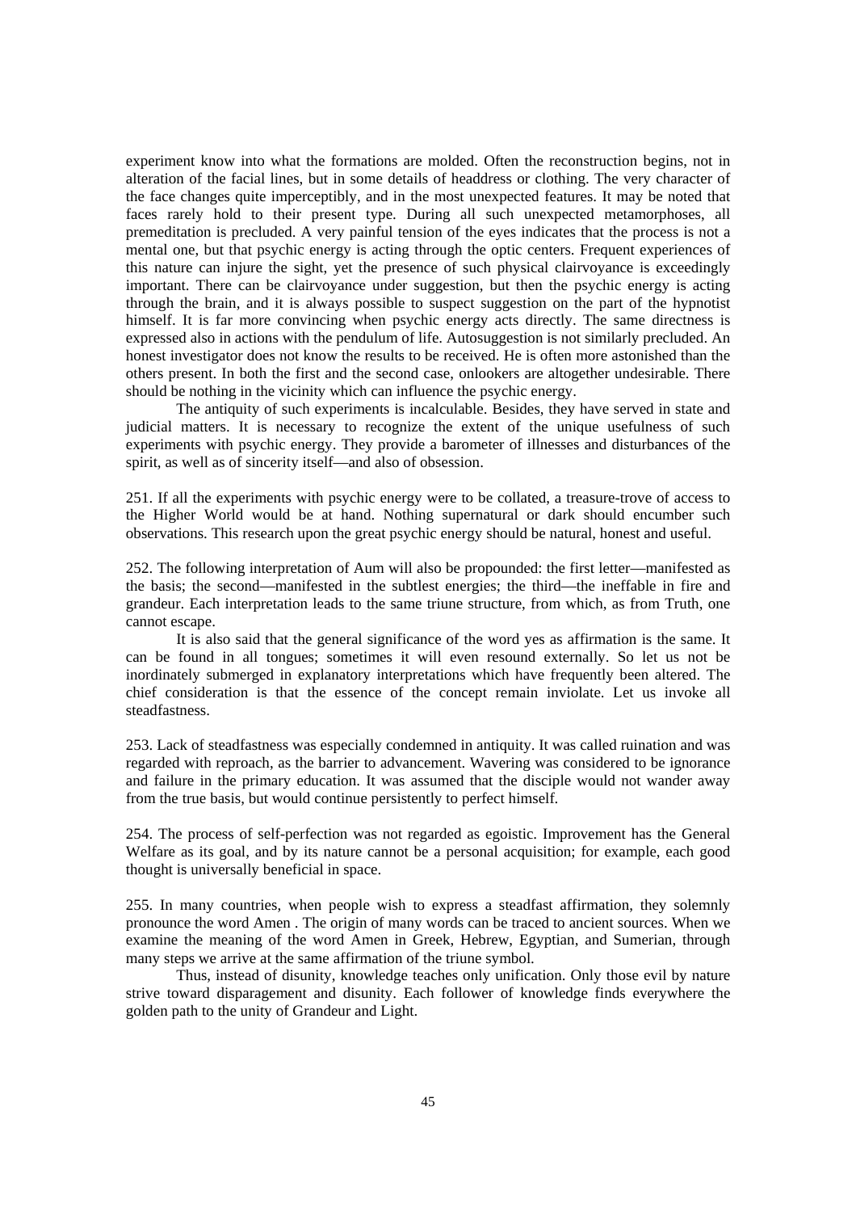experiment know into what the formations are molded. Often the reconstruction begins, not in alteration of the facial lines, but in some details of headdress or clothing. The very character of the face changes quite imperceptibly, and in the most unexpected features. It may be noted that faces rarely hold to their present type. During all such unexpected metamorphoses, all premeditation is precluded. A very painful tension of the eyes indicates that the process is not a mental one, but that psychic energy is acting through the optic centers. Frequent experiences of this nature can injure the sight, yet the presence of such physical clairvoyance is exceedingly important. There can be clairvoyance under suggestion, but then the psychic energy is acting through the brain, and it is always possible to suspect suggestion on the part of the hypnotist himself. It is far more convincing when psychic energy acts directly. The same directness is expressed also in actions with the pendulum of life. Autosuggestion is not similarly precluded. An honest investigator does not know the results to be received. He is often more astonished than the others present. In both the first and the second case, onlookers are altogether undesirable. There should be nothing in the vicinity which can influence the psychic energy.

The antiquity of such experiments is incalculable. Besides, they have served in state and judicial matters. It is necessary to recognize the extent of the unique usefulness of such experiments with psychic energy. They provide a barometer of illnesses and disturbances of the spirit, as well as of sincerity itself—and also of obsession.

251. If all the experiments with psychic energy were to be collated, a treasure-trove of access to the Higher World would be at hand. Nothing supernatural or dark should encumber such observations. This research upon the great psychic energy should be natural, honest and useful.

252. The following interpretation of Aum will also be propounded: the first letter—manifested as the basis; the second—manifested in the subtlest energies; the third—the ineffable in fire and grandeur. Each interpretation leads to the same triune structure, from which, as from Truth, one cannot escape.

It is also said that the general significance of the word yes as affirmation is the same. It can be found in all tongues; sometimes it will even resound externally. So let us not be inordinately submerged in explanatory interpretations which have frequently been altered. The chief consideration is that the essence of the concept remain inviolate. Let us invoke all steadfastness.

253. Lack of steadfastness was especially condemned in antiquity. It was called ruination and was regarded with reproach, as the barrier to advancement. Wavering was considered to be ignorance and failure in the primary education. It was assumed that the disciple would not wander away from the true basis, but would continue persistently to perfect himself.

254. The process of self-perfection was not regarded as egoistic. Improvement has the General Welfare as its goal, and by its nature cannot be a personal acquisition; for example, each good thought is universally beneficial in space.

255. In many countries, when people wish to express a steadfast affirmation, they solemnly pronounce the word Amen . The origin of many words can be traced to ancient sources. When we examine the meaning of the word Amen in Greek, Hebrew, Egyptian, and Sumerian, through many steps we arrive at the same affirmation of the triune symbol.

Thus, instead of disunity, knowledge teaches only unification. Only those evil by nature strive toward disparagement and disunity. Each follower of knowledge finds everywhere the golden path to the unity of Grandeur and Light.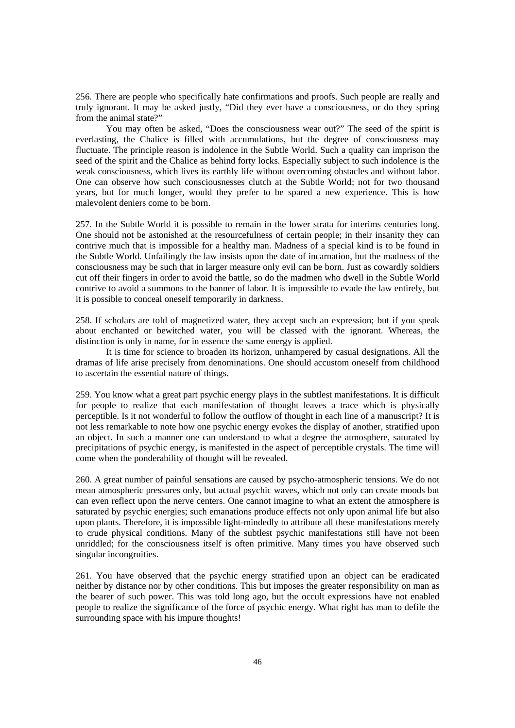256. There are people who specifically hate confirmations and proofs. Such people are really and truly ignorant. It may be asked justly, "Did they ever have a consciousness, or do they spring from the animal state?"

You may often be asked, "Does the consciousness wear out?" The seed of the spirit is everlasting, the Chalice is filled with accumulations, but the degree of consciousness may fluctuate. The principle reason is indolence in the Subtle World. Such a quality can imprison the seed of the spirit and the Chalice as behind forty locks. Especially subject to such indolence is the weak consciousness, which lives its earthly life without overcoming obstacles and without labor. One can observe how such consciousnesses clutch at the Subtle World; not for two thousand years, but for much longer, would they prefer to be spared a new experience. This is how malevolent deniers come to be born.

257. In the Subtle World it is possible to remain in the lower strata for interims centuries long. One should not be astonished at the resourcefulness of certain people; in their insanity they can contrive much that is impossible for a healthy man. Madness of a special kind is to be found in the Subtle World. Unfailingly the law insists upon the date of incarnation, but the madness of the consciousness may be such that in larger measure only evil can be born. Just as cowardly soldiers cut off their fingers in order to avoid the battle, so do the madmen who dwell in the Subtle World contrive to avoid a summons to the banner of labor. It is impossible to evade the law entirely, but it is possible to conceal oneself temporarily in darkness.

258. If scholars are told of magnetized water, they accept such an expression; but if you speak about enchanted or bewitched water, you will be classed with the ignorant. Whereas, the distinction is only in name, for in essence the same energy is applied.

It is time for science to broaden its horizon, unhampered by casual designations. All the dramas of life arise precisely from denominations. One should accustom oneself from childhood to ascertain the essential nature of things.

259. You know what a great part psychic energy plays in the subtlest manifestations. It is difficult for people to realize that each manifestation of thought leaves a trace which is physically perceptible. Is it not wonderful to follow the outflow of thought in each line of a manuscript? It is not less remarkable to note how one psychic energy evokes the display of another, stratified upon an object. In such a manner one can understand to what a degree the atmosphere, saturated by precipitations of psychic energy, is manifested in the aspect of perceptible crystals. The time will come when the ponderability of thought will be revealed.

260. A great number of painful sensations are caused by psycho-atmospheric tensions. We do not mean atmospheric pressures only, but actual psychic waves, which not only can create moods but can even reflect upon the nerve centers. One cannot imagine to what an extent the atmosphere is saturated by psychic energies; such emanations produce effects not only upon animal life but also upon plants. Therefore, it is impossible light-mindedly to attribute all these manifestations merely to crude physical conditions. Many of the subtlest psychic manifestations still have not been unriddled; for the consciousness itself is often primitive. Many times you have observed such singular incongruities.

261. You have observed that the psychic energy stratified upon an object can be eradicated neither by distance nor by other conditions. This but imposes the greater responsibility on man as the bearer of such power. This was told long ago, but the occult expressions have not enabled people to realize the significance of the force of psychic energy. What right has man to defile the surrounding space with his impure thoughts!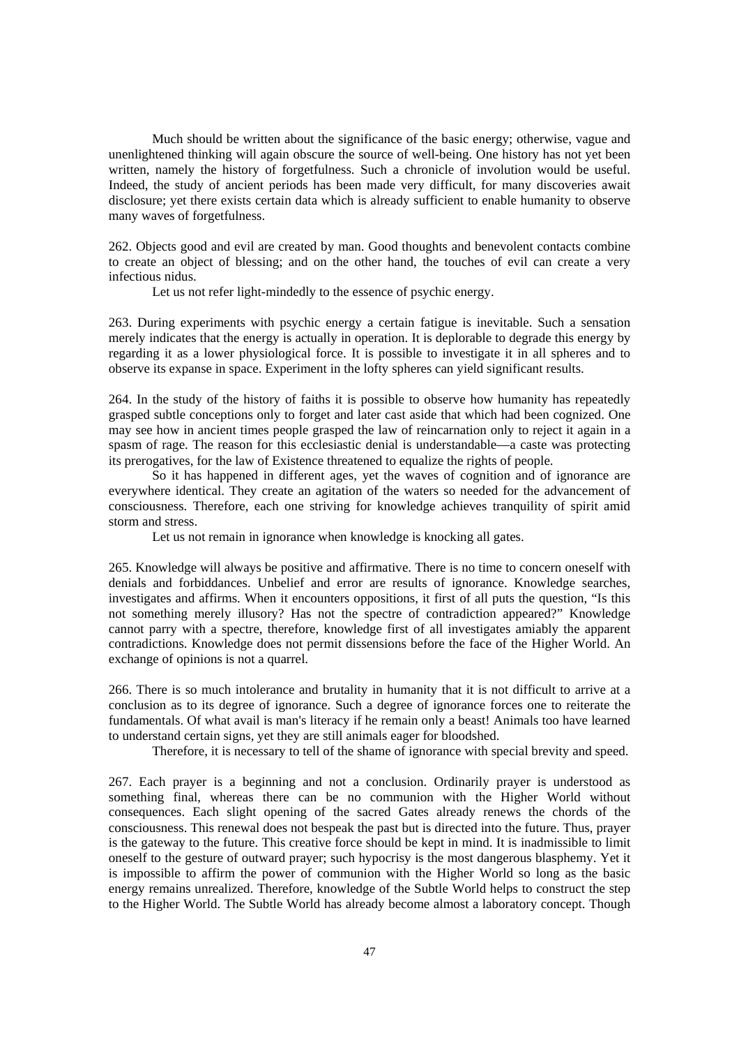Much should be written about the significance of the basic energy; otherwise, vague and unenlightened thinking will again obscure the source of well-being. One history has not yet been written, namely the history of forgetfulness. Such a chronicle of involution would be useful. Indeed, the study of ancient periods has been made very difficult, for many discoveries await disclosure; yet there exists certain data which is already sufficient to enable humanity to observe many waves of forgetfulness.

262. Objects good and evil are created by man. Good thoughts and benevolent contacts combine to create an object of blessing; and on the other hand, the touches of evil can create a very infectious nidus.

Let us not refer light-mindedly to the essence of psychic energy.

263. During experiments with psychic energy a certain fatigue is inevitable. Such a sensation merely indicates that the energy is actually in operation. It is deplorable to degrade this energy by regarding it as a lower physiological force. It is possible to investigate it in all spheres and to observe its expanse in space. Experiment in the lofty spheres can yield significant results.

264. In the study of the history of faiths it is possible to observe how humanity has repeatedly grasped subtle conceptions only to forget and later cast aside that which had been cognized. One may see how in ancient times people grasped the law of reincarnation only to reject it again in a spasm of rage. The reason for this ecclesiastic denial is understandable—a caste was protecting its prerogatives, for the law of Existence threatened to equalize the rights of people.

So it has happened in different ages, yet the waves of cognition and of ignorance are everywhere identical. They create an agitation of the waters so needed for the advancement of consciousness. Therefore, each one striving for knowledge achieves tranquility of spirit amid storm and stress.

Let us not remain in ignorance when knowledge is knocking all gates.

265. Knowledge will always be positive and affirmative. There is no time to concern oneself with denials and forbiddances. Unbelief and error are results of ignorance. Knowledge searches, investigates and affirms. When it encounters oppositions, it first of all puts the question, "Is this not something merely illusory? Has not the spectre of contradiction appeared?" Knowledge cannot parry with a spectre, therefore, knowledge first of all investigates amiably the apparent contradictions. Knowledge does not permit dissensions before the face of the Higher World. An exchange of opinions is not a quarrel.

266. There is so much intolerance and brutality in humanity that it is not difficult to arrive at a conclusion as to its degree of ignorance. Such a degree of ignorance forces one to reiterate the fundamentals. Of what avail is man's literacy if he remain only a beast! Animals too have learned to understand certain signs, yet they are still animals eager for bloodshed.

Therefore, it is necessary to tell of the shame of ignorance with special brevity and speed.

267. Each prayer is a beginning and not a conclusion. Ordinarily prayer is understood as something final, whereas there can be no communion with the Higher World without consequences. Each slight opening of the sacred Gates already renews the chords of the consciousness. This renewal does not bespeak the past but is directed into the future. Thus, prayer is the gateway to the future. This creative force should be kept in mind. It is inadmissible to limit oneself to the gesture of outward prayer; such hypocrisy is the most dangerous blasphemy. Yet it is impossible to affirm the power of communion with the Higher World so long as the basic energy remains unrealized. Therefore, knowledge of the Subtle World helps to construct the step to the Higher World. The Subtle World has already become almost a laboratory concept. Though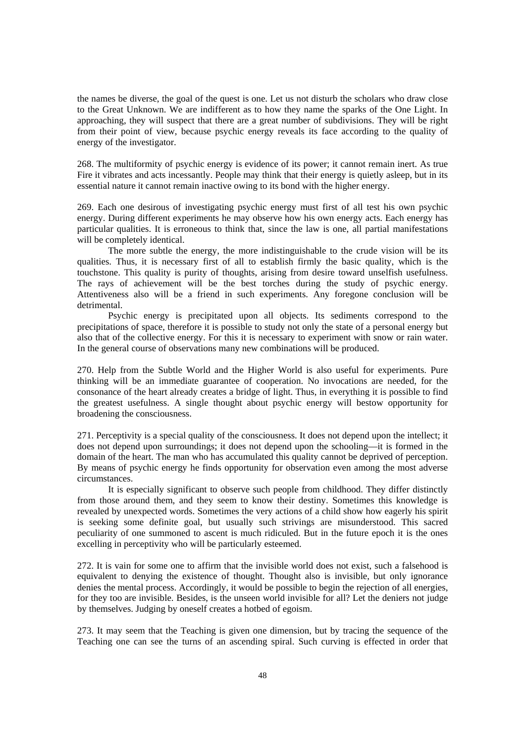the names be diverse, the goal of the quest is one. Let us not disturb the scholars who draw close to the Great Unknown. We are indifferent as to how they name the sparks of the One Light. In approaching, they will suspect that there are a great number of subdivisions. They will be right from their point of view, because psychic energy reveals its face according to the quality of energy of the investigator.

268. The multiformity of psychic energy is evidence of its power; it cannot remain inert. As true Fire it vibrates and acts incessantly. People may think that their energy is quietly asleep, but in its essential nature it cannot remain inactive owing to its bond with the higher energy.

269. Each one desirous of investigating psychic energy must first of all test his own psychic energy. During different experiments he may observe how his own energy acts. Each energy has particular qualities. It is erroneous to think that, since the law is one, all partial manifestations will be completely identical.

The more subtle the energy, the more indistinguishable to the crude vision will be its qualities. Thus, it is necessary first of all to establish firmly the basic quality, which is the touchstone. This quality is purity of thoughts, arising from desire toward unselfish usefulness. The rays of achievement will be the best torches during the study of psychic energy. Attentiveness also will be a friend in such experiments. Any foregone conclusion will be detrimental.

Psychic energy is precipitated upon all objects. Its sediments correspond to the precipitations of space, therefore it is possible to study not only the state of a personal energy but also that of the collective energy. For this it is necessary to experiment with snow or rain water. In the general course of observations many new combinations will be produced.

270. Help from the Subtle World and the Higher World is also useful for experiments. Pure thinking will be an immediate guarantee of cooperation. No invocations are needed, for the consonance of the heart already creates a bridge of light. Thus, in everything it is possible to find the greatest usefulness. A single thought about psychic energy will bestow opportunity for broadening the consciousness.

271. Perceptivity is a special quality of the consciousness. It does not depend upon the intellect; it does not depend upon surroundings; it does not depend upon the schooling—it is formed in the domain of the heart. The man who has accumulated this quality cannot be deprived of perception. By means of psychic energy he finds opportunity for observation even among the most adverse circumstances.

It is especially significant to observe such people from childhood. They differ distinctly from those around them, and they seem to know their destiny. Sometimes this knowledge is revealed by unexpected words. Sometimes the very actions of a child show how eagerly his spirit is seeking some definite goal, but usually such strivings are misunderstood. This sacred peculiarity of one summoned to ascent is much ridiculed. But in the future epoch it is the ones excelling in perceptivity who will be particularly esteemed.

272. It is vain for some one to affirm that the invisible world does not exist, such a falsehood is equivalent to denying the existence of thought. Thought also is invisible, but only ignorance denies the mental process. Accordingly, it would be possible to begin the rejection of all energies, for they too are invisible. Besides, is the unseen world invisible for all? Let the deniers not judge by themselves. Judging by oneself creates a hotbed of egoism.

273. It may seem that the Teaching is given one dimension, but by tracing the sequence of the Teaching one can see the turns of an ascending spiral. Such curving is effected in order that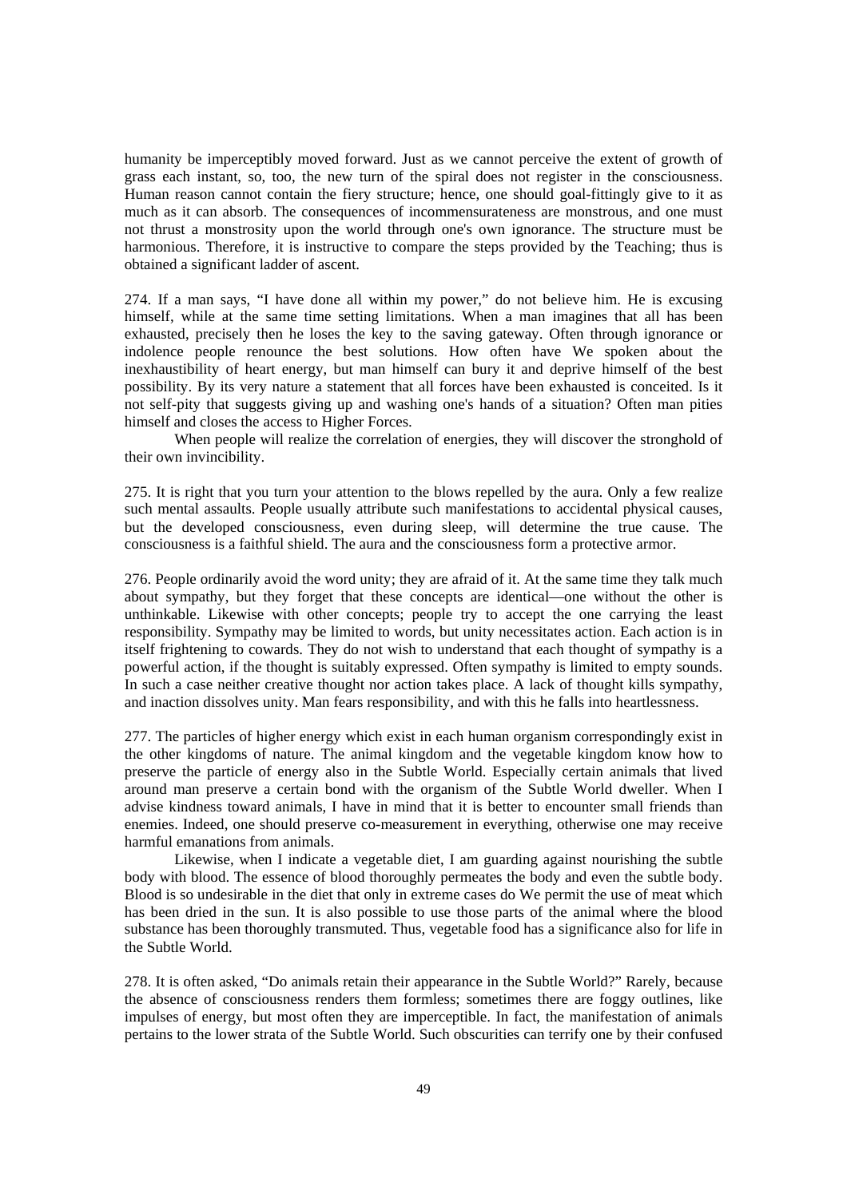humanity be imperceptibly moved forward. Just as we cannot perceive the extent of growth of grass each instant, so, too, the new turn of the spiral does not register in the consciousness. Human reason cannot contain the fiery structure; hence, one should goal-fittingly give to it as much as it can absorb. The consequences of incommensurateness are monstrous, and one must not thrust a monstrosity upon the world through one's own ignorance. The structure must be harmonious. Therefore, it is instructive to compare the steps provided by the Teaching; thus is obtained a significant ladder of ascent.

274. If a man says, "I have done all within my power," do not believe him. He is excusing himself, while at the same time setting limitations. When a man imagines that all has been exhausted, precisely then he loses the key to the saving gateway. Often through ignorance or indolence people renounce the best solutions. How often have We spoken about the inexhaustibility of heart energy, but man himself can bury it and deprive himself of the best possibility. By its very nature a statement that all forces have been exhausted is conceited. Is it not self-pity that suggests giving up and washing one's hands of a situation? Often man pities himself and closes the access to Higher Forces.

When people will realize the correlation of energies, they will discover the stronghold of their own invincibility.

275. It is right that you turn your attention to the blows repelled by the aura. Only a few realize such mental assaults. People usually attribute such manifestations to accidental physical causes, but the developed consciousness, even during sleep, will determine the true cause. The consciousness is a faithful shield. The aura and the consciousness form a protective armor.

276. People ordinarily avoid the word unity; they are afraid of it. At the same time they talk much about sympathy, but they forget that these concepts are identical—one without the other is unthinkable. Likewise with other concepts; people try to accept the one carrying the least responsibility. Sympathy may be limited to words, but unity necessitates action. Each action is in itself frightening to cowards. They do not wish to understand that each thought of sympathy is a powerful action, if the thought is suitably expressed. Often sympathy is limited to empty sounds. In such a case neither creative thought nor action takes place. A lack of thought kills sympathy, and inaction dissolves unity. Man fears responsibility, and with this he falls into heartlessness.

277. The particles of higher energy which exist in each human organism correspondingly exist in the other kingdoms of nature. The animal kingdom and the vegetable kingdom know how to preserve the particle of energy also in the Subtle World. Especially certain animals that lived around man preserve a certain bond with the organism of the Subtle World dweller. When I advise kindness toward animals, I have in mind that it is better to encounter small friends than enemies. Indeed, one should preserve co-measurement in everything, otherwise one may receive harmful emanations from animals.

Likewise, when I indicate a vegetable diet, I am guarding against nourishing the subtle body with blood. The essence of blood thoroughly permeates the body and even the subtle body. Blood is so undesirable in the diet that only in extreme cases do We permit the use of meat which has been dried in the sun. It is also possible to use those parts of the animal where the blood substance has been thoroughly transmuted. Thus, vegetable food has a significance also for life in the Subtle World.

278. It is often asked, "Do animals retain their appearance in the Subtle World?" Rarely, because the absence of consciousness renders them formless; sometimes there are foggy outlines, like impulses of energy, but most often they are imperceptible. In fact, the manifestation of animals pertains to the lower strata of the Subtle World. Such obscurities can terrify one by their confused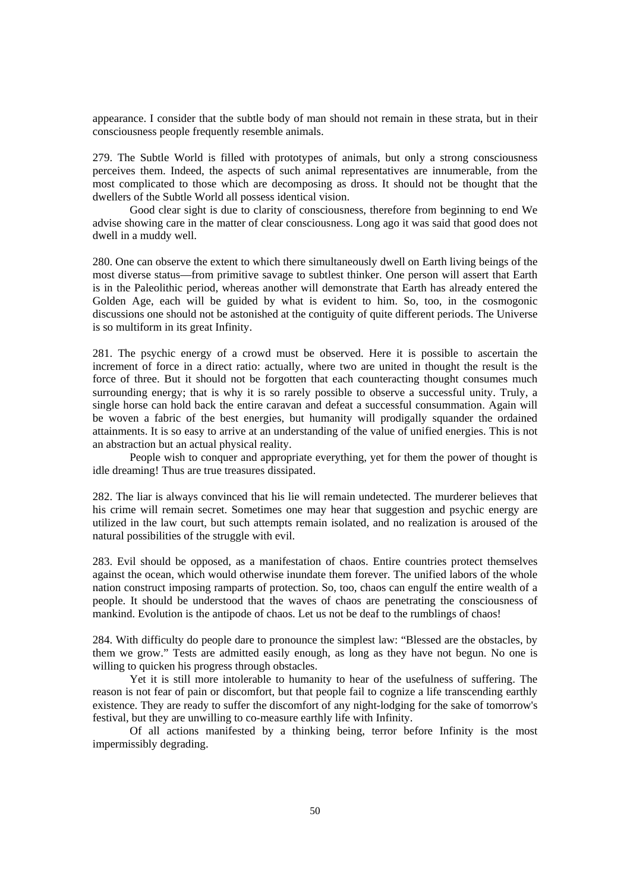appearance. I consider that the subtle body of man should not remain in these strata, but in their consciousness people frequently resemble animals.

279. The Subtle World is filled with prototypes of animals, but only a strong consciousness perceives them. Indeed, the aspects of such animal representatives are innumerable, from the most complicated to those which are decomposing as dross. It should not be thought that the dwellers of the Subtle World all possess identical vision.

Good clear sight is due to clarity of consciousness, therefore from beginning to end We advise showing care in the matter of clear consciousness. Long ago it was said that good does not dwell in a muddy well.

280. One can observe the extent to which there simultaneously dwell on Earth living beings of the most diverse status—from primitive savage to subtlest thinker. One person will assert that Earth is in the Paleolithic period, whereas another will demonstrate that Earth has already entered the Golden Age, each will be guided by what is evident to him. So, too, in the cosmogonic discussions one should not be astonished at the contiguity of quite different periods. The Universe is so multiform in its great Infinity.

281. The psychic energy of a crowd must be observed. Here it is possible to ascertain the increment of force in a direct ratio: actually, where two are united in thought the result is the force of three. But it should not be forgotten that each counteracting thought consumes much surrounding energy; that is why it is so rarely possible to observe a successful unity. Truly, a single horse can hold back the entire caravan and defeat a successful consummation. Again will be woven a fabric of the best energies, but humanity will prodigally squander the ordained attainments. It is so easy to arrive at an understanding of the value of unified energies. This is not an abstraction but an actual physical reality.

People wish to conquer and appropriate everything, yet for them the power of thought is idle dreaming! Thus are true treasures dissipated.

282. The liar is always convinced that his lie will remain undetected. The murderer believes that his crime will remain secret. Sometimes one may hear that suggestion and psychic energy are utilized in the law court, but such attempts remain isolated, and no realization is aroused of the natural possibilities of the struggle with evil.

283. Evil should be opposed, as a manifestation of chaos. Entire countries protect themselves against the ocean, which would otherwise inundate them forever. The unified labors of the whole nation construct imposing ramparts of protection. So, too, chaos can engulf the entire wealth of a people. It should be understood that the waves of chaos are penetrating the consciousness of mankind. Evolution is the antipode of chaos. Let us not be deaf to the rumblings of chaos!

284. With difficulty do people dare to pronounce the simplest law: "Blessed are the obstacles, by them we grow." Tests are admitted easily enough, as long as they have not begun. No one is willing to quicken his progress through obstacles.

Yet it is still more intolerable to humanity to hear of the usefulness of suffering. The reason is not fear of pain or discomfort, but that people fail to cognize a life transcending earthly existence. They are ready to suffer the discomfort of any night-lodging for the sake of tomorrow's festival, but they are unwilling to co-measure earthly life with Infinity.

Of all actions manifested by a thinking being, terror before Infinity is the most impermissibly degrading.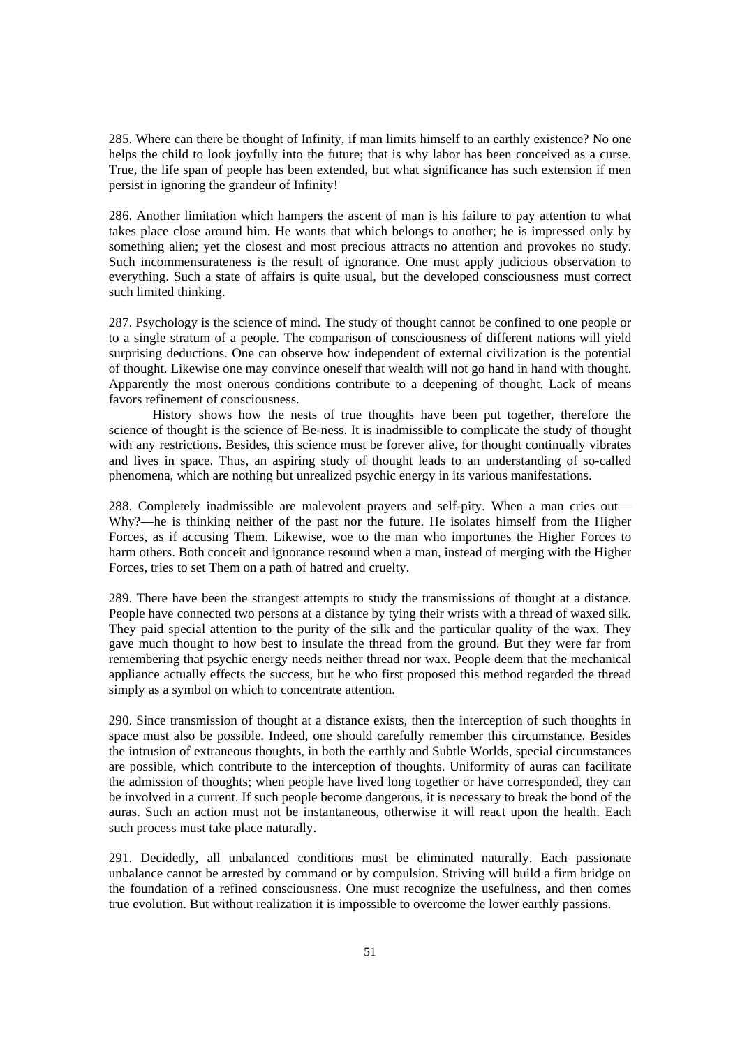285. Where can there be thought of Infinity, if man limits himself to an earthly existence? No one helps the child to look joyfully into the future; that is why labor has been conceived as a curse. True, the life span of people has been extended, but what significance has such extension if men persist in ignoring the grandeur of Infinity!

286. Another limitation which hampers the ascent of man is his failure to pay attention to what takes place close around him. He wants that which belongs to another; he is impressed only by something alien; yet the closest and most precious attracts no attention and provokes no study. Such incommensurateness is the result of ignorance. One must apply judicious observation to everything. Such a state of affairs is quite usual, but the developed consciousness must correct such limited thinking.

287. Psychology is the science of mind. The study of thought cannot be confined to one people or to a single stratum of a people. The comparison of consciousness of different nations will yield surprising deductions. One can observe how independent of external civilization is the potential of thought. Likewise one may convince oneself that wealth will not go hand in hand with thought. Apparently the most onerous conditions contribute to a deepening of thought. Lack of means favors refinement of consciousness.

History shows how the nests of true thoughts have been put together, therefore the science of thought is the science of Be-ness. It is inadmissible to complicate the study of thought with any restrictions. Besides, this science must be forever alive, for thought continually vibrates and lives in space. Thus, an aspiring study of thought leads to an understanding of so-called phenomena, which are nothing but unrealized psychic energy in its various manifestations.

288. Completely inadmissible are malevolent prayers and self-pity. When a man cries out—Why?—he is thinking neither of the past nor the future. He isolates himself from the Higher Forces, as if accusing Them. Likewise, woe to the man who importunes the Higher Forces to harm others. Both conceit and ignorance resound when a man, instead of merging with the Higher Forces, tries to set Them on a path of hatred and cruelty.

289. There have been the strangest attempts to study the transmissions of thought at a distance. People have connected two persons at a distance by tying their wrists with a thread of waxed silk. They paid special attention to the purity of the silk and the particular quality of the wax. They gave much thought to how best to insulate the thread from the ground. But they were far from remembering that psychic energy needs neither thread nor wax. People deem that the mechanical appliance actually effects the success, but he who first proposed this method regarded the thread simply as a symbol on which to concentrate attention.

290. Since transmission of thought at a distance exists, then the interception of such thoughts in space must also be possible. Indeed, one should carefully remember this circumstance. Besides the intrusion of extraneous thoughts, in both the earthly and Subtle Worlds, special circumstances are possible, which contribute to the interception of thoughts. Uniformity of auras can facilitate the admission of thoughts; when people have lived long together or have corresponded, they can be involved in a current. If such people become dangerous, it is necessary to break the bond of the auras. Such an action must not be instantaneous, otherwise it will react upon the health. Each such process must take place naturally.

291. Decidedly, all unbalanced conditions must be eliminated naturally. Each passionate unbalance cannot be arrested by command or by compulsion. Striving will build a firm bridge on the foundation of a refined consciousness. One must recognize the usefulness, and then comes true evolution. But without realization it is impossible to overcome the lower earthly passions.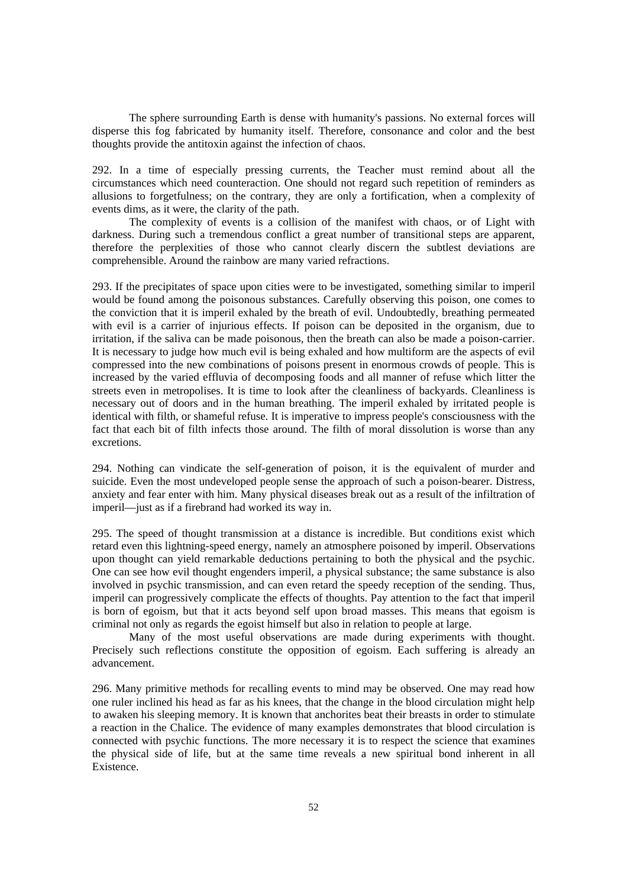The sphere surrounding Earth is dense with humanity's passions. No external forces will disperse this fog fabricated by humanity itself. Therefore, consonance and color and the best thoughts provide the antitoxin against the infection of chaos.

292. In a time of especially pressing currents, the Teacher must remind about all the circumstances which need counteraction. One should not regard such repetition of reminders as allusions to forgetfulness; on the contrary, they are only a fortification, when a complexity of events dims, as it were, the clarity of the path.

The complexity of events is a collision of the manifest with chaos, or of Light with darkness. During such a tremendous conflict a great number of transitional steps are apparent, therefore the perplexities of those who cannot clearly discern the subtlest deviations are comprehensible. Around the rainbow are many varied refractions.

293. If the precipitates of space upon cities were to be investigated, something similar to imperil would be found among the poisonous substances. Carefully observing this poison, one comes to the conviction that it is imperil exhaled by the breath of evil. Undoubtedly, breathing permeated with evil is a carrier of injurious effects. If poison can be deposited in the organism, due to irritation, if the saliva can be made poisonous, then the breath can also be made a poison-carrier. It is necessary to judge how much evil is being exhaled and how multiform are the aspects of evil compressed into the new combinations of poisons present in enormous crowds of people. This is increased by the varied effluvia of decomposing foods and all manner of refuse which litter the streets even in metropolises. It is time to look after the cleanliness of backyards. Cleanliness is necessary out of doors and in the human breathing. The imperil exhaled by irritated people is identical with filth, or shameful refuse. It is imperative to impress people's consciousness with the fact that each bit of filth infects those around. The filth of moral dissolution is worse than any excretions.

294. Nothing can vindicate the self-generation of poison, it is the equivalent of murder and suicide. Even the most undeveloped people sense the approach of such a poison-bearer. Distress, anxiety and fear enter with him. Many physical diseases break out as a result of the infiltration of imperil—just as if a firebrand had worked its way in.

295. The speed of thought transmission at a distance is incredible. But conditions exist which retard even this lightning-speed energy, namely an atmosphere poisoned by imperil. Observations upon thought can yield remarkable deductions pertaining to both the physical and the psychic. One can see how evil thought engenders imperil, a physical substance; the same substance is also involved in psychic transmission, and can even retard the speedy reception of the sending. Thus, imperil can progressively complicate the effects of thoughts. Pay attention to the fact that imperil is born of egoism, but that it acts beyond self upon broad masses. This means that egoism is criminal not only as regards the egoist himself but also in relation to people at large.

Many of the most useful observations are made during experiments with thought. Precisely such reflections constitute the opposition of egoism. Each suffering is already an advancement.

296. Many primitive methods for recalling events to mind may be observed. One may read how one ruler inclined his head as far as his knees, that the change in the blood circulation might help to awaken his sleeping memory. It is known that anchorites beat their breasts in order to stimulate a reaction in the Chalice. The evidence of many examples demonstrates that blood circulation is connected with psychic functions. The more necessary it is to respect the science that examines the physical side of life, but at the same time reveals a new spiritual bond inherent in all Existence.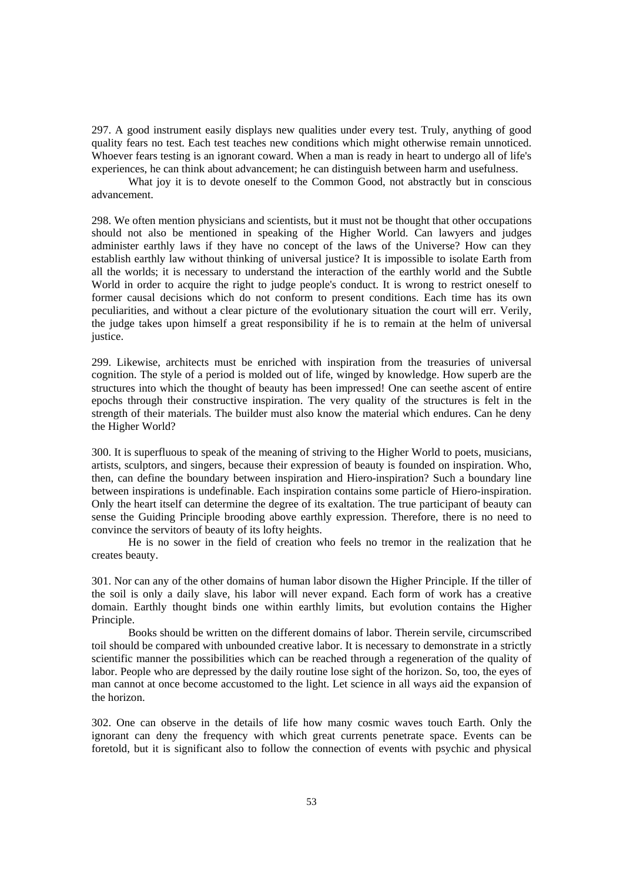297. A good instrument easily displays new qualities under every test. Truly, anything of good quality fears no test. Each test teaches new conditions which might otherwise remain unnoticed. Whoever fears testing is an ignorant coward. When a man is ready in heart to undergo all of life's experiences, he can think about advancement; he can distinguish between harm and usefulness.

What joy it is to devote oneself to the Common Good, not abstractly but in conscious advancement.

298. We often mention physicians and scientists, but it must not be thought that other occupations should not also be mentioned in speaking of the Higher World. Can lawyers and judges administer earthly laws if they have no concept of the laws of the Universe? How can they establish earthly law without thinking of universal justice? It is impossible to isolate Earth from all the worlds; it is necessary to understand the interaction of the earthly world and the Subtle World in order to acquire the right to judge people's conduct. It is wrong to restrict oneself to former causal decisions which do not conform to present conditions. Each time has its own peculiarities, and without a clear picture of the evolutionary situation the court will err. Verily, the judge takes upon himself a great responsibility if he is to remain at the helm of universal justice.

299. Likewise, architects must be enriched with inspiration from the treasuries of universal cognition. The style of a period is molded out of life, winged by knowledge. How superb are the structures into which the thought of beauty has been impressed! One can seethe ascent of entire epochs through their constructive inspiration. The very quality of the structures is felt in the strength of their materials. The builder must also know the material which endures. Can he deny the Higher World?

300. It is superfluous to speak of the meaning of striving to the Higher World to poets, musicians, artists, sculptors, and singers, because their expression of beauty is founded on inspiration. Who, then, can define the boundary between inspiration and Hiero-inspiration? Such a boundary line between inspirations is undefinable. Each inspiration contains some particle of Hiero-inspiration. Only the heart itself can determine the degree of its exaltation. The true participant of beauty can sense the Guiding Principle brooding above earthly expression. Therefore, there is no need to convince the servitors of beauty of its lofty heights.

He is no sower in the field of creation who feels no tremor in the realization that he creates beauty.

301. Nor can any of the other domains of human labor disown the Higher Principle. If the tiller of the soil is only a daily slave, his labor will never expand. Each form of work has a creative domain. Earthly thought binds one within earthly limits, but evolution contains the Higher Principle.

Books should be written on the different domains of labor. Therein servile, circumscribed toil should be compared with unbounded creative labor. It is necessary to demonstrate in a strictly scientific manner the possibilities which can be reached through a regeneration of the quality of labor. People who are depressed by the daily routine lose sight of the horizon. So, too, the eyes of man cannot at once become accustomed to the light. Let science in all ways aid the expansion of the horizon.

302. One can observe in the details of life how many cosmic waves touch Earth. Only the ignorant can deny the frequency with which great currents penetrate space. Events can be foretold, but it is significant also to follow the connection of events with psychic and physical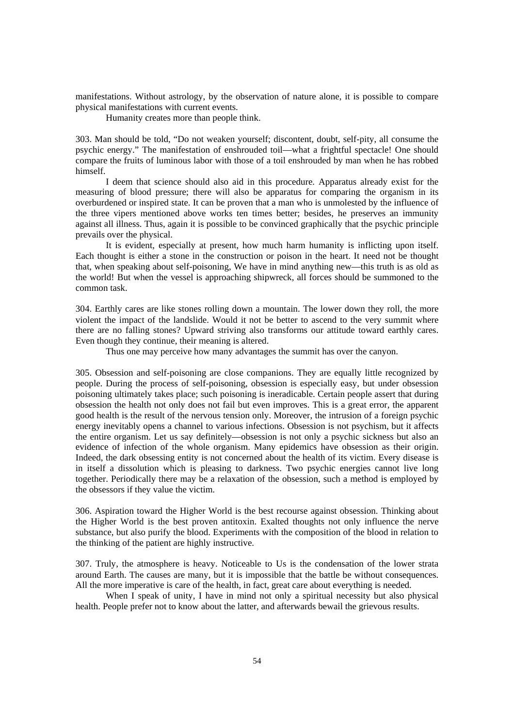manifestations. Without astrology, by the observation of nature alone, it is possible to compare physical manifestations with current events.

Humanity creates more than people think.

303. Man should be told, "Do not weaken yourself; discontent, doubt, self-pity, all consume the psychic energy." The manifestation of enshrouded toil—what a frightful spectacle! One should compare the fruits of luminous labor with those of a toil enshrouded by man when he has robbed himself.

I deem that science should also aid in this procedure. Apparatus already exist for the measuring of blood pressure; there will also be apparatus for comparing the organism in its overburdened or inspired state. It can be proven that a man who is unmolested by the influence of the three vipers mentioned above works ten times better; besides, he preserves an immunity against all illness. Thus, again it is possible to be convinced graphically that the psychic principle prevails over the physical.

It is evident, especially at present, how much harm humanity is inflicting upon itself. Each thought is either a stone in the construction or poison in the heart. It need not be thought that, when speaking about self-poisoning, We have in mind anything new—this truth is as old as the world! But when the vessel is approaching shipwreck, all forces should be summoned to the common task.

304. Earthly cares are like stones rolling down a mountain. The lower down they roll, the more violent the impact of the landslide. Would it not be better to ascend to the very summit where there are no falling stones? Upward striving also transforms our attitude toward earthly cares. Even though they continue, their meaning is altered.

Thus one may perceive how many advantages the summit has over the canyon.

305. Obsession and self-poisoning are close companions. They are equally little recognized by people. During the process of self-poisoning, obsession is especially easy, but under obsession poisoning ultimately takes place; such poisoning is ineradicable. Certain people assert that during obsession the health not only does not fail but even improves. This is a great error, the apparent good health is the result of the nervous tension only. Moreover, the intrusion of a foreign psychic energy inevitably opens a channel to various infections. Obsession is not psychism, but it affects the entire organism. Let us say definitely—obsession is not only a psychic sickness but also an evidence of infection of the whole organism. Many epidemics have obsession as their origin. Indeed, the dark obsessing entity is not concerned about the health of its victim. Every disease is in itself a dissolution which is pleasing to darkness. Two psychic energies cannot live long together. Periodically there may be a relaxation of the obsession, such a method is employed by the obsessors if they value the victim.

306. Aspiration toward the Higher World is the best recourse against obsession. Thinking about the Higher World is the best proven antitoxin. Exalted thoughts not only influence the nerve substance, but also purify the blood. Experiments with the composition of the blood in relation to the thinking of the patient are highly instructive.

307. Truly, the atmosphere is heavy. Noticeable to Us is the condensation of the lower strata around Earth. The causes are many, but it is impossible that the battle be without consequences. All the more imperative is care of the health, in fact, great care about everything is needed.

When I speak of unity, I have in mind not only a spiritual necessity but also physical health. People prefer not to know about the latter, and afterwards bewail the grievous results.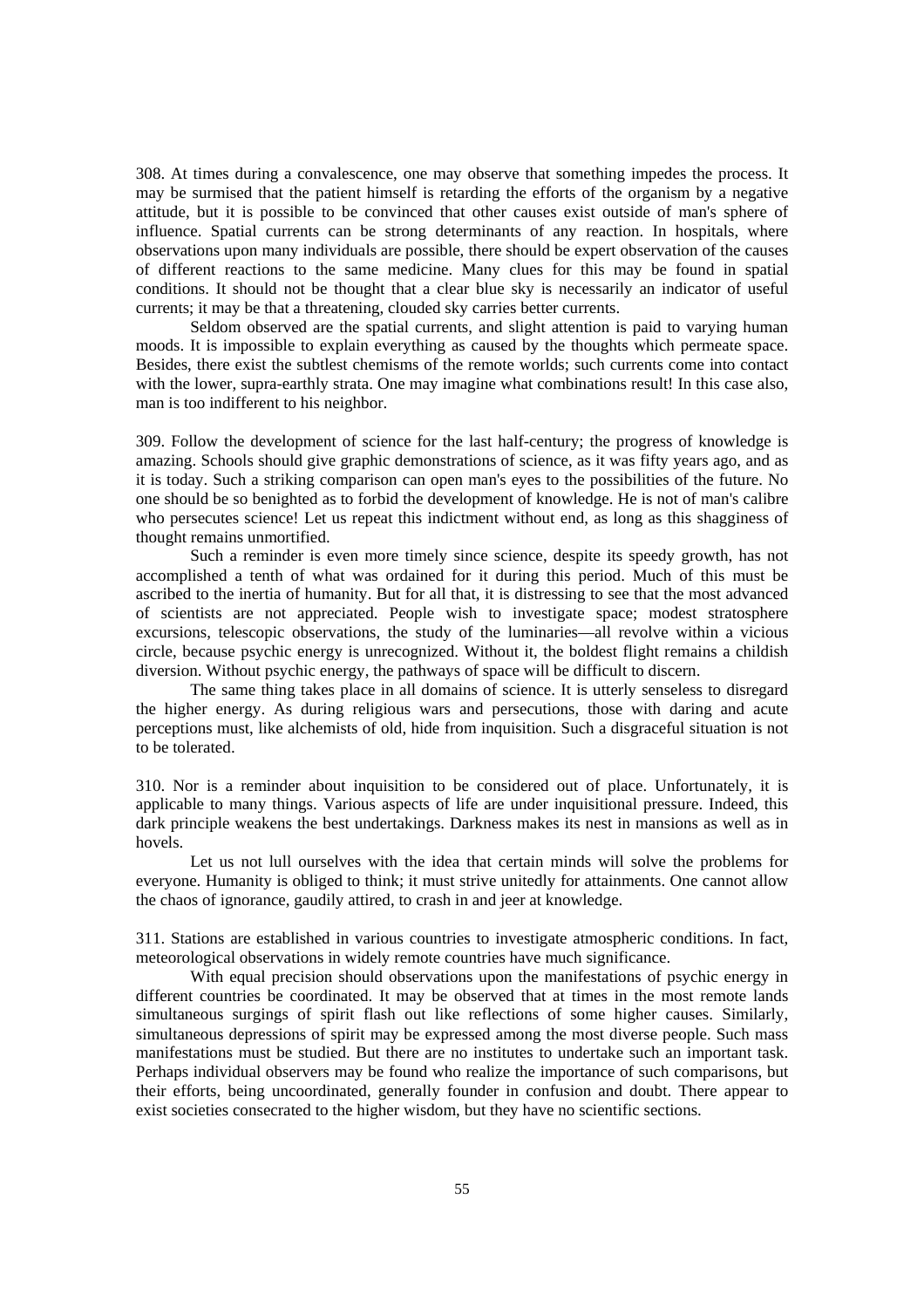308. At times during a convalescence, one may observe that something impedes the process. It may be surmised that the patient himself is retarding the efforts of the organism by a negative attitude, but it is possible to be convinced that other causes exist outside of man's sphere of influence. Spatial currents can be strong determinants of any reaction. In hospitals, where observations upon many individuals are possible, there should be expert observation of the causes of different reactions to the same medicine. Many clues for this may be found in spatial conditions. It should not be thought that a clear blue sky is necessarily an indicator of useful currents; it may be that a threatening, clouded sky carries better currents.

Seldom observed are the spatial currents, and slight attention is paid to varying human moods. It is impossible to explain everything as caused by the thoughts which permeate space. Besides, there exist the subtlest chemisms of the remote worlds; such currents come into contact with the lower, supra-earthly strata. One may imagine what combinations result! In this case also, man is too indifferent to his neighbor.

309. Follow the development of science for the last half-century; the progress of knowledge is amazing. Schools should give graphic demonstrations of science, as it was fifty years ago, and as it is today. Such a striking comparison can open man's eyes to the possibilities of the future. No one should be so benighted as to forbid the development of knowledge. He is not of man's calibre who persecutes science! Let us repeat this indictment without end, as long as this shagginess of thought remains unmortified.

Such a reminder is even more timely since science, despite its speedy growth, has not accomplished a tenth of what was ordained for it during this period. Much of this must be ascribed to the inertia of humanity. But for all that, it is distressing to see that the most advanced of scientists are not appreciated. People wish to investigate space; modest stratosphere excursions, telescopic observations, the study of the luminaries—all revolve within a vicious circle, because psychic energy is unrecognized. Without it, the boldest flight remains a childish diversion. Without psychic energy, the pathways of space will be difficult to discern.

The same thing takes place in all domains of science. It is utterly senseless to disregard the higher energy. As during religious wars and persecutions, those with daring and acute perceptions must, like alchemists of old, hide from inquisition. Such a disgraceful situation is not to be tolerated.

310. Nor is a reminder about inquisition to be considered out of place. Unfortunately, it is applicable to many things. Various aspects of life are under inquisitional pressure. Indeed, this dark principle weakens the best undertakings. Darkness makes its nest in mansions as well as in hovels.

Let us not lull ourselves with the idea that certain minds will solve the problems for everyone. Humanity is obliged to think; it must strive unitedly for attainments. One cannot allow the chaos of ignorance, gaudily attired, to crash in and jeer at knowledge.

311. Stations are established in various countries to investigate atmospheric conditions. In fact, meteorological observations in widely remote countries have much significance.

With equal precision should observations upon the manifestations of psychic energy in different countries be coordinated. It may be observed that at times in the most remote lands simultaneous surgings of spirit flash out like reflections of some higher causes. Similarly, simultaneous depressions of spirit may be expressed among the most diverse people. Such mass manifestations must be studied. But there are no institutes to undertake such an important task. Perhaps individual observers may be found who realize the importance of such comparisons, but their efforts, being uncoordinated, generally founder in confusion and doubt. There appear to exist societies consecrated to the higher wisdom, but they have no scientific sections.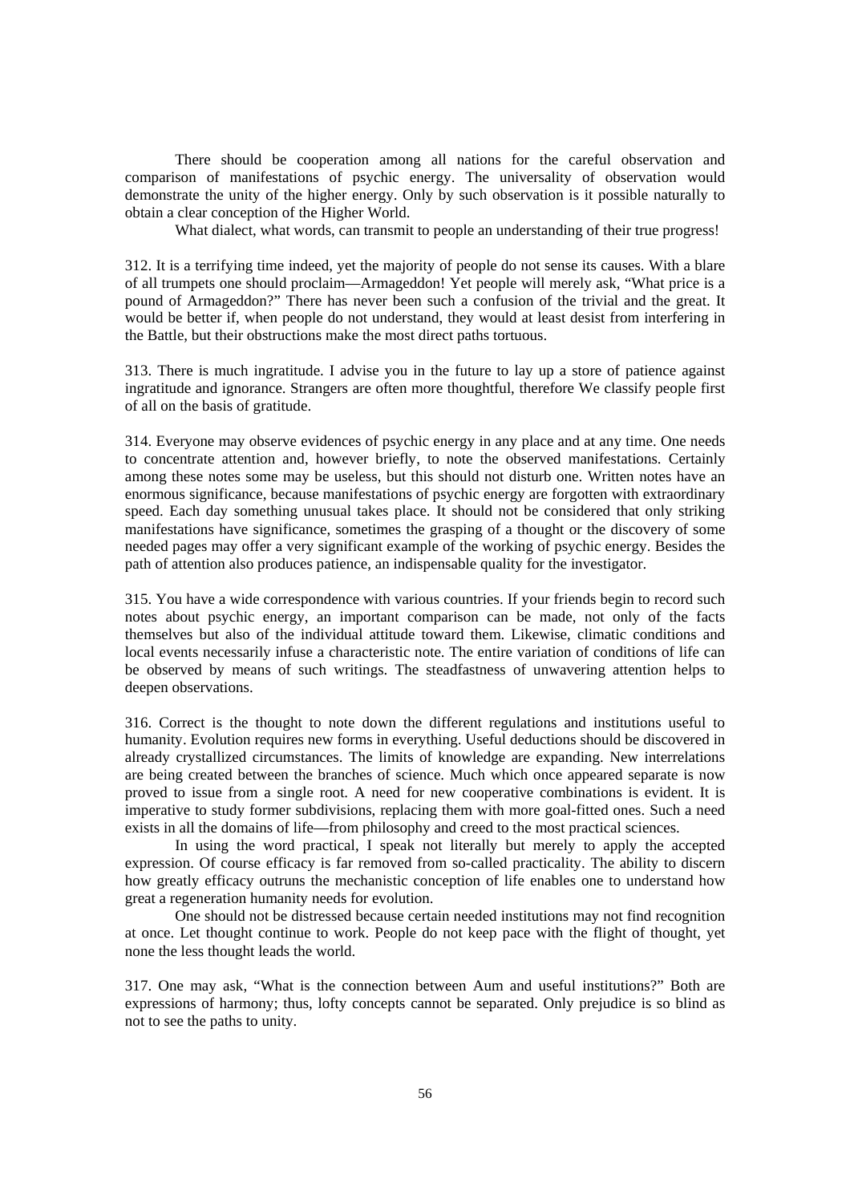There should be cooperation among all nations for the careful observation and comparison of manifestations of psychic energy. The universality of observation would demonstrate the unity of the higher energy. Only by such observation is it possible naturally to obtain a clear conception of the Higher World.

What dialect, what words, can transmit to people an understanding of their true progress!

312. It is a terrifying time indeed, yet the majority of people do not sense its causes. With a blare of all trumpets one should proclaim—Armageddon! Yet people will merely ask, "What price is a pound of Armageddon?" There has never been such a confusion of the trivial and the great. It would be better if, when people do not understand, they would at least desist from interfering in the Battle, but their obstructions make the most direct paths tortuous.

313. There is much ingratitude. I advise you in the future to lay up a store of patience against ingratitude and ignorance. Strangers are often more thoughtful, therefore We classify people first of all on the basis of gratitude.

314. Everyone may observe evidences of psychic energy in any place and at any time. One needs to concentrate attention and, however briefly, to note the observed manifestations. Certainly among these notes some may be useless, but this should not disturb one. Written notes have an enormous significance, because manifestations of psychic energy are forgotten with extraordinary speed. Each day something unusual takes place. It should not be considered that only striking manifestations have significance, sometimes the grasping of a thought or the discovery of some needed pages may offer a very significant example of the working of psychic energy. Besides the path of attention also produces patience, an indispensable quality for the investigator.

315. You have a wide correspondence with various countries. If your friends begin to record such notes about psychic energy, an important comparison can be made, not only of the facts themselves but also of the individual attitude toward them. Likewise, climatic conditions and local events necessarily infuse a characteristic note. The entire variation of conditions of life can be observed by means of such writings. The steadfastness of unwavering attention helps to deepen observations.

316. Correct is the thought to note down the different regulations and institutions useful to humanity. Evolution requires new forms in everything. Useful deductions should be discovered in already crystallized circumstances. The limits of knowledge are expanding. New interrelations are being created between the branches of science. Much which once appeared separate is now proved to issue from a single root. A need for new cooperative combinations is evident. It is imperative to study former subdivisions, replacing them with more goal-fitted ones. Such a need exists in all the domains of life—from philosophy and creed to the most practical sciences.

In using the word practical, I speak not literally but merely to apply the accepted expression. Of course efficacy is far removed from so-called practicality. The ability to discern how greatly efficacy outruns the mechanistic conception of life enables one to understand how great a regeneration humanity needs for evolution.

One should not be distressed because certain needed institutions may not find recognition at once. Let thought continue to work. People do not keep pace with the flight of thought, yet none the less thought leads the world.

317. One may ask, "What is the connection between Aum and useful institutions?" Both are expressions of harmony; thus, lofty concepts cannot be separated. Only prejudice is so blind as not to see the paths to unity.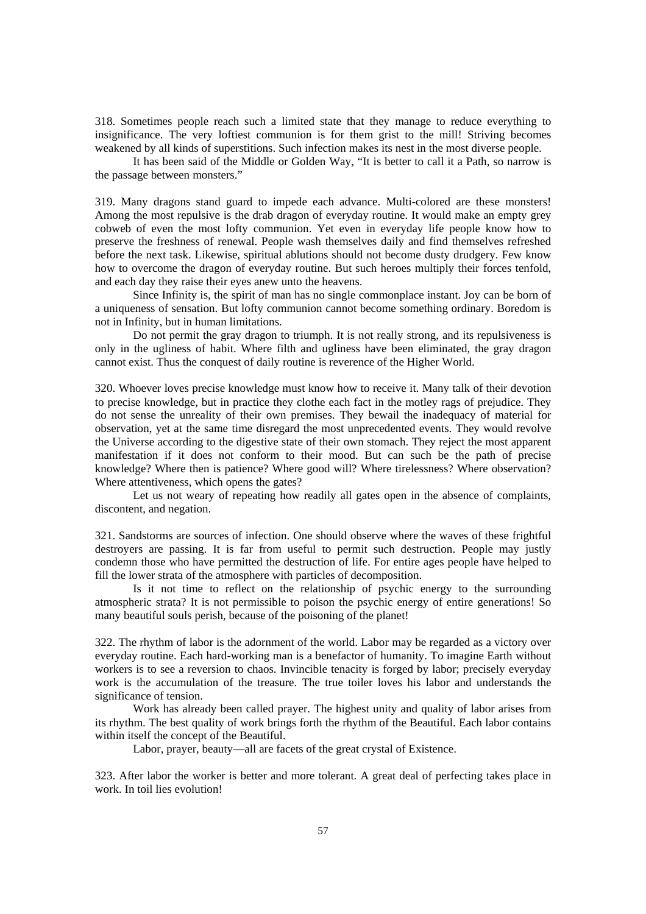318. Sometimes people reach such a limited state that they manage to reduce everything to insignificance. The very loftiest communion is for them grist to the mill! Striving becomes weakened by all kinds of superstitions. Such infection makes its nest in the most diverse people.

It has been said of the Middle or Golden Way, "It is better to call it a Path, so narrow is the passage between monsters."

319. Many dragons stand guard to impede each advance. Multi-colored are these monsters! Among the most repulsive is the drab dragon of everyday routine. It would make an empty grey cobweb of even the most lofty communion. Yet even in everyday life people know how to preserve the freshness of renewal. People wash themselves daily and find themselves refreshed before the next task. Likewise, spiritual ablutions should not become dusty drudgery. Few know how to overcome the dragon of everyday routine. But such heroes multiply their forces tenfold, and each day they raise their eyes anew unto the heavens.

Since Infinity is, the spirit of man has no single commonplace instant. Joy can be born of a uniqueness of sensation. But lofty communion cannot become something ordinary. Boredom is not in Infinity, but in human limitations.

Do not permit the gray dragon to triumph. It is not really strong, and its repulsiveness is only in the ugliness of habit. Where filth and ugliness have been eliminated, the gray dragon cannot exist. Thus the conquest of daily routine is reverence of the Higher World.

320. Whoever loves precise knowledge must know how to receive it. Many talk of their devotion to precise knowledge, but in practice they clothe each fact in the motley rags of prejudice. They do not sense the unreality of their own premises. They bewail the inadequacy of material for observation, yet at the same time disregard the most unprecedented events. They would revolve the Universe according to the digestive state of their own stomach. They reject the most apparent manifestation if it does not conform to their mood. But can such be the path of precise knowledge? Where then is patience? Where good will? Where tirelessness? Where observation? Where attentiveness, which opens the gates?

Let us not weary of repeating how readily all gates open in the absence of complaints, discontent, and negation.

321. Sandstorms are sources of infection. One should observe where the waves of these frightful destroyers are passing. It is far from useful to permit such destruction. People may justly condemn those who have permitted the destruction of life. For entire ages people have helped to fill the lower strata of the atmosphere with particles of decomposition.

Is it not time to reflect on the relationship of psychic energy to the surrounding atmospheric strata? It is not permissible to poison the psychic energy of entire generations! So many beautiful souls perish, because of the poisoning of the planet!

322. The rhythm of labor is the adornment of the world. Labor may be regarded as a victory over everyday routine. Each hard-working man is a benefactor of humanity. To imagine Earth without workers is to see a reversion to chaos. Invincible tenacity is forged by labor; precisely everyday work is the accumulation of the treasure. The true toiler loves his labor and understands the significance of tension.

Work has already been called prayer. The highest unity and quality of labor arises from its rhythm. The best quality of work brings forth the rhythm of the Beautiful. Each labor contains within itself the concept of the Beautiful.

Labor, prayer, beauty—all are facets of the great crystal of Existence.

323. After labor the worker is better and more tolerant. A great deal of perfecting takes place in work. In toil lies evolution!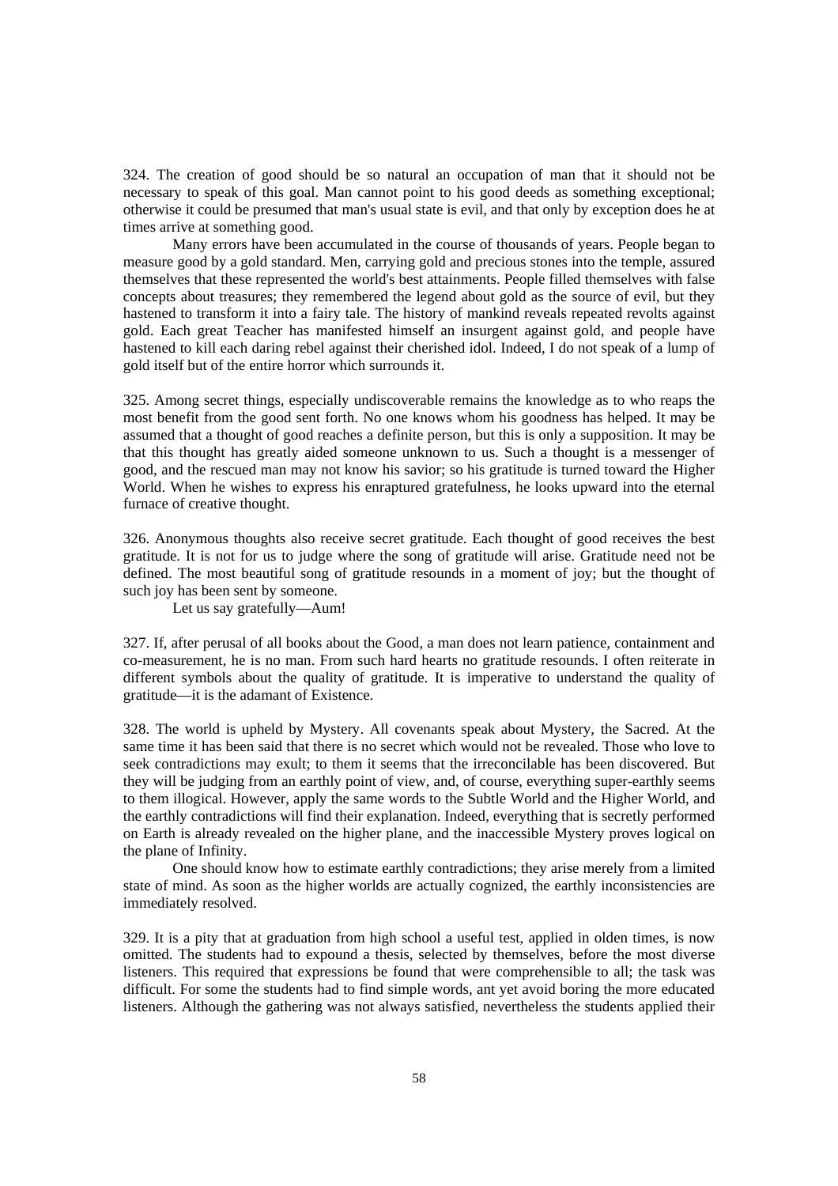324. The creation of good should be so natural an occupation of man that it should not be necessary to speak of this goal. Man cannot point to his good deeds as something exceptional; otherwise it could be presumed that man's usual state is evil, and that only by exception does he at times arrive at something good.

Many errors have been accumulated in the course of thousands of years. People began to measure good by a gold standard. Men, carrying gold and precious stones into the temple, assured themselves that these represented the world's best attainments. People filled themselves with false concepts about treasures; they remembered the legend about gold as the source of evil, but they hastened to transform it into a fairy tale. The history of mankind reveals repeated revolts against gold. Each great Teacher has manifested himself an insurgent against gold, and people have hastened to kill each daring rebel against their cherished idol. Indeed, I do not speak of a lump of gold itself but of the entire horror which surrounds it.

325. Among secret things, especially undiscoverable remains the knowledge as to who reaps the most benefit from the good sent forth. No one knows whom his goodness has helped. It may be assumed that a thought of good reaches a definite person, but this is only a supposition. It may be that this thought has greatly aided someone unknown to us. Such a thought is a messenger of good, and the rescued man may not know his savior; so his gratitude is turned toward the Higher World. When he wishes to express his enraptured gratefulness, he looks upward into the eternal furnace of creative thought.

326. Anonymous thoughts also receive secret gratitude. Each thought of good receives the best gratitude. It is not for us to judge where the song of gratitude will arise. Gratitude need not be defined. The most beautiful song of gratitude resounds in a moment of joy; but the thought of such joy has been sent by someone.

Let us say gratefully—Aum!

327. If, after perusal of all books about the Good, a man does not learn patience, containment and co-measurement, he is no man. From such hard hearts no gratitude resounds. I often reiterate in different symbols about the quality of gratitude. It is imperative to understand the quality of gratitude—it is the adamant of Existence.

328. The world is upheld by Mystery. All covenants speak about Mystery, the Sacred. At the same time it has been said that there is no secret which would not be revealed. Those who love to seek contradictions may exult; to them it seems that the irreconcilable has been discovered. But they will be judging from an earthly point of view, and, of course, everything super-earthly seems to them illogical. However, apply the same words to the Subtle World and the Higher World, and the earthly contradictions will find their explanation. Indeed, everything that is secretly performed on Earth is already revealed on the higher plane, and the inaccessible Mystery proves logical on the plane of Infinity.

One should know how to estimate earthly contradictions; they arise merely from a limited state of mind. As soon as the higher worlds are actually cognized, the earthly inconsistencies are immediately resolved.

329. It is a pity that at graduation from high school a useful test, applied in olden times, is now omitted. The students had to expound a thesis, selected by themselves, before the most diverse listeners. This required that expressions be found that were comprehensible to all; the task was difficult. For some the students had to find simple words, ant yet avoid boring the more educated listeners. Although the gathering was not always satisfied, nevertheless the students applied their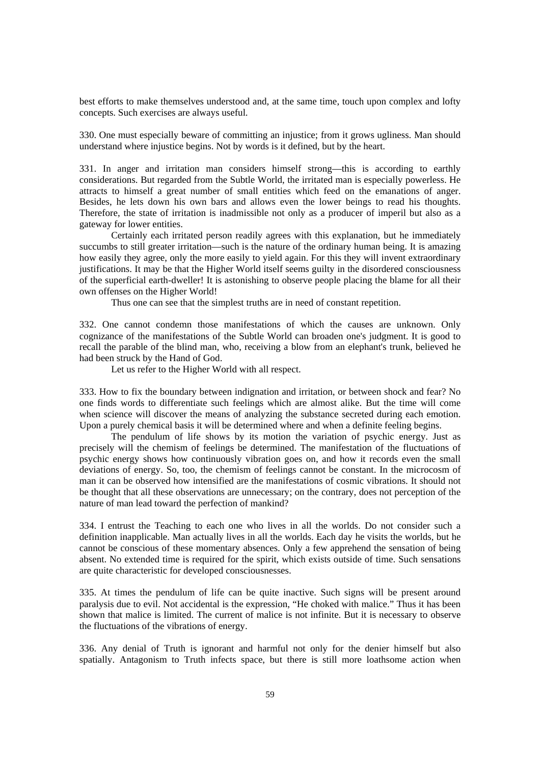best efforts to make themselves understood and, at the same time, touch upon complex and lofty concepts. Such exercises are always useful.

330. One must especially beware of committing an injustice; from it grows ugliness. Man should understand where injustice begins. Not by words is it defined, but by the heart.

331. In anger and irritation man considers himself strong—this is according to earthly considerations. But regarded from the Subtle World, the irritated man is especially powerless. He attracts to himself a great number of small entities which feed on the emanations of anger. Besides, he lets down his own bars and allows even the lower beings to read his thoughts. Therefore, the state of irritation is inadmissible not only as a producer of imperil but also as a gateway for lower entities.

Certainly each irritated person readily agrees with this explanation, but he immediately succumbs to still greater irritation—such is the nature of the ordinary human being. It is amazing how easily they agree, only the more easily to yield again. For this they will invent extraordinary justifications. It may be that the Higher World itself seems guilty in the disordered consciousness of the superficial earth-dweller! It is astonishing to observe people placing the blame for all their own offenses on the Higher World!

Thus one can see that the simplest truths are in need of constant repetition.

332. One cannot condemn those manifestations of which the causes are unknown. Only cognizance of the manifestations of the Subtle World can broaden one's judgment. It is good to recall the parable of the blind man, who, receiving a blow from an elephant's trunk, believed he had been struck by the Hand of God.

Let us refer to the Higher World with all respect.

333. How to fix the boundary between indignation and irritation, or between shock and fear? No one finds words to differentiate such feelings which are almost alike. But the time will come when science will discover the means of analyzing the substance secreted during each emotion. Upon a purely chemical basis it will be determined where and when a definite feeling begins.

The pendulum of life shows by its motion the variation of psychic energy. Just as precisely will the chemism of feelings be determined. The manifestation of the fluctuations of psychic energy shows how continuously vibration goes on, and how it records even the small deviations of energy. So, too, the chemism of feelings cannot be constant. In the microcosm of man it can be observed how intensified are the manifestations of cosmic vibrations. It should not be thought that all these observations are unnecessary; on the contrary, does not perception of the nature of man lead toward the perfection of mankind?

334. I entrust the Teaching to each one who lives in all the worlds. Do not consider such a definition inapplicable. Man actually lives in all the worlds. Each day he visits the worlds, but he cannot be conscious of these momentary absences. Only a few apprehend the sensation of being absent. No extended time is required for the spirit, which exists outside of time. Such sensations are quite characteristic for developed consciousnesses.

335. At times the pendulum of life can be quite inactive. Such signs will be present around paralysis due to evil. Not accidental is the expression, "He choked with malice." Thus it has been shown that malice is limited. The current of malice is not infinite. But it is necessary to observe the fluctuations of the vibrations of energy.

336. Any denial of Truth is ignorant and harmful not only for the denier himself but also spatially. Antagonism to Truth infects space, but there is still more loathsome action when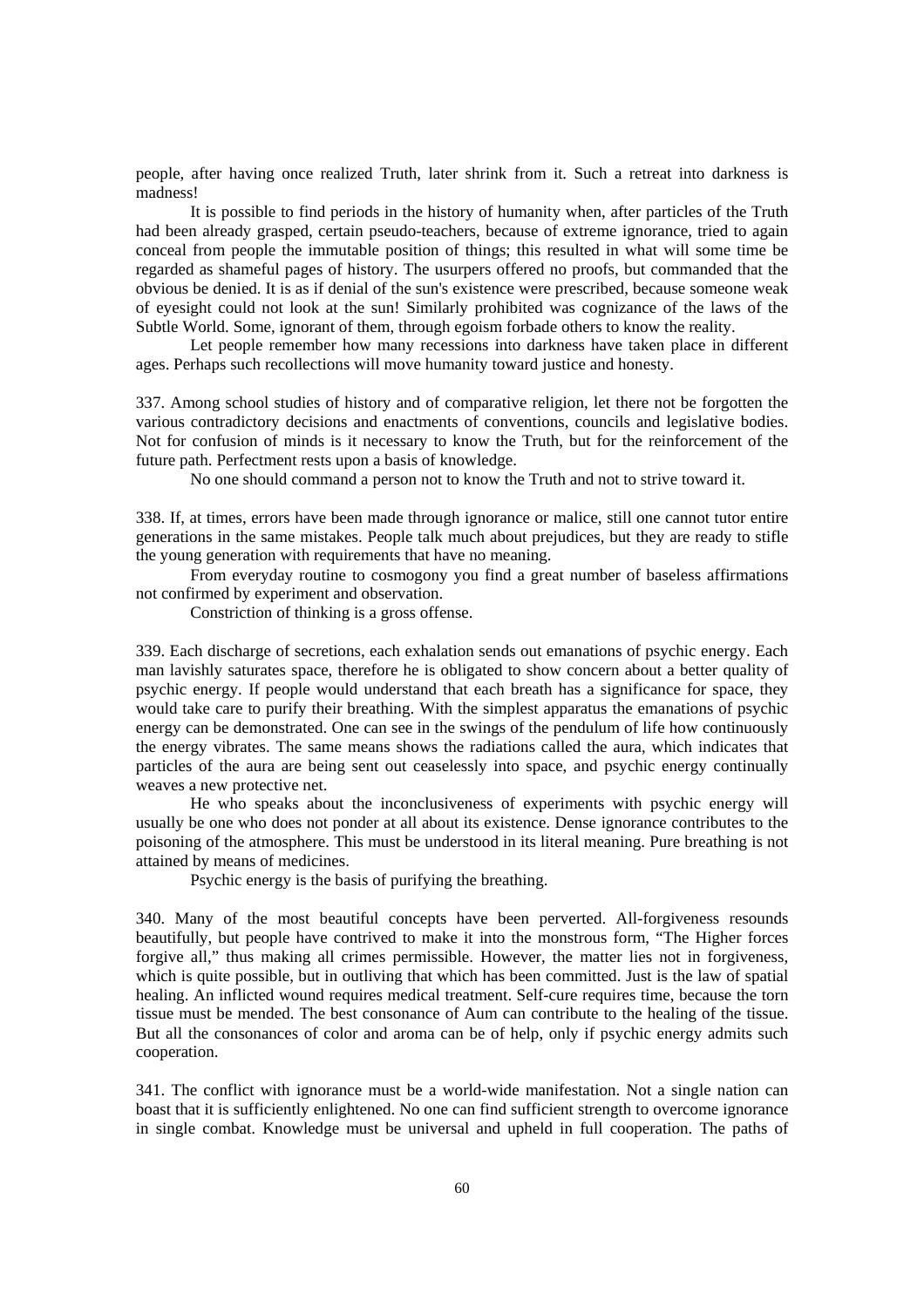people, after having once realized Truth, later shrink from it. Such a retreat into darkness is madness!

It is possible to find periods in the history of humanity when, after particles of the Truth had been already grasped, certain pseudo-teachers, because of extreme ignorance, tried to again conceal from people the immutable position of things; this resulted in what will some time be regarded as shameful pages of history. The usurpers offered no proofs, but commanded that the obvious be denied. It is as if denial of the sun's existence were prescribed, because someone weak of eyesight could not look at the sun! Similarly prohibited was cognizance of the laws of the Subtle World. Some, ignorant of them, through egoism forbade others to know the reality.

Let people remember how many recessions into darkness have taken place in different ages. Perhaps such recollections will move humanity toward justice and honesty.

337. Among school studies of history and of comparative religion, let there not be forgotten the various contradictory decisions and enactments of conventions, councils and legislative bodies. Not for confusion of minds is it necessary to know the Truth, but for the reinforcement of the future path. Perfectment rests upon a basis of knowledge.

No one should command a person not to know the Truth and not to strive toward it.

338. If, at times, errors have been made through ignorance or malice, still one cannot tutor entire generations in the same mistakes. People talk much about prejudices, but they are ready to stifle the young generation with requirements that have no meaning.

From everyday routine to cosmogony you find a great number of baseless affirmations not confirmed by experiment and observation.

Constriction of thinking is a gross offense.

339. Each discharge of secretions, each exhalation sends out emanations of psychic energy. Each man lavishly saturates space, therefore he is obligated to show concern about a better quality of psychic energy. If people would understand that each breath has a significance for space, they would take care to purify their breathing. With the simplest apparatus the emanations of psychic energy can be demonstrated. One can see in the swings of the pendulum of life how continuously the energy vibrates. The same means shows the radiations called the aura, which indicates that particles of the aura are being sent out ceaselessly into space, and psychic energy continually weaves a new protective net.

He who speaks about the inconclusiveness of experiments with psychic energy will usually be one who does not ponder at all about its existence. Dense ignorance contributes to the poisoning of the atmosphere. This must be understood in its literal meaning. Pure breathing is not attained by means of medicines.

Psychic energy is the basis of purifying the breathing.

340. Many of the most beautiful concepts have been perverted. All-forgiveness resounds beautifully, but people have contrived to make it into the monstrous form, "The Higher forces forgive all," thus making all crimes permissible. However, the matter lies not in forgiveness, which is quite possible, but in outliving that which has been committed. Just is the law of spatial healing. An inflicted wound requires medical treatment. Self-cure requires time, because the torn tissue must be mended. The best consonance of Aum can contribute to the healing of the tissue. But all the consonances of color and aroma can be of help, only if psychic energy admits such cooperation.

341. The conflict with ignorance must be a world-wide manifestation. Not a single nation can boast that it is sufficiently enlightened. No one can find sufficient strength to overcome ignorance in single combat. Knowledge must be universal and upheld in full cooperation. The paths of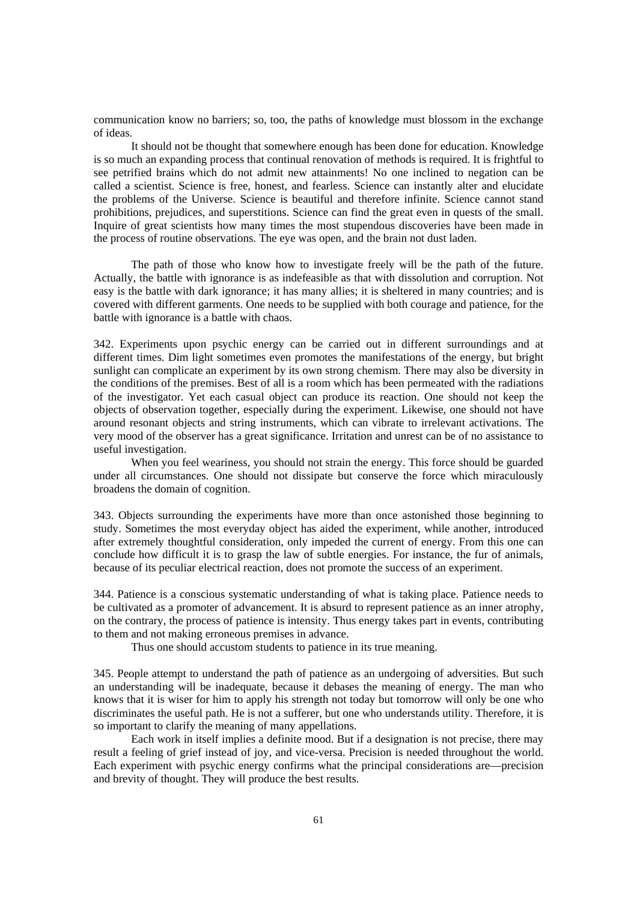communication know no barriers; so, too, the paths of knowledge must blossom in the exchange of ideas.

It should not be thought that somewhere enough has been done for education. Knowledge is so much an expanding process that continual renovation of methods is required. It is frightful to see petrified brains which do not admit new attainments! No one inclined to negation can be called a scientist. Science is free, honest, and fearless. Science can instantly alter and elucidate the problems of the Universe. Science is beautiful and therefore infinite. Science cannot stand prohibitions, prejudices, and superstitions. Science can find the great even in quests of the small. Inquire of great scientists how many times the most stupendous discoveries have been made in the process of routine observations. The eye was open, and the brain not dust laden.

The path of those who know how to investigate freely will be the path of the future. Actually, the battle with ignorance is as indefeasible as that with dissolution and corruption. Not easy is the battle with dark ignorance; it has many allies; it is sheltered in many countries; and is covered with different garments. One needs to be supplied with both courage and patience, for the battle with ignorance is a battle with chaos.

342. Experiments upon psychic energy can be carried out in different surroundings and at different times. Dim light sometimes even promotes the manifestations of the energy, but bright sunlight can complicate an experiment by its own strong chemism. There may also be diversity in the conditions of the premises. Best of all is a room which has been permeated with the radiations of the investigator. Yet each casual object can produce its reaction. One should not keep the objects of observation together, especially during the experiment. Likewise, one should not have around resonant objects and string instruments, which can vibrate to irrelevant activations. The very mood of the observer has a great significance. Irritation and unrest can be of no assistance to useful investigation.

When you feel weariness, you should not strain the energy. This force should be guarded under all circumstances. One should not dissipate but conserve the force which miraculously broadens the domain of cognition.

343. Objects surrounding the experiments have more than once astonished those beginning to study. Sometimes the most everyday object has aided the experiment, while another, introduced after extremely thoughtful consideration, only impeded the current of energy. From this one can conclude how difficult it is to grasp the law of subtle energies. For instance, the fur of animals, because of its peculiar electrical reaction, does not promote the success of an experiment.

344. Patience is a conscious systematic understanding of what is taking place. Patience needs to be cultivated as a promoter of advancement. It is absurd to represent patience as an inner atrophy, on the contrary, the process of patience is intensity. Thus energy takes part in events, contributing to them and not making erroneous premises in advance.

Thus one should accustom students to patience in its true meaning.

345. People attempt to understand the path of patience as an undergoing of adversities. But such an understanding will be inadequate, because it debases the meaning of energy. The man who knows that it is wiser for him to apply his strength not today but tomorrow will only be one who discriminates the useful path. He is not a sufferer, but one who understands utility. Therefore, it is so important to clarify the meaning of many appellations.

Each work in itself implies a definite mood. But if a designation is not precise, there may result a feeling of grief instead of joy, and vice-versa. Precision is needed throughout the world. Each experiment with psychic energy confirms what the principal considerations are—precision and brevity of thought. They will produce the best results.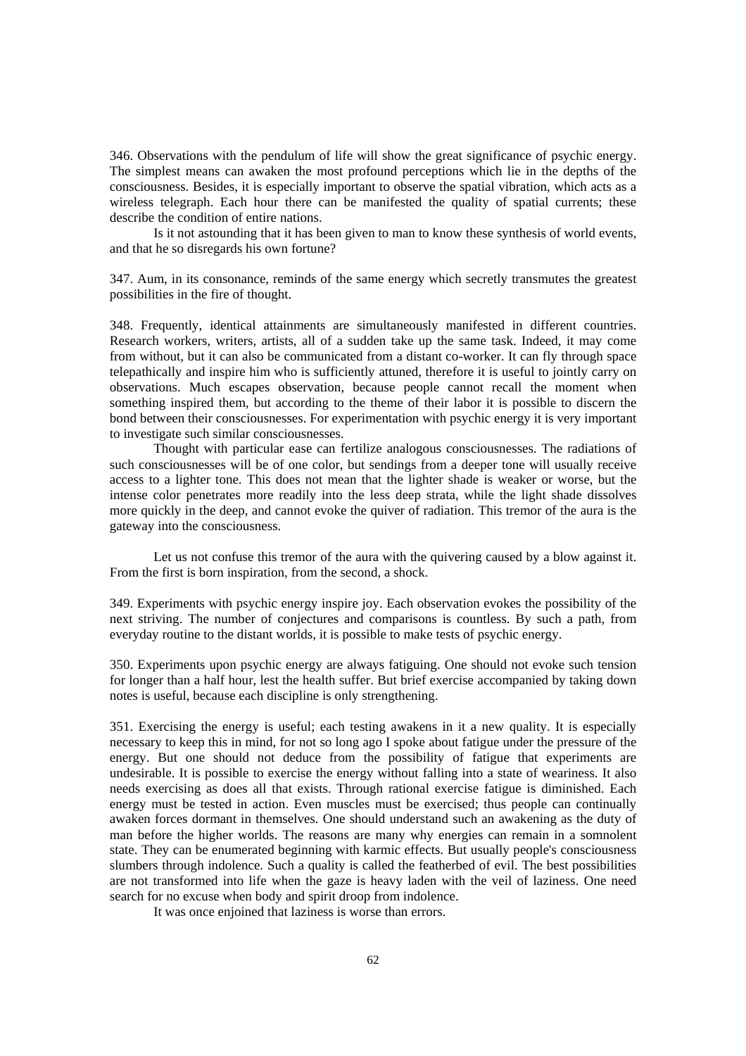346. Observations with the pendulum of life will show the great significance of psychic energy. The simplest means can awaken the most profound perceptions which lie in the depths of the consciousness. Besides, it is especially important to observe the spatial vibration, which acts as a wireless telegraph. Each hour there can be manifested the quality of spatial currents; these describe the condition of entire nations.

Is it not astounding that it has been given to man to know these synthesis of world events, and that he so disregards his own fortune?

347. Aum, in its consonance, reminds of the same energy which secretly transmutes the greatest possibilities in the fire of thought.

348. Frequently, identical attainments are simultaneously manifested in different countries. Research workers, writers, artists, all of a sudden take up the same task. Indeed, it may come from without, but it can also be communicated from a distant co-worker. It can fly through space telepathically and inspire him who is sufficiently attuned, therefore it is useful to jointly carry on observations. Much escapes observation, because people cannot recall the moment when something inspired them, but according to the theme of their labor it is possible to discern the bond between their consciousnesses. For experimentation with psychic energy it is very important to investigate such similar consciousnesses.

Thought with particular ease can fertilize analogous consciousnesses. The radiations of such consciousnesses will be of one color, but sendings from a deeper tone will usually receive access to a lighter tone. This does not mean that the lighter shade is weaker or worse, but the intense color penetrates more readily into the less deep strata, while the light shade dissolves more quickly in the deep, and cannot evoke the quiver of radiation. This tremor of the aura is the gateway into the consciousness.

Let us not confuse this tremor of the aura with the quivering caused by a blow against it. From the first is born inspiration, from the second, a shock.

349. Experiments with psychic energy inspire joy. Each observation evokes the possibility of the next striving. The number of conjectures and comparisons is countless. By such a path, from everyday routine to the distant worlds, it is possible to make tests of psychic energy.

350. Experiments upon psychic energy are always fatiguing. One should not evoke such tension for longer than a half hour, lest the health suffer. But brief exercise accompanied by taking down notes is useful, because each discipline is only strengthening.

351. Exercising the energy is useful; each testing awakens in it a new quality. It is especially necessary to keep this in mind, for not so long ago I spoke about fatigue under the pressure of the energy. But one should not deduce from the possibility of fatigue that experiments are undesirable. It is possible to exercise the energy without falling into a state of weariness. It also needs exercising as does all that exists. Through rational exercise fatigue is diminished. Each energy must be tested in action. Even muscles must be exercised; thus people can continually awaken forces dormant in themselves. One should understand such an awakening as the duty of man before the higher worlds. The reasons are many why energies can remain in a somnolent state. They can be enumerated beginning with karmic effects. But usually people's consciousness slumbers through indolence. Such a quality is called the featherbed of evil. The best possibilities are not transformed into life when the gaze is heavy laden with the veil of laziness. One need search for no excuse when body and spirit droop from indolence.

It was once enjoined that laziness is worse than errors.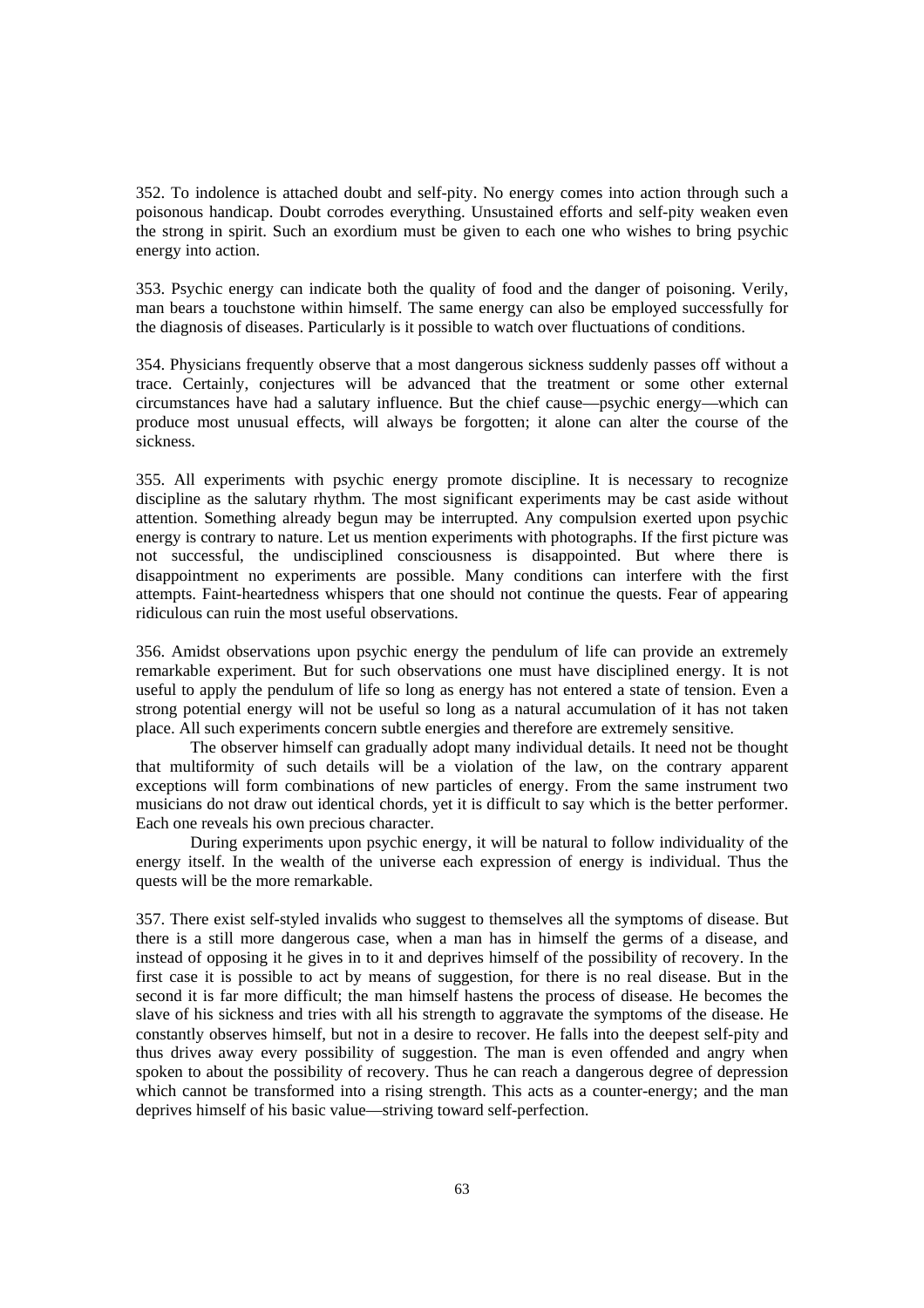352. To indolence is attached doubt and self-pity. No energy comes into action through such a poisonous handicap. Doubt corrodes everything. Unsustained efforts and self-pity weaken even the strong in spirit. Such an exordium must be given to each one who wishes to bring psychic energy into action.

353. Psychic energy can indicate both the quality of food and the danger of poisoning. Verily, man bears a touchstone within himself. The same energy can also be employed successfully for the diagnosis of diseases. Particularly is it possible to watch over fluctuations of conditions.

354. Physicians frequently observe that a most dangerous sickness suddenly passes off without a trace. Certainly, conjectures will be advanced that the treatment or some other external circumstances have had a salutary influence. But the chief cause—psychic energy—which can produce most unusual effects, will always be forgotten; it alone can alter the course of the sickness.

355. All experiments with psychic energy promote discipline. It is necessary to recognize discipline as the salutary rhythm. The most significant experiments may be cast aside without attention. Something already begun may be interrupted. Any compulsion exerted upon psychic energy is contrary to nature. Let us mention experiments with photographs. If the first picture was not successful, the undisciplined consciousness is disappointed. But where there is disappointment no experiments are possible. Many conditions can interfere with the first attempts. Faint-heartedness whispers that one should not continue the quests. Fear of appearing ridiculous can ruin the most useful observations.

356. Amidst observations upon psychic energy the pendulum of life can provide an extremely remarkable experiment. But for such observations one must have disciplined energy. It is not useful to apply the pendulum of life so long as energy has not entered a state of tension. Even a strong potential energy will not be useful so long as a natural accumulation of it has not taken place. All such experiments concern subtle energies and therefore are extremely sensitive.

The observer himself can gradually adopt many individual details. It need not be thought that multiformity of such details will be a violation of the law, on the contrary apparent exceptions will form combinations of new particles of energy. From the same instrument two musicians do not draw out identical chords, yet it is difficult to say which is the better performer. Each one reveals his own precious character.

During experiments upon psychic energy, it will be natural to follow individuality of the energy itself. In the wealth of the universe each expression of energy is individual. Thus the quests will be the more remarkable.

357. There exist self-styled invalids who suggest to themselves all the symptoms of disease. But there is a still more dangerous case, when a man has in himself the germs of a disease, and instead of opposing it he gives in to it and deprives himself of the possibility of recovery. In the first case it is possible to act by means of suggestion, for there is no real disease. But in the second it is far more difficult; the man himself hastens the process of disease. He becomes the slave of his sickness and tries with all his strength to aggravate the symptoms of the disease. He constantly observes himself, but not in a desire to recover. He falls into the deepest self-pity and thus drives away every possibility of suggestion. The man is even offended and angry when spoken to about the possibility of recovery. Thus he can reach a dangerous degree of depression which cannot be transformed into a rising strength. This acts as a counter-energy; and the man deprives himself of his basic value—striving toward self-perfection.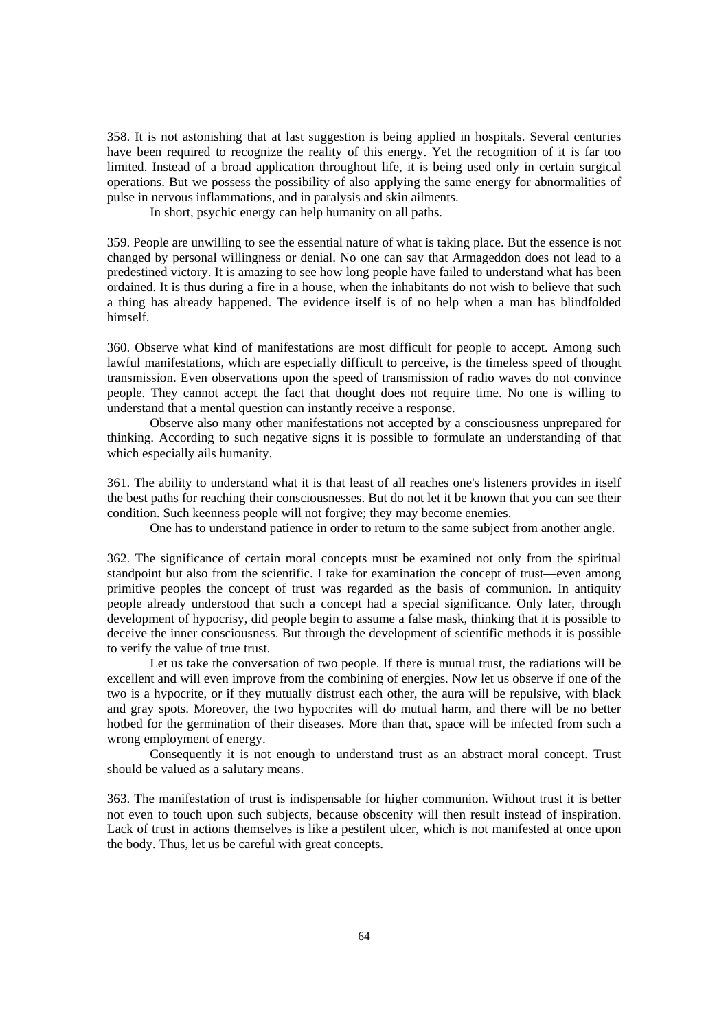358. It is not astonishing that at last suggestion is being applied in hospitals. Several centuries have been required to recognize the reality of this energy. Yet the recognition of it is far too limited. Instead of a broad application throughout life, it is being used only in certain surgical operations. But we possess the possibility of also applying the same energy for abnormalities of pulse in nervous inflammations, and in paralysis and skin ailments.

In short, psychic energy can help humanity on all paths.

359. People are unwilling to see the essential nature of what is taking place. But the essence is not changed by personal willingness or denial. No one can say that Armageddon does not lead to a predestined victory. It is amazing to see how long people have failed to understand what has been ordained. It is thus during a fire in a house, when the inhabitants do not wish to believe that such a thing has already happened. The evidence itself is of no help when a man has blindfolded himself.

360. Observe what kind of manifestations are most difficult for people to accept. Among such lawful manifestations, which are especially difficult to perceive, is the timeless speed of thought transmission. Even observations upon the speed of transmission of radio waves do not convince people. They cannot accept the fact that thought does not require time. No one is willing to understand that a mental question can instantly receive a response.

Observe also many other manifestations not accepted by a consciousness unprepared for thinking. According to such negative signs it is possible to formulate an understanding of that which especially ails humanity.

361. The ability to understand what it is that least of all reaches one's listeners provides in itself the best paths for reaching their consciousnesses. But do not let it be known that you can see their condition. Such keenness people will not forgive; they may become enemies.

One has to understand patience in order to return to the same subject from another angle.

362. The significance of certain moral concepts must be examined not only from the spiritual standpoint but also from the scientific. I take for examination the concept of trust—even among primitive peoples the concept of trust was regarded as the basis of communion. In antiquity people already understood that such a concept had a special significance. Only later, through development of hypocrisy, did people begin to assume a false mask, thinking that it is possible to deceive the inner consciousness. But through the development of scientific methods it is possible to verify the value of true trust.

Let us take the conversation of two people. If there is mutual trust, the radiations will be excellent and will even improve from the combining of energies. Now let us observe if one of the two is a hypocrite, or if they mutually distrust each other, the aura will be repulsive, with black and gray spots. Moreover, the two hypocrites will do mutual harm, and there will be no better hotbed for the germination of their diseases. More than that, space will be infected from such a wrong employment of energy.

Consequently it is not enough to understand trust as an abstract moral concept. Trust should be valued as a salutary means.

363. The manifestation of trust is indispensable for higher communion. Without trust it is better not even to touch upon such subjects, because obscenity will then result instead of inspiration. Lack of trust in actions themselves is like a pestilent ulcer, which is not manifested at once upon the body. Thus, let us be careful with great concepts.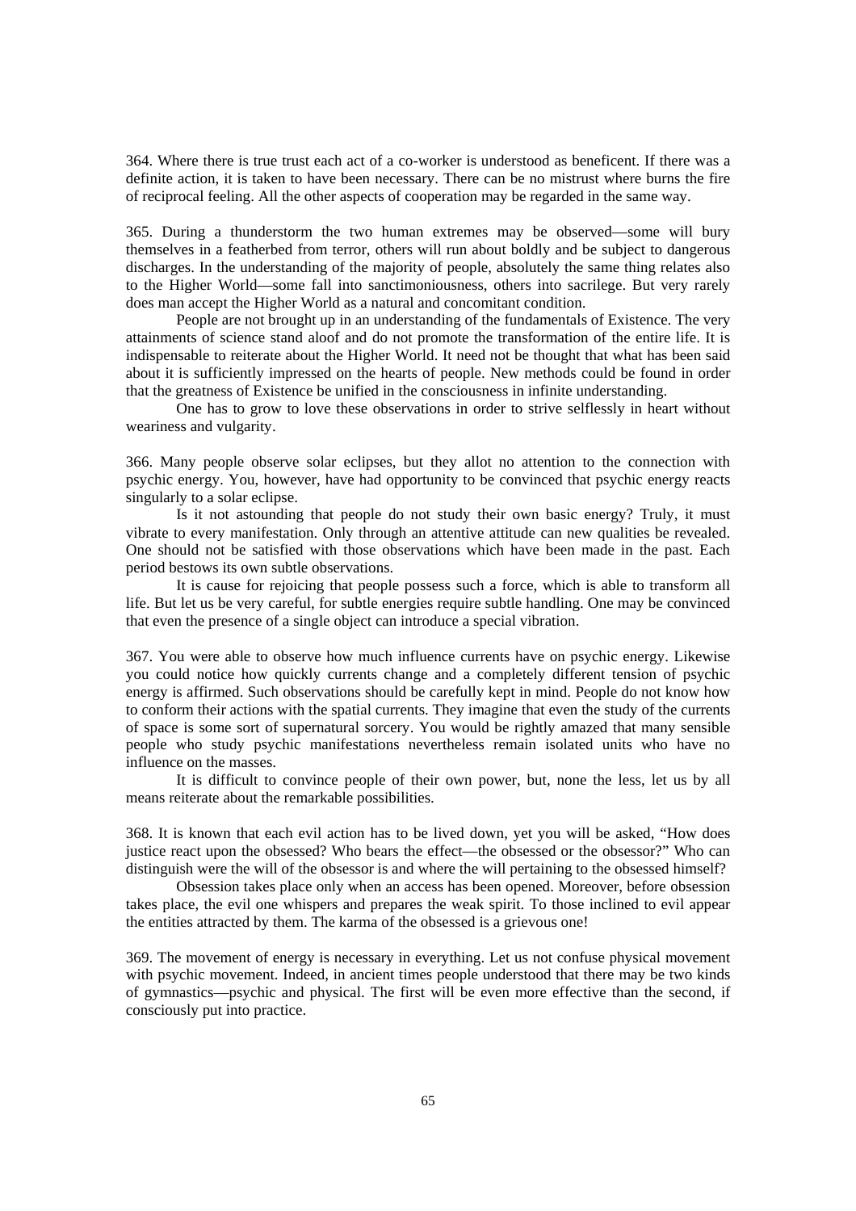364. Where there is true trust each act of a co-worker is understood as beneficent. If there was a definite action, it is taken to have been necessary. There can be no mistrust where burns the fire of reciprocal feeling. All the other aspects of cooperation may be regarded in the same way.

365. During a thunderstorm the two human extremes may be observed—some will bury themselves in a featherbed from terror, others will run about boldly and be subject to dangerous discharges. In the understanding of the majority of people, absolutely the same thing relates also to the Higher World—some fall into sanctimoniousness, others into sacrilege. But very rarely does man accept the Higher World as a natural and concomitant condition.

People are not brought up in an understanding of the fundamentals of Existence. The very attainments of science stand aloof and do not promote the transformation of the entire life. It is indispensable to reiterate about the Higher World. It need not be thought that what has been said about it is sufficiently impressed on the hearts of people. New methods could be found in order that the greatness of Existence be unified in the consciousness in infinite understanding.

One has to grow to love these observations in order to strive selflessly in heart without weariness and vulgarity.

366. Many people observe solar eclipses, but they allot no attention to the connection with psychic energy. You, however, have had opportunity to be convinced that psychic energy reacts singularly to a solar eclipse.

Is it not astounding that people do not study their own basic energy? Truly, it must vibrate to every manifestation. Only through an attentive attitude can new qualities be revealed. One should not be satisfied with those observations which have been made in the past. Each period bestows its own subtle observations.

It is cause for rejoicing that people possess such a force, which is able to transform all life. But let us be very careful, for subtle energies require subtle handling. One may be convinced that even the presence of a single object can introduce a special vibration.

367. You were able to observe how much influence currents have on psychic energy. Likewise you could notice how quickly currents change and a completely different tension of psychic energy is affirmed. Such observations should be carefully kept in mind. People do not know how to conform their actions with the spatial currents. They imagine that even the study of the currents of space is some sort of supernatural sorcery. You would be rightly amazed that many sensible people who study psychic manifestations nevertheless remain isolated units who have no influence on the masses.

It is difficult to convince people of their own power, but, none the less, let us by all means reiterate about the remarkable possibilities.

368. It is known that each evil action has to be lived down, yet you will be asked, "How does justice react upon the obsessed? Who bears the effect—the obsessed or the obsessor?" Who can distinguish were the will of the obsessor is and where the will pertaining to the obsessed himself?

Obsession takes place only when an access has been opened. Moreover, before obsession takes place, the evil one whispers and prepares the weak spirit. To those inclined to evil appear the entities attracted by them. The karma of the obsessed is a grievous one!

369. The movement of energy is necessary in everything. Let us not confuse physical movement with psychic movement. Indeed, in ancient times people understood that there may be two kinds of gymnastics—psychic and physical. The first will be even more effective than the second, if consciously put into practice.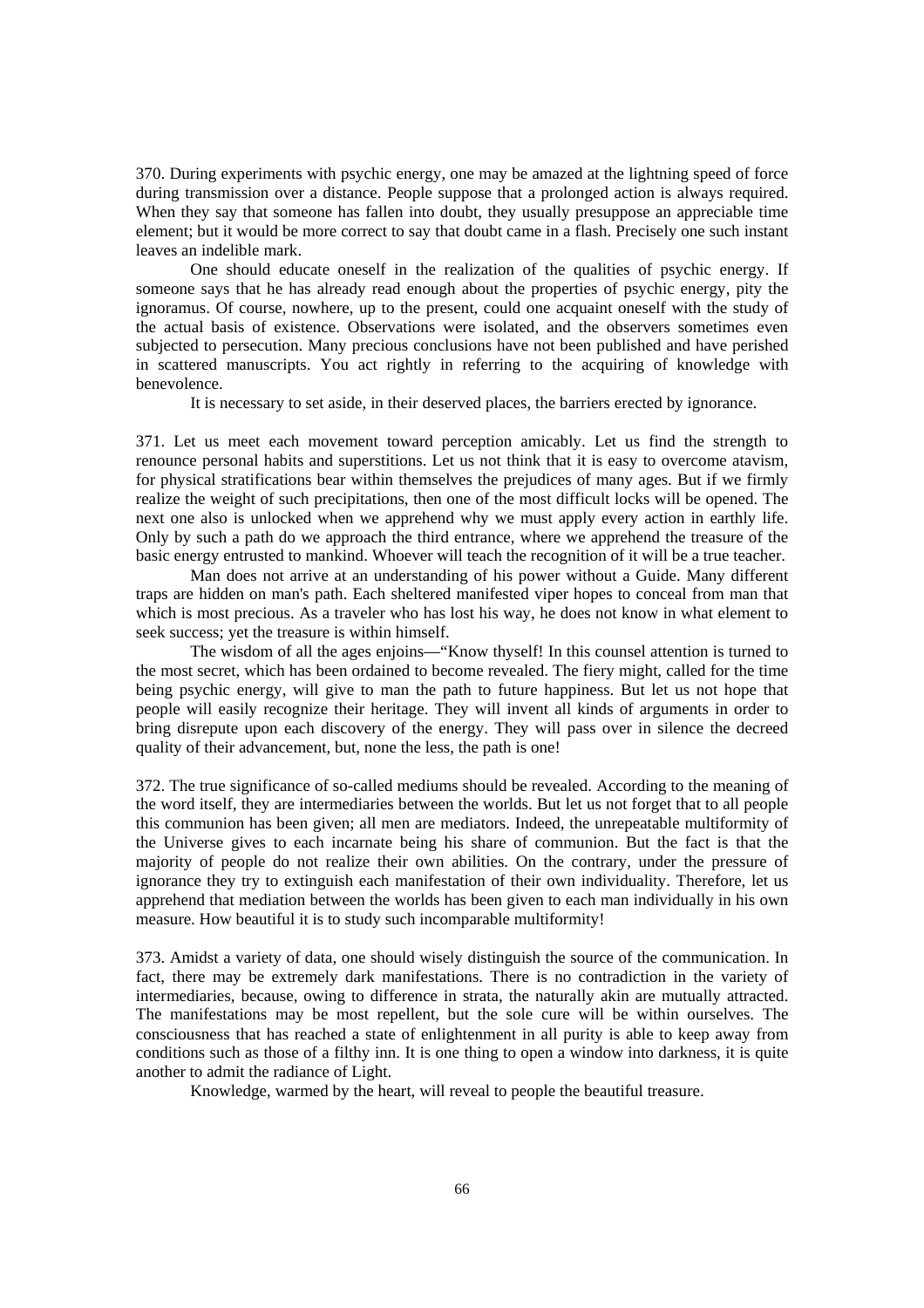370. During experiments with psychic energy, one may be amazed at the lightning speed of force during transmission over a distance. People suppose that a prolonged action is always required. When they say that someone has fallen into doubt, they usually presuppose an appreciable time element; but it would be more correct to say that doubt came in a flash. Precisely one such instant leaves an indelible mark.

One should educate oneself in the realization of the qualities of psychic energy. If someone says that he has already read enough about the properties of psychic energy, pity the ignoramus. Of course, nowhere, up to the present, could one acquaint oneself with the study of the actual basis of existence. Observations were isolated, and the observers sometimes even subjected to persecution. Many precious conclusions have not been published and have perished in scattered manuscripts. You act rightly in referring to the acquiring of knowledge with benevolence.

It is necessary to set aside, in their deserved places, the barriers erected by ignorance.

371. Let us meet each movement toward perception amicably. Let us find the strength to renounce personal habits and superstitions. Let us not think that it is easy to overcome atavism, for physical stratifications bear within themselves the prejudices of many ages. But if we firmly realize the weight of such precipitations, then one of the most difficult locks will be opened. The next one also is unlocked when we apprehend why we must apply every action in earthly life. Only by such a path do we approach the third entrance, where we apprehend the treasure of the basic energy entrusted to mankind. Whoever will teach the recognition of it will be a true teacher.

Man does not arrive at an understanding of his power without a Guide. Many different traps are hidden on man's path. Each sheltered manifested viper hopes to conceal from man that which is most precious. As a traveler who has lost his way, he does not know in what element to seek success; yet the treasure is within himself.

The wisdom of all the ages enjoins—"Know thyself! In this counsel attention is turned to the most secret, which has been ordained to become revealed. The fiery might, called for the time being psychic energy, will give to man the path to future happiness. But let us not hope that people will easily recognize their heritage. They will invent all kinds of arguments in order to bring disrepute upon each discovery of the energy. They will pass over in silence the decreed quality of their advancement, but, none the less, the path is one!

372. The true significance of so-called mediums should be revealed. According to the meaning of the word itself, they are intermediaries between the worlds. But let us not forget that to all people this communion has been given; all men are mediators. Indeed, the unrepeatable multiformity of the Universe gives to each incarnate being his share of communion. But the fact is that the majority of people do not realize their own abilities. On the contrary, under the pressure of ignorance they try to extinguish each manifestation of their own individuality. Therefore, let us apprehend that mediation between the worlds has been given to each man individually in his own measure. How beautiful it is to study such incomparable multiformity!

373. Amidst a variety of data, one should wisely distinguish the source of the communication. In fact, there may be extremely dark manifestations. There is no contradiction in the variety of intermediaries, because, owing to difference in strata, the naturally akin are mutually attracted. The manifestations may be most repellent, but the sole cure will be within ourselves. The consciousness that has reached a state of enlightenment in all purity is able to keep away from conditions such as those of a filthy inn. It is one thing to open a window into darkness, it is quite another to admit the radiance of Light.

Knowledge, warmed by the heart, will reveal to people the beautiful treasure.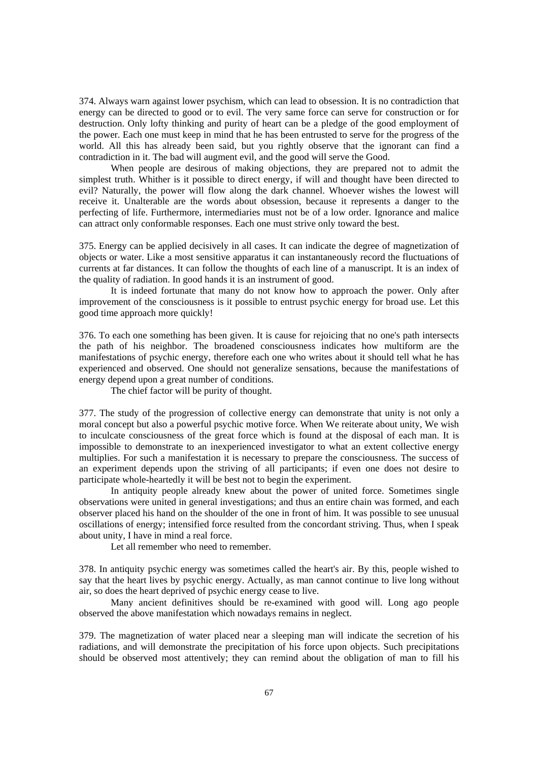374. Always warn against lower psychism, which can lead to obsession. It is no contradiction that energy can be directed to good or to evil. The very same force can serve for construction or for destruction. Only lofty thinking and purity of heart can be a pledge of the good employment of the power. Each one must keep in mind that he has been entrusted to serve for the progress of the world. All this has already been said, but you rightly observe that the ignorant can find a contradiction in it. The bad will augment evil, and the good will serve the Good.

When people are desirous of making objections, they are prepared not to admit the simplest truth. Whither is it possible to direct energy, if will and thought have been directed to evil? Naturally, the power will flow along the dark channel. Whoever wishes the lowest will receive it. Unalterable are the words about obsession, because it represents a danger to the perfecting of life. Furthermore, intermediaries must not be of a low order. Ignorance and malice can attract only conformable responses. Each one must strive only toward the best.

375. Energy can be applied decisively in all cases. It can indicate the degree of magnetization of objects or water. Like a most sensitive apparatus it can instantaneously record the fluctuations of currents at far distances. It can follow the thoughts of each line of a manuscript. It is an index of the quality of radiation. In good hands it is an instrument of good.

It is indeed fortunate that many do not know how to approach the power. Only after improvement of the consciousness is it possible to entrust psychic energy for broad use. Let this good time approach more quickly!

376. To each one something has been given. It is cause for rejoicing that no one's path intersects the path of his neighbor. The broadened consciousness indicates how multiform are the manifestations of psychic energy, therefore each one who writes about it should tell what he has experienced and observed. One should not generalize sensations, because the manifestations of energy depend upon a great number of conditions.

The chief factor will be purity of thought.

377. The study of the progression of collective energy can demonstrate that unity is not only a moral concept but also a powerful psychic motive force. When We reiterate about unity, We wish to inculcate consciousness of the great force which is found at the disposal of each man. It is impossible to demonstrate to an inexperienced investigator to what an extent collective energy multiplies. For such a manifestation it is necessary to prepare the consciousness. The success of an experiment depends upon the striving of all participants; if even one does not desire to participate whole-heartedly it will be best not to begin the experiment.

In antiquity people already knew about the power of united force. Sometimes single observations were united in general investigations; and thus an entire chain was formed, and each observer placed his hand on the shoulder of the one in front of him. It was possible to see unusual oscillations of energy; intensified force resulted from the concordant striving. Thus, when I speak about unity, I have in mind a real force.

Let all remember who need to remember.

378. In antiquity psychic energy was sometimes called the heart's air. By this, people wished to say that the heart lives by psychic energy. Actually, as man cannot continue to live long without air, so does the heart deprived of psychic energy cease to live.

Many ancient definitives should be re-examined with good will. Long ago people observed the above manifestation which nowadays remains in neglect.

379. The magnetization of water placed near a sleeping man will indicate the secretion of his radiations, and will demonstrate the precipitation of his force upon objects. Such precipitations should be observed most attentively; they can remind about the obligation of man to fill his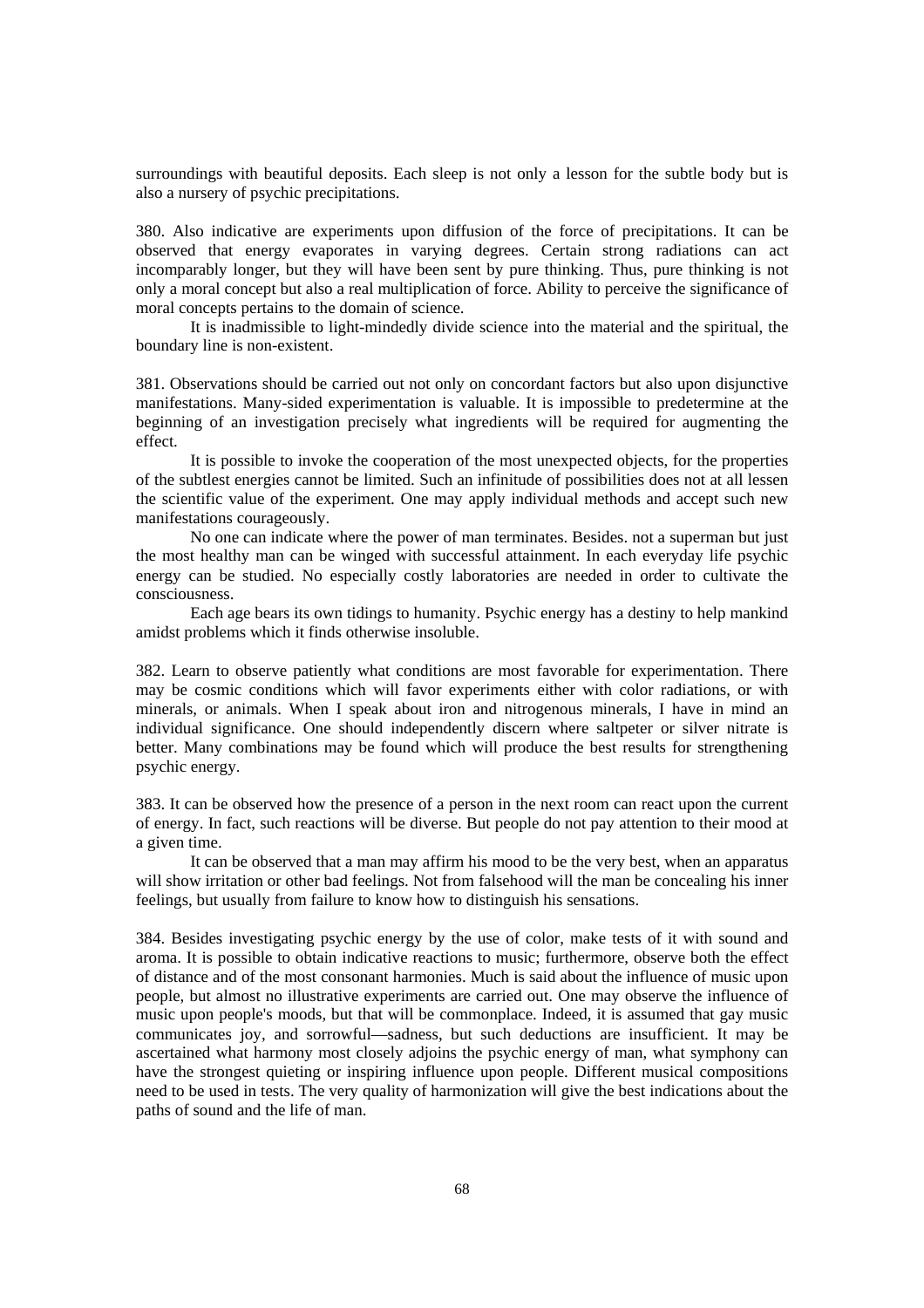surroundings with beautiful deposits. Each sleep is not only a lesson for the subtle body but is also a nursery of psychic precipitations.

380. Also indicative are experiments upon diffusion of the force of precipitations. It can be observed that energy evaporates in varying degrees. Certain strong radiations can act incomparably longer, but they will have been sent by pure thinking. Thus, pure thinking is not only a moral concept but also a real multiplication of force. Ability to perceive the significance of moral concepts pertains to the domain of science.

It is inadmissible to light-mindedly divide science into the material and the spiritual, the boundary line is non-existent.

381. Observations should be carried out not only on concordant factors but also upon disjunctive manifestations. Many-sided experimentation is valuable. It is impossible to predetermine at the beginning of an investigation precisely what ingredients will be required for augmenting the effect.

It is possible to invoke the cooperation of the most unexpected objects, for the properties of the subtlest energies cannot be limited. Such an infinitude of possibilities does not at all lessen the scientific value of the experiment. One may apply individual methods and accept such new manifestations courageously.

No one can indicate where the power of man terminates. Besides. not a superman but just the most healthy man can be winged with successful attainment. In each everyday life psychic energy can be studied. No especially costly laboratories are needed in order to cultivate the consciousness.

Each age bears its own tidings to humanity. Psychic energy has a destiny to help mankind amidst problems which it finds otherwise insoluble.

382. Learn to observe patiently what conditions are most favorable for experimentation. There may be cosmic conditions which will favor experiments either with color radiations, or with minerals, or animals. When I speak about iron and nitrogenous minerals, I have in mind an individual significance. One should independently discern where saltpeter or silver nitrate is better. Many combinations may be found which will produce the best results for strengthening psychic energy.

383. It can be observed how the presence of a person in the next room can react upon the current of energy. In fact, such reactions will be diverse. But people do not pay attention to their mood at a given time.

It can be observed that a man may affirm his mood to be the very best, when an apparatus will show irritation or other bad feelings. Not from falsehood will the man be concealing his inner feelings, but usually from failure to know how to distinguish his sensations.

384. Besides investigating psychic energy by the use of color, make tests of it with sound and aroma. It is possible to obtain indicative reactions to music; furthermore, observe both the effect of distance and of the most consonant harmonies. Much is said about the influence of music upon people, but almost no illustrative experiments are carried out. One may observe the influence of music upon people's moods, but that will be commonplace. Indeed, it is assumed that gay music communicates joy, and sorrowful—sadness, but such deductions are insufficient. It may be ascertained what harmony most closely adjoins the psychic energy of man, what symphony can have the strongest quieting or inspiring influence upon people. Different musical compositions need to be used in tests. The very quality of harmonization will give the best indications about the paths of sound and the life of man.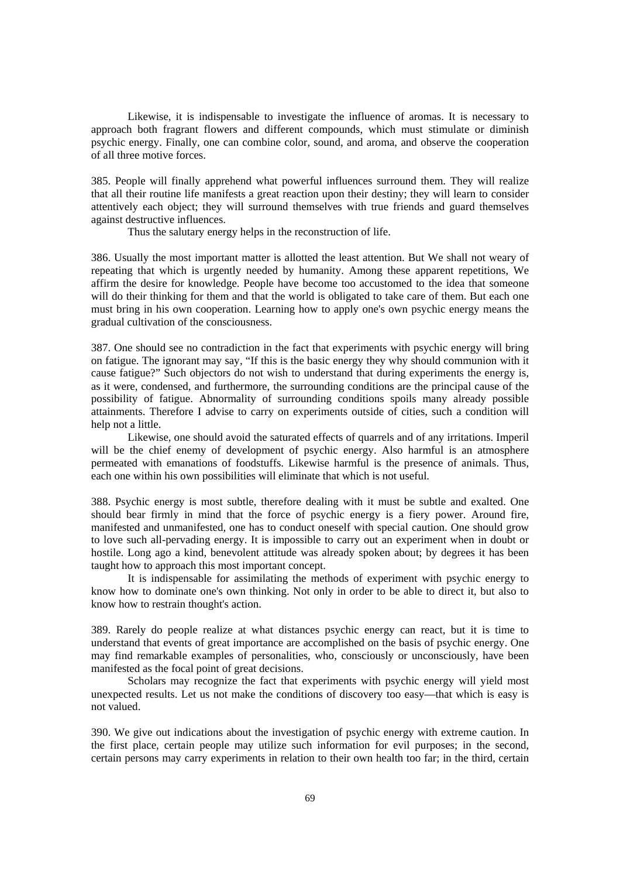Likewise, it is indispensable to investigate the influence of aromas. It is necessary to approach both fragrant flowers and different compounds, which must stimulate or diminish psychic energy. Finally, one can combine color, sound, and aroma, and observe the cooperation of all three motive forces.

385. People will finally apprehend what powerful influences surround them. They will realize that all their routine life manifests a great reaction upon their destiny; they will learn to consider attentively each object; they will surround themselves with true friends and guard themselves against destructive influences.

Thus the salutary energy helps in the reconstruction of life.

386. Usually the most important matter is allotted the least attention. But We shall not weary of repeating that which is urgently needed by humanity. Among these apparent repetitions, We affirm the desire for knowledge. People have become too accustomed to the idea that someone will do their thinking for them and that the world is obligated to take care of them. But each one must bring in his own cooperation. Learning how to apply one's own psychic energy means the gradual cultivation of the consciousness.

387. One should see no contradiction in the fact that experiments with psychic energy will bring on fatigue. The ignorant may say, "If this is the basic energy they why should communion with it cause fatigue?" Such objectors do not wish to understand that during experiments the energy is, as it were, condensed, and furthermore, the surrounding conditions are the principal cause of the possibility of fatigue. Abnormality of surrounding conditions spoils many already possible attainments. Therefore I advise to carry on experiments outside of cities, such a condition will help not a little.

Likewise, one should avoid the saturated effects of quarrels and of any irritations. Imperil will be the chief enemy of development of psychic energy. Also harmful is an atmosphere permeated with emanations of foodstuffs. Likewise harmful is the presence of animals. Thus, each one within his own possibilities will eliminate that which is not useful.

388. Psychic energy is most subtle, therefore dealing with it must be subtle and exalted. One should bear firmly in mind that the force of psychic energy is a fiery power. Around fire, manifested and unmanifested, one has to conduct oneself with special caution. One should grow to love such all-pervading energy. It is impossible to carry out an experiment when in doubt or hostile. Long ago a kind, benevolent attitude was already spoken about; by degrees it has been taught how to approach this most important concept.

It is indispensable for assimilating the methods of experiment with psychic energy to know how to dominate one's own thinking. Not only in order to be able to direct it, but also to know how to restrain thought's action.

389. Rarely do people realize at what distances psychic energy can react, but it is time to understand that events of great importance are accomplished on the basis of psychic energy. One may find remarkable examples of personalities, who, consciously or unconsciously, have been manifested as the focal point of great decisions.

Scholars may recognize the fact that experiments with psychic energy will yield most unexpected results. Let us not make the conditions of discovery too easy—that which is easy is not valued.

390. We give out indications about the investigation of psychic energy with extreme caution. In the first place, certain people may utilize such information for evil purposes; in the second, certain persons may carry experiments in relation to their own health too far; in the third, certain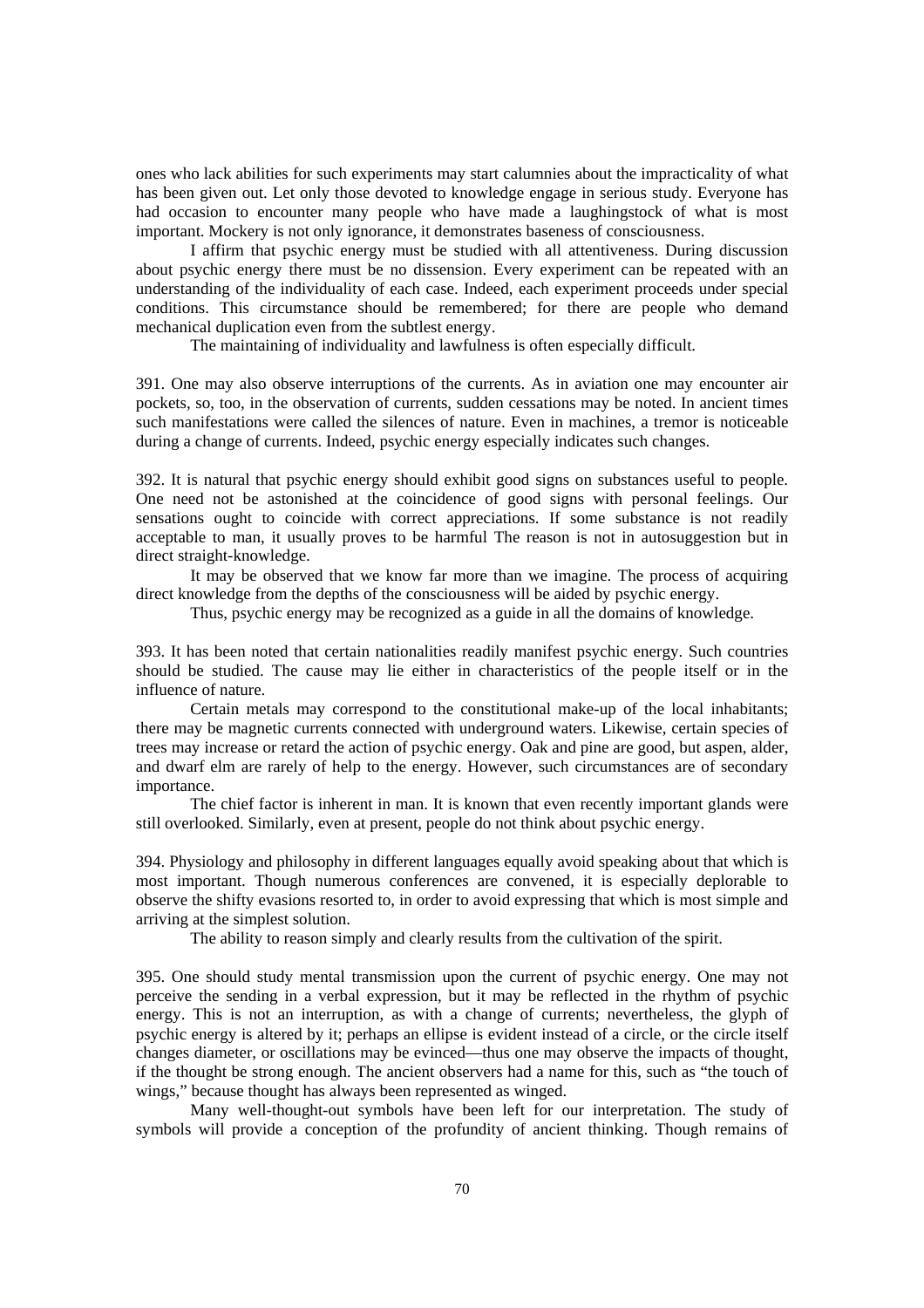ones who lack abilities for such experiments may start calumnies about the impracticality of what has been given out. Let only those devoted to knowledge engage in serious study. Everyone has had occasion to encounter many people who have made a laughingstock of what is most important. Mockery is not only ignorance, it demonstrates baseness of consciousness.

I affirm that psychic energy must be studied with all attentiveness. During discussion about psychic energy there must be no dissension. Every experiment can be repeated with an understanding of the individuality of each case. Indeed, each experiment proceeds under special conditions. This circumstance should be remembered; for there are people who demand mechanical duplication even from the subtlest energy.

The maintaining of individuality and lawfulness is often especially difficult.

391. One may also observe interruptions of the currents. As in aviation one may encounter air pockets, so, too, in the observation of currents, sudden cessations may be noted. In ancient times such manifestations were called the silences of nature. Even in machines, a tremor is noticeable during a change of currents. Indeed, psychic energy especially indicates such changes.

392. It is natural that psychic energy should exhibit good signs on substances useful to people. One need not be astonished at the coincidence of good signs with personal feelings. Our sensations ought to coincide with correct appreciations. If some substance is not readily acceptable to man, it usually proves to be harmful The reason is not in autosuggestion but in direct straight-knowledge.

It may be observed that we know far more than we imagine. The process of acquiring direct knowledge from the depths of the consciousness will be aided by psychic energy.

Thus, psychic energy may be recognized as a guide in all the domains of knowledge.

393. It has been noted that certain nationalities readily manifest psychic energy. Such countries should be studied. The cause may lie either in characteristics of the people itself or in the influence of nature.

Certain metals may correspond to the constitutional make-up of the local inhabitants; there may be magnetic currents connected with underground waters. Likewise, certain species of trees may increase or retard the action of psychic energy. Oak and pine are good, but aspen, alder, and dwarf elm are rarely of help to the energy. However, such circumstances are of secondary importance.

The chief factor is inherent in man. It is known that even recently important glands were still overlooked. Similarly, even at present, people do not think about psychic energy.

394. Physiology and philosophy in different languages equally avoid speaking about that which is most important. Though numerous conferences are convened, it is especially deplorable to observe the shifty evasions resorted to, in order to avoid expressing that which is most simple and arriving at the simplest solution.

The ability to reason simply and clearly results from the cultivation of the spirit.

395. One should study mental transmission upon the current of psychic energy. One may not perceive the sending in a verbal expression, but it may be reflected in the rhythm of psychic energy. This is not an interruption, as with a change of currents; nevertheless, the glyph of psychic energy is altered by it; perhaps an ellipse is evident instead of a circle, or the circle itself changes diameter, or oscillations may be evinced—thus one may observe the impacts of thought, if the thought be strong enough. The ancient observers had a name for this, such as "the touch of wings," because thought has always been represented as winged.

Many well-thought-out symbols have been left for our interpretation. The study of symbols will provide a conception of the profundity of ancient thinking. Though remains of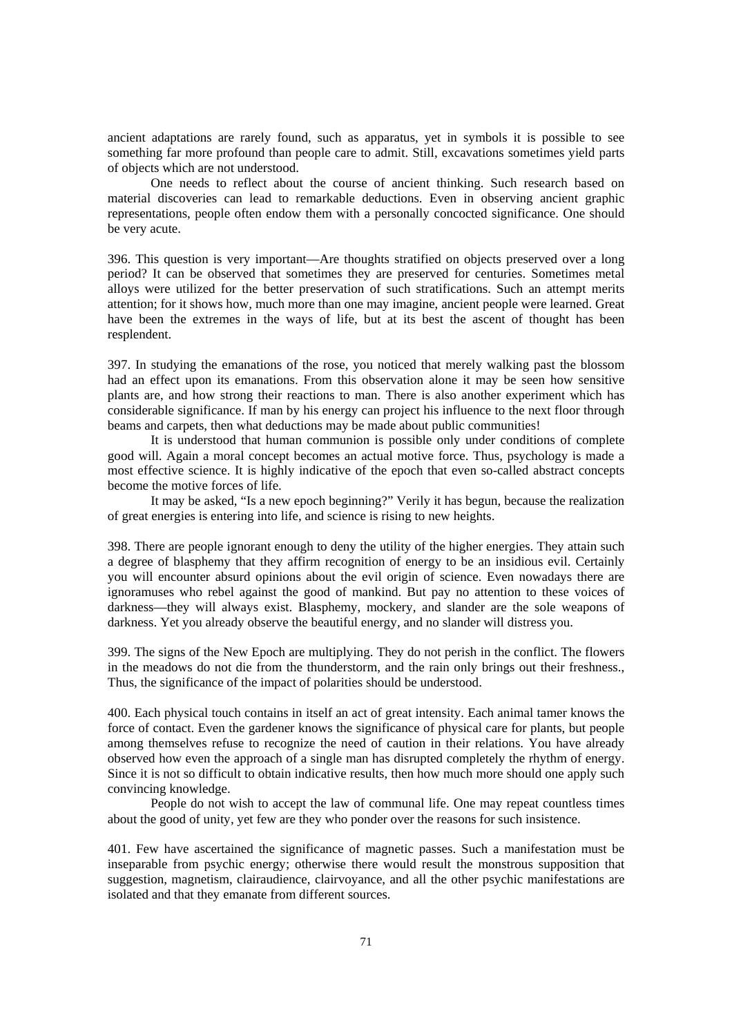ancient adaptations are rarely found, such as apparatus, yet in symbols it is possible to see something far more profound than people care to admit. Still, excavations sometimes yield parts of objects which are not understood.

One needs to reflect about the course of ancient thinking. Such research based on material discoveries can lead to remarkable deductions. Even in observing ancient graphic representations, people often endow them with a personally concocted significance. One should be very acute.

396. This question is very important—Are thoughts stratified on objects preserved over a long period? It can be observed that sometimes they are preserved for centuries. Sometimes metal alloys were utilized for the better preservation of such stratifications. Such an attempt merits attention; for it shows how, much more than one may imagine, ancient people were learned. Great have been the extremes in the ways of life, but at its best the ascent of thought has been resplendent.

397. In studying the emanations of the rose, you noticed that merely walking past the blossom had an effect upon its emanations. From this observation alone it may be seen how sensitive plants are, and how strong their reactions to man. There is also another experiment which has considerable significance. If man by his energy can project his influence to the next floor through beams and carpets, then what deductions may be made about public communities!

It is understood that human communion is possible only under conditions of complete good will. Again a moral concept becomes an actual motive force. Thus, psychology is made a most effective science. It is highly indicative of the epoch that even so-called abstract concepts become the motive forces of life.

It may be asked, "Is a new epoch beginning?" Verily it has begun, because the realization of great energies is entering into life, and science is rising to new heights.

398. There are people ignorant enough to deny the utility of the higher energies. They attain such a degree of blasphemy that they affirm recognition of energy to be an insidious evil. Certainly you will encounter absurd opinions about the evil origin of science. Even nowadays there are ignoramuses who rebel against the good of mankind. But pay no attention to these voices of darkness—they will always exist. Blasphemy, mockery, and slander are the sole weapons of darkness. Yet you already observe the beautiful energy, and no slander will distress you.

399. The signs of the New Epoch are multiplying. They do not perish in the conflict. The flowers in the meadows do not die from the thunderstorm, and the rain only brings out their freshness., Thus, the significance of the impact of polarities should be understood.

400. Each physical touch contains in itself an act of great intensity. Each animal tamer knows the force of contact. Even the gardener knows the significance of physical care for plants, but people among themselves refuse to recognize the need of caution in their relations. You have already observed how even the approach of a single man has disrupted completely the rhythm of energy. Since it is not so difficult to obtain indicative results, then how much more should one apply such convincing knowledge.

People do not wish to accept the law of communal life. One may repeat countless times about the good of unity, yet few are they who ponder over the reasons for such insistence.

401. Few have ascertained the significance of magnetic passes. Such a manifestation must be inseparable from psychic energy; otherwise there would result the monstrous supposition that suggestion, magnetism, clairaudience, clairvoyance, and all the other psychic manifestations are isolated and that they emanate from different sources.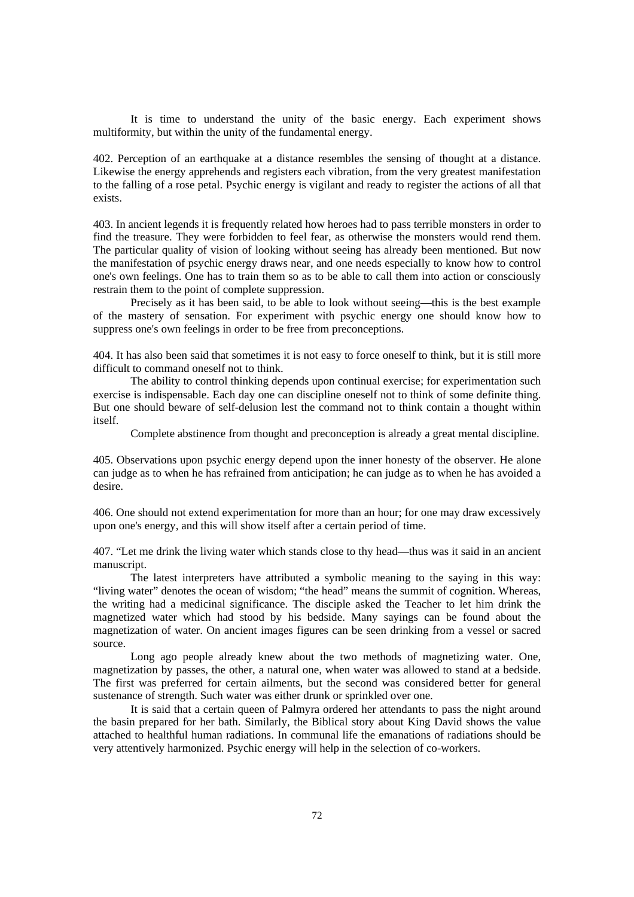It is time to understand the unity of the basic energy. Each experiment shows multiformity, but within the unity of the fundamental energy.

402. Perception of an earthquake at a distance resembles the sensing of thought at a distance. Likewise the energy apprehends and registers each vibration, from the very greatest manifestation to the falling of a rose petal. Psychic energy is vigilant and ready to register the actions of all that exists.

403. In ancient legends it is frequently related how heroes had to pass terrible monsters in order to find the treasure. They were forbidden to feel fear, as otherwise the monsters would rend them. The particular quality of vision of looking without seeing has already been mentioned. But now the manifestation of psychic energy draws near, and one needs especially to know how to control one's own feelings. One has to train them so as to be able to call them into action or consciously restrain them to the point of complete suppression.

Precisely as it has been said, to be able to look without seeing—this is the best example of the mastery of sensation. For experiment with psychic energy one should know how to suppress one's own feelings in order to be free from preconceptions.

404. It has also been said that sometimes it is not easy to force oneself to think, but it is still more difficult to command oneself not to think.

The ability to control thinking depends upon continual exercise; for experimentation such exercise is indispensable. Each day one can discipline oneself not to think of some definite thing. But one should beware of self-delusion lest the command not to think contain a thought within itself.

Complete abstinence from thought and preconception is already a great mental discipline.

405. Observations upon psychic energy depend upon the inner honesty of the observer. He alone can judge as to when he has refrained from anticipation; he can judge as to when he has avoided a desire.

406. One should not extend experimentation for more than an hour; for one may draw excessively upon one's energy, and this will show itself after a certain period of time.

407. "Let me drink the living water which stands close to thy head—thus was it said in an ancient manuscript.

The latest interpreters have attributed a symbolic meaning to the saying in this way: "living water" denotes the ocean of wisdom; "the head" means the summit of cognition. Whereas, the writing had a medicinal significance. The disciple asked the Teacher to let him drink the magnetized water which had stood by his bedside. Many sayings can be found about the magnetization of water. On ancient images figures can be seen drinking from a vessel or sacred source.

Long ago people already knew about the two methods of magnetizing water. One, magnetization by passes, the other, a natural one, when water was allowed to stand at a bedside. The first was preferred for certain ailments, but the second was considered better for general sustenance of strength. Such water was either drunk or sprinkled over one.

It is said that a certain queen of Palmyra ordered her attendants to pass the night around the basin prepared for her bath. Similarly, the Biblical story about King David shows the value attached to healthful human radiations. In communal life the emanations of radiations should be very attentively harmonized. Psychic energy will help in the selection of co-workers.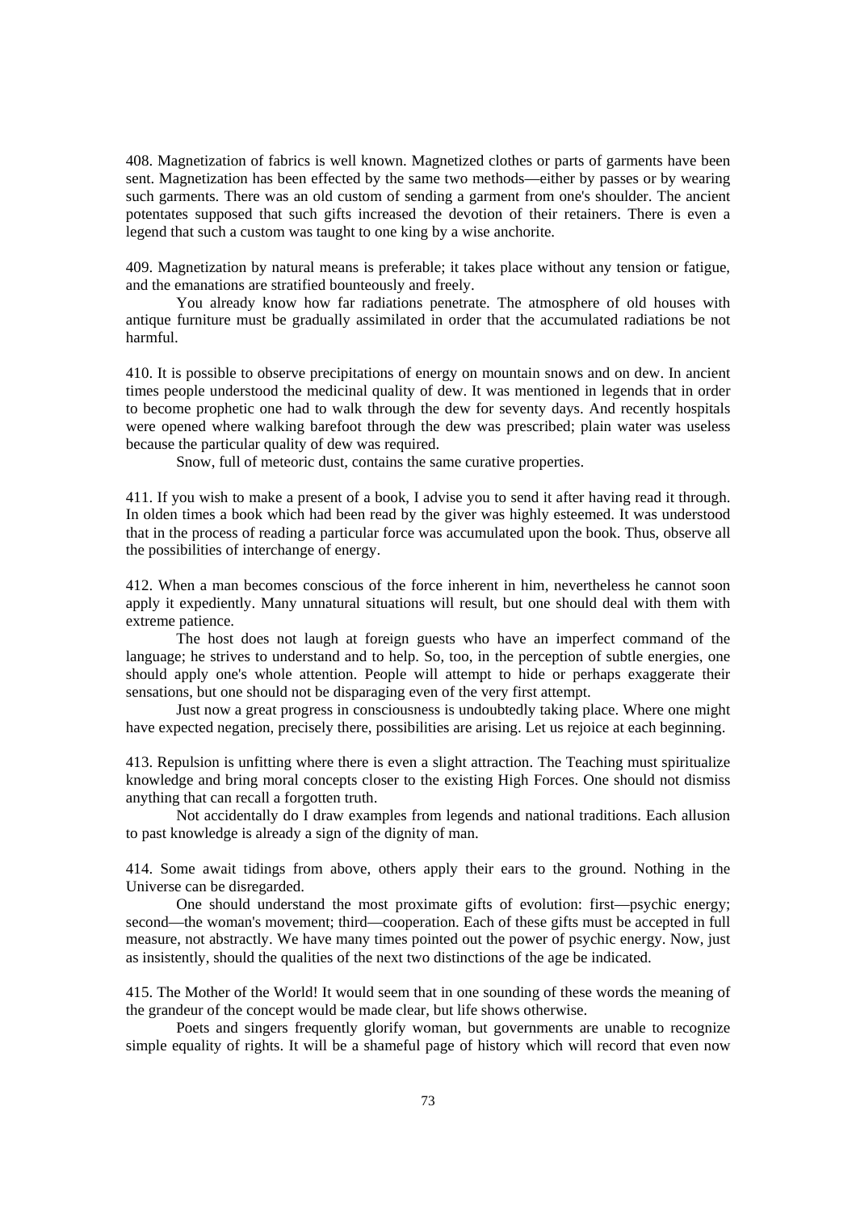408. Magnetization of fabrics is well known. Magnetized clothes or parts of garments have been sent. Magnetization has been effected by the same two methods—either by passes or by wearing such garments. There was an old custom of sending a garment from one's shoulder. The ancient potentates supposed that such gifts increased the devotion of their retainers. There is even a legend that such a custom was taught to one king by a wise anchorite.

409. Magnetization by natural means is preferable; it takes place without any tension or fatigue, and the emanations are stratified bounteously and freely.

You already know how far radiations penetrate. The atmosphere of old houses with antique furniture must be gradually assimilated in order that the accumulated radiations be not harmful.

410. It is possible to observe precipitations of energy on mountain snows and on dew. In ancient times people understood the medicinal quality of dew. It was mentioned in legends that in order to become prophetic one had to walk through the dew for seventy days. And recently hospitals were opened where walking barefoot through the dew was prescribed; plain water was useless because the particular quality of dew was required.

Snow, full of meteoric dust, contains the same curative properties.

411. If you wish to make a present of a book, I advise you to send it after having read it through. In olden times a book which had been read by the giver was highly esteemed. It was understood that in the process of reading a particular force was accumulated upon the book. Thus, observe all the possibilities of interchange of energy.

412. When a man becomes conscious of the force inherent in him, nevertheless he cannot soon apply it expediently. Many unnatural situations will result, but one should deal with them with extreme patience.

The host does not laugh at foreign guests who have an imperfect command of the language; he strives to understand and to help. So, too, in the perception of subtle energies, one should apply one's whole attention. People will attempt to hide or perhaps exaggerate their sensations, but one should not be disparaging even of the very first attempt.

Just now a great progress in consciousness is undoubtedly taking place. Where one might have expected negation, precisely there, possibilities are arising. Let us rejoice at each beginning.

413. Repulsion is unfitting where there is even a slight attraction. The Teaching must spiritualize knowledge and bring moral concepts closer to the existing High Forces. One should not dismiss anything that can recall a forgotten truth.

Not accidentally do I draw examples from legends and national traditions. Each allusion to past knowledge is already a sign of the dignity of man.

414. Some await tidings from above, others apply their ears to the ground. Nothing in the Universe can be disregarded.

One should understand the most proximate gifts of evolution: first—psychic energy; second—the woman's movement; third—cooperation. Each of these gifts must be accepted in full measure, not abstractly. We have many times pointed out the power of psychic energy. Now, just as insistently, should the qualities of the next two distinctions of the age be indicated.

415. The Mother of the World! It would seem that in one sounding of these words the meaning of the grandeur of the concept would be made clear, but life shows otherwise.

Poets and singers frequently glorify woman, but governments are unable to recognize simple equality of rights. It will be a shameful page of history which will record that even now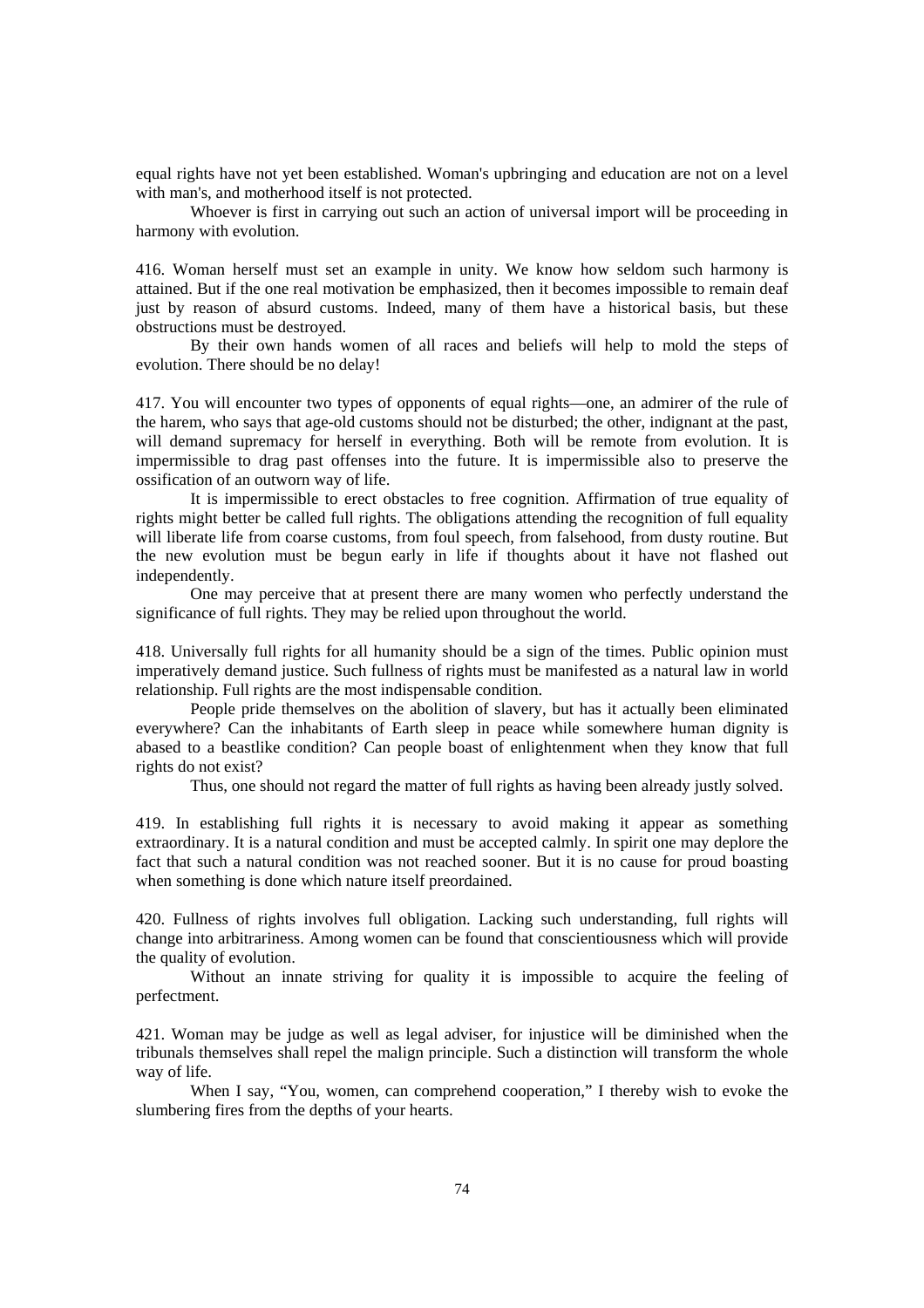equal rights have not yet been established. Woman's upbringing and education are not on a level with man's, and motherhood itself is not protected.

Whoever is first in carrying out such an action of universal import will be proceeding in harmony with evolution.

416. Woman herself must set an example in unity. We know how seldom such harmony is attained. But if the one real motivation be emphasized, then it becomes impossible to remain deaf just by reason of absurd customs. Indeed, many of them have a historical basis, but these obstructions must be destroyed.

By their own hands women of all races and beliefs will help to mold the steps of evolution. There should be no delay!

417. You will encounter two types of opponents of equal rights—one, an admirer of the rule of the harem, who says that age-old customs should not be disturbed; the other, indignant at the past, will demand supremacy for herself in everything. Both will be remote from evolution. It is impermissible to drag past offenses into the future. It is impermissible also to preserve the ossification of an outworn way of life.

It is impermissible to erect obstacles to free cognition. Affirmation of true equality of rights might better be called full rights. The obligations attending the recognition of full equality will liberate life from coarse customs, from foul speech, from falsehood, from dusty routine. But the new evolution must be begun early in life if thoughts about it have not flashed out independently.

One may perceive that at present there are many women who perfectly understand the significance of full rights. They may be relied upon throughout the world.

418. Universally full rights for all humanity should be a sign of the times. Public opinion must imperatively demand justice. Such fullness of rights must be manifested as a natural law in world relationship. Full rights are the most indispensable condition.

People pride themselves on the abolition of slavery, but has it actually been eliminated everywhere? Can the inhabitants of Earth sleep in peace while somewhere human dignity is abased to a beastlike condition? Can people boast of enlightenment when they know that full rights do not exist?

Thus, one should not regard the matter of full rights as having been already justly solved.

419. In establishing full rights it is necessary to avoid making it appear as something extraordinary. It is a natural condition and must be accepted calmly. In spirit one may deplore the fact that such a natural condition was not reached sooner. But it is no cause for proud boasting when something is done which nature itself preordained.

420. Fullness of rights involves full obligation. Lacking such understanding, full rights will change into arbitrariness. Among women can be found that conscientiousness which will provide the quality of evolution.

Without an innate striving for quality it is impossible to acquire the feeling of perfectment.

421. Woman may be judge as well as legal adviser, for injustice will be diminished when the tribunals themselves shall repel the malign principle. Such a distinction will transform the whole way of life.

When I say, "You, women, can comprehend cooperation," I thereby wish to evoke the slumbering fires from the depths of your hearts.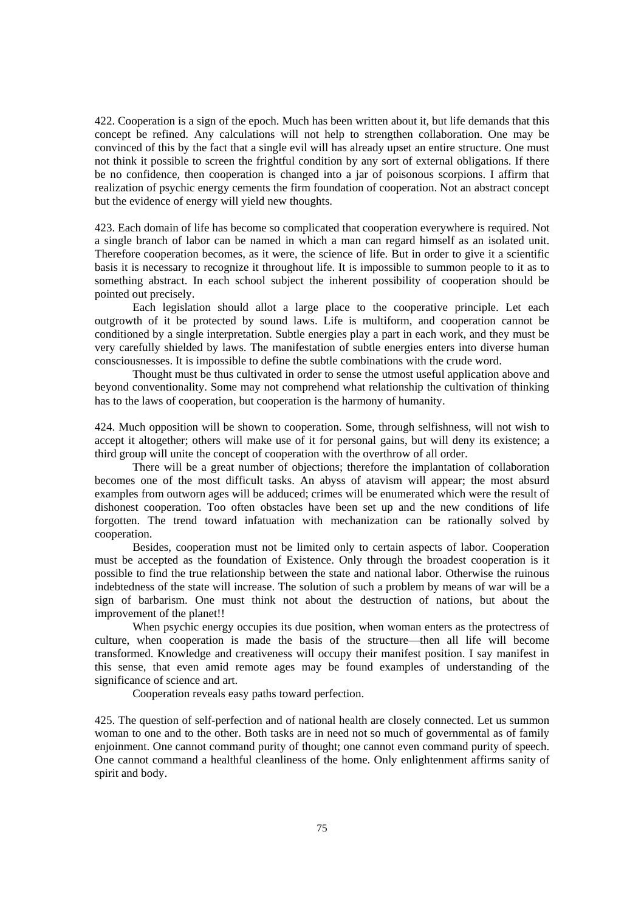422. Cooperation is a sign of the epoch. Much has been written about it, but life demands that this concept be refined. Any calculations will not help to strengthen collaboration. One may be convinced of this by the fact that a single evil will has already upset an entire structure. One must not think it possible to screen the frightful condition by any sort of external obligations. If there be no confidence, then cooperation is changed into a jar of poisonous scorpions. I affirm that realization of psychic energy cements the firm foundation of cooperation. Not an abstract concept but the evidence of energy will yield new thoughts.

423. Each domain of life has become so complicated that cooperation everywhere is required. Not a single branch of labor can be named in which a man can regard himself as an isolated unit. Therefore cooperation becomes, as it were, the science of life. But in order to give it a scientific basis it is necessary to recognize it throughout life. It is impossible to summon people to it as to something abstract. In each school subject the inherent possibility of cooperation should be pointed out precisely.

Each legislation should allot a large place to the cooperative principle. Let each outgrowth of it be protected by sound laws. Life is multiform, and cooperation cannot be conditioned by a single interpretation. Subtle energies play a part in each work, and they must be very carefully shielded by laws. The manifestation of subtle energies enters into diverse human consciousnesses. It is impossible to define the subtle combinations with the crude word.

Thought must be thus cultivated in order to sense the utmost useful application above and beyond conventionality. Some may not comprehend what relationship the cultivation of thinking has to the laws of cooperation, but cooperation is the harmony of humanity.

424. Much opposition will be shown to cooperation. Some, through selfishness, will not wish to accept it altogether; others will make use of it for personal gains, but will deny its existence; a third group will unite the concept of cooperation with the overthrow of all order.

There will be a great number of objections; therefore the implantation of collaboration becomes one of the most difficult tasks. An abyss of atavism will appear; the most absurd examples from outworn ages will be adduced; crimes will be enumerated which were the result of dishonest cooperation. Too often obstacles have been set up and the new conditions of life forgotten. The trend toward infatuation with mechanization can be rationally solved by cooperation.

Besides, cooperation must not be limited only to certain aspects of labor. Cooperation must be accepted as the foundation of Existence. Only through the broadest cooperation is it possible to find the true relationship between the state and national labor. Otherwise the ruinous indebtedness of the state will increase. The solution of such a problem by means of war will be a sign of barbarism. One must think not about the destruction of nations, but about the improvement of the planet!!

When psychic energy occupies its due position, when woman enters as the protectress of culture, when cooperation is made the basis of the structure—then all life will become transformed. Knowledge and creativeness will occupy their manifest position. I say manifest in this sense, that even amid remote ages may be found examples of understanding of the significance of science and art.

Cooperation reveals easy paths toward perfection.

425. The question of self-perfection and of national health are closely connected. Let us summon woman to one and to the other. Both tasks are in need not so much of governmental as of family enjoinment. One cannot command purity of thought; one cannot even command purity of speech. One cannot command a healthful cleanliness of the home. Only enlightenment affirms sanity of spirit and body.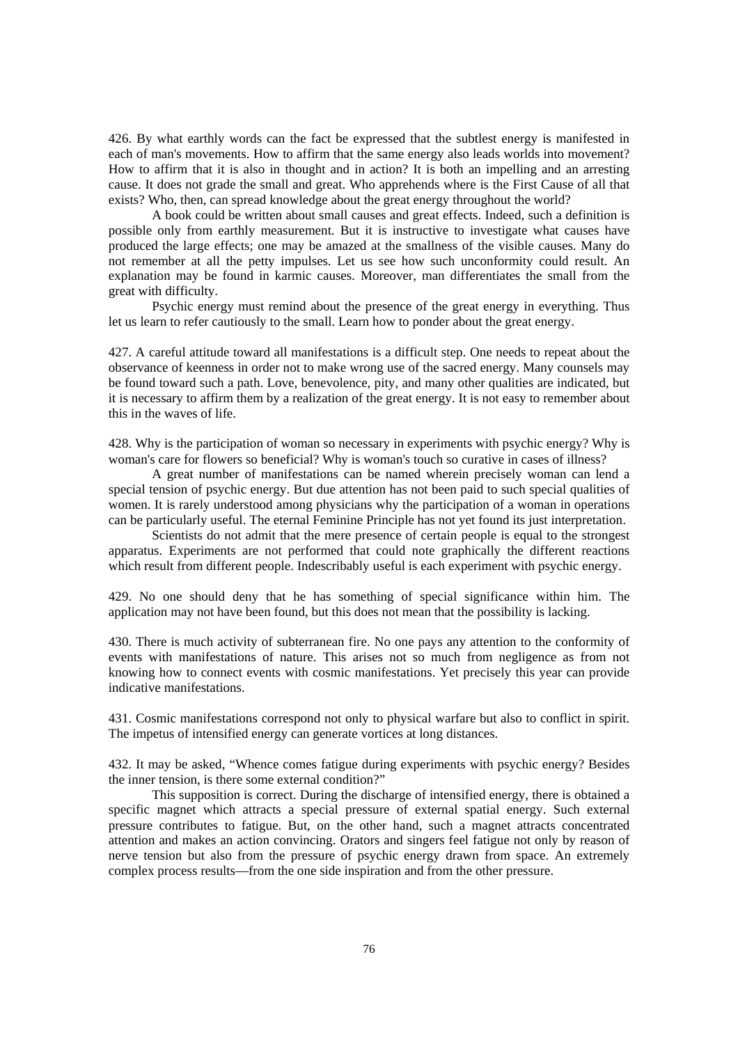426. By what earthly words can the fact be expressed that the subtlest energy is manifested in each of man's movements. How to affirm that the same energy also leads worlds into movement? How to affirm that it is also in thought and in action? It is both an impelling and an arresting cause. It does not grade the small and great. Who apprehends where is the First Cause of all that exists? Who, then, can spread knowledge about the great energy throughout the world?

A book could be written about small causes and great effects. Indeed, such a definition is possible only from earthly measurement. But it is instructive to investigate what causes have produced the large effects; one may be amazed at the smallness of the visible causes. Many do not remember at all the petty impulses. Let us see how such unconformity could result. An explanation may be found in karmic causes. Moreover, man differentiates the small from the great with difficulty.

Psychic energy must remind about the presence of the great energy in everything. Thus let us learn to refer cautiously to the small. Learn how to ponder about the great energy.

427. A careful attitude toward all manifestations is a difficult step. One needs to repeat about the observance of keenness in order not to make wrong use of the sacred energy. Many counsels may be found toward such a path. Love, benevolence, pity, and many other qualities are indicated, but it is necessary to affirm them by a realization of the great energy. It is not easy to remember about this in the waves of life.

428. Why is the participation of woman so necessary in experiments with psychic energy? Why is woman's care for flowers so beneficial? Why is woman's touch so curative in cases of illness?

A great number of manifestations can be named wherein precisely woman can lend a special tension of psychic energy. But due attention has not been paid to such special qualities of women. It is rarely understood among physicians why the participation of a woman in operations can be particularly useful. The eternal Feminine Principle has not yet found its just interpretation.

Scientists do not admit that the mere presence of certain people is equal to the strongest apparatus. Experiments are not performed that could note graphically the different reactions which result from different people. Indescribably useful is each experiment with psychic energy.

429. No one should deny that he has something of special significance within him. The application may not have been found, but this does not mean that the possibility is lacking.

430. There is much activity of subterranean fire. No one pays any attention to the conformity of events with manifestations of nature. This arises not so much from negligence as from not knowing how to connect events with cosmic manifestations. Yet precisely this year can provide indicative manifestations.

431. Cosmic manifestations correspond not only to physical warfare but also to conflict in spirit. The impetus of intensified energy can generate vortices at long distances.

432. It may be asked, "Whence comes fatigue during experiments with psychic energy? Besides the inner tension, is there some external condition?"

This supposition is correct. During the discharge of intensified energy, there is obtained a specific magnet which attracts a special pressure of external spatial energy. Such external pressure contributes to fatigue. But, on the other hand, such a magnet attracts concentrated attention and makes an action convincing. Orators and singers feel fatigue not only by reason of nerve tension but also from the pressure of psychic energy drawn from space. An extremely complex process results—from the one side inspiration and from the other pressure.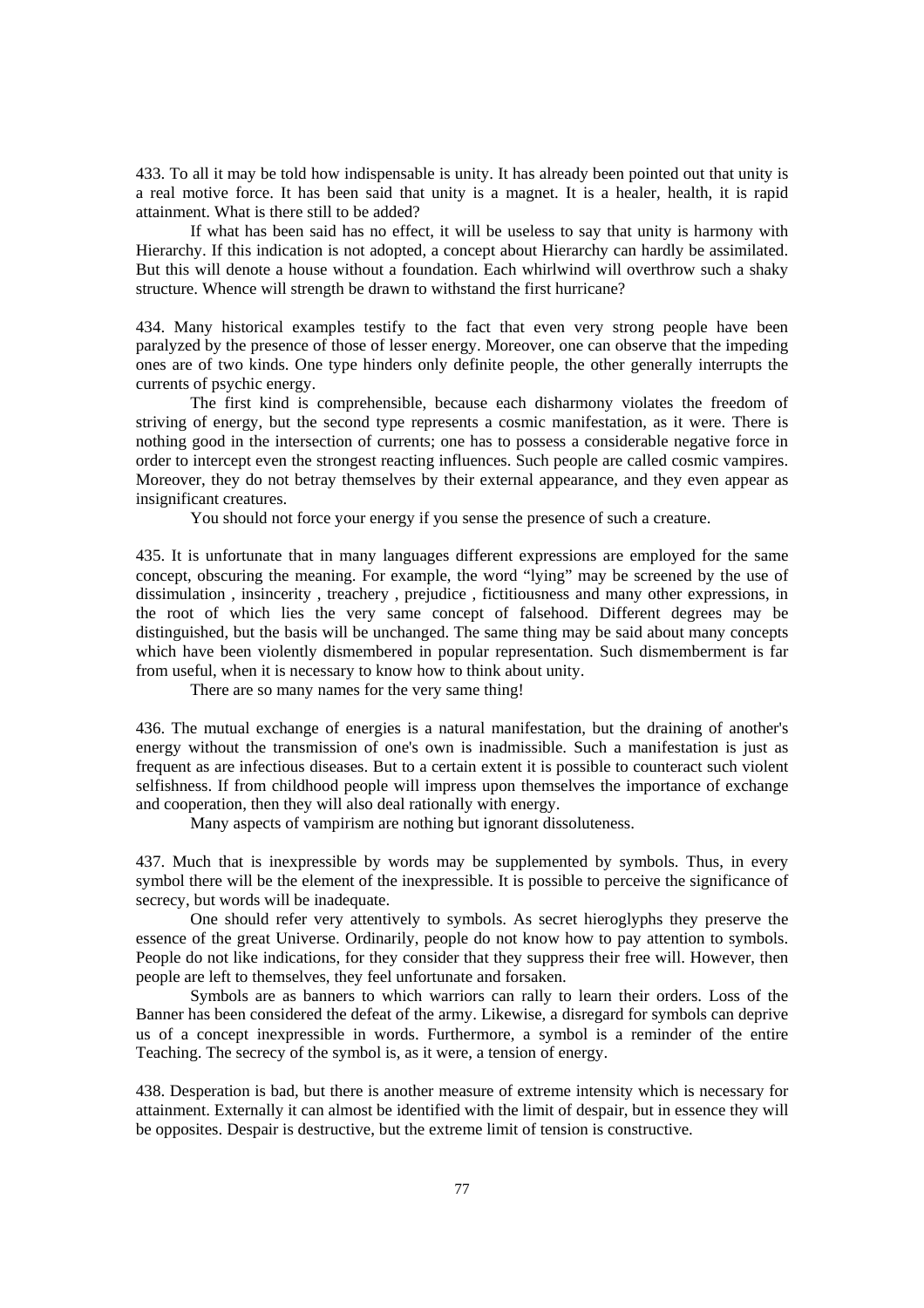433. To all it may be told how indispensable is unity. It has already been pointed out that unity is a real motive force. It has been said that unity is a magnet. It is a healer, health, it is rapid attainment. What is there still to be added?

If what has been said has no effect, it will be useless to say that unity is harmony with Hierarchy. If this indication is not adopted, a concept about Hierarchy can hardly be assimilated. But this will denote a house without a foundation. Each whirlwind will overthrow such a shaky structure. Whence will strength be drawn to withstand the first hurricane?

434. Many historical examples testify to the fact that even very strong people have been paralyzed by the presence of those of lesser energy. Moreover, one can observe that the impeding ones are of two kinds. One type hinders only definite people, the other generally interrupts the currents of psychic energy.

The first kind is comprehensible, because each disharmony violates the freedom of striving of energy, but the second type represents a cosmic manifestation, as it were. There is nothing good in the intersection of currents; one has to possess a considerable negative force in order to intercept even the strongest reacting influences. Such people are called cosmic vampires. Moreover, they do not betray themselves by their external appearance, and they even appear as insignificant creatures.

You should not force your energy if you sense the presence of such a creature.

435. It is unfortunate that in many languages different expressions are employed for the same concept, obscuring the meaning. For example, the word "lying" may be screened by the use of dissimulation , insincerity , treachery , prejudice , fictitiousness and many other expressions, in the root of which lies the very same concept of falsehood. Different degrees may be distinguished, but the basis will be unchanged. The same thing may be said about many concepts which have been violently dismembered in popular representation. Such dismemberment is far from useful, when it is necessary to know how to think about unity.

There are so many names for the very same thing!

436. The mutual exchange of energies is a natural manifestation, but the draining of another's energy without the transmission of one's own is inadmissible. Such a manifestation is just as frequent as are infectious diseases. But to a certain extent it is possible to counteract such violent selfishness. If from childhood people will impress upon themselves the importance of exchange and cooperation, then they will also deal rationally with energy.

Many aspects of vampirism are nothing but ignorant dissoluteness.

437. Much that is inexpressible by words may be supplemented by symbols. Thus, in every symbol there will be the element of the inexpressible. It is possible to perceive the significance of secrecy, but words will be inadequate.

One should refer very attentively to symbols. As secret hieroglyphs they preserve the essence of the great Universe. Ordinarily, people do not know how to pay attention to symbols. People do not like indications, for they consider that they suppress their free will. However, then people are left to themselves, they feel unfortunate and forsaken.

Symbols are as banners to which warriors can rally to learn their orders. Loss of the Banner has been considered the defeat of the army. Likewise, a disregard for symbols can deprive us of a concept inexpressible in words. Furthermore, a symbol is a reminder of the entire Teaching. The secrecy of the symbol is, as it were, a tension of energy.

438. Desperation is bad, but there is another measure of extreme intensity which is necessary for attainment. Externally it can almost be identified with the limit of despair, but in essence they will be opposites. Despair is destructive, but the extreme limit of tension is constructive.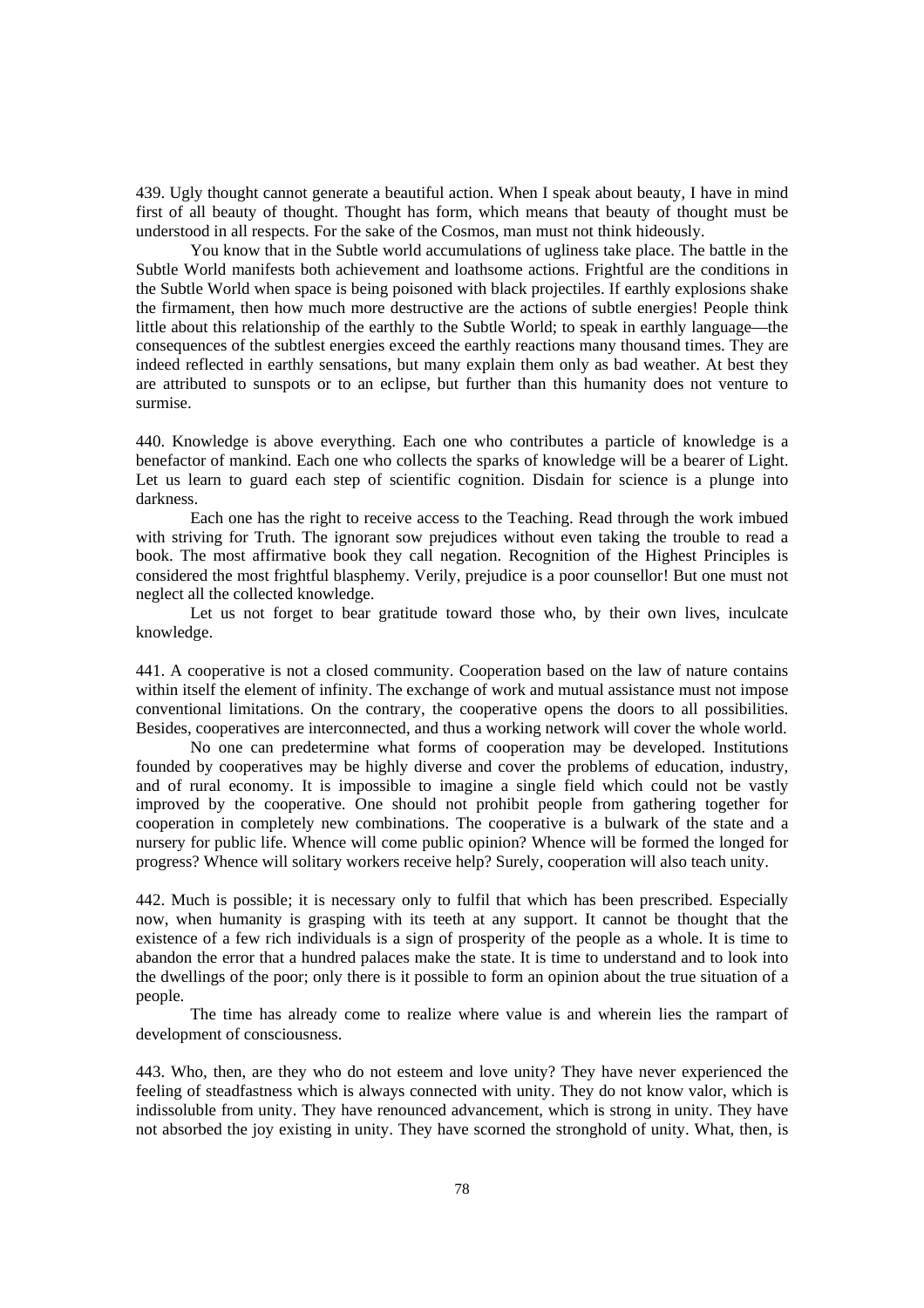439. Ugly thought cannot generate a beautiful action. When I speak about beauty, I have in mind first of all beauty of thought. Thought has form, which means that beauty of thought must be understood in all respects. For the sake of the Cosmos, man must not think hideously.

You know that in the Subtle world accumulations of ugliness take place. The battle in the Subtle World manifests both achievement and loathsome actions. Frightful are the conditions in the Subtle World when space is being poisoned with black projectiles. If earthly explosions shake the firmament, then how much more destructive are the actions of subtle energies! People think little about this relationship of the earthly to the Subtle World; to speak in earthly language—the consequences of the subtlest energies exceed the earthly reactions many thousand times. They are indeed reflected in earthly sensations, but many explain them only as bad weather. At best they are attributed to sunspots or to an eclipse, but further than this humanity does not venture to surmise.

440. Knowledge is above everything. Each one who contributes a particle of knowledge is a benefactor of mankind. Each one who collects the sparks of knowledge will be a bearer of Light. Let us learn to guard each step of scientific cognition. Disdain for science is a plunge into darkness.

Each one has the right to receive access to the Teaching. Read through the work imbued with striving for Truth. The ignorant sow prejudices without even taking the trouble to read a book. The most affirmative book they call negation. Recognition of the Highest Principles is considered the most frightful blasphemy. Verily, prejudice is a poor counsellor! But one must not neglect all the collected knowledge.

Let us not forget to bear gratitude toward those who, by their own lives, inculcate knowledge.

441. A cooperative is not a closed community. Cooperation based on the law of nature contains within itself the element of infinity. The exchange of work and mutual assistance must not impose conventional limitations. On the contrary, the cooperative opens the doors to all possibilities. Besides, cooperatives are interconnected, and thus a working network will cover the whole world.

No one can predetermine what forms of cooperation may be developed. Institutions founded by cooperatives may be highly diverse and cover the problems of education, industry, and of rural economy. It is impossible to imagine a single field which could not be vastly improved by the cooperative. One should not prohibit people from gathering together for cooperation in completely new combinations. The cooperative is a bulwark of the state and a nursery for public life. Whence will come public opinion? Whence will be formed the longed for progress? Whence will solitary workers receive help? Surely, cooperation will also teach unity.

442. Much is possible; it is necessary only to fulfil that which has been prescribed. Especially now, when humanity is grasping with its teeth at any support. It cannot be thought that the existence of a few rich individuals is a sign of prosperity of the people as a whole. It is time to abandon the error that a hundred palaces make the state. It is time to understand and to look into the dwellings of the poor; only there is it possible to form an opinion about the true situation of a people.

The time has already come to realize where value is and wherein lies the rampart of development of consciousness.

443. Who, then, are they who do not esteem and love unity? They have never experienced the feeling of steadfastness which is always connected with unity. They do not know valor, which is indissoluble from unity. They have renounced advancement, which is strong in unity. They have not absorbed the joy existing in unity. They have scorned the stronghold of unity. What, then, is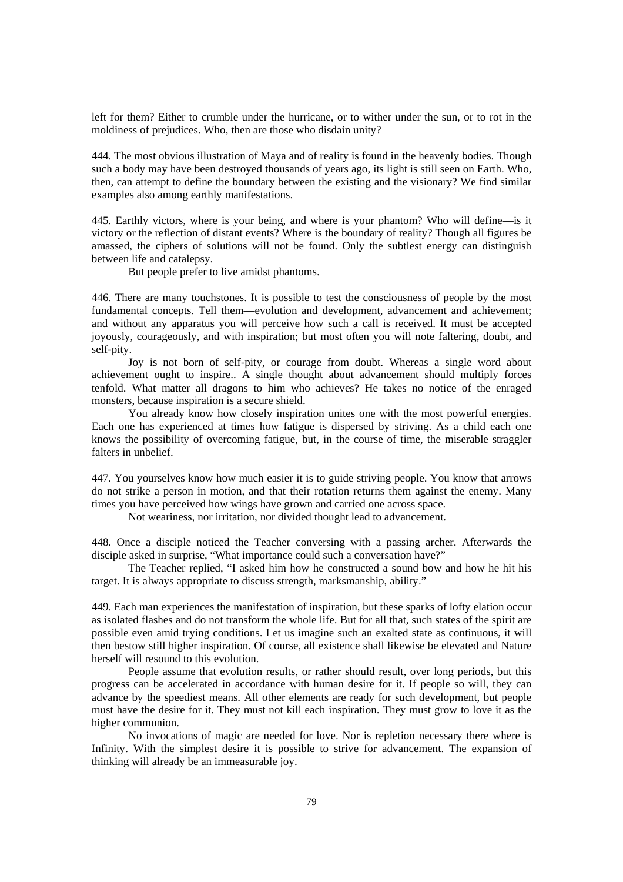left for them? Either to crumble under the hurricane, or to wither under the sun, or to rot in the moldiness of prejudices. Who, then are those who disdain unity?

444. The most obvious illustration of Maya and of reality is found in the heavenly bodies. Though such a body may have been destroyed thousands of years ago, its light is still seen on Earth. Who, then, can attempt to define the boundary between the existing and the visionary? We find similar examples also among earthly manifestations.

445. Earthly victors, where is your being, and where is your phantom? Who will define—is it victory or the reflection of distant events? Where is the boundary of reality? Though all figures be amassed, the ciphers of solutions will not be found. Only the subtlest energy can distinguish between life and catalepsy.

But people prefer to live amidst phantoms.

446. There are many touchstones. It is possible to test the consciousness of people by the most fundamental concepts. Tell them—evolution and development, advancement and achievement; and without any apparatus you will perceive how such a call is received. It must be accepted joyously, courageously, and with inspiration; but most often you will note faltering, doubt, and self-pity.

Joy is not born of self-pity, or courage from doubt. Whereas a single word about achievement ought to inspire.. A single thought about advancement should multiply forces tenfold. What matter all dragons to him who achieves? He takes no notice of the enraged monsters, because inspiration is a secure shield.

You already know how closely inspiration unites one with the most powerful energies. Each one has experienced at times how fatigue is dispersed by striving. As a child each one knows the possibility of overcoming fatigue, but, in the course of time, the miserable straggler falters in unbelief.

447. You yourselves know how much easier it is to guide striving people. You know that arrows do not strike a person in motion, and that their rotation returns them against the enemy. Many times you have perceived how wings have grown and carried one across space.

Not weariness, nor irritation, nor divided thought lead to advancement.

448. Once a disciple noticed the Teacher conversing with a passing archer. Afterwards the disciple asked in surprise, "What importance could such a conversation have?"

The Teacher replied, "I asked him how he constructed a sound bow and how he hit his target. It is always appropriate to discuss strength, marksmanship, ability."

449. Each man experiences the manifestation of inspiration, but these sparks of lofty elation occur as isolated flashes and do not transform the whole life. But for all that, such states of the spirit are possible even amid trying conditions. Let us imagine such an exalted state as continuous, it will then bestow still higher inspiration. Of course, all existence shall likewise be elevated and Nature herself will resound to this evolution.

People assume that evolution results, or rather should result, over long periods, but this progress can be accelerated in accordance with human desire for it. If people so will, they can advance by the speediest means. All other elements are ready for such development, but people must have the desire for it. They must not kill each inspiration. They must grow to love it as the higher communion.

No invocations of magic are needed for love. Nor is repletion necessary there where is Infinity. With the simplest desire it is possible to strive for advancement. The expansion of thinking will already be an immeasurable joy.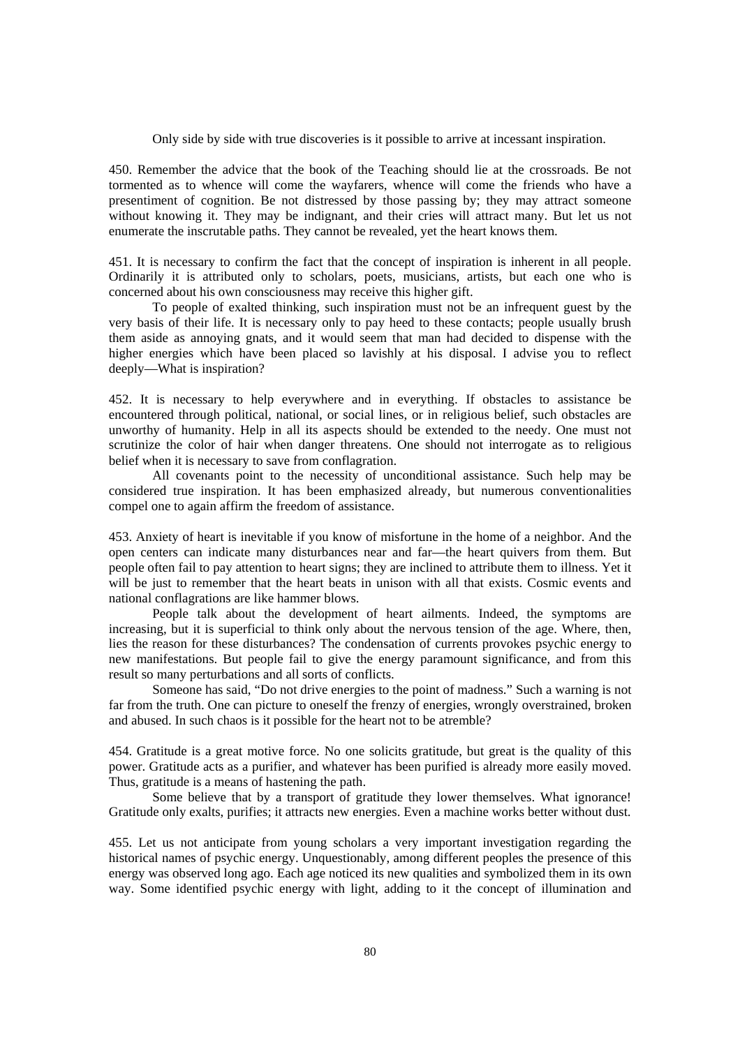Only side by side with true discoveries is it possible to arrive at incessant inspiration.

450. Remember the advice that the book of the Teaching should lie at the crossroads. Be not tormented as to whence will come the wayfarers, whence will come the friends who have a presentiment of cognition. Be not distressed by those passing by; they may attract someone without knowing it. They may be indignant, and their cries will attract many. But let us not enumerate the inscrutable paths. They cannot be revealed, yet the heart knows them.

451. It is necessary to confirm the fact that the concept of inspiration is inherent in all people. Ordinarily it is attributed only to scholars, poets, musicians, artists, but each one who is concerned about his own consciousness may receive this higher gift.

To people of exalted thinking, such inspiration must not be an infrequent guest by the very basis of their life. It is necessary only to pay heed to these contacts; people usually brush them aside as annoying gnats, and it would seem that man had decided to dispense with the higher energies which have been placed so lavishly at his disposal. I advise you to reflect deeply—What is inspiration?

452. It is necessary to help everywhere and in everything. If obstacles to assistance be encountered through political, national, or social lines, or in religious belief, such obstacles are unworthy of humanity. Help in all its aspects should be extended to the needy. One must not scrutinize the color of hair when danger threatens. One should not interrogate as to religious belief when it is necessary to save from conflagration.

All covenants point to the necessity of unconditional assistance. Such help may be considered true inspiration. It has been emphasized already, but numerous conventionalities compel one to again affirm the freedom of assistance.

453. Anxiety of heart is inevitable if you know of misfortune in the home of a neighbor. And the open centers can indicate many disturbances near and far—the heart quivers from them. But people often fail to pay attention to heart signs; they are inclined to attribute them to illness. Yet it will be just to remember that the heart beats in unison with all that exists. Cosmic events and national conflagrations are like hammer blows.

People talk about the development of heart ailments. Indeed, the symptoms are increasing, but it is superficial to think only about the nervous tension of the age. Where, then, lies the reason for these disturbances? The condensation of currents provokes psychic energy to new manifestations. But people fail to give the energy paramount significance, and from this result so many perturbations and all sorts of conflicts.

Someone has said, "Do not drive energies to the point of madness." Such a warning is not far from the truth. One can picture to oneself the frenzy of energies, wrongly overstrained, broken and abused. In such chaos is it possible for the heart not to be atremble?

454. Gratitude is a great motive force. No one solicits gratitude, but great is the quality of this power. Gratitude acts as a purifier, and whatever has been purified is already more easily moved. Thus, gratitude is a means of hastening the path.

Some believe that by a transport of gratitude they lower themselves. What ignorance! Gratitude only exalts, purifies; it attracts new energies. Even a machine works better without dust.

455. Let us not anticipate from young scholars a very important investigation regarding the historical names of psychic energy. Unquestionably, among different peoples the presence of this energy was observed long ago. Each age noticed its new qualities and symbolized them in its own way. Some identified psychic energy with light, adding to it the concept of illumination and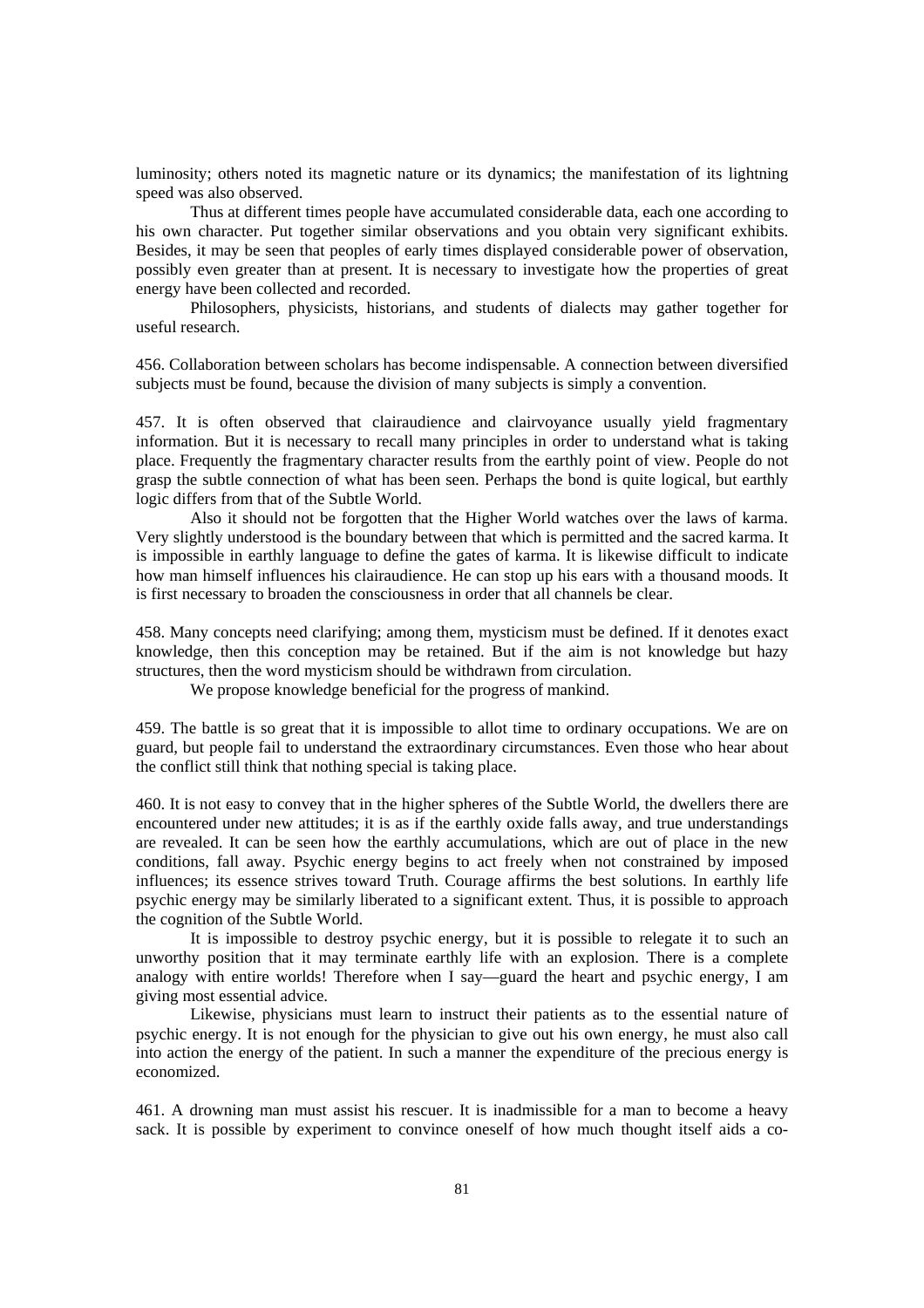luminosity; others noted its magnetic nature or its dynamics; the manifestation of its lightning speed was also observed.

Thus at different times people have accumulated considerable data, each one according to his own character. Put together similar observations and you obtain very significant exhibits. Besides, it may be seen that peoples of early times displayed considerable power of observation, possibly even greater than at present. It is necessary to investigate how the properties of great energy have been collected and recorded.

Philosophers, physicists, historians, and students of dialects may gather together for useful research.

456. Collaboration between scholars has become indispensable. A connection between diversified subjects must be found, because the division of many subjects is simply a convention.

457. It is often observed that clairaudience and clairvoyance usually yield fragmentary information. But it is necessary to recall many principles in order to understand what is taking place. Frequently the fragmentary character results from the earthly point of view. People do not grasp the subtle connection of what has been seen. Perhaps the bond is quite logical, but earthly logic differs from that of the Subtle World.

Also it should not be forgotten that the Higher World watches over the laws of karma. Very slightly understood is the boundary between that which is permitted and the sacred karma. It is impossible in earthly language to define the gates of karma. It is likewise difficult to indicate how man himself influences his clairaudience. He can stop up his ears with a thousand moods. It is first necessary to broaden the consciousness in order that all channels be clear.

458. Many concepts need clarifying; among them, mysticism must be defined. If it denotes exact knowledge, then this conception may be retained. But if the aim is not knowledge but hazy structures, then the word mysticism should be withdrawn from circulation.

We propose knowledge beneficial for the progress of mankind.

459. The battle is so great that it is impossible to allot time to ordinary occupations. We are on guard, but people fail to understand the extraordinary circumstances. Even those who hear about the conflict still think that nothing special is taking place.

460. It is not easy to convey that in the higher spheres of the Subtle World, the dwellers there are encountered under new attitudes; it is as if the earthly oxide falls away, and true understandings are revealed. It can be seen how the earthly accumulations, which are out of place in the new conditions, fall away. Psychic energy begins to act freely when not constrained by imposed influences; its essence strives toward Truth. Courage affirms the best solutions. In earthly life psychic energy may be similarly liberated to a significant extent. Thus, it is possible to approach the cognition of the Subtle World.

It is impossible to destroy psychic energy, but it is possible to relegate it to such an unworthy position that it may terminate earthly life with an explosion. There is a complete analogy with entire worlds! Therefore when I say—guard the heart and psychic energy, I am giving most essential advice.

Likewise, physicians must learn to instruct their patients as to the essential nature of psychic energy. It is not enough for the physician to give out his own energy, he must also call into action the energy of the patient. In such a manner the expenditure of the precious energy is economized.

461. A drowning man must assist his rescuer. It is inadmissible for a man to become a heavy sack. It is possible by experiment to convince oneself of how much thought itself aids a co-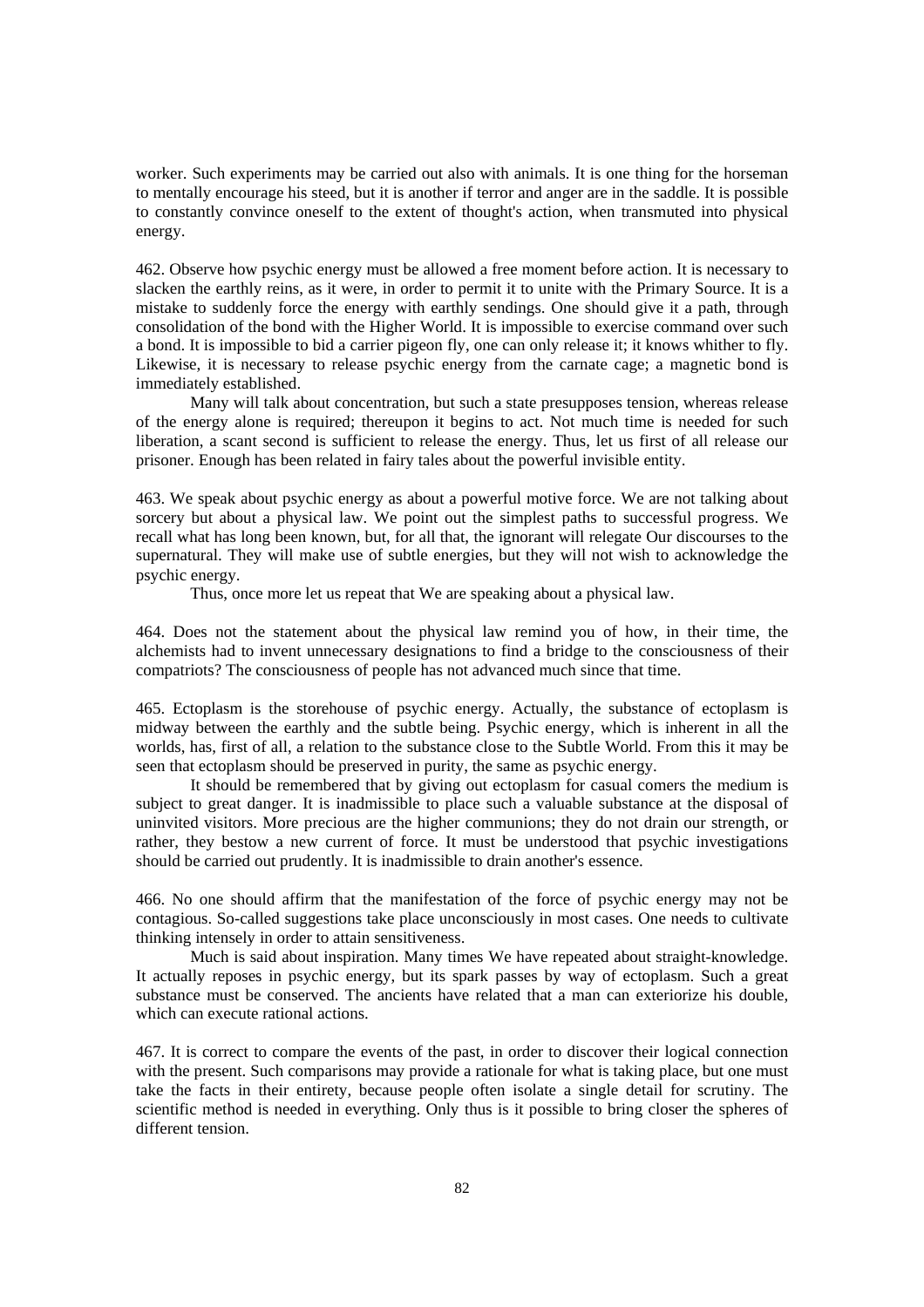worker. Such experiments may be carried out also with animals. It is one thing for the horseman to mentally encourage his steed, but it is another if terror and anger are in the saddle. It is possible to constantly convince oneself to the extent of thought's action, when transmuted into physical energy.

462. Observe how psychic energy must be allowed a free moment before action. It is necessary to slacken the earthly reins, as it were, in order to permit it to unite with the Primary Source. It is a mistake to suddenly force the energy with earthly sendings. One should give it a path, through consolidation of the bond with the Higher World. It is impossible to exercise command over such a bond. It is impossible to bid a carrier pigeon fly, one can only release it; it knows whither to fly. Likewise, it is necessary to release psychic energy from the carnate cage; a magnetic bond is immediately established.

Many will talk about concentration, but such a state presupposes tension, whereas release of the energy alone is required; thereupon it begins to act. Not much time is needed for such liberation, a scant second is sufficient to release the energy. Thus, let us first of all release our prisoner. Enough has been related in fairy tales about the powerful invisible entity.

463. We speak about psychic energy as about a powerful motive force. We are not talking about sorcery but about a physical law. We point out the simplest paths to successful progress. We recall what has long been known, but, for all that, the ignorant will relegate Our discourses to the supernatural. They will make use of subtle energies, but they will not wish to acknowledge the psychic energy.

Thus, once more let us repeat that We are speaking about a physical law.

464. Does not the statement about the physical law remind you of how, in their time, the alchemists had to invent unnecessary designations to find a bridge to the consciousness of their compatriots? The consciousness of people has not advanced much since that time.

465. Ectoplasm is the storehouse of psychic energy. Actually, the substance of ectoplasm is midway between the earthly and the subtle being. Psychic energy, which is inherent in all the worlds, has, first of all, a relation to the substance close to the Subtle World. From this it may be seen that ectoplasm should be preserved in purity, the same as psychic energy.

It should be remembered that by giving out ectoplasm for casual comers the medium is subject to great danger. It is inadmissible to place such a valuable substance at the disposal of uninvited visitors. More precious are the higher communions; they do not drain our strength, or rather, they bestow a new current of force. It must be understood that psychic investigations should be carried out prudently. It is inadmissible to drain another's essence.

466. No one should affirm that the manifestation of the force of psychic energy may not be contagious. So-called suggestions take place unconsciously in most cases. One needs to cultivate thinking intensely in order to attain sensitiveness.

Much is said about inspiration. Many times We have repeated about straight-knowledge. It actually reposes in psychic energy, but its spark passes by way of ectoplasm. Such a great substance must be conserved. The ancients have related that a man can exteriorize his double, which can execute rational actions.

467. It is correct to compare the events of the past, in order to discover their logical connection with the present. Such comparisons may provide a rationale for what is taking place, but one must take the facts in their entirety, because people often isolate a single detail for scrutiny. The scientific method is needed in everything. Only thus is it possible to bring closer the spheres of different tension.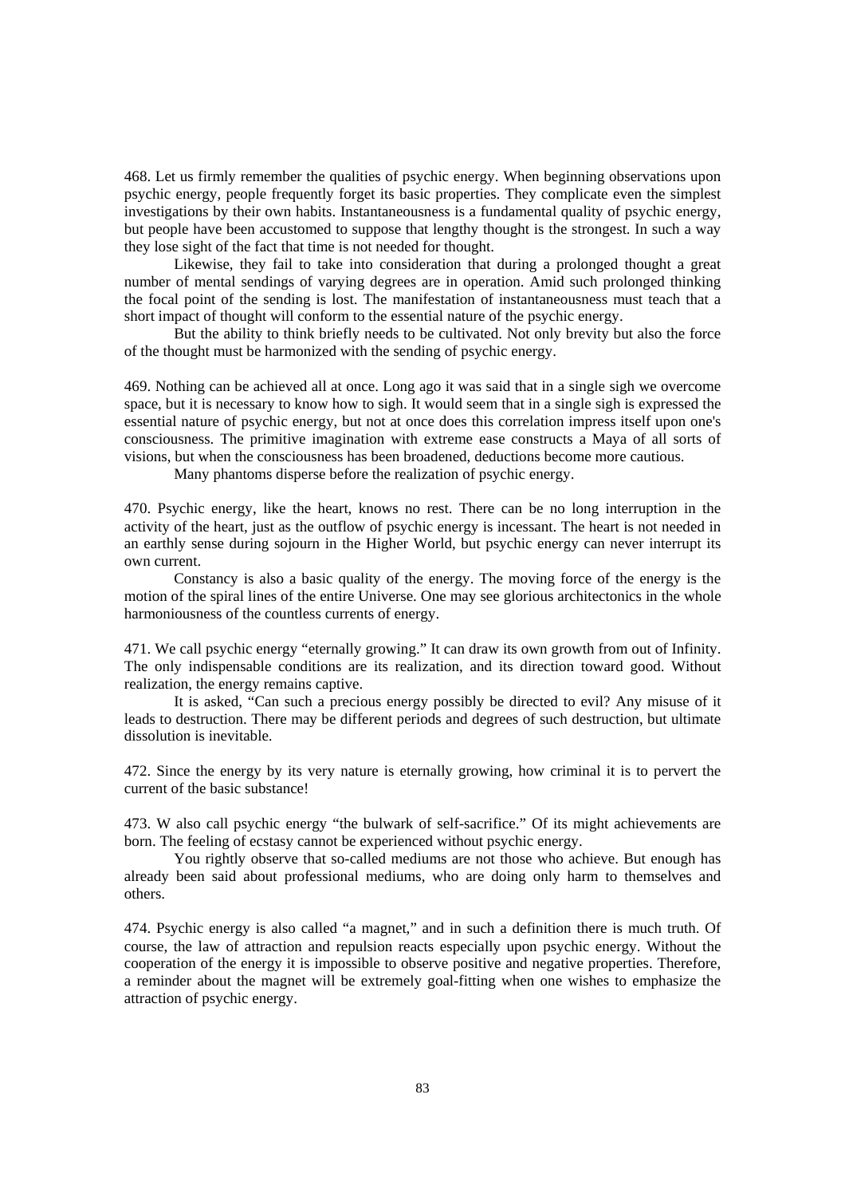468. Let us firmly remember the qualities of psychic energy. When beginning observations upon psychic energy, people frequently forget its basic properties. They complicate even the simplest investigations by their own habits. Instantaneousness is a fundamental quality of psychic energy, but people have been accustomed to suppose that lengthy thought is the strongest. In such a way they lose sight of the fact that time is not needed for thought.

Likewise, they fail to take into consideration that during a prolonged thought a great number of mental sendings of varying degrees are in operation. Amid such prolonged thinking the focal point of the sending is lost. The manifestation of instantaneousness must teach that a short impact of thought will conform to the essential nature of the psychic energy.

But the ability to think briefly needs to be cultivated. Not only brevity but also the force of the thought must be harmonized with the sending of psychic energy.

469. Nothing can be achieved all at once. Long ago it was said that in a single sigh we overcome space, but it is necessary to know how to sigh. It would seem that in a single sigh is expressed the essential nature of psychic energy, but not at once does this correlation impress itself upon one's consciousness. The primitive imagination with extreme ease constructs a Maya of all sorts of visions, but when the consciousness has been broadened, deductions become more cautious.

Many phantoms disperse before the realization of psychic energy.

470. Psychic energy, like the heart, knows no rest. There can be no long interruption in the activity of the heart, just as the outflow of psychic energy is incessant. The heart is not needed in an earthly sense during sojourn in the Higher World, but psychic energy can never interrupt its own current.

Constancy is also a basic quality of the energy. The moving force of the energy is the motion of the spiral lines of the entire Universe. One may see glorious architectonics in the whole harmoniousness of the countless currents of energy.

471. We call psychic energy "eternally growing." It can draw its own growth from out of Infinity. The only indispensable conditions are its realization, and its direction toward good. Without realization, the energy remains captive.

It is asked, "Can such a precious energy possibly be directed to evil? Any misuse of it leads to destruction. There may be different periods and degrees of such destruction, but ultimate dissolution is inevitable.

472. Since the energy by its very nature is eternally growing, how criminal it is to pervert the current of the basic substance!

473. W also call psychic energy "the bulwark of self-sacrifice." Of its might achievements are born. The feeling of ecstasy cannot be experienced without psychic energy.

You rightly observe that so-called mediums are not those who achieve. But enough has already been said about professional mediums, who are doing only harm to themselves and others.

474. Psychic energy is also called "a magnet," and in such a definition there is much truth. Of course, the law of attraction and repulsion reacts especially upon psychic energy. Without the cooperation of the energy it is impossible to observe positive and negative properties. Therefore, a reminder about the magnet will be extremely goal-fitting when one wishes to emphasize the attraction of psychic energy.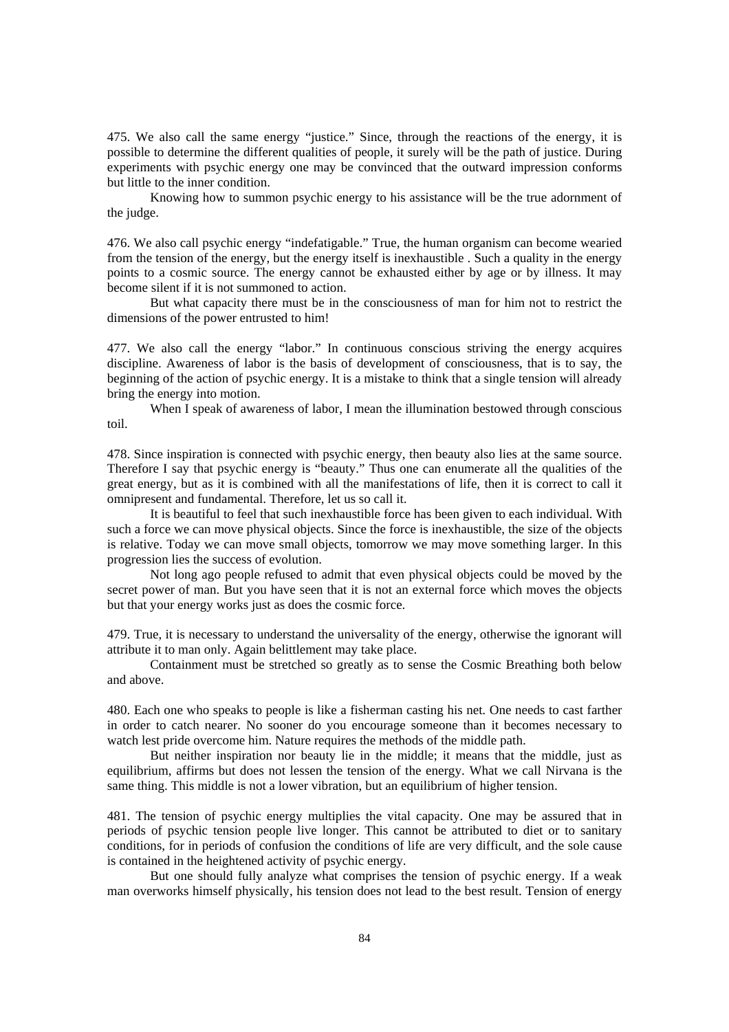475. We also call the same energy "justice." Since, through the reactions of the energy, it is possible to determine the different qualities of people, it surely will be the path of justice. During experiments with psychic energy one may be convinced that the outward impression conforms but little to the inner condition.

Knowing how to summon psychic energy to his assistance will be the true adornment of the judge.

476. We also call psychic energy "indefatigable." True, the human organism can become wearied from the tension of the energy, but the energy itself is inexhaustible . Such a quality in the energy points to a cosmic source. The energy cannot be exhausted either by age or by illness. It may become silent if it is not summoned to action.

But what capacity there must be in the consciousness of man for him not to restrict the dimensions of the power entrusted to him!

477. We also call the energy "labor." In continuous conscious striving the energy acquires discipline. Awareness of labor is the basis of development of consciousness, that is to say, the beginning of the action of psychic energy. It is a mistake to think that a single tension will already bring the energy into motion.

When I speak of awareness of labor, I mean the illumination bestowed through conscious toil.

478. Since inspiration is connected with psychic energy, then beauty also lies at the same source. Therefore I say that psychic energy is "beauty." Thus one can enumerate all the qualities of the great energy, but as it is combined with all the manifestations of life, then it is correct to call it omnipresent and fundamental. Therefore, let us so call it.

It is beautiful to feel that such inexhaustible force has been given to each individual. With such a force we can move physical objects. Since the force is inexhaustible, the size of the objects is relative. Today we can move small objects, tomorrow we may move something larger. In this progression lies the success of evolution.

Not long ago people refused to admit that even physical objects could be moved by the secret power of man. But you have seen that it is not an external force which moves the objects but that your energy works just as does the cosmic force.

479. True, it is necessary to understand the universality of the energy, otherwise the ignorant will attribute it to man only. Again belittlement may take place.

Containment must be stretched so greatly as to sense the Cosmic Breathing both below and above.

480. Each one who speaks to people is like a fisherman casting his net. One needs to cast farther in order to catch nearer. No sooner do you encourage someone than it becomes necessary to watch lest pride overcome him. Nature requires the methods of the middle path.

But neither inspiration nor beauty lie in the middle; it means that the middle, just as equilibrium, affirms but does not lessen the tension of the energy. What we call Nirvana is the same thing. This middle is not a lower vibration, but an equilibrium of higher tension.

481. The tension of psychic energy multiplies the vital capacity. One may be assured that in periods of psychic tension people live longer. This cannot be attributed to diet or to sanitary conditions, for in periods of confusion the conditions of life are very difficult, and the sole cause is contained in the heightened activity of psychic energy.

But one should fully analyze what comprises the tension of psychic energy. If a weak man overworks himself physically, his tension does not lead to the best result. Tension of energy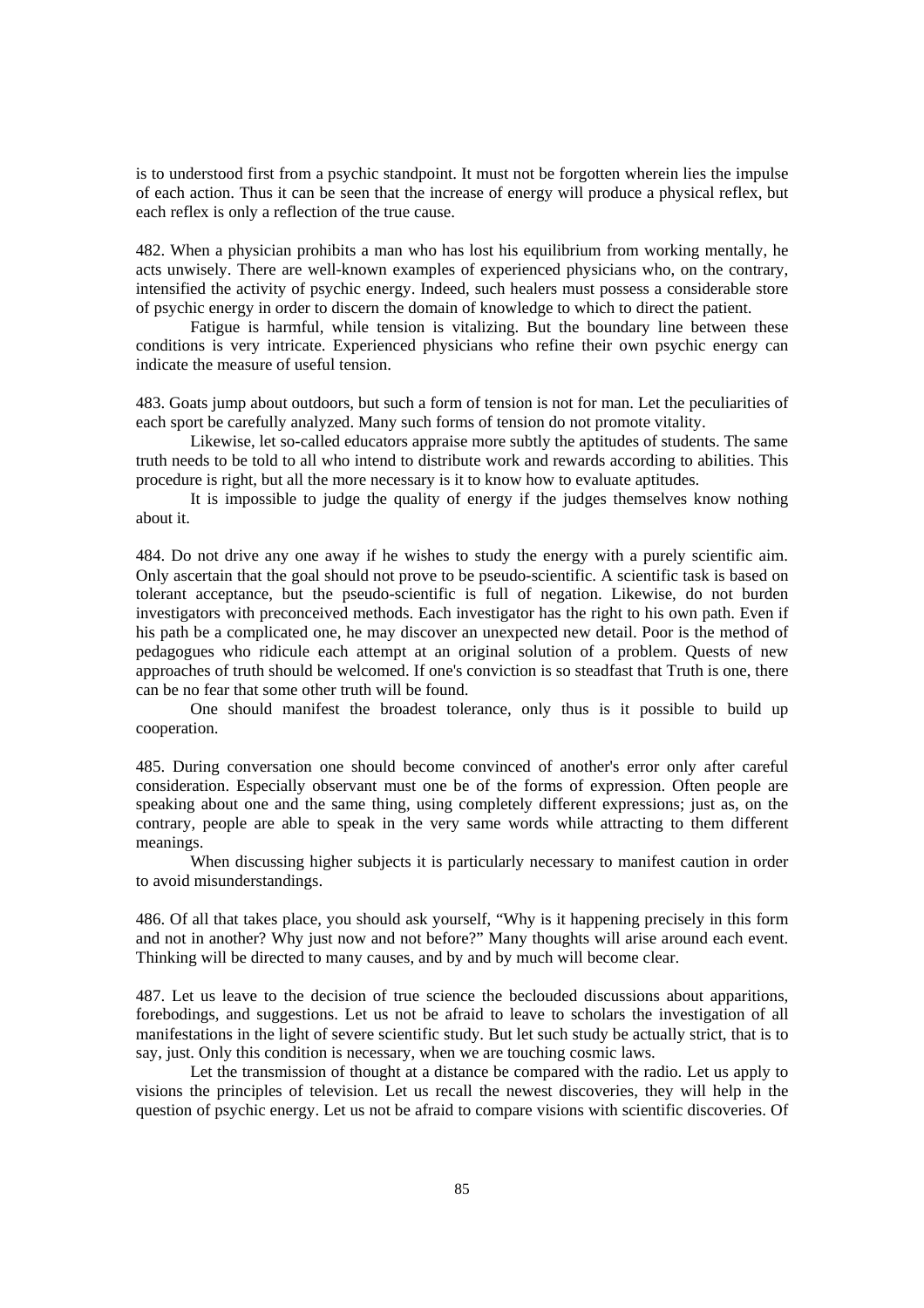is to understood first from a psychic standpoint. It must not be forgotten wherein lies the impulse of each action. Thus it can be seen that the increase of energy will produce a physical reflex, but each reflex is only a reflection of the true cause.

482. When a physician prohibits a man who has lost his equilibrium from working mentally, he acts unwisely. There are well-known examples of experienced physicians who, on the contrary, intensified the activity of psychic energy. Indeed, such healers must possess a considerable store of psychic energy in order to discern the domain of knowledge to which to direct the patient.

Fatigue is harmful, while tension is vitalizing. But the boundary line between these conditions is very intricate. Experienced physicians who refine their own psychic energy can indicate the measure of useful tension.

483. Goats jump about outdoors, but such a form of tension is not for man. Let the peculiarities of each sport be carefully analyzed. Many such forms of tension do not promote vitality.

Likewise, let so-called educators appraise more subtly the aptitudes of students. The same truth needs to be told to all who intend to distribute work and rewards according to abilities. This procedure is right, but all the more necessary is it to know how to evaluate aptitudes.

It is impossible to judge the quality of energy if the judges themselves know nothing about it.

484. Do not drive any one away if he wishes to study the energy with a purely scientific aim. Only ascertain that the goal should not prove to be pseudo-scientific. A scientific task is based on tolerant acceptance, but the pseudo-scientific is full of negation. Likewise, do not burden investigators with preconceived methods. Each investigator has the right to his own path. Even if his path be a complicated one, he may discover an unexpected new detail. Poor is the method of pedagogues who ridicule each attempt at an original solution of a problem. Quests of new approaches of truth should be welcomed. If one's conviction is so steadfast that Truth is one, there can be no fear that some other truth will be found.

One should manifest the broadest tolerance, only thus is it possible to build up cooperation.

485. During conversation one should become convinced of another's error only after careful consideration. Especially observant must one be of the forms of expression. Often people are speaking about one and the same thing, using completely different expressions; just as, on the contrary, people are able to speak in the very same words while attracting to them different meanings.

When discussing higher subjects it is particularly necessary to manifest caution in order to avoid misunderstandings.

486. Of all that takes place, you should ask yourself, "Why is it happening precisely in this form and not in another? Why just now and not before?" Many thoughts will arise around each event. Thinking will be directed to many causes, and by and by much will become clear.

487. Let us leave to the decision of true science the beclouded discussions about apparitions, forebodings, and suggestions. Let us not be afraid to leave to scholars the investigation of all manifestations in the light of severe scientific study. But let such study be actually strict, that is to say, just. Only this condition is necessary, when we are touching cosmic laws.

Let the transmission of thought at a distance be compared with the radio. Let us apply to visions the principles of television. Let us recall the newest discoveries, they will help in the question of psychic energy. Let us not be afraid to compare visions with scientific discoveries. Of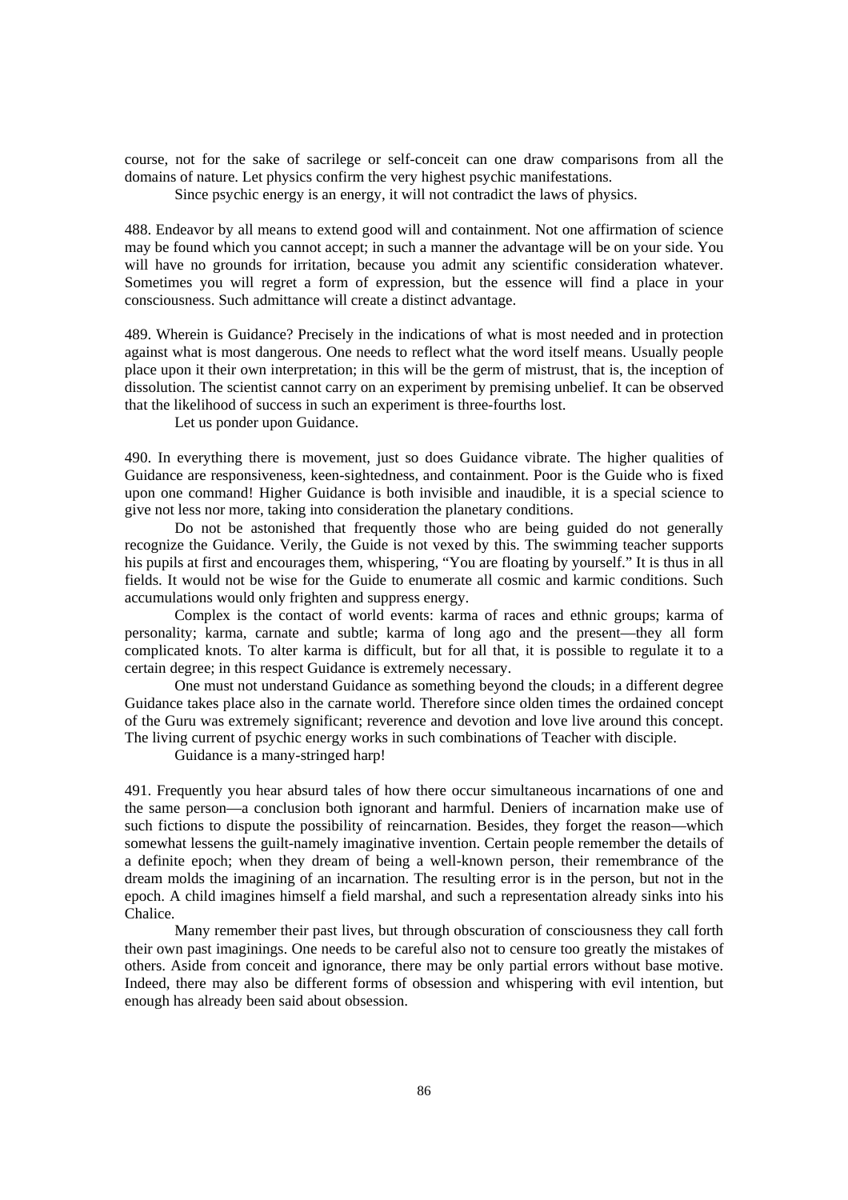course, not for the sake of sacrilege or self-conceit can one draw comparisons from all the domains of nature. Let physics confirm the very highest psychic manifestations.

Since psychic energy is an energy, it will not contradict the laws of physics.

488. Endeavor by all means to extend good will and containment. Not one affirmation of science may be found which you cannot accept; in such a manner the advantage will be on your side. You will have no grounds for irritation, because you admit any scientific consideration whatever. Sometimes you will regret a form of expression, but the essence will find a place in your consciousness. Such admittance will create a distinct advantage.

489. Wherein is Guidance? Precisely in the indications of what is most needed and in protection against what is most dangerous. One needs to reflect what the word itself means. Usually people place upon it their own interpretation; in this will be the germ of mistrust, that is, the inception of dissolution. The scientist cannot carry on an experiment by premising unbelief. It can be observed that the likelihood of success in such an experiment is three-fourths lost.

Let us ponder upon Guidance.

490. In everything there is movement, just so does Guidance vibrate. The higher qualities of Guidance are responsiveness, keen-sightedness, and containment. Poor is the Guide who is fixed upon one command! Higher Guidance is both invisible and inaudible, it is a special science to give not less nor more, taking into consideration the planetary conditions.

Do not be astonished that frequently those who are being guided do not generally recognize the Guidance. Verily, the Guide is not vexed by this. The swimming teacher supports his pupils at first and encourages them, whispering, "You are floating by yourself." It is thus in all fields. It would not be wise for the Guide to enumerate all cosmic and karmic conditions. Such accumulations would only frighten and suppress energy.

Complex is the contact of world events: karma of races and ethnic groups; karma of personality; karma, carnate and subtle; karma of long ago and the present—they all form complicated knots. To alter karma is difficult, but for all that, it is possible to regulate it to a certain degree; in this respect Guidance is extremely necessary.

One must not understand Guidance as something beyond the clouds; in a different degree Guidance takes place also in the carnate world. Therefore since olden times the ordained concept of the Guru was extremely significant; reverence and devotion and love live around this concept. The living current of psychic energy works in such combinations of Teacher with disciple.

Guidance is a many-stringed harp!

491. Frequently you hear absurd tales of how there occur simultaneous incarnations of one and the same person—a conclusion both ignorant and harmful. Deniers of incarnation make use of such fictions to dispute the possibility of reincarnation. Besides, they forget the reason—which somewhat lessens the guilt-namely imaginative invention. Certain people remember the details of a definite epoch; when they dream of being a well-known person, their remembrance of the dream molds the imagining of an incarnation. The resulting error is in the person, but not in the epoch. A child imagines himself a field marshal, and such a representation already sinks into his Chalice.

Many remember their past lives, but through obscuration of consciousness they call forth their own past imaginings. One needs to be careful also not to censure too greatly the mistakes of others. Aside from conceit and ignorance, there may be only partial errors without base motive. Indeed, there may also be different forms of obsession and whispering with evil intention, but enough has already been said about obsession.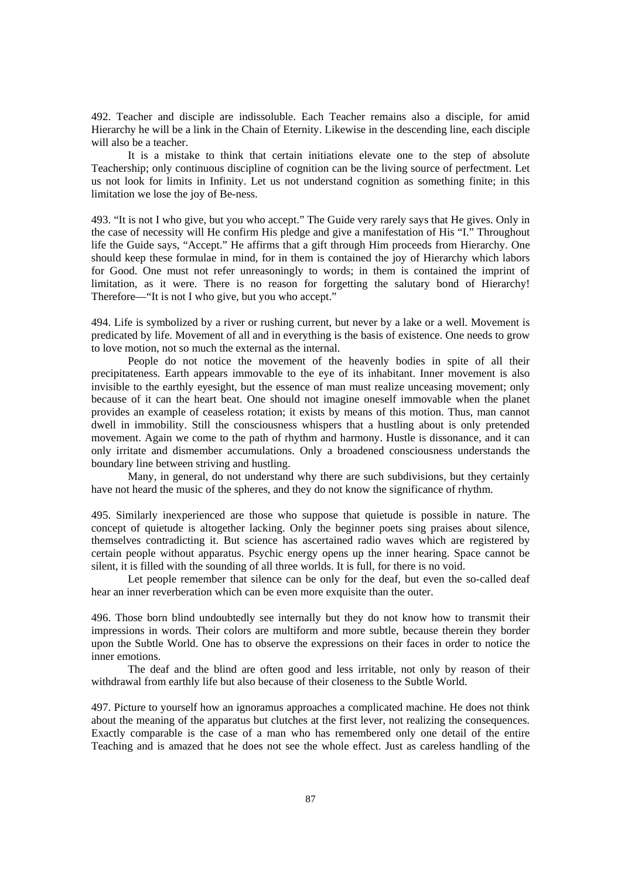492. Teacher and disciple are indissoluble. Each Teacher remains also a disciple, for amid Hierarchy he will be a link in the Chain of Eternity. Likewise in the descending line, each disciple will also be a teacher.

It is a mistake to think that certain initiations elevate one to the step of absolute Teachership; only continuous discipline of cognition can be the living source of perfectment. Let us not look for limits in Infinity. Let us not understand cognition as something finite; in this limitation we lose the joy of Be-ness.

493. "It is not I who give, but you who accept." The Guide very rarely says that He gives. Only in the case of necessity will He confirm His pledge and give a manifestation of His "I." Throughout life the Guide says, "Accept." He affirms that a gift through Him proceeds from Hierarchy. One should keep these formulae in mind, for in them is contained the joy of Hierarchy which labors for Good. One must not refer unreasoningly to words; in them is contained the imprint of limitation, as it were. There is no reason for forgetting the salutary bond of Hierarchy! Therefore—"It is not I who give, but you who accept."

494. Life is symbolized by a river or rushing current, but never by a lake or a well. Movement is predicated by life. Movement of all and in everything is the basis of existence. One needs to grow to love motion, not so much the external as the internal.

People do not notice the movement of the heavenly bodies in spite of all their precipitateness. Earth appears immovable to the eye of its inhabitant. Inner movement is also invisible to the earthly eyesight, but the essence of man must realize unceasing movement; only because of it can the heart beat. One should not imagine oneself immovable when the planet provides an example of ceaseless rotation; it exists by means of this motion. Thus, man cannot dwell in immobility. Still the consciousness whispers that a hustling about is only pretended movement. Again we come to the path of rhythm and harmony. Hustle is dissonance, and it can only irritate and dismember accumulations. Only a broadened consciousness understands the boundary line between striving and hustling.

Many, in general, do not understand why there are such subdivisions, but they certainly have not heard the music of the spheres, and they do not know the significance of rhythm.

495. Similarly inexperienced are those who suppose that quietude is possible in nature. The concept of quietude is altogether lacking. Only the beginner poets sing praises about silence, themselves contradicting it. But science has ascertained radio waves which are registered by certain people without apparatus. Psychic energy opens up the inner hearing. Space cannot be silent, it is filled with the sounding of all three worlds. It is full, for there is no void.

Let people remember that silence can be only for the deaf, but even the so-called deaf hear an inner reverberation which can be even more exquisite than the outer.

496. Those born blind undoubtedly see internally but they do not know how to transmit their impressions in words. Their colors are multiform and more subtle, because therein they border upon the Subtle World. One has to observe the expressions on their faces in order to notice the inner emotions.

The deaf and the blind are often good and less irritable, not only by reason of their withdrawal from earthly life but also because of their closeness to the Subtle World.

497. Picture to yourself how an ignoramus approaches a complicated machine. He does not think about the meaning of the apparatus but clutches at the first lever, not realizing the consequences. Exactly comparable is the case of a man who has remembered only one detail of the entire Teaching and is amazed that he does not see the whole effect. Just as careless handling of the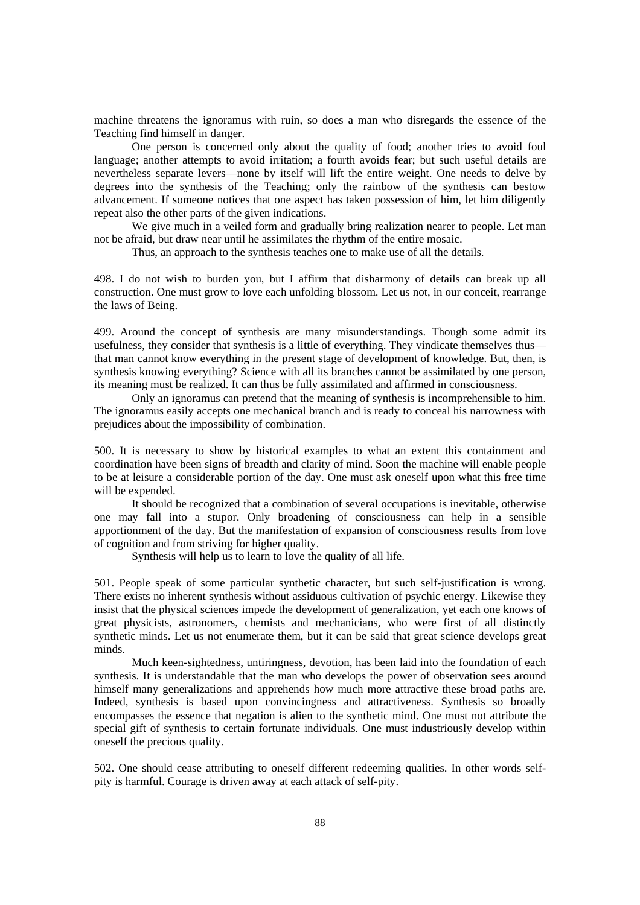machine threatens the ignoramus with ruin, so does a man who disregards the essence of the Teaching find himself in danger.

One person is concerned only about the quality of food; another tries to avoid foul language; another attempts to avoid irritation; a fourth avoids fear; but such useful details are nevertheless separate levers—none by itself will lift the entire weight. One needs to delve by degrees into the synthesis of the Teaching; only the rainbow of the synthesis can bestow advancement. If someone notices that one aspect has taken possession of him, let him diligently repeat also the other parts of the given indications.

We give much in a veiled form and gradually bring realization nearer to people. Let man not be afraid, but draw near until he assimilates the rhythm of the entire mosaic.

Thus, an approach to the synthesis teaches one to make use of all the details.

498. I do not wish to burden you, but I affirm that disharmony of details can break up all construction. One must grow to love each unfolding blossom. Let us not, in our conceit, rearrange the laws of Being.

499. Around the concept of synthesis are many misunderstandings. Though some admit its usefulness, they consider that synthesis is a little of everything. They vindicate themselves thus—that man cannot know everything in the present stage of development of knowledge. But, then, is synthesis knowing everything? Science with all its branches cannot be assimilated by one person, its meaning must be realized. It can thus be fully assimilated and affirmed in consciousness.

Only an ignoramus can pretend that the meaning of synthesis is incomprehensible to him. The ignoramus easily accepts one mechanical branch and is ready to conceal his narrowness with prejudices about the impossibility of combination.

500. It is necessary to show by historical examples to what an extent this containment and coordination have been signs of breadth and clarity of mind. Soon the machine will enable people to be at leisure a considerable portion of the day. One must ask oneself upon what this free time will be expended.

It should be recognized that a combination of several occupations is inevitable, otherwise one may fall into a stupor. Only broadening of consciousness can help in a sensible apportionment of the day. But the manifestation of expansion of consciousness results from love of cognition and from striving for higher quality.

Synthesis will help us to learn to love the quality of all life.

501. People speak of some particular synthetic character, but such self-justification is wrong. There exists no inherent synthesis without assiduous cultivation of psychic energy. Likewise they insist that the physical sciences impede the development of generalization, yet each one knows of great physicists, astronomers, chemists and mechanicians, who were first of all distinctly synthetic minds. Let us not enumerate them, but it can be said that great science develops great minds.

Much keen-sightedness, untiringness, devotion, has been laid into the foundation of each synthesis. It is understandable that the man who develops the power of observation sees around himself many generalizations and apprehends how much more attractive these broad paths are. Indeed, synthesis is based upon convincingness and attractiveness. Synthesis so broadly encompasses the essence that negation is alien to the synthetic mind. One must not attribute the special gift of synthesis to certain fortunate individuals. One must industriously develop within oneself the precious quality.

502. One should cease attributing to oneself different redeeming qualities. In other words self-pity is harmful. Courage is driven away at each attack of self-pity.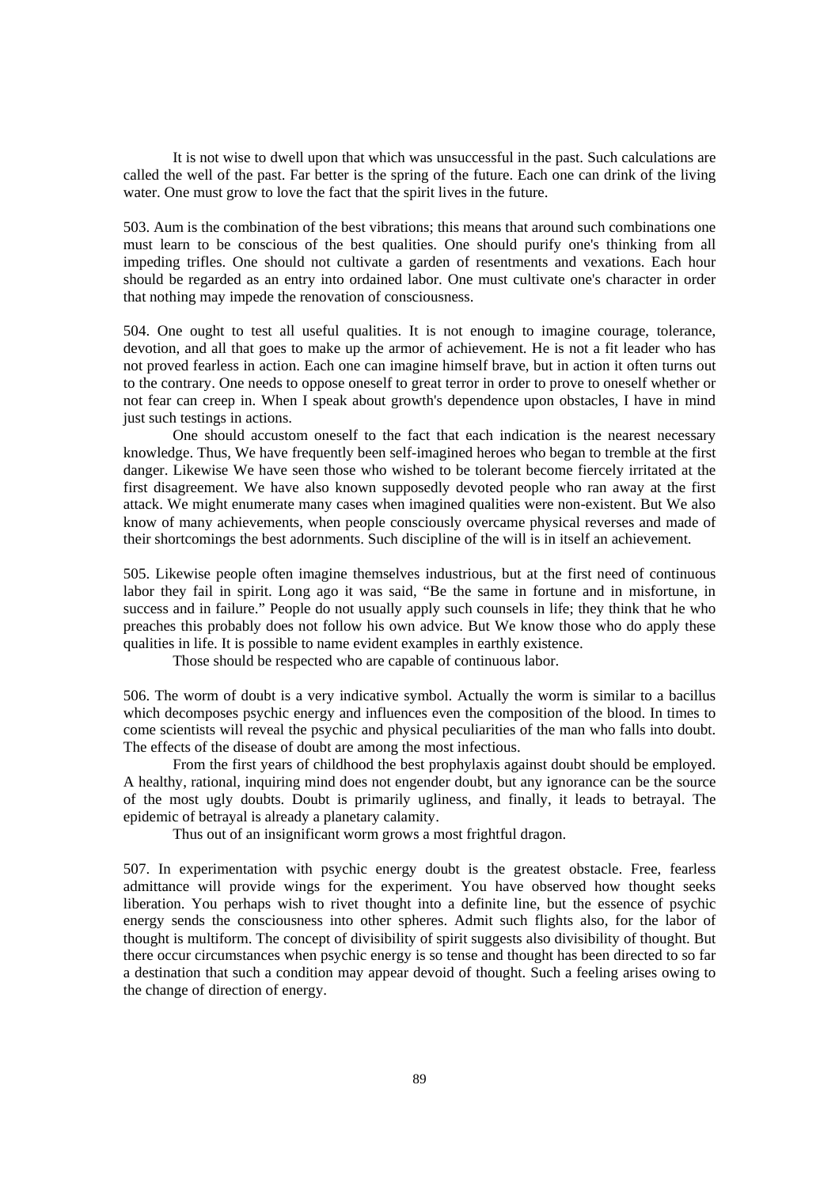It is not wise to dwell upon that which was unsuccessful in the past. Such calculations are called the well of the past. Far better is the spring of the future. Each one can drink of the living water. One must grow to love the fact that the spirit lives in the future.

503. Aum is the combination of the best vibrations; this means that around such combinations one must learn to be conscious of the best qualities. One should purify one's thinking from all impeding trifles. One should not cultivate a garden of resentments and vexations. Each hour should be regarded as an entry into ordained labor. One must cultivate one's character in order that nothing may impede the renovation of consciousness.

504. One ought to test all useful qualities. It is not enough to imagine courage, tolerance, devotion, and all that goes to make up the armor of achievement. He is not a fit leader who has not proved fearless in action. Each one can imagine himself brave, but in action it often turns out to the contrary. One needs to oppose oneself to great terror in order to prove to oneself whether or not fear can creep in. When I speak about growth's dependence upon obstacles, I have in mind just such testings in actions.

One should accustom oneself to the fact that each indication is the nearest necessary knowledge. Thus, We have frequently been self-imagined heroes who began to tremble at the first danger. Likewise We have seen those who wished to be tolerant become fiercely irritated at the first disagreement. We have also known supposedly devoted people who ran away at the first attack. We might enumerate many cases when imagined qualities were non-existent. But We also know of many achievements, when people consciously overcame physical reverses and made of their shortcomings the best adornments. Such discipline of the will is in itself an achievement.

505. Likewise people often imagine themselves industrious, but at the first need of continuous labor they fail in spirit. Long ago it was said, "Be the same in fortune and in misfortune, in success and in failure." People do not usually apply such counsels in life; they think that he who preaches this probably does not follow his own advice. But We know those who do apply these qualities in life. It is possible to name evident examples in earthly existence.

Those should be respected who are capable of continuous labor.

506. The worm of doubt is a very indicative symbol. Actually the worm is similar to a bacillus which decomposes psychic energy and influences even the composition of the blood. In times to come scientists will reveal the psychic and physical peculiarities of the man who falls into doubt. The effects of the disease of doubt are among the most infectious.

From the first years of childhood the best prophylaxis against doubt should be employed. A healthy, rational, inquiring mind does not engender doubt, but any ignorance can be the source of the most ugly doubts. Doubt is primarily ugliness, and finally, it leads to betrayal. The epidemic of betrayal is already a planetary calamity.

Thus out of an insignificant worm grows a most frightful dragon.

507. In experimentation with psychic energy doubt is the greatest obstacle. Free, fearless admittance will provide wings for the experiment. You have observed how thought seeks liberation. You perhaps wish to rivet thought into a definite line, but the essence of psychic energy sends the consciousness into other spheres. Admit such flights also, for the labor of thought is multiform. The concept of divisibility of spirit suggests also divisibility of thought. But there occur circumstances when psychic energy is so tense and thought has been directed to so far a destination that such a condition may appear devoid of thought. Such a feeling arises owing to the change of direction of energy.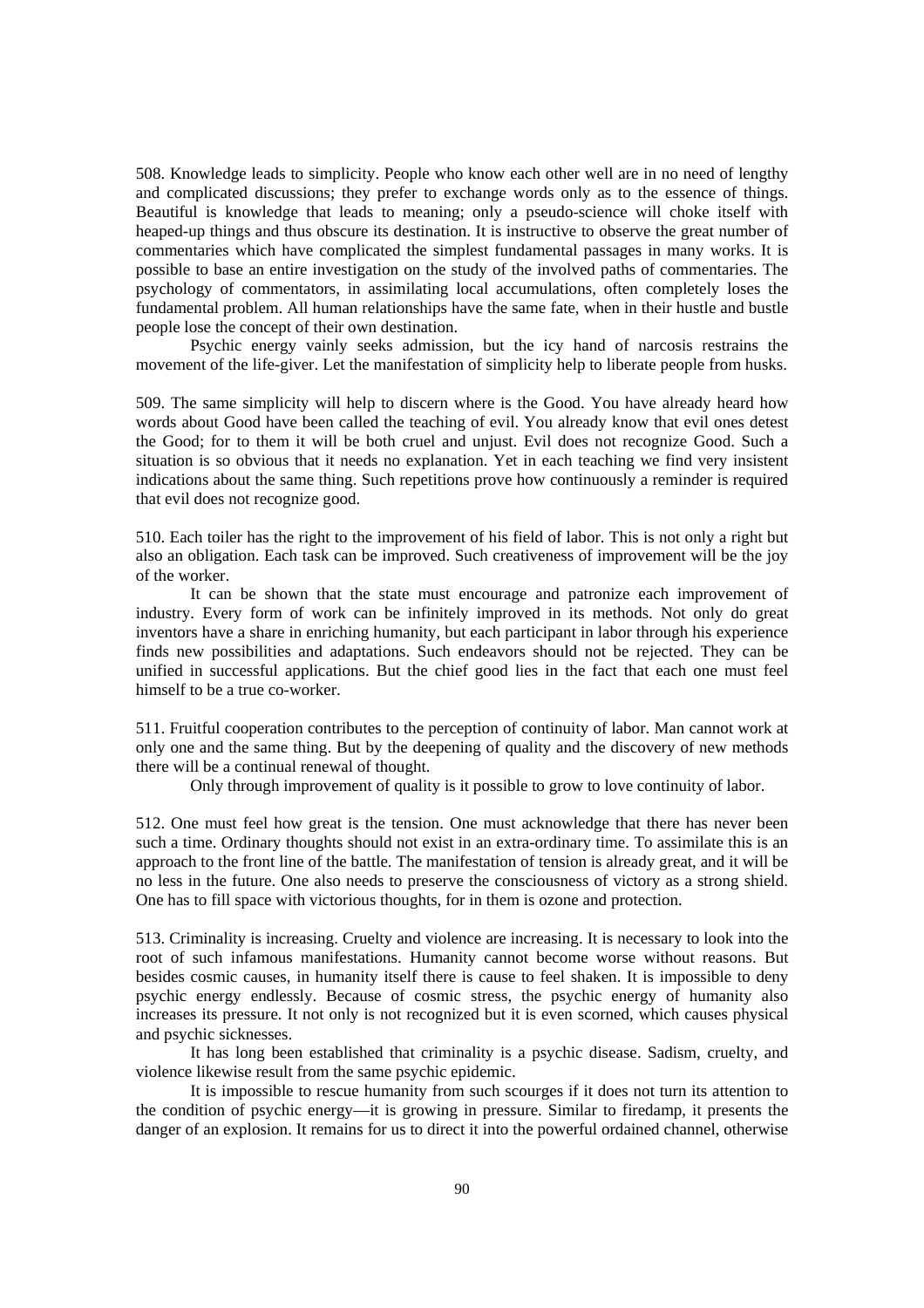508. Knowledge leads to simplicity. People who know each other well are in no need of lengthy and complicated discussions; they prefer to exchange words only as to the essence of things. Beautiful is knowledge that leads to meaning; only a pseudo-science will choke itself with heaped-up things and thus obscure its destination. It is instructive to observe the great number of commentaries which have complicated the simplest fundamental passages in many works. It is possible to base an entire investigation on the study of the involved paths of commentaries. The psychology of commentators, in assimilating local accumulations, often completely loses the fundamental problem. All human relationships have the same fate, when in their hustle and bustle people lose the concept of their own destination.

Psychic energy vainly seeks admission, but the icy hand of narcosis restrains the movement of the life-giver. Let the manifestation of simplicity help to liberate people from husks.

509. The same simplicity will help to discern where is the Good. You have already heard how words about Good have been called the teaching of evil. You already know that evil ones detest the Good; for to them it will be both cruel and unjust. Evil does not recognize Good. Such a situation is so obvious that it needs no explanation. Yet in each teaching we find very insistent indications about the same thing. Such repetitions prove how continuously a reminder is required that evil does not recognize good.

510. Each toiler has the right to the improvement of his field of labor. This is not only a right but also an obligation. Each task can be improved. Such creativeness of improvement will be the joy of the worker.

It can be shown that the state must encourage and patronize each improvement of industry. Every form of work can be infinitely improved in its methods. Not only do great inventors have a share in enriching humanity, but each participant in labor through his experience finds new possibilities and adaptations. Such endeavors should not be rejected. They can be unified in successful applications. But the chief good lies in the fact that each one must feel himself to be a true co-worker.

511. Fruitful cooperation contributes to the perception of continuity of labor. Man cannot work at only one and the same thing. But by the deepening of quality and the discovery of new methods there will be a continual renewal of thought.

Only through improvement of quality is it possible to grow to love continuity of labor.

512. One must feel how great is the tension. One must acknowledge that there has never been such a time. Ordinary thoughts should not exist in an extra-ordinary time. To assimilate this is an approach to the front line of the battle. The manifestation of tension is already great, and it will be no less in the future. One also needs to preserve the consciousness of victory as a strong shield. One has to fill space with victorious thoughts, for in them is ozone and protection.

513. Criminality is increasing. Cruelty and violence are increasing. It is necessary to look into the root of such infamous manifestations. Humanity cannot become worse without reasons. But besides cosmic causes, in humanity itself there is cause to feel shaken. It is impossible to deny psychic energy endlessly. Because of cosmic stress, the psychic energy of humanity also increases its pressure. It not only is not recognized but it is even scorned, which causes physical and psychic sicknesses.

It has long been established that criminality is a psychic disease. Sadism, cruelty, and violence likewise result from the same psychic epidemic.

It is impossible to rescue humanity from such scourges if it does not turn its attention to the condition of psychic energy—it is growing in pressure. Similar to firedamp, it presents the danger of an explosion. It remains for us to direct it into the powerful ordained channel, otherwise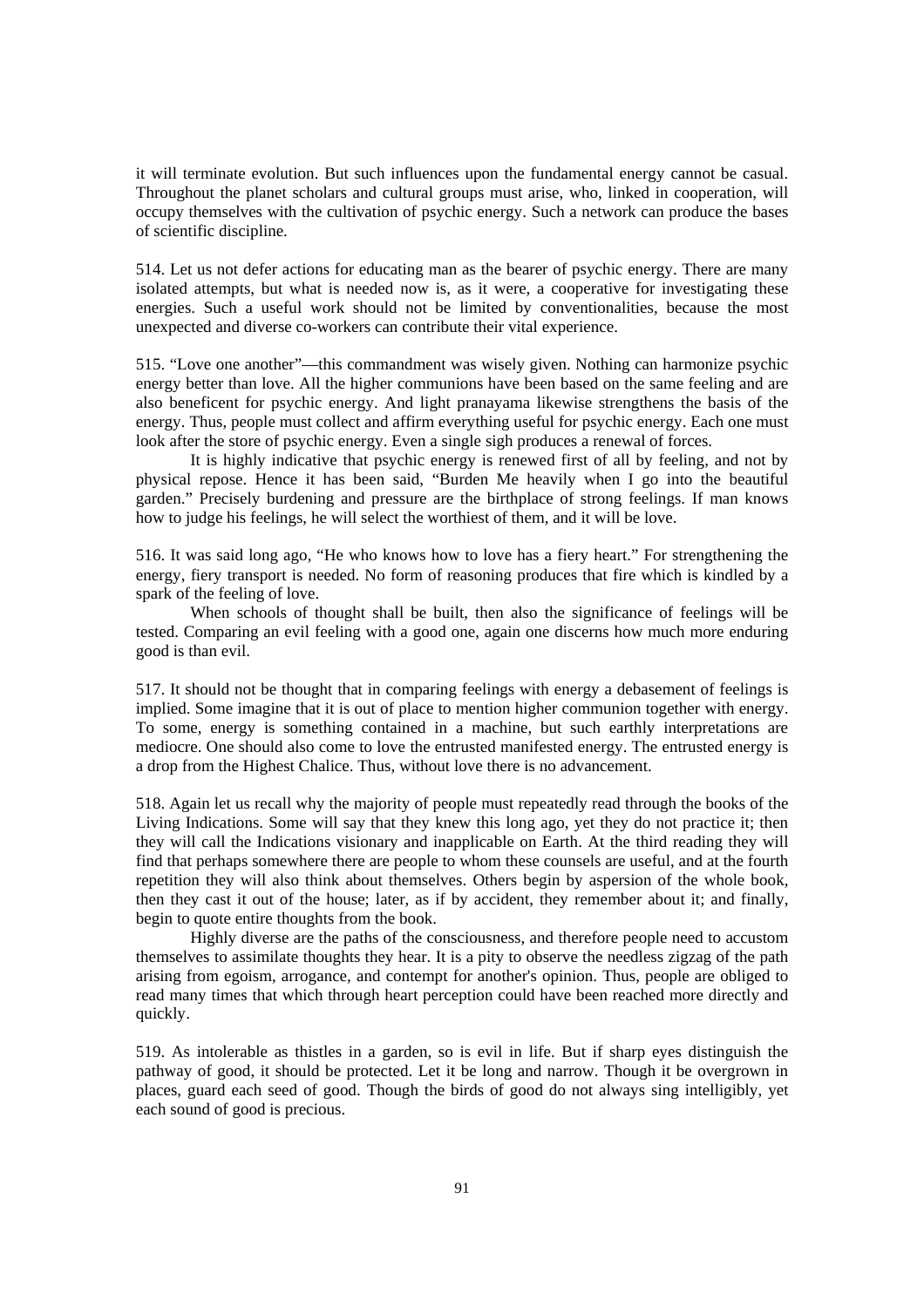it will terminate evolution. But such influences upon the fundamental energy cannot be casual. Throughout the planet scholars and cultural groups must arise, who, linked in cooperation, will occupy themselves with the cultivation of psychic energy. Such a network can produce the bases of scientific discipline.

514. Let us not defer actions for educating man as the bearer of psychic energy. There are many isolated attempts, but what is needed now is, as it were, a cooperative for investigating these energies. Such a useful work should not be limited by conventionalities, because the most unexpected and diverse co-workers can contribute their vital experience.

515. "Love one another"—this commandment was wisely given. Nothing can harmonize psychic energy better than love. All the higher communions have been based on the same feeling and are also beneficent for psychic energy. And light pranayama likewise strengthens the basis of the energy. Thus, people must collect and affirm everything useful for psychic energy. Each one must look after the store of psychic energy. Even a single sigh produces a renewal of forces.

It is highly indicative that psychic energy is renewed first of all by feeling, and not by physical repose. Hence it has been said, "Burden Me heavily when I go into the beautiful garden." Precisely burdening and pressure are the birthplace of strong feelings. If man knows how to judge his feelings, he will select the worthiest of them, and it will be love.

516. It was said long ago, "He who knows how to love has a fiery heart." For strengthening the energy, fiery transport is needed. No form of reasoning produces that fire which is kindled by a spark of the feeling of love.

When schools of thought shall be built, then also the significance of feelings will be tested. Comparing an evil feeling with a good one, again one discerns how much more enduring good is than evil.

517. It should not be thought that in comparing feelings with energy a debasement of feelings is implied. Some imagine that it is out of place to mention higher communion together with energy. To some, energy is something contained in a machine, but such earthly interpretations are mediocre. One should also come to love the entrusted manifested energy. The entrusted energy is a drop from the Highest Chalice. Thus, without love there is no advancement.

518. Again let us recall why the majority of people must repeatedly read through the books of the Living Indications. Some will say that they knew this long ago, yet they do not practice it; then they will call the Indications visionary and inapplicable on Earth. At the third reading they will find that perhaps somewhere there are people to whom these counsels are useful, and at the fourth repetition they will also think about themselves. Others begin by aspersion of the whole book, then they cast it out of the house; later, as if by accident, they remember about it; and finally, begin to quote entire thoughts from the book.

Highly diverse are the paths of the consciousness, and therefore people need to accustom themselves to assimilate thoughts they hear. It is a pity to observe the needless zigzag of the path arising from egoism, arrogance, and contempt for another's opinion. Thus, people are obliged to read many times that which through heart perception could have been reached more directly and quickly.

519. As intolerable as thistles in a garden, so is evil in life. But if sharp eyes distinguish the pathway of good, it should be protected. Let it be long and narrow. Though it be overgrown in places, guard each seed of good. Though the birds of good do not always sing intelligibly, yet each sound of good is precious.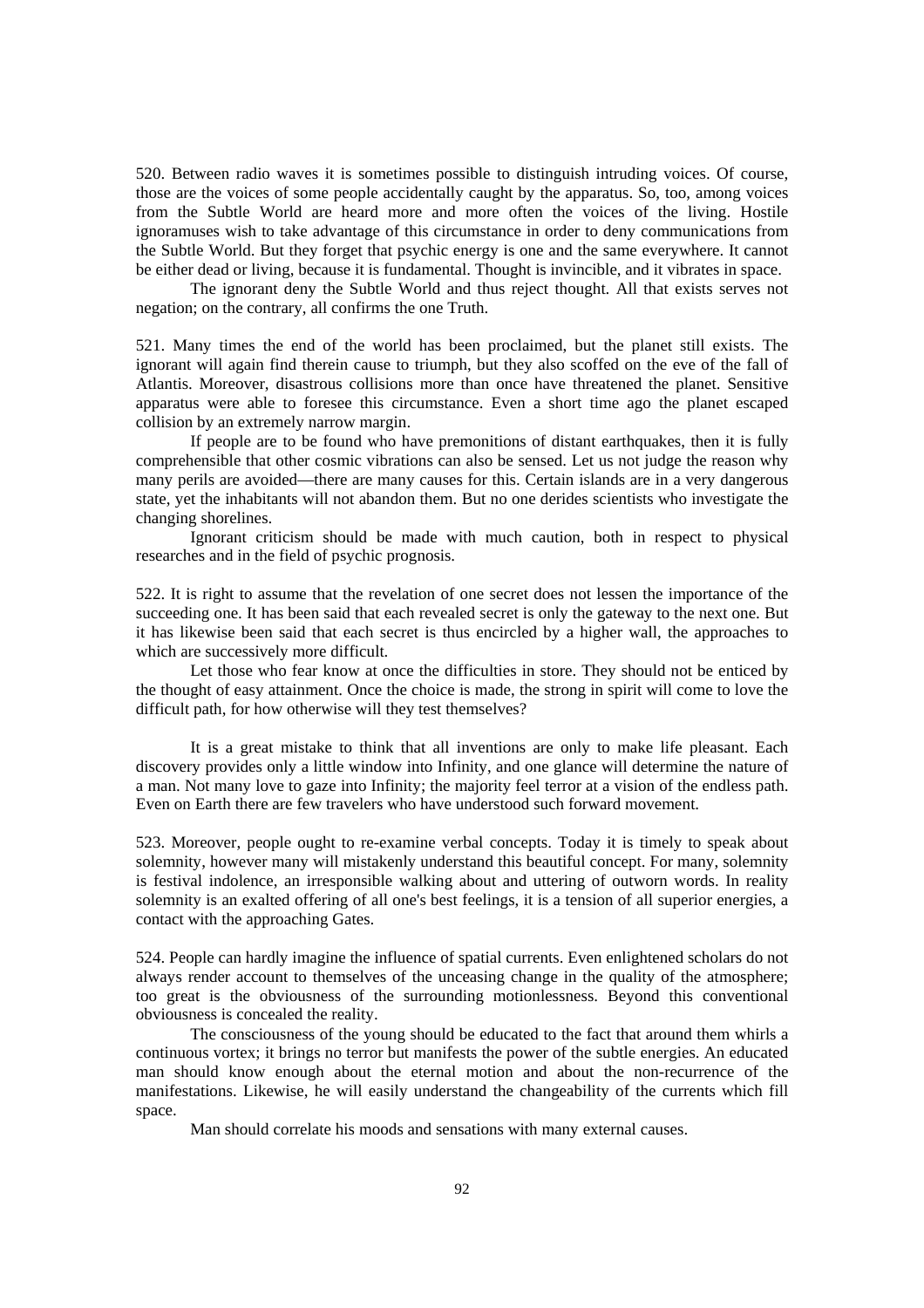520. Between radio waves it is sometimes possible to distinguish intruding voices. Of course, those are the voices of some people accidentally caught by the apparatus. So, too, among voices from the Subtle World are heard more and more often the voices of the living. Hostile ignoramuses wish to take advantage of this circumstance in order to deny communications from the Subtle World. But they forget that psychic energy is one and the same everywhere. It cannot be either dead or living, because it is fundamental. Thought is invincible, and it vibrates in space.

The ignorant deny the Subtle World and thus reject thought. All that exists serves not negation; on the contrary, all confirms the one Truth.

521. Many times the end of the world has been proclaimed, but the planet still exists. The ignorant will again find therein cause to triumph, but they also scoffed on the eve of the fall of Atlantis. Moreover, disastrous collisions more than once have threatened the planet. Sensitive apparatus were able to foresee this circumstance. Even a short time ago the planet escaped collision by an extremely narrow margin.

If people are to be found who have premonitions of distant earthquakes, then it is fully comprehensible that other cosmic vibrations can also be sensed. Let us not judge the reason why many perils are avoided—there are many causes for this. Certain islands are in a very dangerous state, yet the inhabitants will not abandon them. But no one derides scientists who investigate the changing shorelines.

Ignorant criticism should be made with much caution, both in respect to physical researches and in the field of psychic prognosis.

522. It is right to assume that the revelation of one secret does not lessen the importance of the succeeding one. It has been said that each revealed secret is only the gateway to the next one. But it has likewise been said that each secret is thus encircled by a higher wall, the approaches to which are successively more difficult.

Let those who fear know at once the difficulties in store. They should not be enticed by the thought of easy attainment. Once the choice is made, the strong in spirit will come to love the difficult path, for how otherwise will they test themselves?

It is a great mistake to think that all inventions are only to make life pleasant. Each discovery provides only a little window into Infinity, and one glance will determine the nature of a man. Not many love to gaze into Infinity; the majority feel terror at a vision of the endless path. Even on Earth there are few travelers who have understood such forward movement.

523. Moreover, people ought to re-examine verbal concepts. Today it is timely to speak about solemnity, however many will mistakenly understand this beautiful concept. For many, solemnity is festival indolence, an irresponsible walking about and uttering of outworn words. In reality solemnity is an exalted offering of all one's best feelings, it is a tension of all superior energies, a contact with the approaching Gates.

524. People can hardly imagine the influence of spatial currents. Even enlightened scholars do not always render account to themselves of the unceasing change in the quality of the atmosphere; too great is the obviousness of the surrounding motionlessness. Beyond this conventional obviousness is concealed the reality.

The consciousness of the young should be educated to the fact that around them whirls a continuous vortex; it brings no terror but manifests the power of the subtle energies. An educated man should know enough about the eternal motion and about the non-recurrence of the manifestations. Likewise, he will easily understand the changeability of the currents which fill space.

Man should correlate his moods and sensations with many external causes.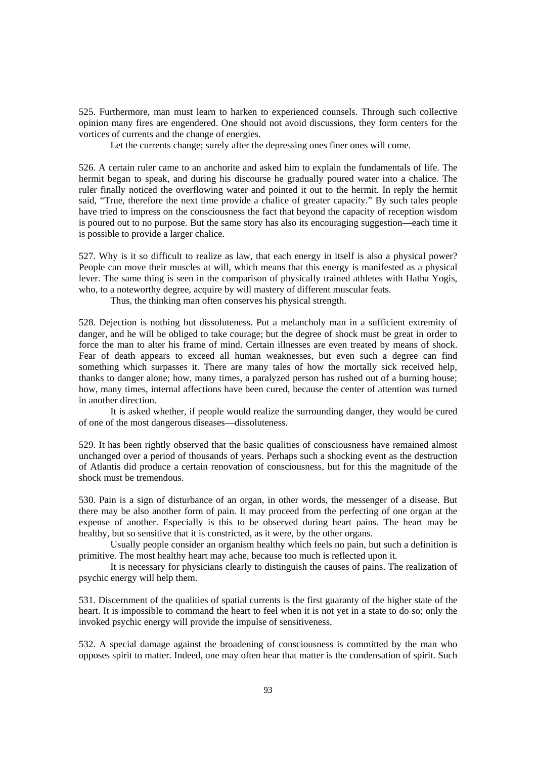525. Furthermore, man must learn to harken to experienced counsels. Through such collective opinion many fires are engendered. One should not avoid discussions, they form centers for the vortices of currents and the change of energies.

Let the currents change; surely after the depressing ones finer ones will come.

526. A certain ruler came to an anchorite and asked him to explain the fundamentals of life. The hermit began to speak, and during his discourse he gradually poured water into a chalice. The ruler finally noticed the overflowing water and pointed it out to the hermit. In reply the hermit said, "True, therefore the next time provide a chalice of greater capacity." By such tales people have tried to impress on the consciousness the fact that beyond the capacity of reception wisdom is poured out to no purpose. But the same story has also its encouraging suggestion—each time it is possible to provide a larger chalice.

527. Why is it so difficult to realize as law, that each energy in itself is also a physical power? People can move their muscles at will, which means that this energy is manifested as a physical lever. The same thing is seen in the comparison of physically trained athletes with Hatha Yogis, who, to a noteworthy degree, acquire by will mastery of different muscular feats.

Thus, the thinking man often conserves his physical strength.

528. Dejection is nothing but dissoluteness. Put a melancholy man in a sufficient extremity of danger, and he will be obliged to take courage; but the degree of shock must be great in order to force the man to alter his frame of mind. Certain illnesses are even treated by means of shock. Fear of death appears to exceed all human weaknesses, but even such a degree can find something which surpasses it. There are many tales of how the mortally sick received help, thanks to danger alone; how, many times, a paralyzed person has rushed out of a burning house; how, many times, internal affections have been cured, because the center of attention was turned in another direction.

It is asked whether, if people would realize the surrounding danger, they would be cured of one of the most dangerous diseases—dissoluteness.

529. It has been rightly observed that the basic qualities of consciousness have remained almost unchanged over a period of thousands of years. Perhaps such a shocking event as the destruction of Atlantis did produce a certain renovation of consciousness, but for this the magnitude of the shock must be tremendous.

530. Pain is a sign of disturbance of an organ, in other words, the messenger of a disease. But there may be also another form of pain. It may proceed from the perfecting of one organ at the expense of another. Especially is this to be observed during heart pains. The heart may be healthy, but so sensitive that it is constricted, as it were, by the other organs.

Usually people consider an organism healthy which feels no pain, but such a definition is primitive. The most healthy heart may ache, because too much is reflected upon it.

It is necessary for physicians clearly to distinguish the causes of pains. The realization of psychic energy will help them.

531. Discernment of the qualities of spatial currents is the first guaranty of the higher state of the heart. It is impossible to command the heart to feel when it is not yet in a state to do so; only the invoked psychic energy will provide the impulse of sensitiveness.

532. A special damage against the broadening of consciousness is committed by the man who opposes spirit to matter. Indeed, one may often hear that matter is the condensation of spirit. Such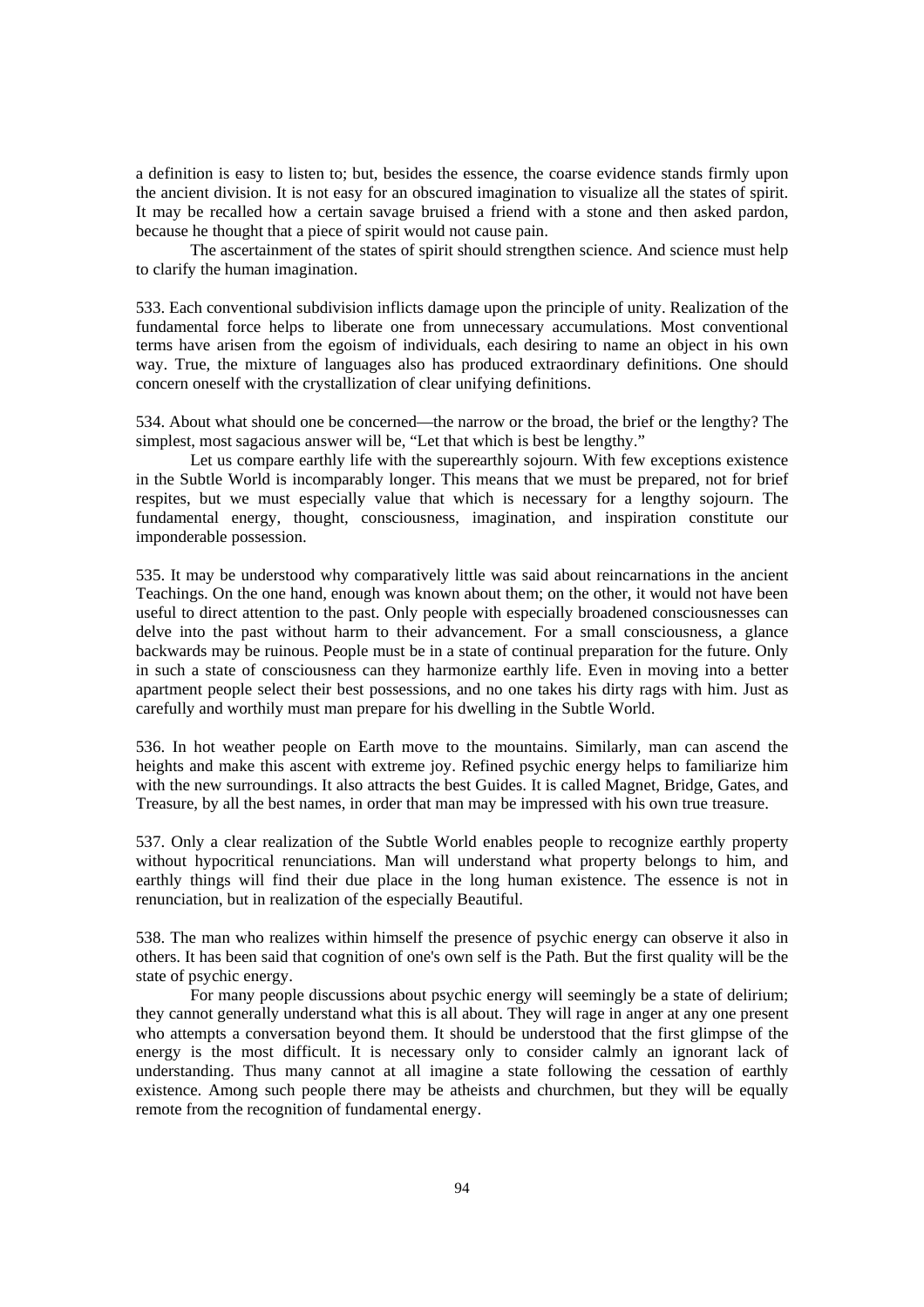a definition is easy to listen to; but, besides the essence, the coarse evidence stands firmly upon the ancient division. It is not easy for an obscured imagination to visualize all the states of spirit. It may be recalled how a certain savage bruised a friend with a stone and then asked pardon, because he thought that a piece of spirit would not cause pain.

The ascertainment of the states of spirit should strengthen science. And science must help to clarify the human imagination.

533. Each conventional subdivision inflicts damage upon the principle of unity. Realization of the fundamental force helps to liberate one from unnecessary accumulations. Most conventional terms have arisen from the egoism of individuals, each desiring to name an object in his own way. True, the mixture of languages also has produced extraordinary definitions. One should concern oneself with the crystallization of clear unifying definitions.

534. About what should one be concerned—the narrow or the broad, the brief or the lengthy? The simplest, most sagacious answer will be, "Let that which is best be lengthy."

Let us compare earthly life with the superearthly sojourn. With few exceptions existence in the Subtle World is incomparably longer. This means that we must be prepared, not for brief respites, but we must especially value that which is necessary for a lengthy sojourn. The fundamental energy, thought, consciousness, imagination, and inspiration constitute our imponderable possession.

535. It may be understood why comparatively little was said about reincarnations in the ancient Teachings. On the one hand, enough was known about them; on the other, it would not have been useful to direct attention to the past. Only people with especially broadened consciousnesses can delve into the past without harm to their advancement. For a small consciousness, a glance backwards may be ruinous. People must be in a state of continual preparation for the future. Only in such a state of consciousness can they harmonize earthly life. Even in moving into a better apartment people select their best possessions, and no one takes his dirty rags with him. Just as carefully and worthily must man prepare for his dwelling in the Subtle World.

536. In hot weather people on Earth move to the mountains. Similarly, man can ascend the heights and make this ascent with extreme joy. Refined psychic energy helps to familiarize him with the new surroundings. It also attracts the best Guides. It is called Magnet, Bridge, Gates, and Treasure, by all the best names, in order that man may be impressed with his own true treasure.

537. Only a clear realization of the Subtle World enables people to recognize earthly property without hypocritical renunciations. Man will understand what property belongs to him, and earthly things will find their due place in the long human existence. The essence is not in renunciation, but in realization of the especially Beautiful.

538. The man who realizes within himself the presence of psychic energy can observe it also in others. It has been said that cognition of one's own self is the Path. But the first quality will be the state of psychic energy.

For many people discussions about psychic energy will seemingly be a state of delirium; they cannot generally understand what this is all about. They will rage in anger at any one present who attempts a conversation beyond them. It should be understood that the first glimpse of the energy is the most difficult. It is necessary only to consider calmly an ignorant lack of understanding. Thus many cannot at all imagine a state following the cessation of earthly existence. Among such people there may be atheists and churchmen, but they will be equally remote from the recognition of fundamental energy.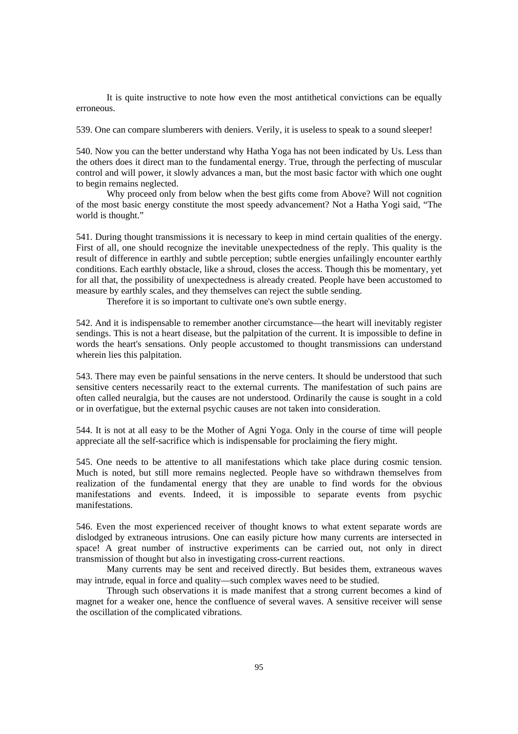It is quite instructive to note how even the most antithetical convictions can be equally erroneous.

539. One can compare slumberers with deniers. Verily, it is useless to speak to a sound sleeper!

540. Now you can the better understand why Hatha Yoga has not been indicated by Us. Less than the others does it direct man to the fundamental energy. True, through the perfecting of muscular control and will power, it slowly advances a man, but the most basic factor with which one ought to begin remains neglected.

Why proceed only from below when the best gifts come from Above? Will not cognition of the most basic energy constitute the most speedy advancement? Not a Hatha Yogi said, "The world is thought."

541. During thought transmissions it is necessary to keep in mind certain qualities of the energy. First of all, one should recognize the inevitable unexpectedness of the reply. This quality is the result of difference in earthly and subtle perception; subtle energies unfailingly encounter earthly conditions. Each earthly obstacle, like a shroud, closes the access. Though this be momentary, yet for all that, the possibility of unexpectedness is already created. People have been accustomed to measure by earthly scales, and they themselves can reject the subtle sending.

Therefore it is so important to cultivate one's own subtle energy.

542. And it is indispensable to remember another circumstance—the heart will inevitably register sendings. This is not a heart disease, but the palpitation of the current. It is impossible to define in words the heart's sensations. Only people accustomed to thought transmissions can understand wherein lies this palpitation.

543. There may even be painful sensations in the nerve centers. It should be understood that such sensitive centers necessarily react to the external currents. The manifestation of such pains are often called neuralgia, but the causes are not understood. Ordinarily the cause is sought in a cold or in overfatigue, but the external psychic causes are not taken into consideration.

544. It is not at all easy to be the Mother of Agni Yoga. Only in the course of time will people appreciate all the self-sacrifice which is indispensable for proclaiming the fiery might.

545. One needs to be attentive to all manifestations which take place during cosmic tension. Much is noted, but still more remains neglected. People have so withdrawn themselves from realization of the fundamental energy that they are unable to find words for the obvious manifestations and events. Indeed, it is impossible to separate events from psychic manifestations.

546. Even the most experienced receiver of thought knows to what extent separate words are dislodged by extraneous intrusions. One can easily picture how many currents are intersected in space! A great number of instructive experiments can be carried out, not only in direct transmission of thought but also in investigating cross-current reactions.

Many currents may be sent and received directly. But besides them, extraneous waves may intrude, equal in force and quality—such complex waves need to be studied.

Through such observations it is made manifest that a strong current becomes a kind of magnet for a weaker one, hence the confluence of several waves. A sensitive receiver will sense the oscillation of the complicated vibrations.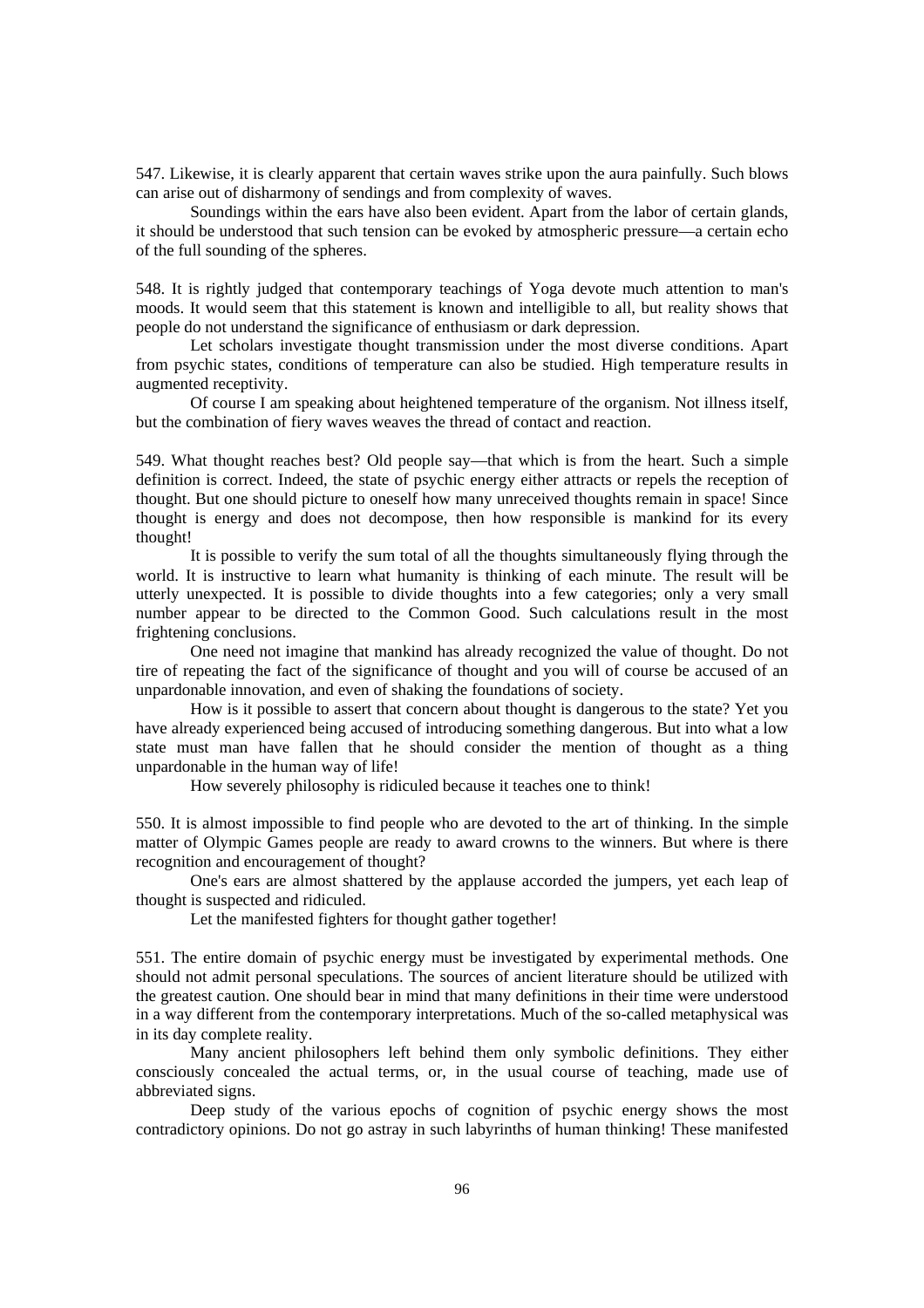547. Likewise, it is clearly apparent that certain waves strike upon the aura painfully. Such blows can arise out of disharmony of sendings and from complexity of waves.

Soundings within the ears have also been evident. Apart from the labor of certain glands, it should be understood that such tension can be evoked by atmospheric pressure—a certain echo of the full sounding of the spheres.

548. It is rightly judged that contemporary teachings of Yoga devote much attention to man's moods. It would seem that this statement is known and intelligible to all, but reality shows that people do not understand the significance of enthusiasm or dark depression.

Let scholars investigate thought transmission under the most diverse conditions. Apart from psychic states, conditions of temperature can also be studied. High temperature results in augmented receptivity.

Of course I am speaking about heightened temperature of the organism. Not illness itself, but the combination of fiery waves weaves the thread of contact and reaction.

549. What thought reaches best? Old people say—that which is from the heart. Such a simple definition is correct. Indeed, the state of psychic energy either attracts or repels the reception of thought. But one should picture to oneself how many unreceived thoughts remain in space! Since thought is energy and does not decompose, then how responsible is mankind for its every thought!

It is possible to verify the sum total of all the thoughts simultaneously flying through the world. It is instructive to learn what humanity is thinking of each minute. The result will be utterly unexpected. It is possible to divide thoughts into a few categories; only a very small number appear to be directed to the Common Good. Such calculations result in the most frightening conclusions.

One need not imagine that mankind has already recognized the value of thought. Do not tire of repeating the fact of the significance of thought and you will of course be accused of an unpardonable innovation, and even of shaking the foundations of society.

How is it possible to assert that concern about thought is dangerous to the state? Yet you have already experienced being accused of introducing something dangerous. But into what a low state must man have fallen that he should consider the mention of thought as a thing unpardonable in the human way of life!

How severely philosophy is ridiculed because it teaches one to think!

550. It is almost impossible to find people who are devoted to the art of thinking. In the simple matter of Olympic Games people are ready to award crowns to the winners. But where is there recognition and encouragement of thought?

One's ears are almost shattered by the applause accorded the jumpers, yet each leap of thought is suspected and ridiculed.

Let the manifested fighters for thought gather together!

551. The entire domain of psychic energy must be investigated by experimental methods. One should not admit personal speculations. The sources of ancient literature should be utilized with the greatest caution. One should bear in mind that many definitions in their time were understood in a way different from the contemporary interpretations. Much of the so-called metaphysical was in its day complete reality.

Many ancient philosophers left behind them only symbolic definitions. They either consciously concealed the actual terms, or, in the usual course of teaching, made use of abbreviated signs.

Deep study of the various epochs of cognition of psychic energy shows the most contradictory opinions. Do not go astray in such labyrinths of human thinking! These manifested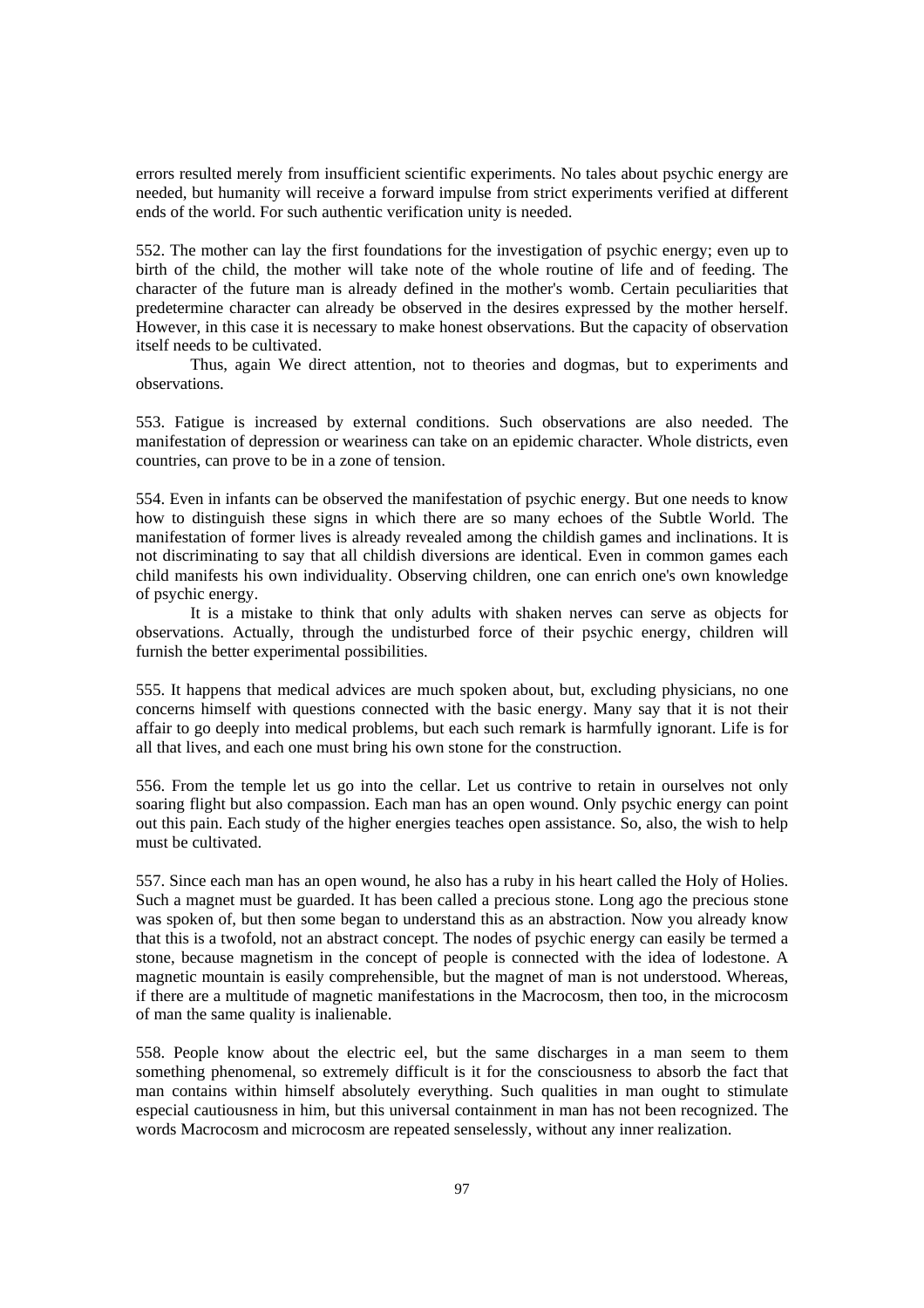errors resulted merely from insufficient scientific experiments. No tales about psychic energy are needed, but humanity will receive a forward impulse from strict experiments verified at different ends of the world. For such authentic verification unity is needed.

552. The mother can lay the first foundations for the investigation of psychic energy; even up to birth of the child, the mother will take note of the whole routine of life and of feeding. The character of the future man is already defined in the mother's womb. Certain peculiarities that predetermine character can already be observed in the desires expressed by the mother herself. However, in this case it is necessary to make honest observations. But the capacity of observation itself needs to be cultivated.

Thus, again We direct attention, not to theories and dogmas, but to experiments and observations.

553. Fatigue is increased by external conditions. Such observations are also needed. The manifestation of depression or weariness can take on an epidemic character. Whole districts, even countries, can prove to be in a zone of tension.

554. Even in infants can be observed the manifestation of psychic energy. But one needs to know how to distinguish these signs in which there are so many echoes of the Subtle World. The manifestation of former lives is already revealed among the childish games and inclinations. It is not discriminating to say that all childish diversions are identical. Even in common games each child manifests his own individuality. Observing children, one can enrich one's own knowledge of psychic energy.

It is a mistake to think that only adults with shaken nerves can serve as objects for observations. Actually, through the undisturbed force of their psychic energy, children will furnish the better experimental possibilities.

555. It happens that medical advices are much spoken about, but, excluding physicians, no one concerns himself with questions connected with the basic energy. Many say that it is not their affair to go deeply into medical problems, but each such remark is harmfully ignorant. Life is for all that lives, and each one must bring his own stone for the construction.

556. From the temple let us go into the cellar. Let us contrive to retain in ourselves not only soaring flight but also compassion. Each man has an open wound. Only psychic energy can point out this pain. Each study of the higher energies teaches open assistance. So, also, the wish to help must be cultivated.

557. Since each man has an open wound, he also has a ruby in his heart called the Holy of Holies. Such a magnet must be guarded. It has been called a precious stone. Long ago the precious stone was spoken of, but then some began to understand this as an abstraction. Now you already know that this is a twofold, not an abstract concept. The nodes of psychic energy can easily be termed a stone, because magnetism in the concept of people is connected with the idea of lodestone. A magnetic mountain is easily comprehensible, but the magnet of man is not understood. Whereas, if there are a multitude of magnetic manifestations in the Macrocosm, then too, in the microcosm of man the same quality is inalienable.

558. People know about the electric eel, but the same discharges in a man seem to them something phenomenal, so extremely difficult is it for the consciousness to absorb the fact that man contains within himself absolutely everything. Such qualities in man ought to stimulate especial cautiousness in him, but this universal containment in man has not been recognized. The words Macrocosm and microcosm are repeated senselessly, without any inner realization.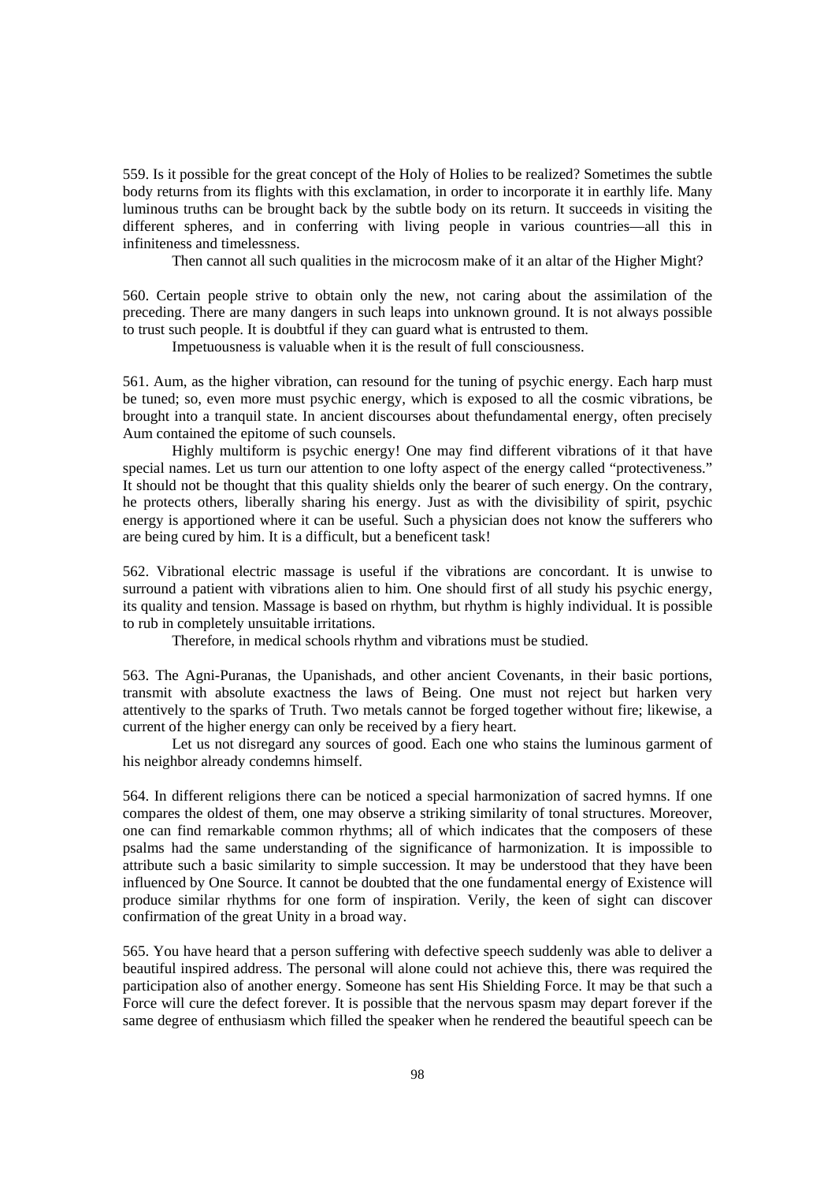559. Is it possible for the great concept of the Holy of Holies to be realized? Sometimes the subtle body returns from its flights with this exclamation, in order to incorporate it in earthly life. Many luminous truths can be brought back by the subtle body on its return. It succeeds in visiting the different spheres, and in conferring with living people in various countries—all this in infiniteness and timelessness.

Then cannot all such qualities in the microcosm make of it an altar of the Higher Might?

560. Certain people strive to obtain only the new, not caring about the assimilation of the preceding. There are many dangers in such leaps into unknown ground. It is not always possible to trust such people. It is doubtful if they can guard what is entrusted to them.

Impetuousness is valuable when it is the result of full consciousness.

561. Aum, as the higher vibration, can resound for the tuning of psychic energy. Each harp must be tuned; so, even more must psychic energy, which is exposed to all the cosmic vibrations, be brought into a tranquil state. In ancient discourses about thefundamental energy, often precisely Aum contained the epitome of such counsels.

Highly multiform is psychic energy! One may find different vibrations of it that have special names. Let us turn our attention to one lofty aspect of the energy called "protectiveness." It should not be thought that this quality shields only the bearer of such energy. On the contrary, he protects others, liberally sharing his energy. Just as with the divisibility of spirit, psychic energy is apportioned where it can be useful. Such a physician does not know the sufferers who are being cured by him. It is a difficult, but a beneficent task!

562. Vibrational electric massage is useful if the vibrations are concordant. It is unwise to surround a patient with vibrations alien to him. One should first of all study his psychic energy, its quality and tension. Massage is based on rhythm, but rhythm is highly individual. It is possible to rub in completely unsuitable irritations.

Therefore, in medical schools rhythm and vibrations must be studied.

563. The Agni-Puranas, the Upanishads, and other ancient Covenants, in their basic portions, transmit with absolute exactness the laws of Being. One must not reject but harken very attentively to the sparks of Truth. Two metals cannot be forged together without fire; likewise, a current of the higher energy can only be received by a fiery heart.

Let us not disregard any sources of good. Each one who stains the luminous garment of his neighbor already condemns himself.

564. In different religions there can be noticed a special harmonization of sacred hymns. If one compares the oldest of them, one may observe a striking similarity of tonal structures. Moreover, one can find remarkable common rhythms; all of which indicates that the composers of these psalms had the same understanding of the significance of harmonization. It is impossible to attribute such a basic similarity to simple succession. It may be understood that they have been influenced by One Source. It cannot be doubted that the one fundamental energy of Existence will produce similar rhythms for one form of inspiration. Verily, the keen of sight can discover confirmation of the great Unity in a broad way.

565. You have heard that a person suffering with defective speech suddenly was able to deliver a beautiful inspired address. The personal will alone could not achieve this, there was required the participation also of another energy. Someone has sent His Shielding Force. It may be that such a Force will cure the defect forever. It is possible that the nervous spasm may depart forever if the same degree of enthusiasm which filled the speaker when he rendered the beautiful speech can be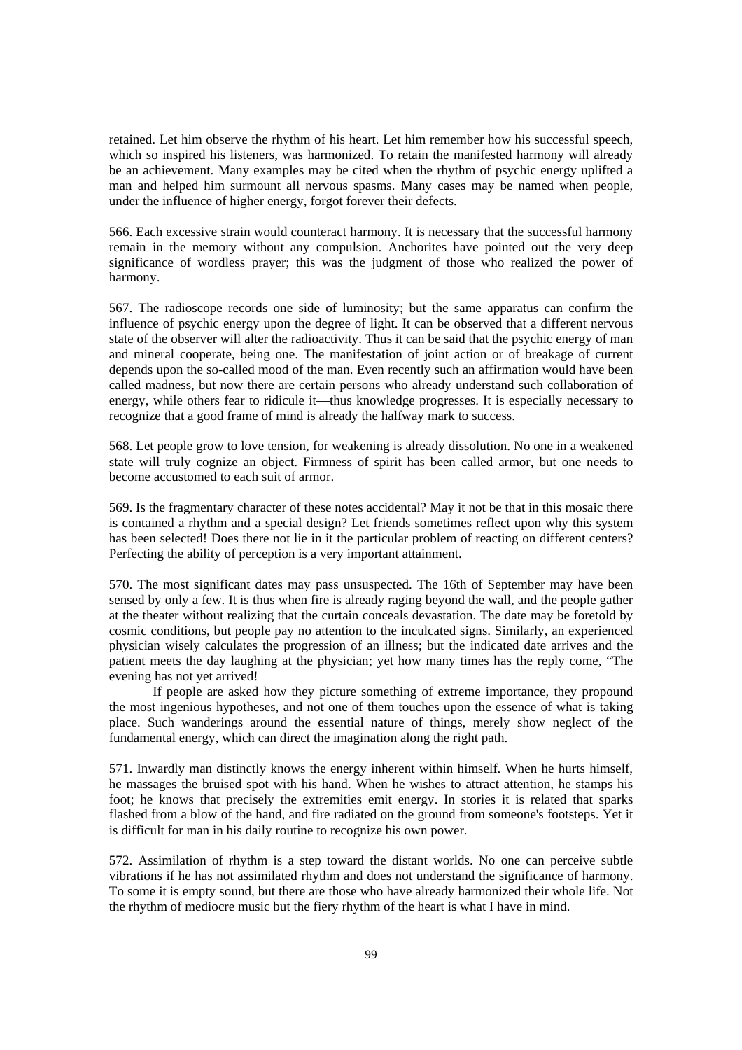retained. Let him observe the rhythm of his heart. Let him remember how his successful speech, which so inspired his listeners, was harmonized. To retain the manifested harmony will already be an achievement. Many examples may be cited when the rhythm of psychic energy uplifted a man and helped him surmount all nervous spasms. Many cases may be named when people, under the influence of higher energy, forgot forever their defects.

566. Each excessive strain would counteract harmony. It is necessary that the successful harmony remain in the memory without any compulsion. Anchorites have pointed out the very deep significance of wordless prayer; this was the judgment of those who realized the power of harmony.

567. The radioscope records one side of luminosity; but the same apparatus can confirm the influence of psychic energy upon the degree of light. It can be observed that a different nervous state of the observer will alter the radioactivity. Thus it can be said that the psychic energy of man and mineral cooperate, being one. The manifestation of joint action or of breakage of current depends upon the so-called mood of the man. Even recently such an affirmation would have been called madness, but now there are certain persons who already understand such collaboration of energy, while others fear to ridicule it—thus knowledge progresses. It is especially necessary to recognize that a good frame of mind is already the halfway mark to success.

568. Let people grow to love tension, for weakening is already dissolution. No one in a weakened state will truly cognize an object. Firmness of spirit has been called armor, but one needs to become accustomed to each suit of armor.

569. Is the fragmentary character of these notes accidental? May it not be that in this mosaic there is contained a rhythm and a special design? Let friends sometimes reflect upon why this system has been selected! Does there not lie in it the particular problem of reacting on different centers? Perfecting the ability of perception is a very important attainment.

570. The most significant dates may pass unsuspected. The 16th of September may have been sensed by only a few. It is thus when fire is already raging beyond the wall, and the people gather at the theater without realizing that the curtain conceals devastation. The date may be foretold by cosmic conditions, but people pay no attention to the inculcated signs. Similarly, an experienced physician wisely calculates the progression of an illness; but the indicated date arrives and the patient meets the day laughing at the physician; yet how many times has the reply come, "The evening has not yet arrived!

If people are asked how they picture something of extreme importance, they propound the most ingenious hypotheses, and not one of them touches upon the essence of what is taking place. Such wanderings around the essential nature of things, merely show neglect of the fundamental energy, which can direct the imagination along the right path.

571. Inwardly man distinctly knows the energy inherent within himself. When he hurts himself, he massages the bruised spot with his hand. When he wishes to attract attention, he stamps his foot; he knows that precisely the extremities emit energy. In stories it is related that sparks flashed from a blow of the hand, and fire radiated on the ground from someone's footsteps. Yet it is difficult for man in his daily routine to recognize his own power.

572. Assimilation of rhythm is a step toward the distant worlds. No one can perceive subtle vibrations if he has not assimilated rhythm and does not understand the significance of harmony. To some it is empty sound, but there are those who have already harmonized their whole life. Not the rhythm of mediocre music but the fiery rhythm of the heart is what I have in mind.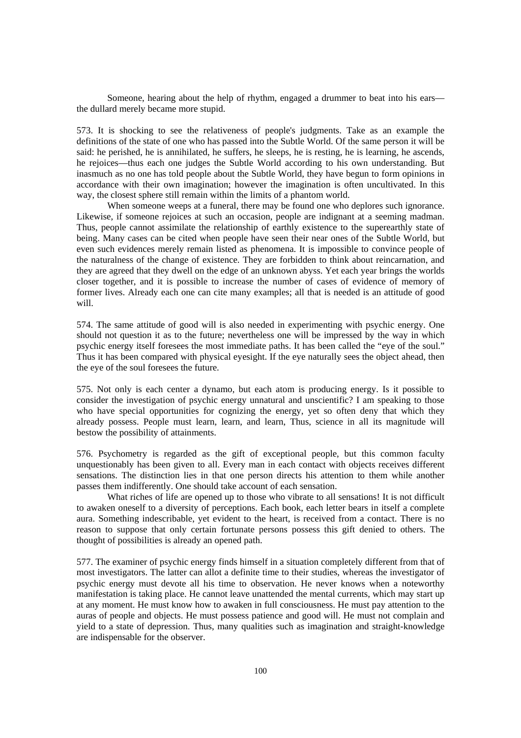Someone, hearing about the help of rhythm, engaged a drummer to beat into his ears—the dullard merely became more stupid.

573. It is shocking to see the relativeness of people's judgments. Take as an example the definitions of the state of one who has passed into the Subtle World. Of the same person it will be said: he perished, he is annihilated, he suffers, he sleeps, he is resting, he is learning, he ascends, he rejoices—thus each one judges the Subtle World according to his own understanding. But inasmuch as no one has told people about the Subtle World, they have begun to form opinions in accordance with their own imagination; however the imagination is often uncultivated. In this way, the closest sphere still remain within the limits of a phantom world.

When someone weeps at a funeral, there may be found one who deplores such ignorance. Likewise, if someone rejoices at such an occasion, people are indignant at a seeming madman. Thus, people cannot assimilate the relationship of earthly existence to the superearthly state of being. Many cases can be cited when people have seen their near ones of the Subtle World, but even such evidences merely remain listed as phenomena. It is impossible to convince people of the naturalness of the change of existence. They are forbidden to think about reincarnation, and they are agreed that they dwell on the edge of an unknown abyss. Yet each year brings the worlds closer together, and it is possible to increase the number of cases of evidence of memory of former lives. Already each one can cite many examples; all that is needed is an attitude of good will.

574. The same attitude of good will is also needed in experimenting with psychic energy. One should not question it as to the future; nevertheless one will be impressed by the way in which psychic energy itself foresees the most immediate paths. It has been called the "eye of the soul." Thus it has been compared with physical eyesight. If the eye naturally sees the object ahead, then the eye of the soul foresees the future.

575. Not only is each center a dynamo, but each atom is producing energy. Is it possible to consider the investigation of psychic energy unnatural and unscientific? I am speaking to those who have special opportunities for cognizing the energy, yet so often deny that which they already possess. People must learn, learn, and learn, Thus, science in all its magnitude will bestow the possibility of attainments.

576. Psychometry is regarded as the gift of exceptional people, but this common faculty unquestionably has been given to all. Every man in each contact with objects receives different sensations. The distinction lies in that one person directs his attention to them while another passes them indifferently. One should take account of each sensation.

What riches of life are opened up to those who vibrate to all sensations! It is not difficult to awaken oneself to a diversity of perceptions. Each book, each letter bears in itself a complete aura. Something indescribable, yet evident to the heart, is received from a contact. There is no reason to suppose that only certain fortunate persons possess this gift denied to others. The thought of possibilities is already an opened path.

577. The examiner of psychic energy finds himself in a situation completely different from that of most investigators. The latter can allot a definite time to their studies, whereas the investigator of psychic energy must devote all his time to observation. He never knows when a noteworthy manifestation is taking place. He cannot leave unattended the mental currents, which may start up at any moment. He must know how to awaken in full consciousness. He must pay attention to the auras of people and objects. He must possess patience and good will. He must not complain and yield to a state of depression. Thus, many qualities such as imagination and straight-knowledge are indispensable for the observer.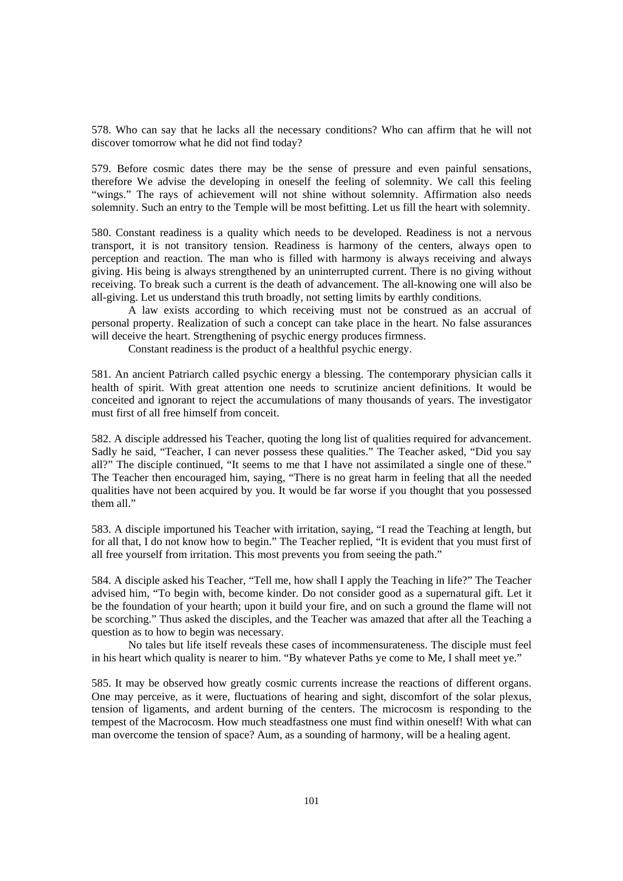578. Who can say that he lacks all the necessary conditions? Who can affirm that he will not discover tomorrow what he did not find today?

579. Before cosmic dates there may be the sense of pressure and even painful sensations, therefore We advise the developing in oneself the feeling of solemnity. We call this feeling "wings." The rays of achievement will not shine without solemnity. Affirmation also needs solemnity. Such an entry to the Temple will be most befitting. Let us fill the heart with solemnity.

580. Constant readiness is a quality which needs to be developed. Readiness is not a nervous transport, it is not transitory tension. Readiness is harmony of the centers, always open to perception and reaction. The man who is filled with harmony is always receiving and always giving. His being is always strengthened by an uninterrupted current. There is no giving without receiving. To break such a current is the death of advancement. The all-knowing one will also be all-giving. Let us understand this truth broadly, not setting limits by earthly conditions.

A law exists according to which receiving must not be construed as an accrual of personal property. Realization of such a concept can take place in the heart. No false assurances will deceive the heart. Strengthening of psychic energy produces firmness.

Constant readiness is the product of a healthful psychic energy.

581. An ancient Patriarch called psychic energy a blessing. The contemporary physician calls it health of spirit. With great attention one needs to scrutinize ancient definitions. It would be conceited and ignorant to reject the accumulations of many thousands of years. The investigator must first of all free himself from conceit.

582. A disciple addressed his Teacher, quoting the long list of qualities required for advancement. Sadly he said, "Teacher, I can never possess these qualities." The Teacher asked, "Did you say all?" The disciple continued, "It seems to me that I have not assimilated a single one of these." The Teacher then encouraged him, saying, "There is no great harm in feeling that all the needed qualities have not been acquired by you. It would be far worse if you thought that you possessed them all."

583. A disciple importuned his Teacher with irritation, saying, "I read the Teaching at length, but for all that, I do not know how to begin." The Teacher replied, "It is evident that you must first of all free yourself from irritation. This most prevents you from seeing the path."

584. A disciple asked his Teacher, "Tell me, how shall I apply the Teaching in life?" The Teacher advised him, "To begin with, become kinder. Do not consider good as a supernatural gift. Let it be the foundation of your hearth; upon it build your fire, and on such a ground the flame will not be scorching." Thus asked the disciples, and the Teacher was amazed that after all the Teaching a question as to how to begin was necessary.

No tales but life itself reveals these cases of incommensurateness. The disciple must feel in his heart which quality is nearer to him. "By whatever Paths ye come to Me, I shall meet ye."

585. It may be observed how greatly cosmic currents increase the reactions of different organs. One may perceive, as it were, fluctuations of hearing and sight, discomfort of the solar plexus, tension of ligaments, and ardent burning of the centers. The microcosm is responding to the tempest of the Macrocosm. How much steadfastness one must find within oneself! With what can man overcome the tension of space? Aum, as a sounding of harmony, will be a healing agent.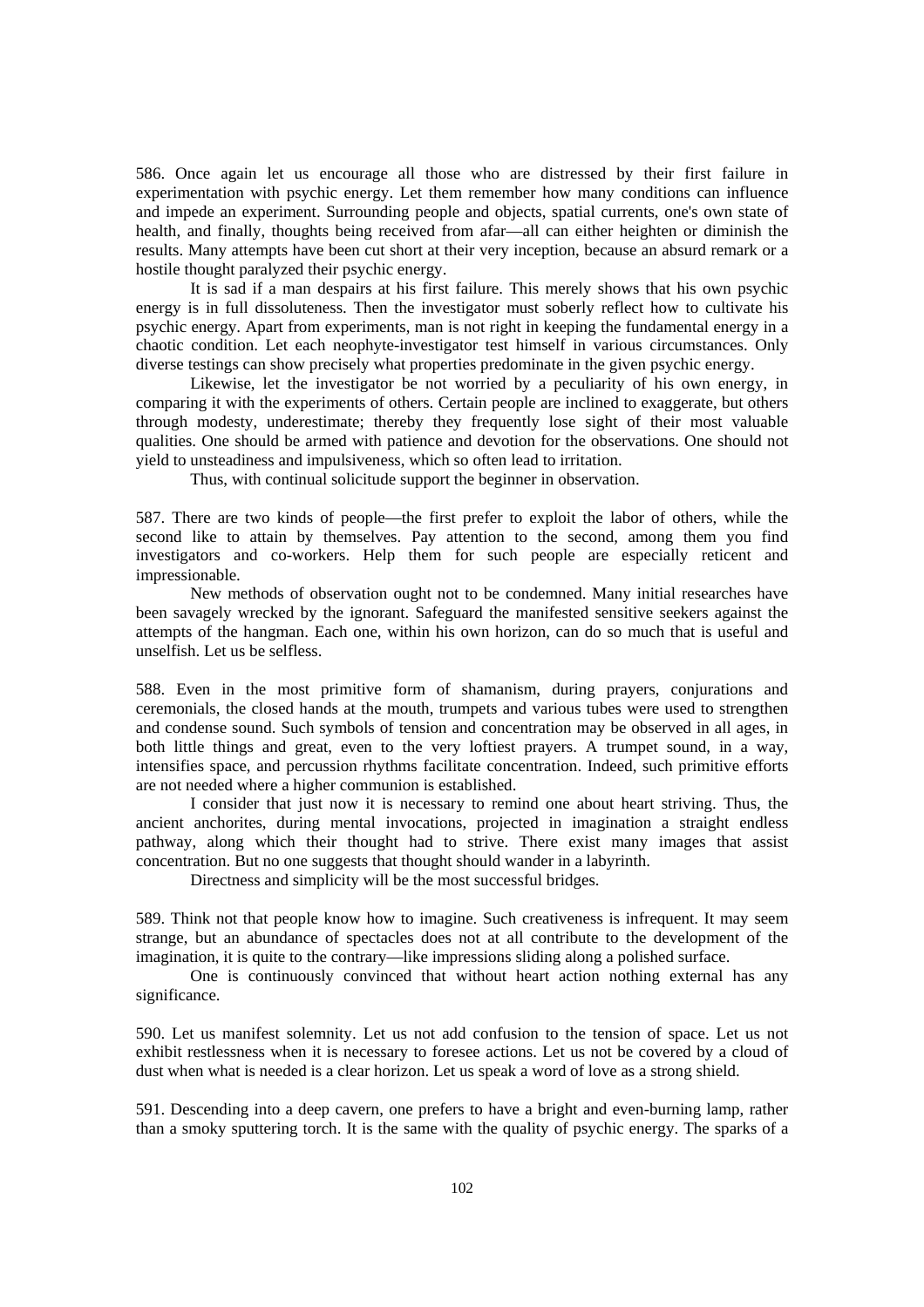586. Once again let us encourage all those who are distressed by their first failure in experimentation with psychic energy. Let them remember how many conditions can influence and impede an experiment. Surrounding people and objects, spatial currents, one's own state of health, and finally, thoughts being received from afar—all can either heighten or diminish the results. Many attempts have been cut short at their very inception, because an absurd remark or a hostile thought paralyzed their psychic energy.

It is sad if a man despairs at his first failure. This merely shows that his own psychic energy is in full dissoluteness. Then the investigator must soberly reflect how to cultivate his psychic energy. Apart from experiments, man is not right in keeping the fundamental energy in a chaotic condition. Let each neophyte-investigator test himself in various circumstances. Only diverse testings can show precisely what properties predominate in the given psychic energy.

Likewise, let the investigator be not worried by a peculiarity of his own energy, in comparing it with the experiments of others. Certain people are inclined to exaggerate, but others through modesty, underestimate; thereby they frequently lose sight of their most valuable qualities. One should be armed with patience and devotion for the observations. One should not yield to unsteadiness and impulsiveness, which so often lead to irritation.

Thus, with continual solicitude support the beginner in observation.

587. There are two kinds of people—the first prefer to exploit the labor of others, while the second like to attain by themselves. Pay attention to the second, among them you find investigators and co-workers. Help them for such people are especially reticent and impressionable.

New methods of observation ought not to be condemned. Many initial researches have been savagely wrecked by the ignorant. Safeguard the manifested sensitive seekers against the attempts of the hangman. Each one, within his own horizon, can do so much that is useful and unselfish. Let us be selfless.

588. Even in the most primitive form of shamanism, during prayers, conjurations and ceremonials, the closed hands at the mouth, trumpets and various tubes were used to strengthen and condense sound. Such symbols of tension and concentration may be observed in all ages, in both little things and great, even to the very loftiest prayers. A trumpet sound, in a way, intensifies space, and percussion rhythms facilitate concentration. Indeed, such primitive efforts are not needed where a higher communion is established.

I consider that just now it is necessary to remind one about heart striving. Thus, the ancient anchorites, during mental invocations, projected in imagination a straight endless pathway, along which their thought had to strive. There exist many images that assist concentration. But no one suggests that thought should wander in a labyrinth.

Directness and simplicity will be the most successful bridges.

589. Think not that people know how to imagine. Such creativeness is infrequent. It may seem strange, but an abundance of spectacles does not at all contribute to the development of the imagination, it is quite to the contrary—like impressions sliding along a polished surface.

One is continuously convinced that without heart action nothing external has any significance.

590. Let us manifest solemnity. Let us not add confusion to the tension of space. Let us not exhibit restlessness when it is necessary to foresee actions. Let us not be covered by a cloud of dust when what is needed is a clear horizon. Let us speak a word of love as a strong shield.

591. Descending into a deep cavern, one prefers to have a bright and even-burning lamp, rather than a smoky sputtering torch. It is the same with the quality of psychic energy. The sparks of a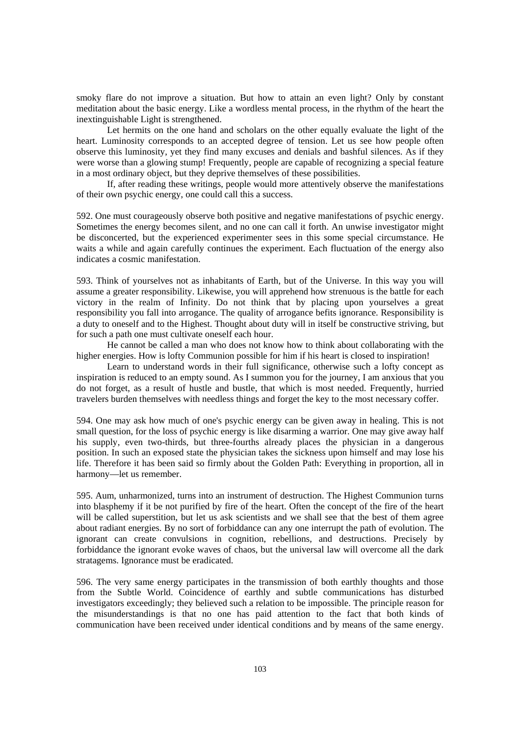smoky flare do not improve a situation. But how to attain an even light? Only by constant meditation about the basic energy. Like a wordless mental process, in the rhythm of the heart the inextinguishable Light is strengthened.

Let hermits on the one hand and scholars on the other equally evaluate the light of the heart. Luminosity corresponds to an accepted degree of tension. Let us see how people often observe this luminosity, yet they find many excuses and denials and bashful silences. As if they were worse than a glowing stump! Frequently, people are capable of recognizing a special feature in a most ordinary object, but they deprive themselves of these possibilities.

If, after reading these writings, people would more attentively observe the manifestations of their own psychic energy, one could call this a success.

592. One must courageously observe both positive and negative manifestations of psychic energy. Sometimes the energy becomes silent, and no one can call it forth. An unwise investigator might be disconcerted, but the experienced experimenter sees in this some special circumstance. He waits a while and again carefully continues the experiment. Each fluctuation of the energy also indicates a cosmic manifestation.

593. Think of yourselves not as inhabitants of Earth, but of the Universe. In this way you will assume a greater responsibility. Likewise, you will apprehend how strenuous is the battle for each victory in the realm of Infinity. Do not think that by placing upon yourselves a great responsibility you fall into arrogance. The quality of arrogance befits ignorance. Responsibility is a duty to oneself and to the Highest. Thought about duty will in itself be constructive striving, but for such a path one must cultivate oneself each hour.

He cannot be called a man who does not know how to think about collaborating with the higher energies. How is lofty Communion possible for him if his heart is closed to inspiration!

Learn to understand words in their full significance, otherwise such a lofty concept as inspiration is reduced to an empty sound. As I summon you for the journey, I am anxious that you do not forget, as a result of hustle and bustle, that which is most needed. Frequently, hurried travelers burden themselves with needless things and forget the key to the most necessary coffer.

594. One may ask how much of one's psychic energy can be given away in healing. This is not small question, for the loss of psychic energy is like disarming a warrior. One may give away half his supply, even two-thirds, but three-fourths already places the physician in a dangerous position. In such an exposed state the physician takes the sickness upon himself and may lose his life. Therefore it has been said so firmly about the Golden Path: Everything in proportion, all in harmony—let us remember.

595. Aum, unharmonized, turns into an instrument of destruction. The Highest Communion turns into blasphemy if it be not purified by fire of the heart. Often the concept of the fire of the heart will be called superstition, but let us ask scientists and we shall see that the best of them agree about radiant energies. By no sort of forbiddance can any one interrupt the path of evolution. The ignorant can create convulsions in cognition, rebellions, and destructions. Precisely by forbiddance the ignorant evoke waves of chaos, but the universal law will overcome all the dark stratagems. Ignorance must be eradicated.

596. The very same energy participates in the transmission of both earthly thoughts and those from the Subtle World. Coincidence of earthly and subtle communications has disturbed investigators exceedingly; they believed such a relation to be impossible. The principle reason for the misunderstandings is that no one has paid attention to the fact that both kinds of communication have been received under identical conditions and by means of the same energy.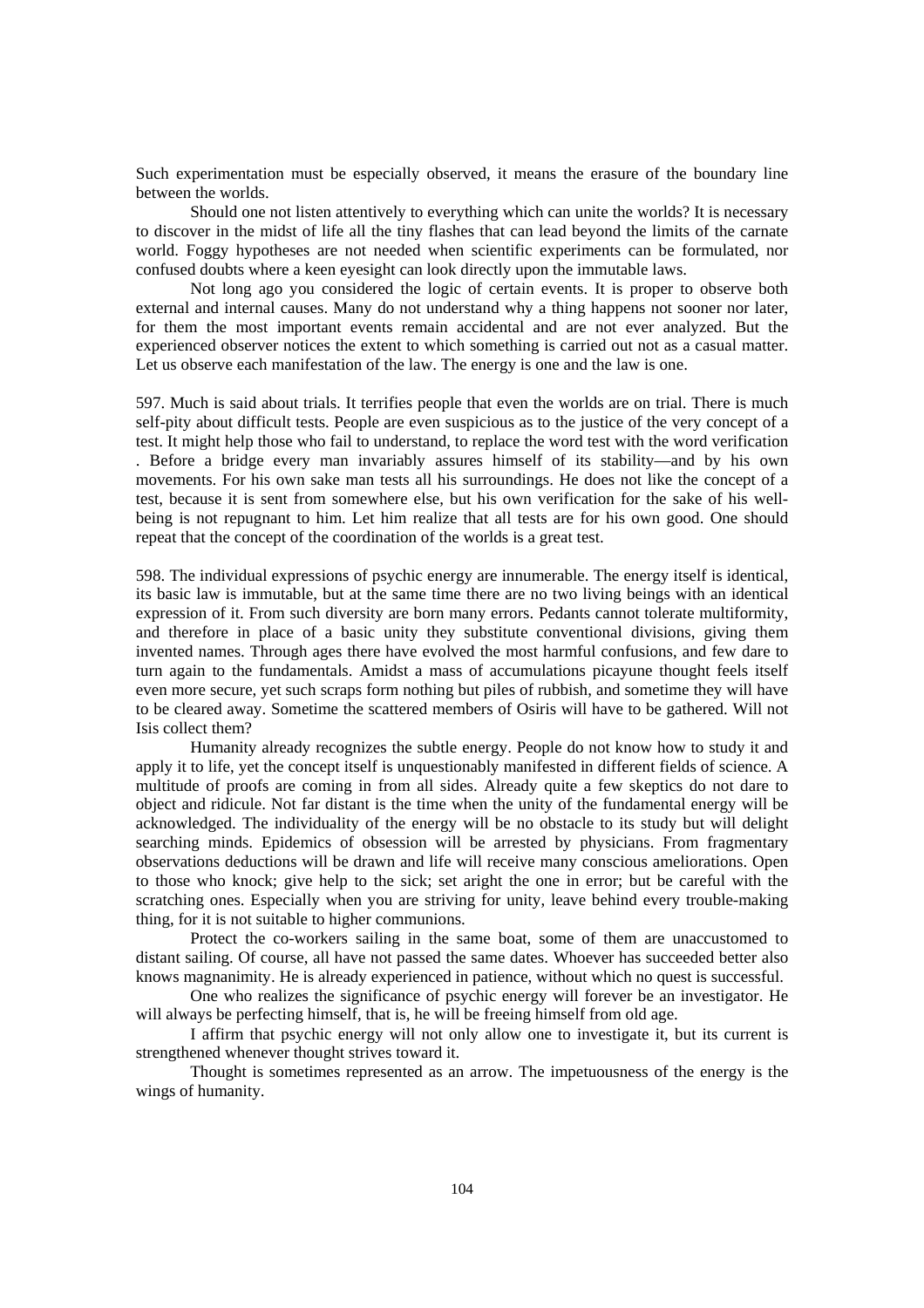Such experimentation must be especially observed, it means the erasure of the boundary line between the worlds.

Should one not listen attentively to everything which can unite the worlds? It is necessary to discover in the midst of life all the tiny flashes that can lead beyond the limits of the carnate world. Foggy hypotheses are not needed when scientific experiments can be formulated, nor confused doubts where a keen eyesight can look directly upon the immutable laws.

Not long ago you considered the logic of certain events. It is proper to observe both external and internal causes. Many do not understand why a thing happens not sooner nor later, for them the most important events remain accidental and are not ever analyzed. But the experienced observer notices the extent to which something is carried out not as a casual matter. Let us observe each manifestation of the law. The energy is one and the law is one.

597. Much is said about trials. It terrifies people that even the worlds are on trial. There is much self-pity about difficult tests. People are even suspicious as to the justice of the very concept of a test. It might help those who fail to understand, to replace the word test with the word verification . Before a bridge every man invariably assures himself of its stability—and by his own movements. For his own sake man tests all his surroundings. He does not like the concept of a test, because it is sent from somewhere else, but his own verification for the sake of his well-being is not repugnant to him. Let him realize that all tests are for his own good. One should repeat that the concept of the coordination of the worlds is a great test.

598. The individual expressions of psychic energy are innumerable. The energy itself is identical, its basic law is immutable, but at the same time there are no two living beings with an identical expression of it. From such diversity are born many errors. Pedants cannot tolerate multiformity, and therefore in place of a basic unity they substitute conventional divisions, giving them invented names. Through ages there have evolved the most harmful confusions, and few dare to turn again to the fundamentals. Amidst a mass of accumulations picayune thought feels itself even more secure, yet such scraps form nothing but piles of rubbish, and sometime they will have to be cleared away. Sometime the scattered members of Osiris will have to be gathered. Will not Isis collect them?

Humanity already recognizes the subtle energy. People do not know how to study it and apply it to life, yet the concept itself is unquestionably manifested in different fields of science. A multitude of proofs are coming in from all sides. Already quite a few skeptics do not dare to object and ridicule. Not far distant is the time when the unity of the fundamental energy will be acknowledged. The individuality of the energy will be no obstacle to its study but will delight searching minds. Epidemics of obsession will be arrested by physicians. From fragmentary observations deductions will be drawn and life will receive many conscious ameliorations. Open to those who knock; give help to the sick; set aright the one in error; but be careful with the scratching ones. Especially when you are striving for unity, leave behind every trouble-making thing, for it is not suitable to higher communions.

Protect the co-workers sailing in the same boat, some of them are unaccustomed to distant sailing. Of course, all have not passed the same dates. Whoever has succeeded better also knows magnanimity. He is already experienced in patience, without which no quest is successful.

One who realizes the significance of psychic energy will forever be an investigator. He will always be perfecting himself, that is, he will be freeing himself from old age.

I affirm that psychic energy will not only allow one to investigate it, but its current is strengthened whenever thought strives toward it.

Thought is sometimes represented as an arrow. The impetuousness of the energy is the wings of humanity.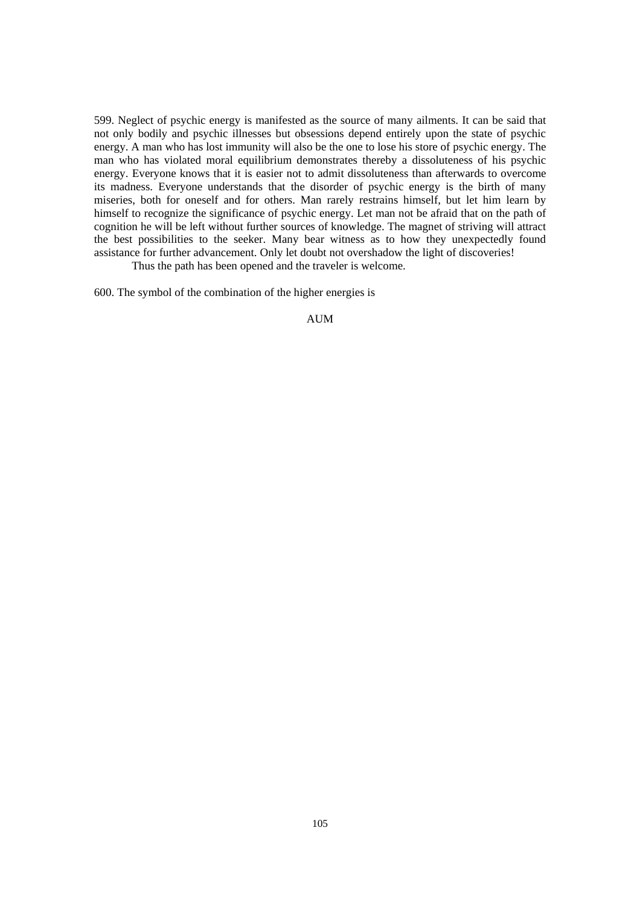599. Neglect of psychic energy is manifested as the source of many ailments. It can be said that not only bodily and psychic illnesses but obsessions depend entirely upon the state of psychic energy. A man who has lost immunity will also be the one to lose his store of psychic energy. The man who has violated moral equilibrium demonstrates thereby a dissoluteness of his psychic energy. Everyone knows that it is easier not to admit dissoluteness than afterwards to overcome its madness. Everyone understands that the disorder of psychic energy is the birth of many miseries, both for oneself and for others. Man rarely restrains himself, but let him learn by himself to recognize the significance of psychic energy. Let man not be afraid that on the path of cognition he will be left without further sources of knowledge. The magnet of striving will attract the best possibilities to the seeker. Many bear witness as to how they unexpectedly found assistance for further advancement. Only let doubt not overshadow the light of discoveries!

Thus the path has been opened and the traveler is welcome.

600. The symbol of the combination of the higher energies is

AUM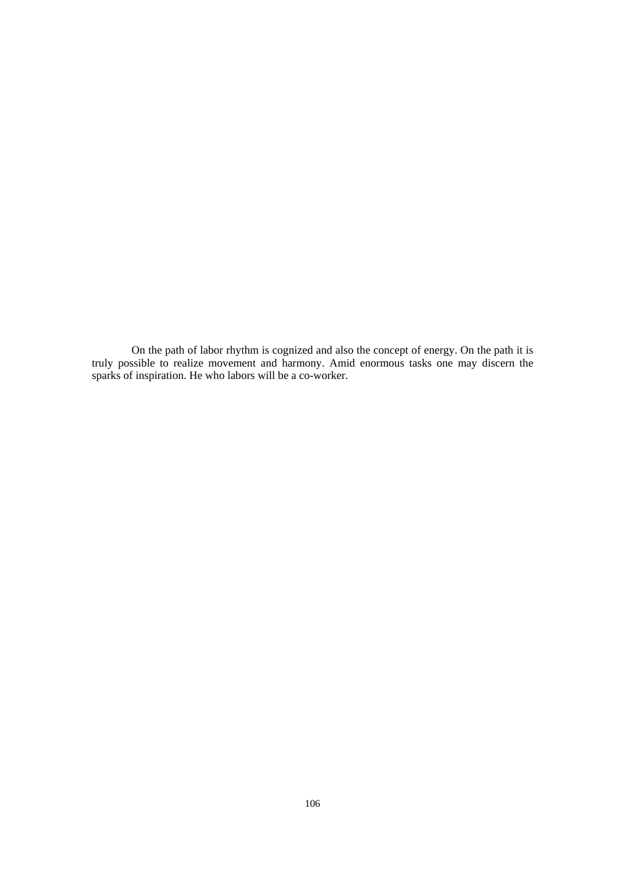On the path of labor rhythm is cognized and also the concept of energy. On the path it is truly possible to realize movement and harmony. Amid enormous tasks one may discern the sparks of inspiration. He who labors will be a co-worker.